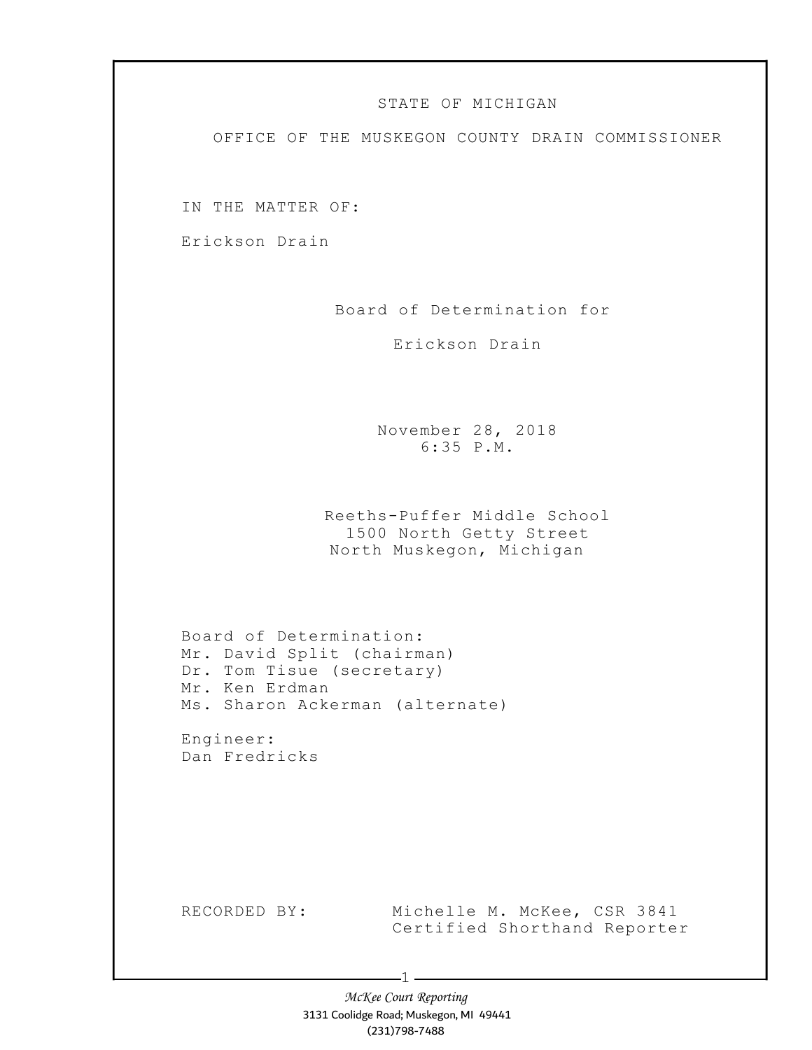STATE OF MICHIGAN

OFFICE OF THE MUSKEGON COUNTY DRAIN COMMISSIONER

IN THE MATTER OF:

Erickson Drain

Board of Determination for

Erickson Drain

November 28, 2018
6:35 P.M.

Reeths-Puffer Middle School
1500 North Getty Street
North Muskegon, Michigan

Board of Determination:
Mr. David Split (chairman)
Dr. Tom Tisue (secretary)
Mr. Ken Erdman
Ms. Sharon Ackerman (alternate)

Engineer:
Dan Fredricks

RECORDED BY: Michelle M. McKee, CSR 3841
Certified Shorthand Reporter

*McKee Court Reporting*
3131 Coolidge Road; Muskegon, MI 49441
(231)798-7488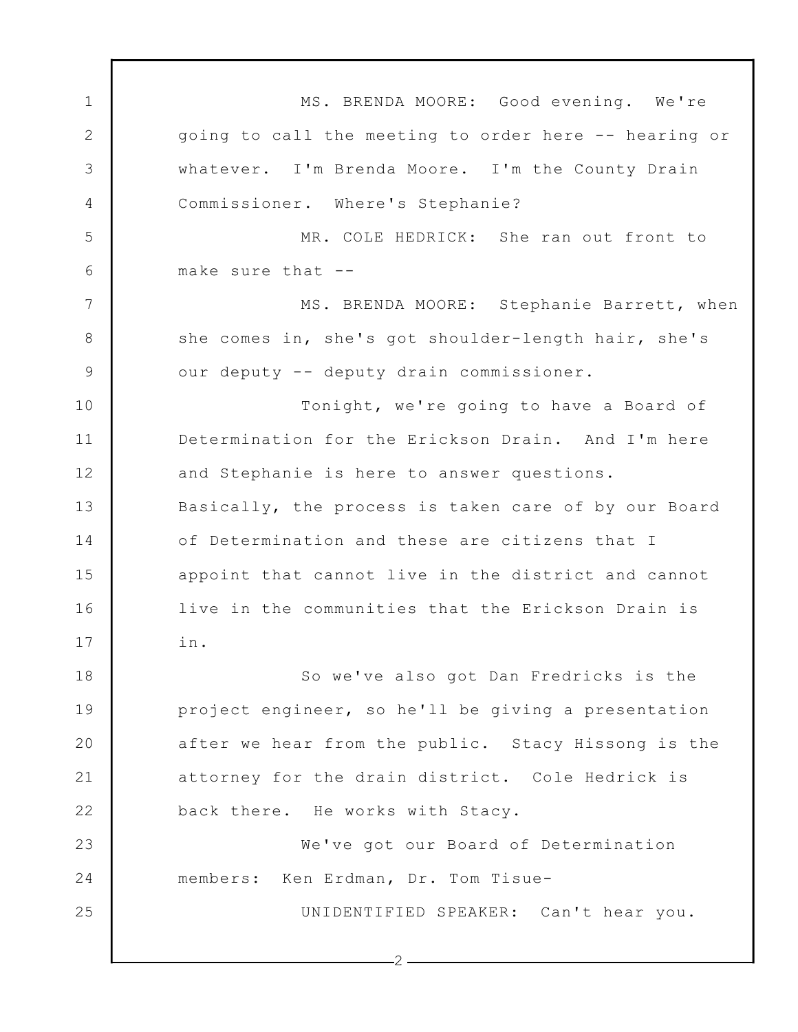MS. BRENDA MOORE: Good evening. We're going to call the meeting to order here -- hearing or whatever. I'm Brenda Moore. I'm the County Drain Commissioner. Where's Stephanie?

MR. COLE HEDRICK: She ran out front to make sure that --

MS. BRENDA MOORE: Stephanie Barrett, when she comes in, she's got shoulder-length hair, she's our deputy -- deputy drain commissioner.

Tonight, we're going to have a Board of Determination for the Erickson Drain. And I'm here and Stephanie is here to answer questions. Basically, the process is taken care of by our Board of Determination and these are citizens that I appoint that cannot live in the district and cannot live in the communities that the Erickson Drain is in.

So we've also got Dan Fredricks is the project engineer, so he'll be giving a presentation after we hear from the public. Stacy Hissong is the attorney for the drain district. Cole Hedrick is back there. He works with Stacy.

We've got our Board of Determination members: Ken Erdman, Dr. Tom Tisue-

UNIDENTIFIED SPEAKER: Can't hear you.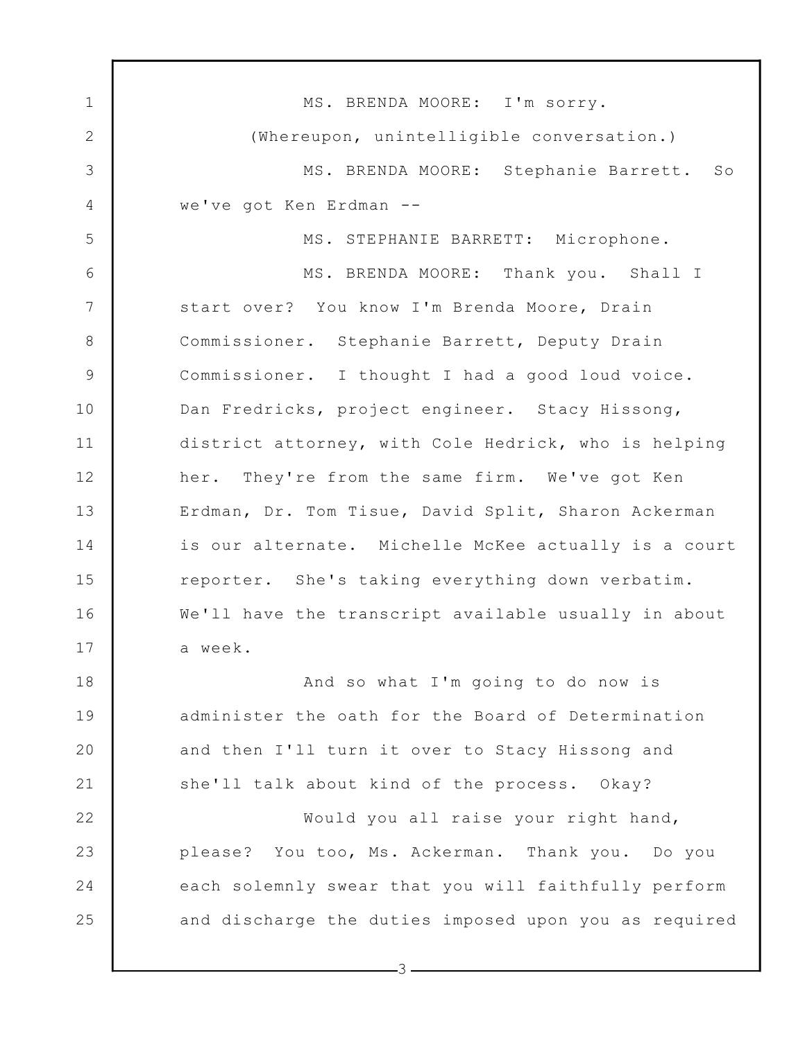MS. BRENDA MOORE: I'm sorry.

(Whereupon, unintelligible conversation.)

MS. BRENDA MOORE: Stephanie Barrett. So we've got Ken Erdman --

MS. STEPHANIE BARRETT: Microphone.

MS. BRENDA MOORE: Thank you. Shall I start over? You know I'm Brenda Moore, Drain Commissioner. Stephanie Barrett, Deputy Drain Commissioner. I thought I had a good loud voice. Dan Fredricks, project engineer. Stacy Hissong, district attorney, with Cole Hedrick, who is helping her. They're from the same firm. We've got Ken Erdman, Dr. Tom Tisue, David Split, Sharon Ackerman is our alternate. Michelle McKee actually is a court reporter. She's taking everything down verbatim. We'll have the transcript available usually in about a week.

And so what I'm going to do now is administer the oath for the Board of Determination and then I'll turn it over to Stacy Hissong and she'll talk about kind of the process. Okay?

Would you all raise your right hand, please? You too, Ms. Ackerman. Thank you. Do you each solemnly swear that you will faithfully perform and discharge the duties imposed upon you as required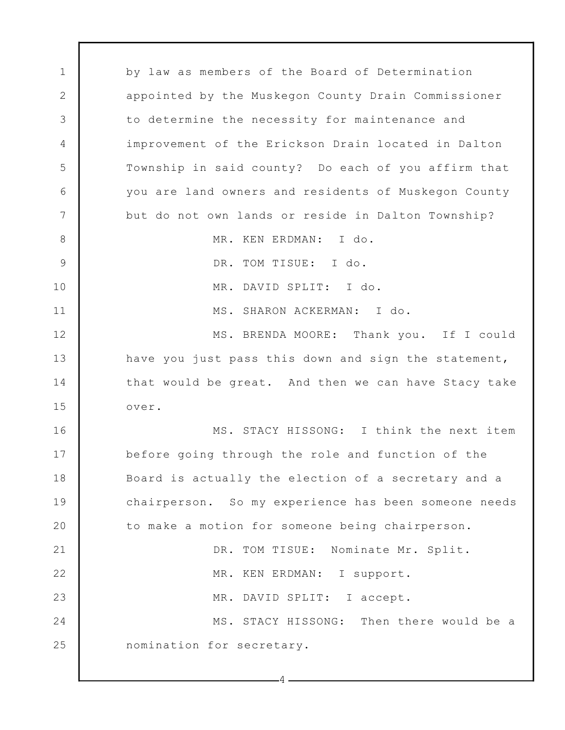by law as members of the Board of Determination appointed by the Muskegon County Drain Commissioner to determine the necessity for maintenance and improvement of the Erickson Drain located in Dalton Township in said county? Do each of you affirm that you are land owners and residents of Muskegon County but do not own lands or reside in Dalton Township?

MR. KEN ERDMAN: I do.

DR. TOM TISUE: I do.

MR. DAVID SPLIT: I do.

MS. SHARON ACKERMAN: I do.

MS. BRENDA MOORE: Thank you. If I could have you just pass this down and sign the statement, that would be great. And then we can have Stacy take over.

MS. STACY HISSONG: I think the next item before going through the role and function of the Board is actually the election of a secretary and a chairperson. So my experience has been someone needs to make a motion for someone being chairperson.

DR. TOM TISUE: Nominate Mr. Split.

MR. KEN ERDMAN: I support.

MR. DAVID SPLIT: I accept.

MS. STACY HISSONG: Then there would be a nomination for secretary.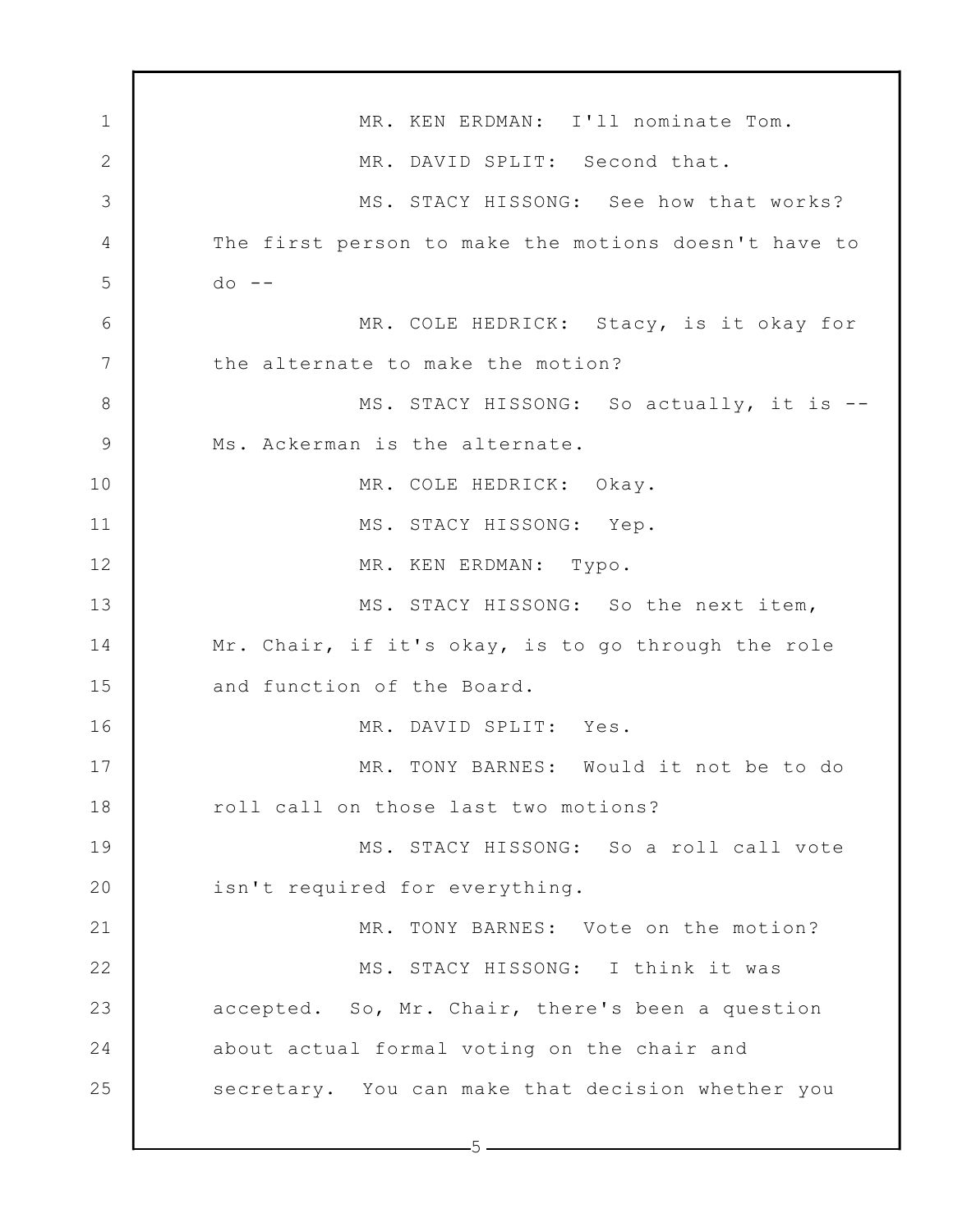MR. KEN ERDMAN: I'll nominate Tom.

MR. DAVID SPLIT: Second that.

MS. STACY HISSONG: See how that works? The first person to make the motions doesn't have to do --

MR. COLE HEDRICK: Stacy, is it okay for the alternate to make the motion?

MS. STACY HISSONG: So actually, it is -- Ms. Ackerman is the alternate.

MR. COLE HEDRICK: Okay.

MS. STACY HISSONG: Yep.

MR. KEN ERDMAN: Typo.

MS. STACY HISSONG: So the next item, Mr. Chair, if it's okay, is to go through the role and function of the Board.

MR. DAVID SPLIT: Yes.

MR. TONY BARNES: Would it not be to do roll call on those last two motions?

MS. STACY HISSONG: So a roll call vote isn't required for everything.

MR. TONY BARNES: Vote on the motion?

MS. STACY HISSONG: I think it was accepted. So, Mr. Chair, there's been a question about actual formal voting on the chair and secretary. You can make that decision whether you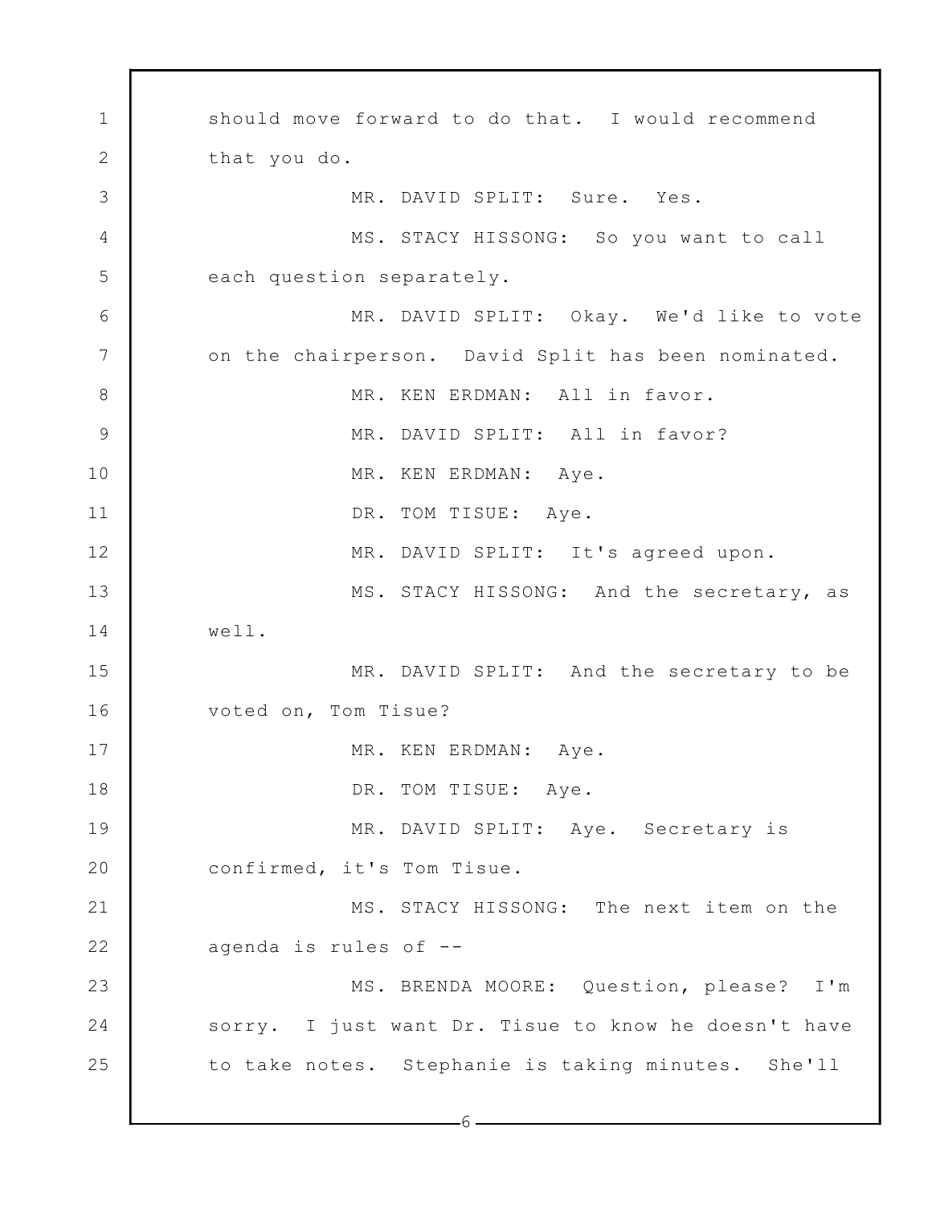should move forward to do that. I would recommend that you do.

MR. DAVID SPLIT: Sure. Yes.

MS. STACY HISSONG: So you want to call each question separately.

MR. DAVID SPLIT: Okay. We'd like to vote on the chairperson. David Split has been nominated.

MR. KEN ERDMAN: All in favor.

MR. DAVID SPLIT: All in favor?

MR. KEN ERDMAN: Aye.

DR. TOM TISUE: Aye.

MR. DAVID SPLIT: It's agreed upon.

MS. STACY HISSONG: And the secretary, as well.

MR. DAVID SPLIT: And the secretary to be voted on, Tom Tisue?

MR. KEN ERDMAN: Aye.

DR. TOM TISUE: Aye.

MR. DAVID SPLIT: Aye. Secretary is confirmed, it's Tom Tisue.

MS. STACY HISSONG: The next item on the agenda is rules of --

MS. BRENDA MOORE: Question, please? I'm sorry. I just want Dr. Tisue to know he doesn't have to take notes. Stephanie is taking minutes. She'll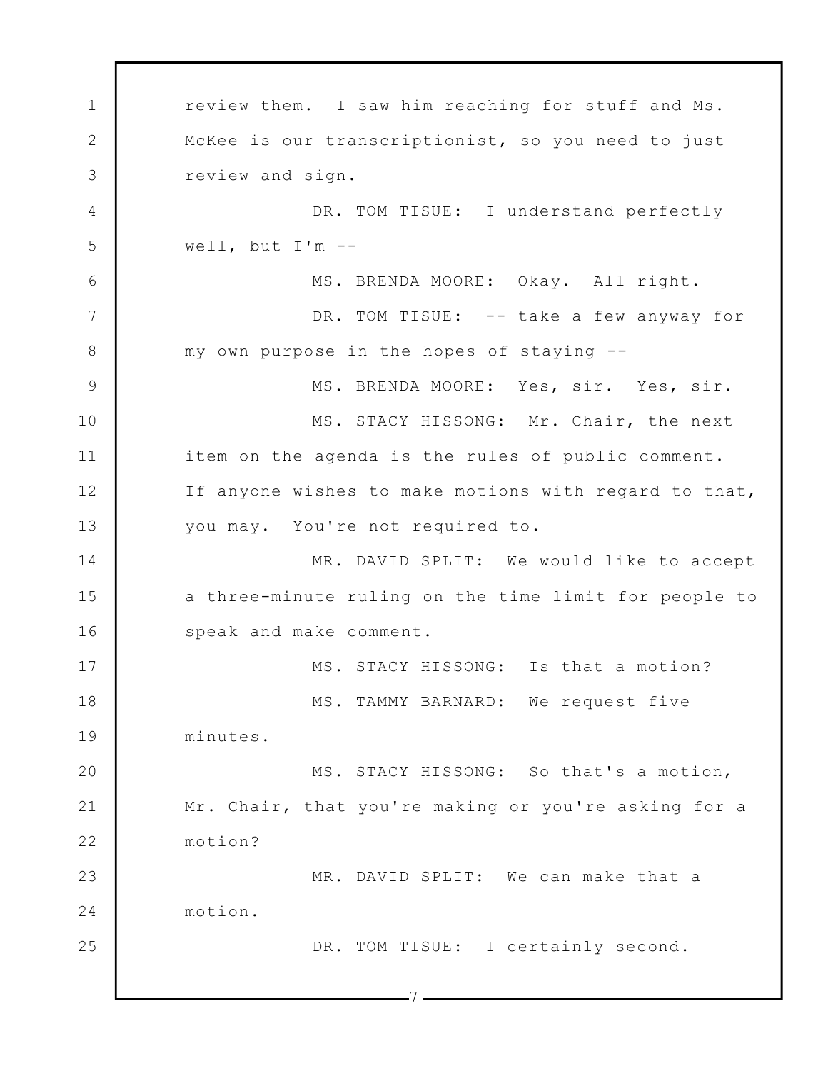review them. I saw him reaching for stuff and Ms. McKee is our transcriptionist, so you need to just review and sign.

DR. TOM TISUE: I understand perfectly well, but I'm --

MS. BRENDA MOORE: Okay. All right.

DR. TOM TISUE: -- take a few anyway for my own purpose in the hopes of staying --

MS. BRENDA MOORE: Yes, sir. Yes, sir.

MS. STACY HISSONG: Mr. Chair, the next item on the agenda is the rules of public comment. If anyone wishes to make motions with regard to that, you may. You're not required to.

MR. DAVID SPLIT: We would like to accept a three-minute ruling on the time limit for people to speak and make comment.

MS. STACY HISSONG: Is that a motion?

MS. TAMMY BARNARD: We request five minutes.

MS. STACY HISSONG: So that's a motion, Mr. Chair, that you're making or you're asking for a motion?

MR. DAVID SPLIT: We can make that a motion.

DR. TOM TISUE: I certainly second.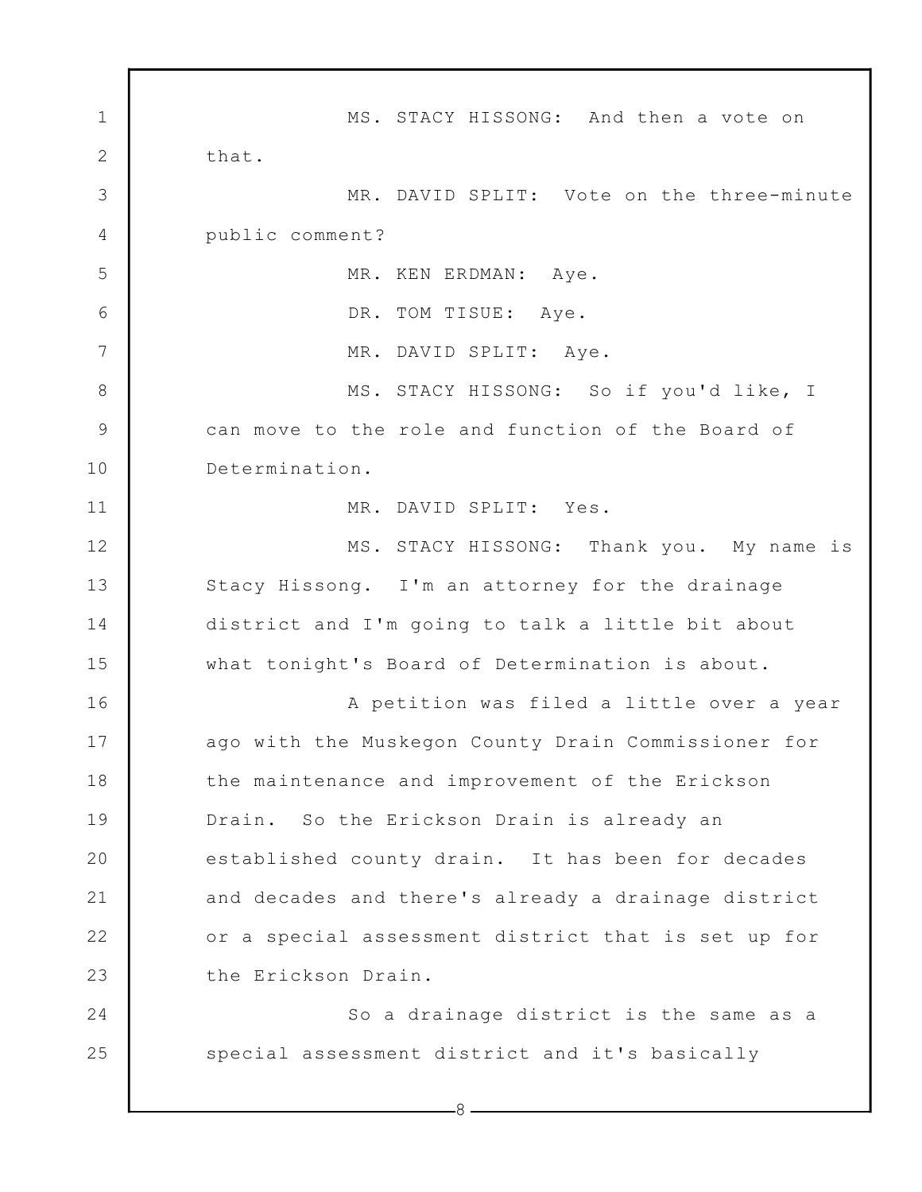MS. STACY HISSONG: And then a vote on that.

MR. DAVID SPLIT: Vote on the three-minute public comment?

MR. KEN ERDMAN: Aye.

DR. TOM TISUE: Aye.

MR. DAVID SPLIT: Aye.

MS. STACY HISSONG: So if you'd like, I can move to the role and function of the Board of Determination.

MR. DAVID SPLIT: Yes.

MS. STACY HISSONG: Thank you. My name is Stacy Hissong. I'm an attorney for the drainage district and I'm going to talk a little bit about what tonight's Board of Determination is about.

A petition was filed a little over a year ago with the Muskegon County Drain Commissioner for the maintenance and improvement of the Erickson Drain. So the Erickson Drain is already an established county drain. It has been for decades and decades and there's already a drainage district or a special assessment district that is set up for the Erickson Drain.

So a drainage district is the same as a special assessment district and it's basically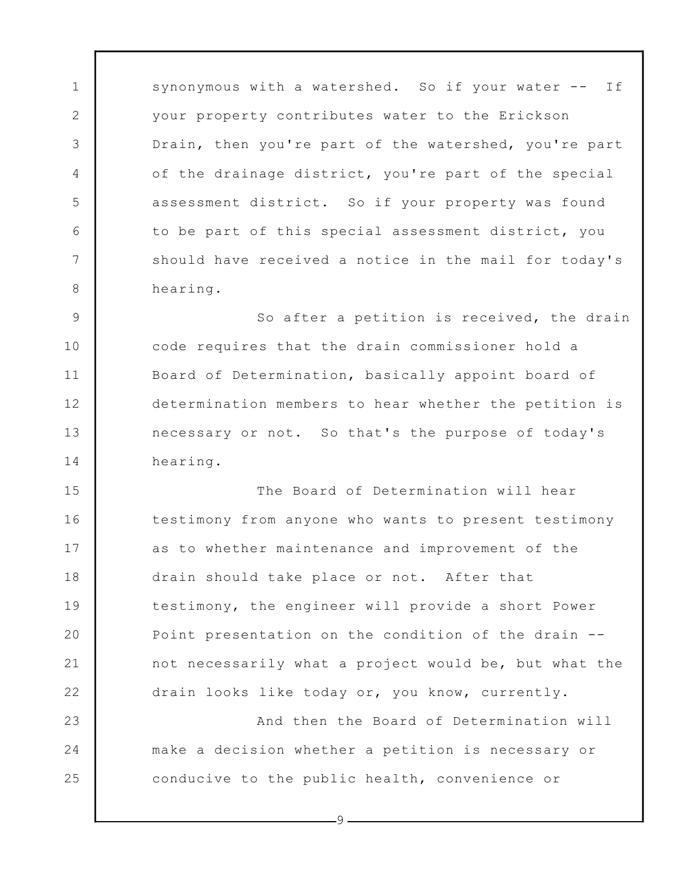synonymous with a watershed. So if your water -- If your property contributes water to the Erickson Drain, then you're part of the watershed, you're part of the drainage district, you're part of the special assessment district. So if your property was found to be part of this special assessment district, you should have received a notice in the mail for today's hearing.

So after a petition is received, the drain code requires that the drain commissioner hold a Board of Determination, basically appoint board of determination members to hear whether the petition is necessary or not. So that's the purpose of today's hearing.

The Board of Determination will hear testimony from anyone who wants to present testimony as to whether maintenance and improvement of the drain should take place or not. After that testimony, the engineer will provide a short Power Point presentation on the condition of the drain -- not necessarily what a project would be, but what the drain looks like today or, you know, currently.

And then the Board of Determination will make a decision whether a petition is necessary or conducive to the public health, convenience or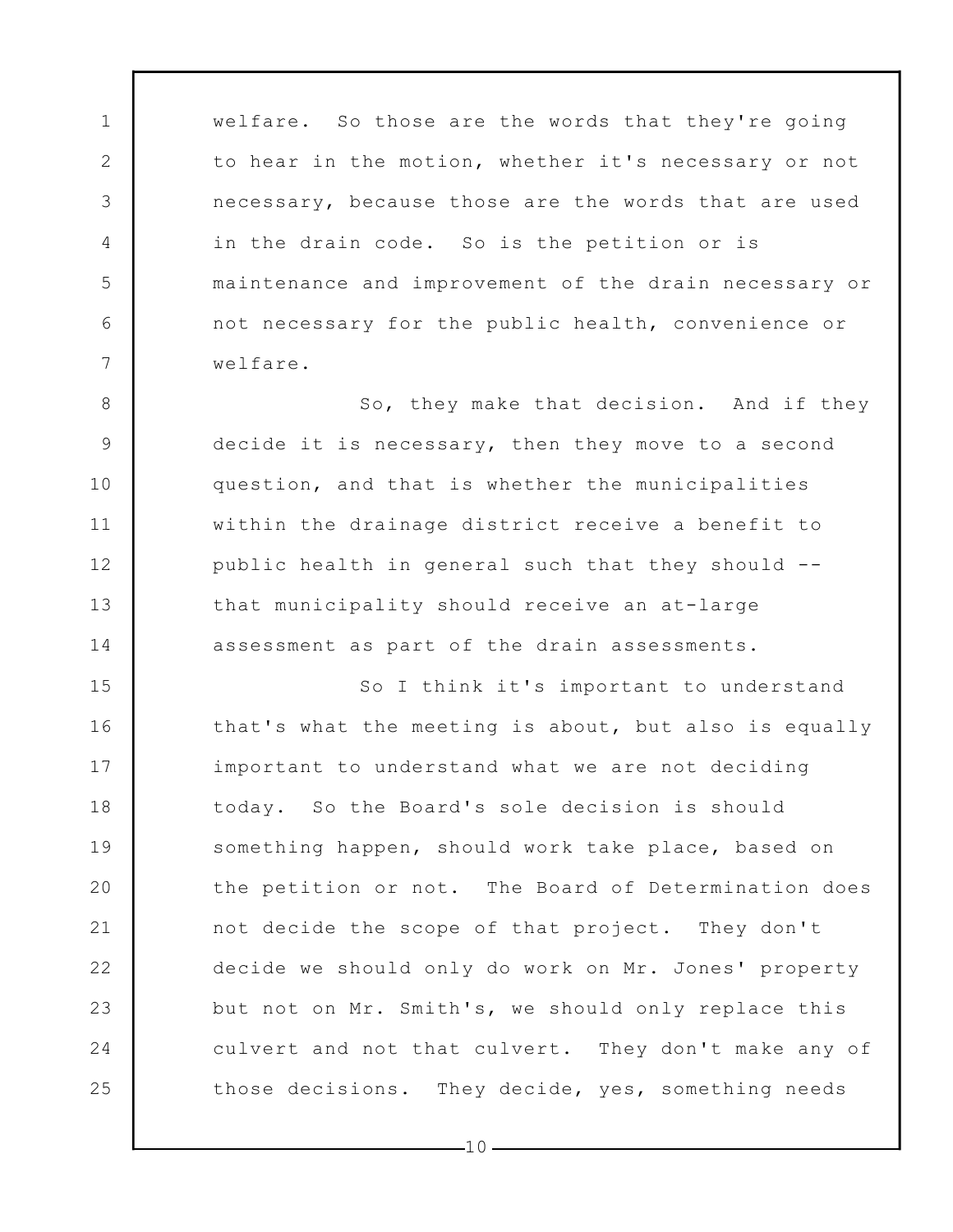welfare. So those are the words that they're going to hear in the motion, whether it's necessary or not necessary, because those are the words that are used in the drain code. So is the petition or is maintenance and improvement of the drain necessary or not necessary for the public health, convenience or welfare.

So, they make that decision. And if they decide it is necessary, then they move to a second question, and that is whether the municipalities within the drainage district receive a benefit to public health in general such that they should -- that municipality should receive an at-large assessment as part of the drain assessments.

So I think it's important to understand that's what the meeting is about, but also is equally important to understand what we are not deciding today. So the Board's sole decision is should something happen, should work take place, based on the petition or not. The Board of Determination does not decide the scope of that project. They don't decide we should only do work on Mr. Jones' property but not on Mr. Smith's, we should only replace this culvert and not that culvert. They don't make any of those decisions. They decide, yes, something needs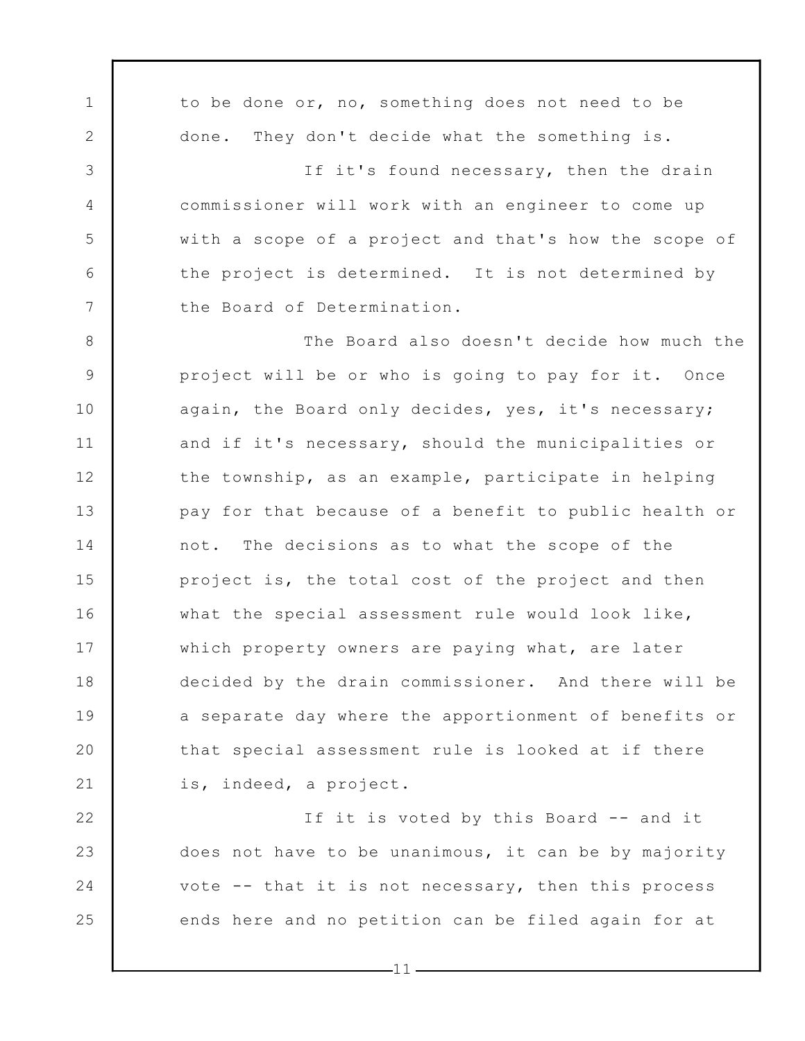to be done or, no, something does not need to be done. They don't decide what the something is.

If it's found necessary, then the drain commissioner will work with an engineer to come up with a scope of a project and that's how the scope of the project is determined. It is not determined by the Board of Determination.

The Board also doesn't decide how much the project will be or who is going to pay for it. Once again, the Board only decides, yes, it's necessary; and if it's necessary, should the municipalities or the township, as an example, participate in helping pay for that because of a benefit to public health or not. The decisions as to what the scope of the project is, the total cost of the project and then what the special assessment rule would look like, which property owners are paying what, are later decided by the drain commissioner. And there will be a separate day where the apportionment of benefits or that special assessment rule is looked at if there is, indeed, a project.

If it is voted by this Board -- and it does not have to be unanimous, it can be by majority vote -- that it is not necessary, then this process ends here and no petition can be filed again for at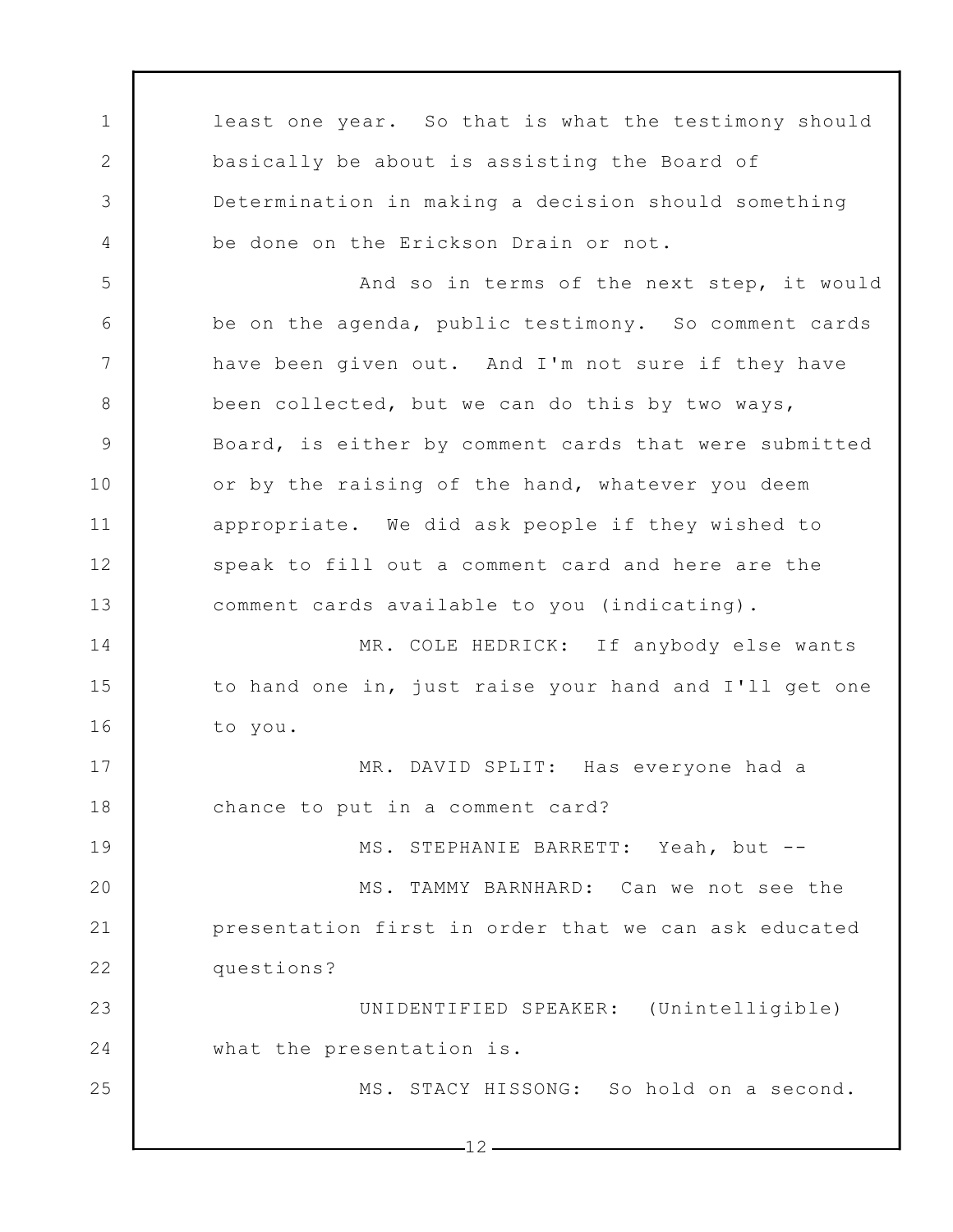least one year. So that is what the testimony should basically be about is assisting the Board of Determination in making a decision should something be done on the Erickson Drain or not.

And so in terms of the next step, it would be on the agenda, public testimony. So comment cards have been given out. And I'm not sure if they have been collected, but we can do this by two ways, Board, is either by comment cards that were submitted or by the raising of the hand, whatever you deem appropriate. We did ask people if they wished to speak to fill out a comment card and here are the comment cards available to you (indicating).

MR. COLE HEDRICK: If anybody else wants to hand one in, just raise your hand and I'll get one to you.

MR. DAVID SPLIT: Has everyone had a chance to put in a comment card?

MS. STEPHANIE BARRETT: Yeah, but --

MS. TAMMY BARNHARD: Can we not see the presentation first in order that we can ask educated questions?

UNIDENTIFIED SPEAKER: (Unintelligible) what the presentation is.

MS. STACY HISSONG: So hold on a second.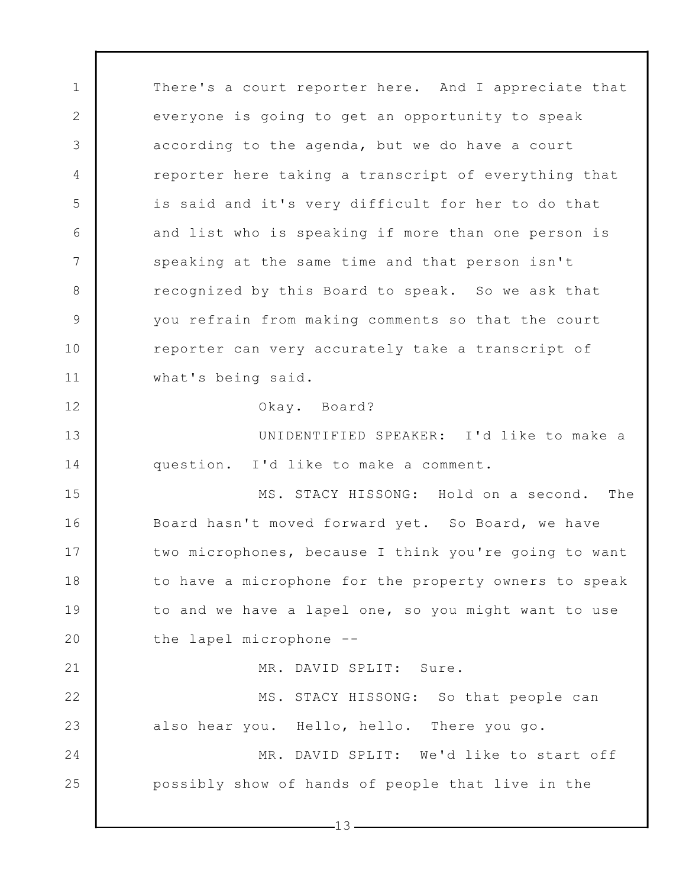There's a court reporter here. And I appreciate that everyone is going to get an opportunity to speak according to the agenda, but we do have a court reporter here taking a transcript of everything that is said and it's very difficult for her to do that and list who is speaking if more than one person is speaking at the same time and that person isn't recognized by this Board to speak. So we ask that you refrain from making comments so that the court reporter can very accurately take a transcript of what's being said.

Okay. Board?

UNIDENTIFIED SPEAKER: I'd like to make a question. I'd like to make a comment.

MS. STACY HISSONG: Hold on a second. The Board hasn't moved forward yet. So Board, we have two microphones, because I think you're going to want to have a microphone for the property owners to speak to and we have a lapel one, so you might want to use the lapel microphone --

MR. DAVID SPLIT: Sure.

MS. STACY HISSONG: So that people can also hear you. Hello, hello. There you go.

MR. DAVID SPLIT: We'd like to start off possibly show of hands of people that live in the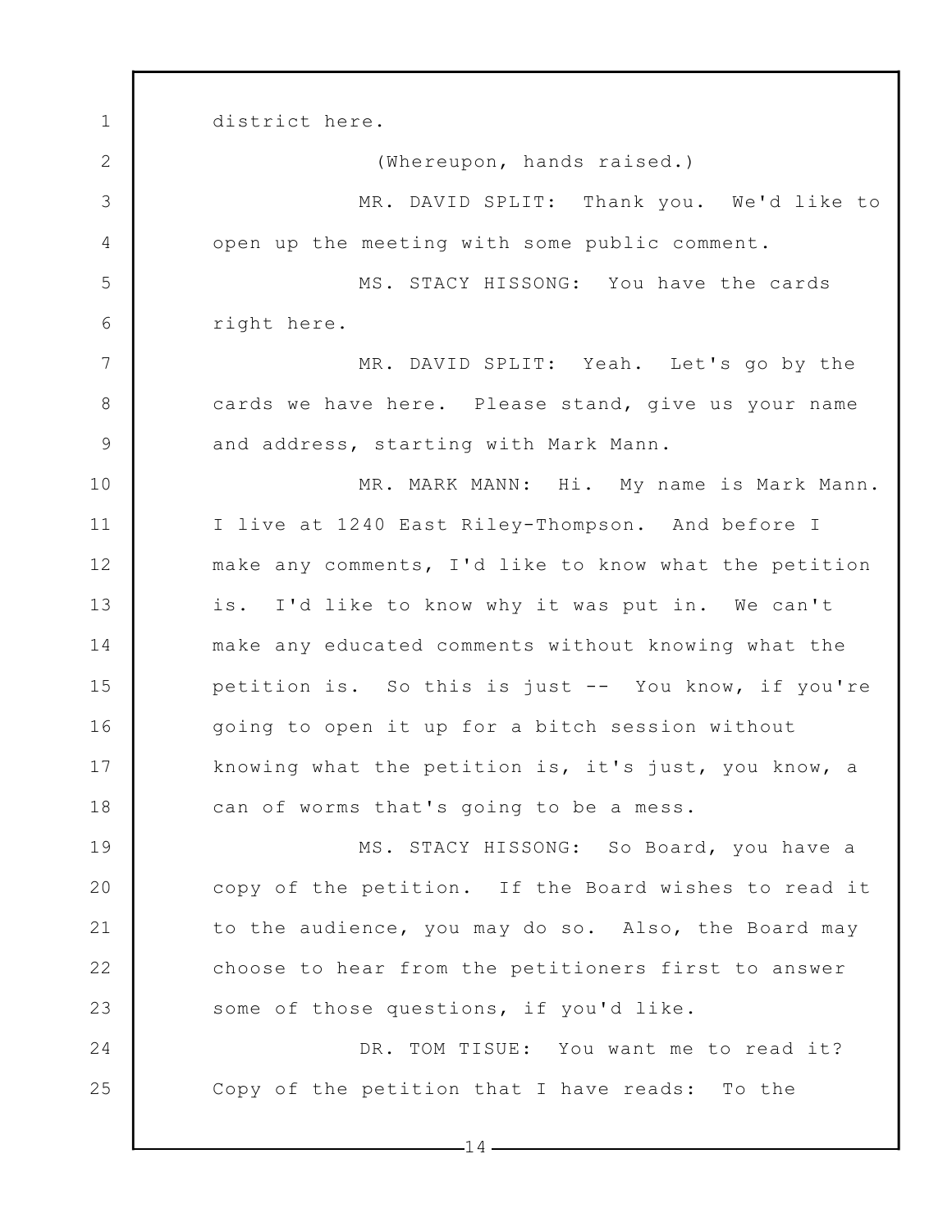district here.

(Whereupon, hands raised.)

MR. DAVID SPLIT: Thank you. We'd like to open up the meeting with some public comment.

MS. STACY HISSONG: You have the cards right here.

MR. DAVID SPLIT: Yeah. Let's go by the cards we have here. Please stand, give us your name and address, starting with Mark Mann.

MR. MARK MANN: Hi. My name is Mark Mann. I live at 1240 East Riley-Thompson. And before I make any comments, I'd like to know what the petition is. I'd like to know why it was put in. We can't make any educated comments without knowing what the petition is. So this is just -- You know, if you're going to open it up for a bitch session without knowing what the petition is, it's just, you know, a can of worms that's going to be a mess.

MS. STACY HISSONG: So Board, you have a copy of the petition. If the Board wishes to read it to the audience, you may do so. Also, the Board may choose to hear from the petitioners first to answer some of those questions, if you'd like.

DR. TOM TISUE: You want me to read it? Copy of the petition that I have reads: To the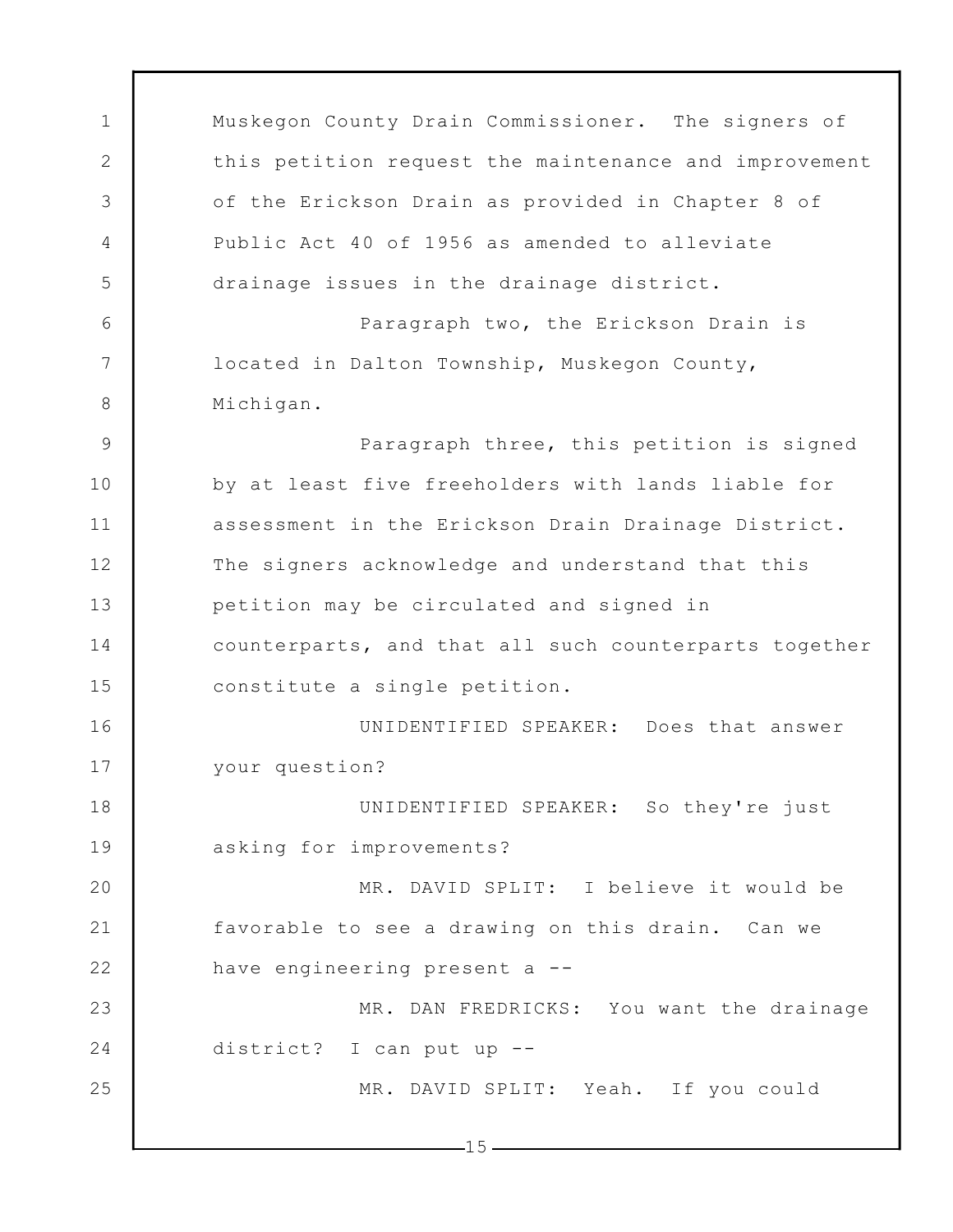Muskegon County Drain Commissioner. The signers of this petition request the maintenance and improvement of the Erickson Drain as provided in Chapter 8 of Public Act 40 of 1956 as amended to alleviate drainage issues in the drainage district.

Paragraph two, the Erickson Drain is located in Dalton Township, Muskegon County, Michigan.

Paragraph three, this petition is signed by at least five freeholders with lands liable for assessment in the Erickson Drain Drainage District. The signers acknowledge and understand that this petition may be circulated and signed in counterparts, and that all such counterparts together constitute a single petition.

UNIDENTIFIED SPEAKER: Does that answer your question?

UNIDENTIFIED SPEAKER: So they're just asking for improvements?

MR. DAVID SPLIT: I believe it would be favorable to see a drawing on this drain. Can we have engineering present a --

MR. DAN FREDRICKS: You want the drainage district? I can put up --

MR. DAVID SPLIT: Yeah. If you could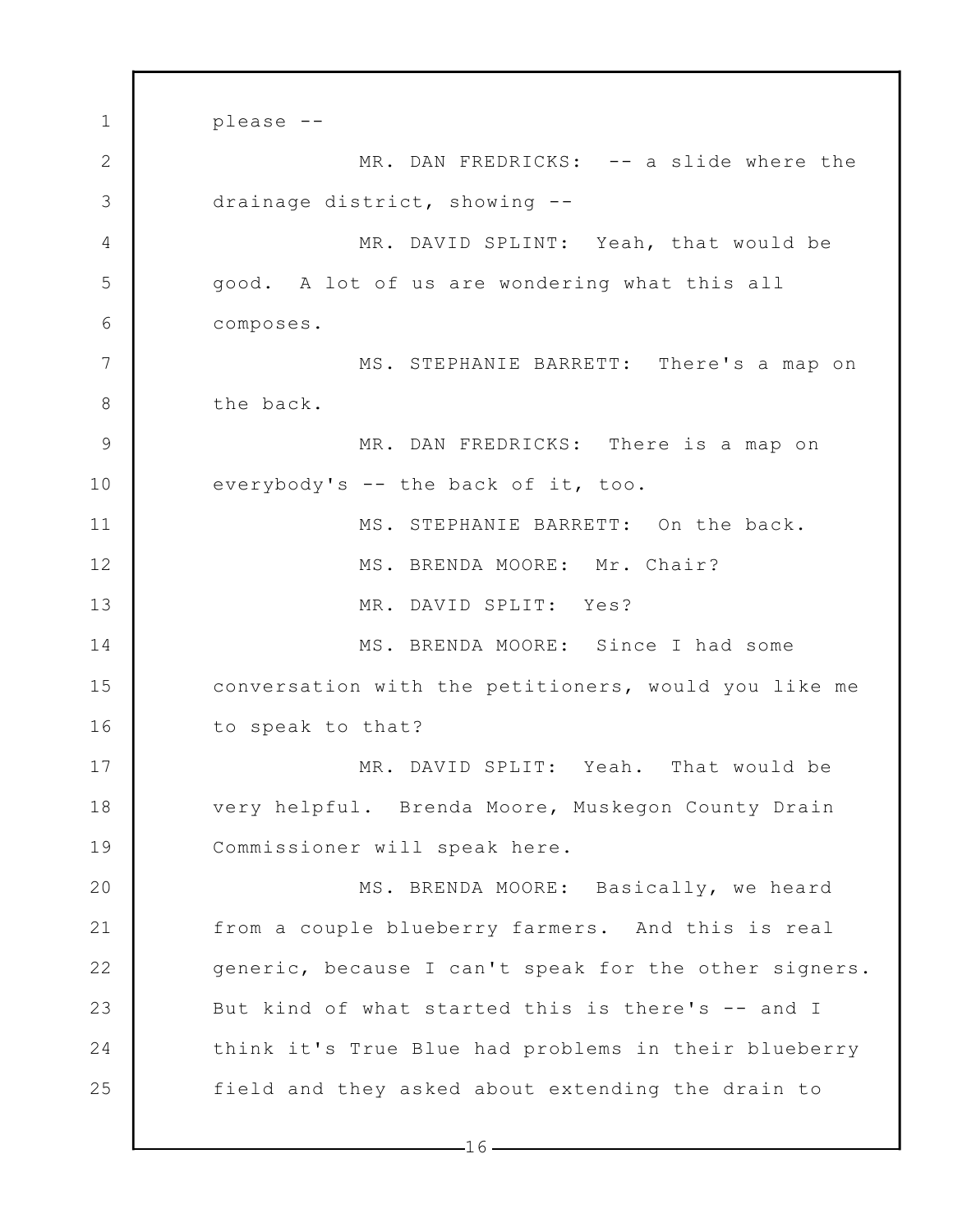please --

MR. DAN FREDRICKS: -- a slide where the drainage district, showing --

MR. DAVID SPLINT: Yeah, that would be good. A lot of us are wondering what this all composes.

MS. STEPHANIE BARRETT: There's a map on the back.

MR. DAN FREDRICKS: There is a map on everybody's -- the back of it, too.

MS. STEPHANIE BARRETT: On the back.

MS. BRENDA MOORE: Mr. Chair?

MR. DAVID SPLIT: Yes?

MS. BRENDA MOORE: Since I had some conversation with the petitioners, would you like me to speak to that?

MR. DAVID SPLIT: Yeah. That would be very helpful. Brenda Moore, Muskegon County Drain Commissioner will speak here.

MS. BRENDA MOORE: Basically, we heard from a couple blueberry farmers. And this is real generic, because I can't speak for the other signers. But kind of what started this is there's -- and I think it's True Blue had problems in their blueberry field and they asked about extending the drain to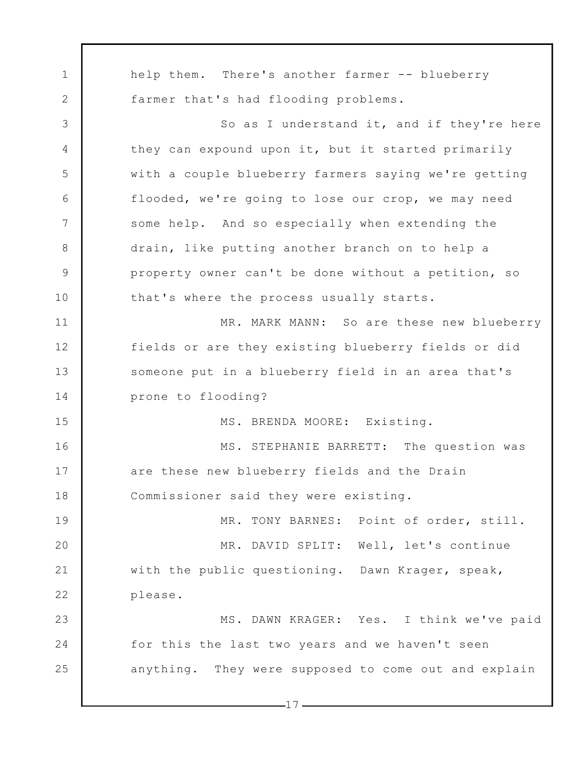help them. There's another farmer -- blueberry farmer that's had flooding problems.

So as I understand it, and if they're here they can expound upon it, but it started primarily with a couple blueberry farmers saying we're getting flooded, we're going to lose our crop, we may need some help. And so especially when extending the drain, like putting another branch on to help a property owner can't be done without a petition, so that's where the process usually starts.

MR. MARK MANN: So are these new blueberry fields or are they existing blueberry fields or did someone put in a blueberry field in an area that's prone to flooding?

MS. BRENDA MOORE: Existing.

MS. STEPHANIE BARRETT: The question was are these new blueberry fields and the Drain Commissioner said they were existing.

MR. TONY BARNES: Point of order, still.

MR. DAVID SPLIT: Well, let's continue with the public questioning. Dawn Krager, speak, please.

MS. DAWN KRAGER: Yes. I think we've paid for this the last two years and we haven't seen anything. They were supposed to come out and explain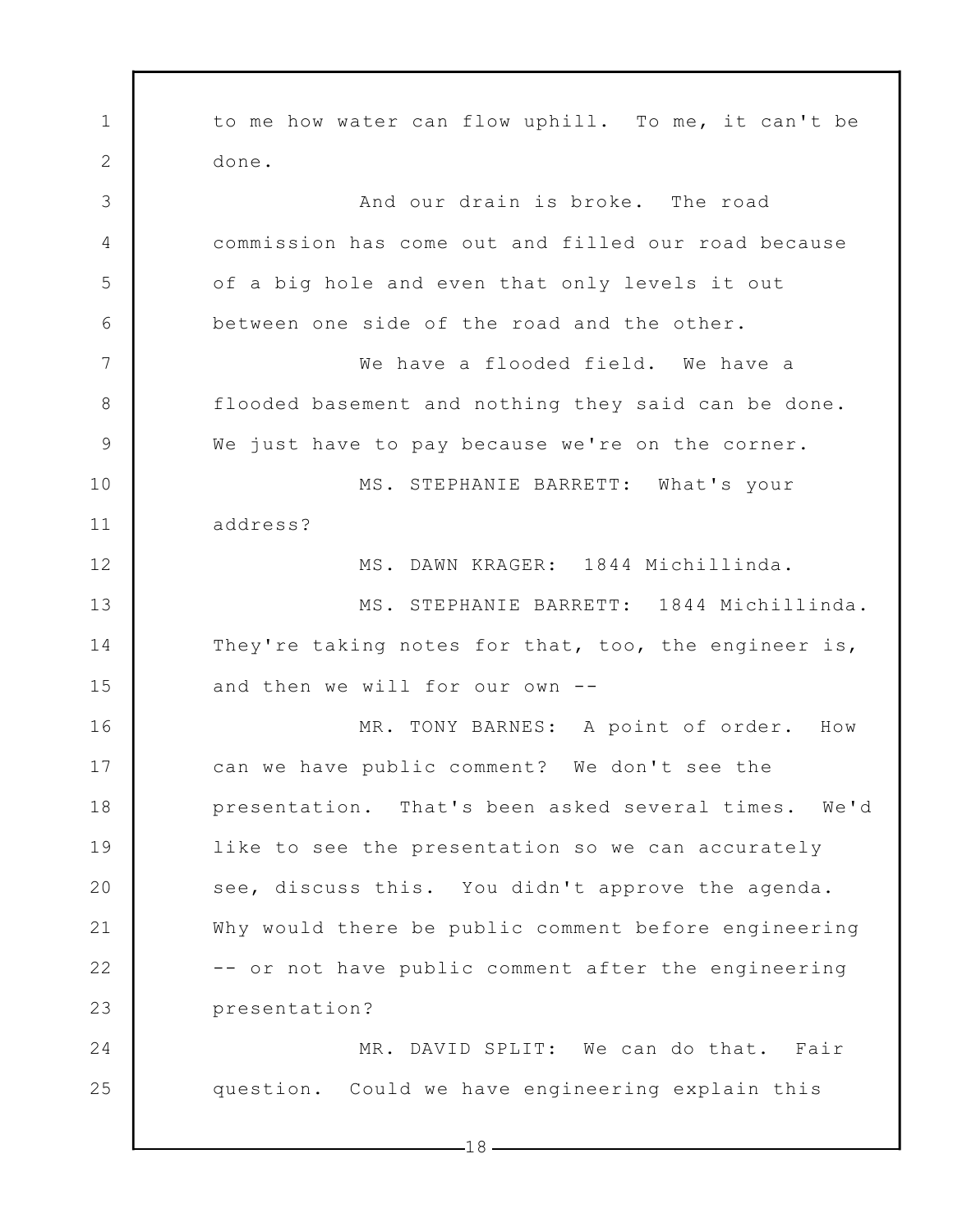to me how water can flow uphill. To me, it can't be done.

And our drain is broke. The road commission has come out and filled our road because of a big hole and even that only levels it out between one side of the road and the other.

We have a flooded field. We have a flooded basement and nothing they said can be done. We just have to pay because we're on the corner.

MS. STEPHANIE BARRETT: What's your address?

MS. DAWN KRAGER: 1844 Michillinda.

MS. STEPHANIE BARRETT: 1844 Michillinda. They're taking notes for that, too, the engineer is, and then we will for our own --

MR. TONY BARNES: A point of order. How can we have public comment? We don't see the presentation. That's been asked several times. We'd like to see the presentation so we can accurately see, discuss this. You didn't approve the agenda. Why would there be public comment before engineering -- or not have public comment after the engineering presentation?

MR. DAVID SPLIT: We can do that. Fair question. Could we have engineering explain this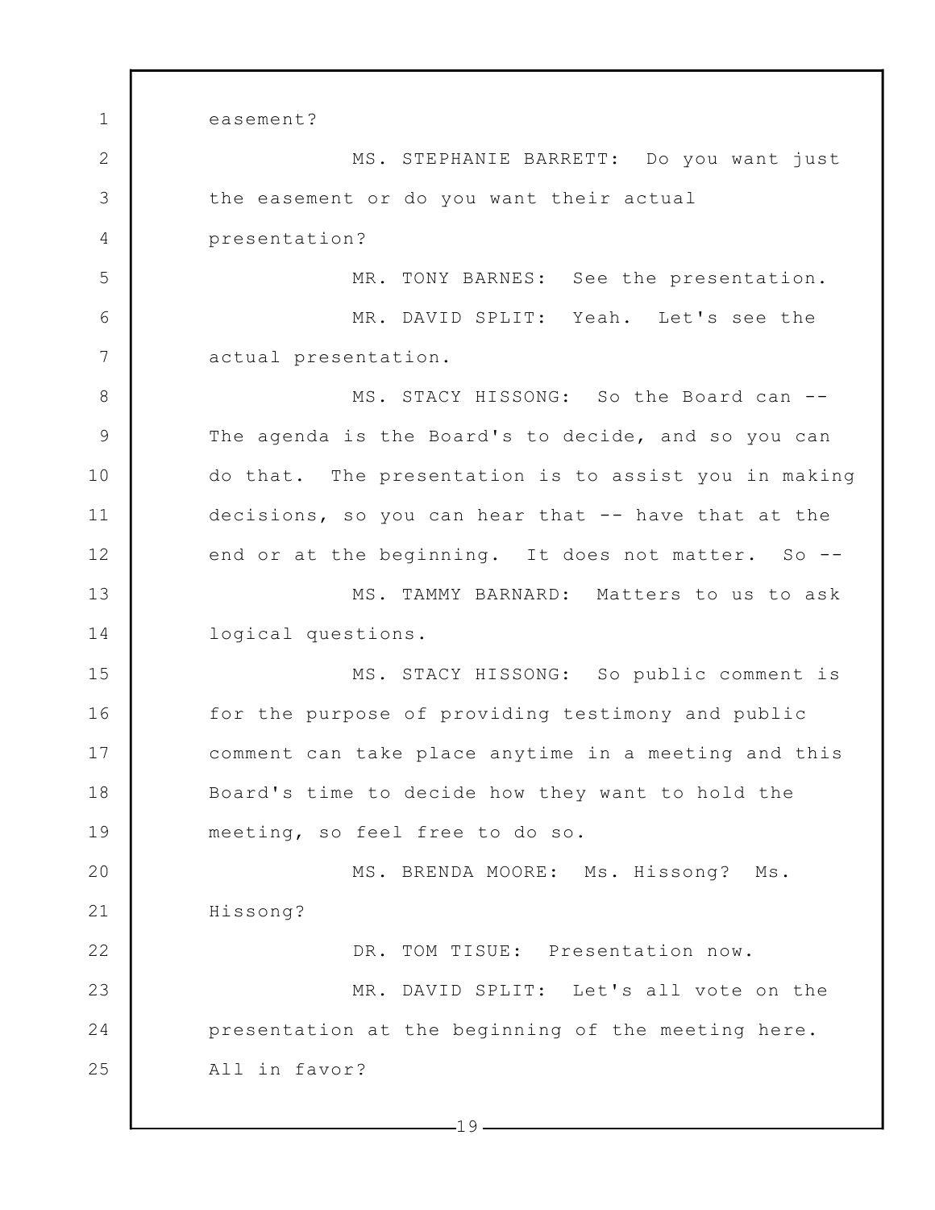easement?

MS. STEPHANIE BARRETT: Do you want just the easement or do you want their actual presentation?

MR. TONY BARNES: See the presentation.

MR. DAVID SPLIT: Yeah. Let's see the actual presentation.

MS. STACY HISSONG: So the Board can -- The agenda is the Board's to decide, and so you can do that. The presentation is to assist you in making decisions, so you can hear that -- have that at the end or at the beginning. It does not matter. So --

MS. TAMMY BARNARD: Matters to us to ask logical questions.

MS. STACY HISSONG: So public comment is for the purpose of providing testimony and public comment can take place anytime in a meeting and this Board's time to decide how they want to hold the meeting, so feel free to do so.

MS. BRENDA MOORE: Ms. Hissong? Ms. Hissong?

DR. TOM TISUE: Presentation now.

MR. DAVID SPLIT: Let's all vote on the presentation at the beginning of the meeting here. All in favor?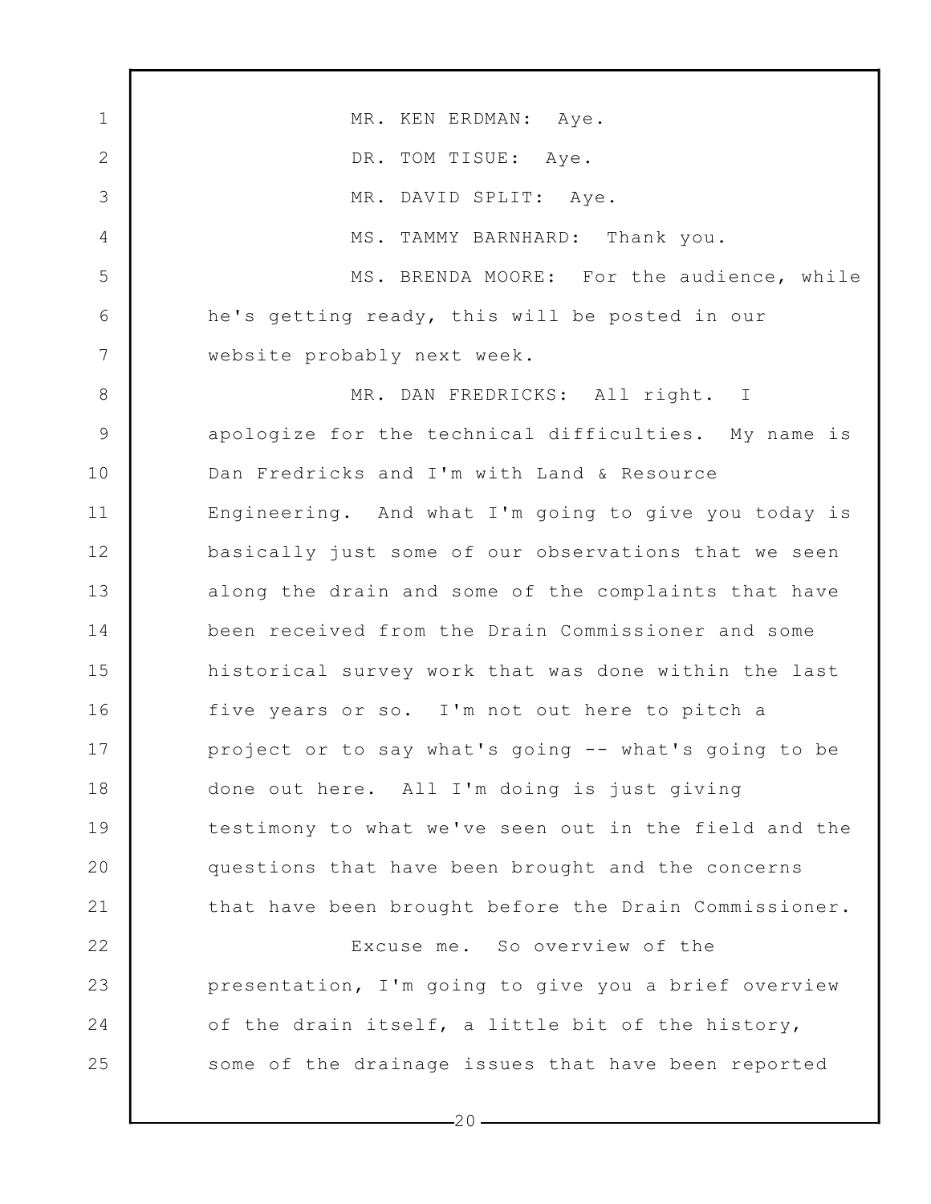MR. KEN ERDMAN: Aye.

DR. TOM TISUE: Aye.

MR. DAVID SPLIT: Aye.

MS. TAMMY BARNHARD: Thank you.

MS. BRENDA MOORE: For the audience, while he's getting ready, this will be posted in our website probably next week.

MR. DAN FREDRICKS: All right. I apologize for the technical difficulties. My name is Dan Fredricks and I'm with Land & Resource Engineering. And what I'm going to give you today is basically just some of our observations that we seen along the drain and some of the complaints that have been received from the Drain Commissioner and some historical survey work that was done within the last five years or so. I'm not out here to pitch a project or to say what's going -- what's going to be done out here. All I'm doing is just giving testimony to what we've seen out in the field and the questions that have been brought and the concerns that have been brought before the Drain Commissioner.

Excuse me. So overview of the presentation, I'm going to give you a brief overview of the drain itself, a little bit of the history, some of the drainage issues that have been reported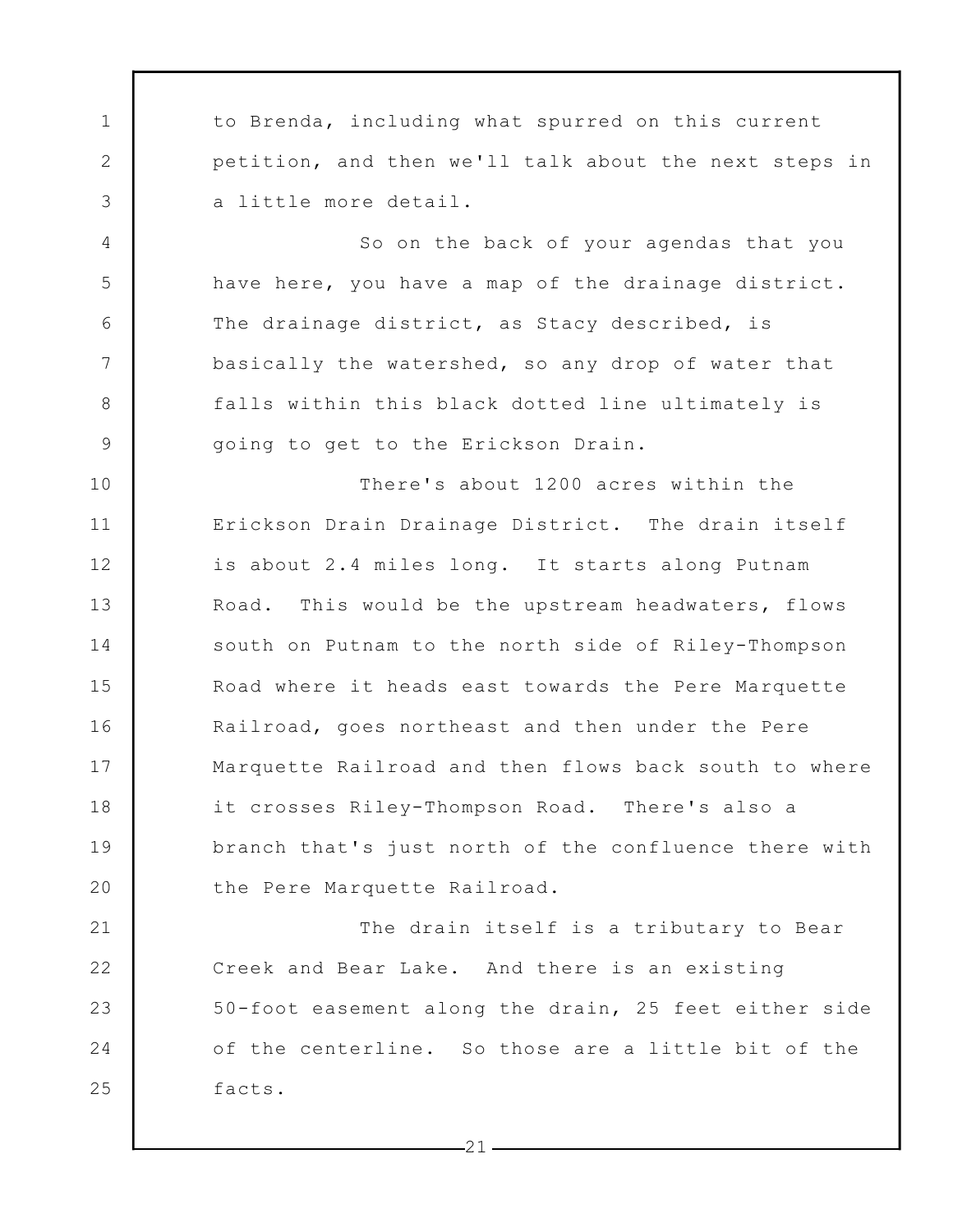to Brenda, including what spurred on this current petition, and then we'll talk about the next steps in a little more detail.

So on the back of your agendas that you have here, you have a map of the drainage district. The drainage district, as Stacy described, is basically the watershed, so any drop of water that falls within this black dotted line ultimately is going to get to the Erickson Drain.

There's about 1200 acres within the Erickson Drain Drainage District. The drain itself is about 2.4 miles long. It starts along Putnam Road. This would be the upstream headwaters, flows south on Putnam to the north side of Riley-Thompson Road where it heads east towards the Pere Marquette Railroad, goes northeast and then under the Pere Marquette Railroad and then flows back south to where it crosses Riley-Thompson Road. There's also a branch that's just north of the confluence there with the Pere Marquette Railroad.

The drain itself is a tributary to Bear Creek and Bear Lake. And there is an existing 50-foot easement along the drain, 25 feet either side of the centerline. So those are a little bit of the facts.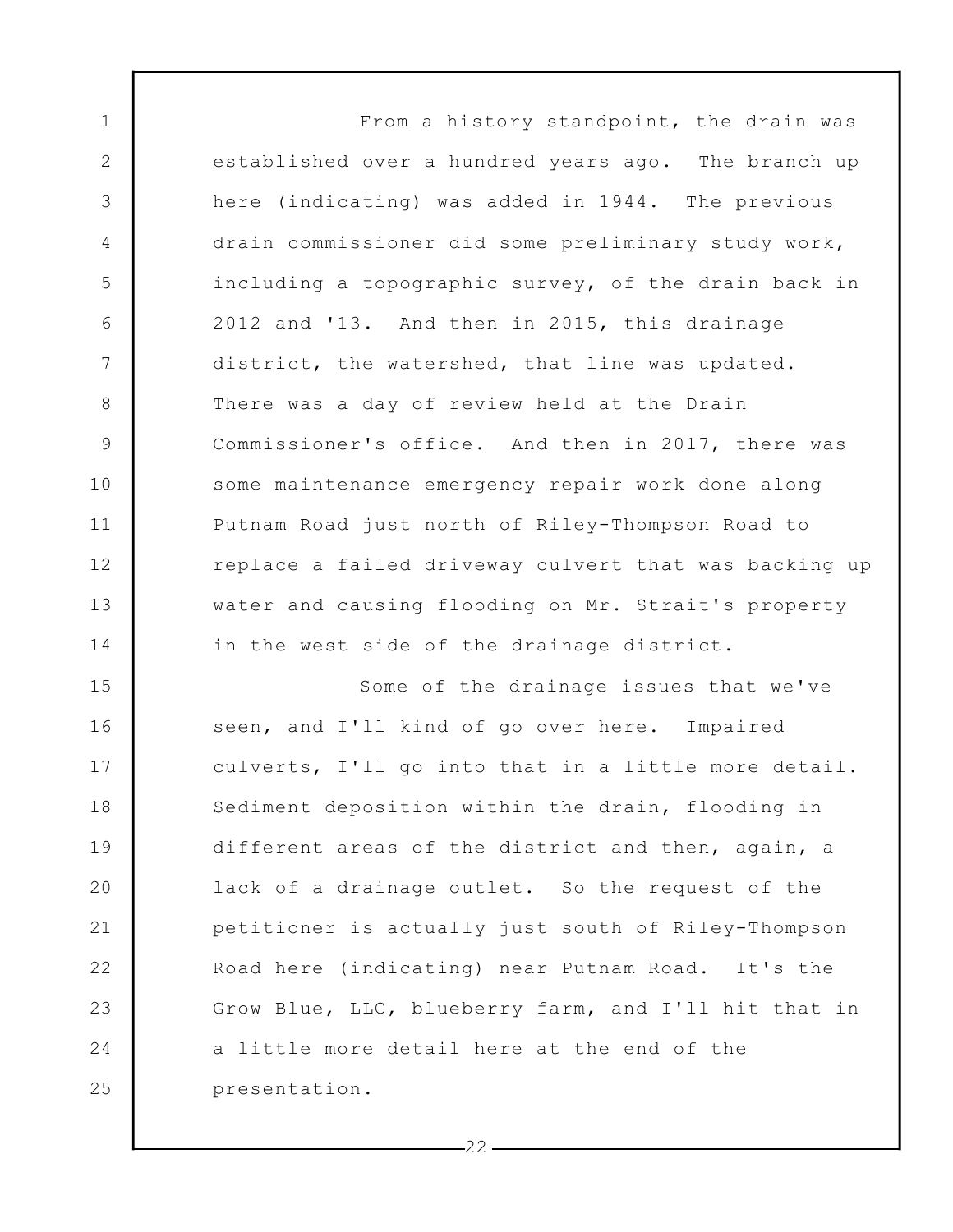From a history standpoint, the drain was established over a hundred years ago. The branch up here (indicating) was added in 1944. The previous drain commissioner did some preliminary study work, including a topographic survey, of the drain back in 2012 and '13. And then in 2015, this drainage district, the watershed, that line was updated. There was a day of review held at the Drain Commissioner's office. And then in 2017, there was some maintenance emergency repair work done along Putnam Road just north of Riley-Thompson Road to replace a failed driveway culvert that was backing up water and causing flooding on Mr. Strait's property in the west side of the drainage district.

Some of the drainage issues that we've seen, and I'll kind of go over here. Impaired culverts, I'll go into that in a little more detail. Sediment deposition within the drain, flooding in different areas of the district and then, again, a lack of a drainage outlet. So the request of the petitioner is actually just south of Riley-Thompson Road here (indicating) near Putnam Road. It's the Grow Blue, LLC, blueberry farm, and I'll hit that in a little more detail here at the end of the presentation.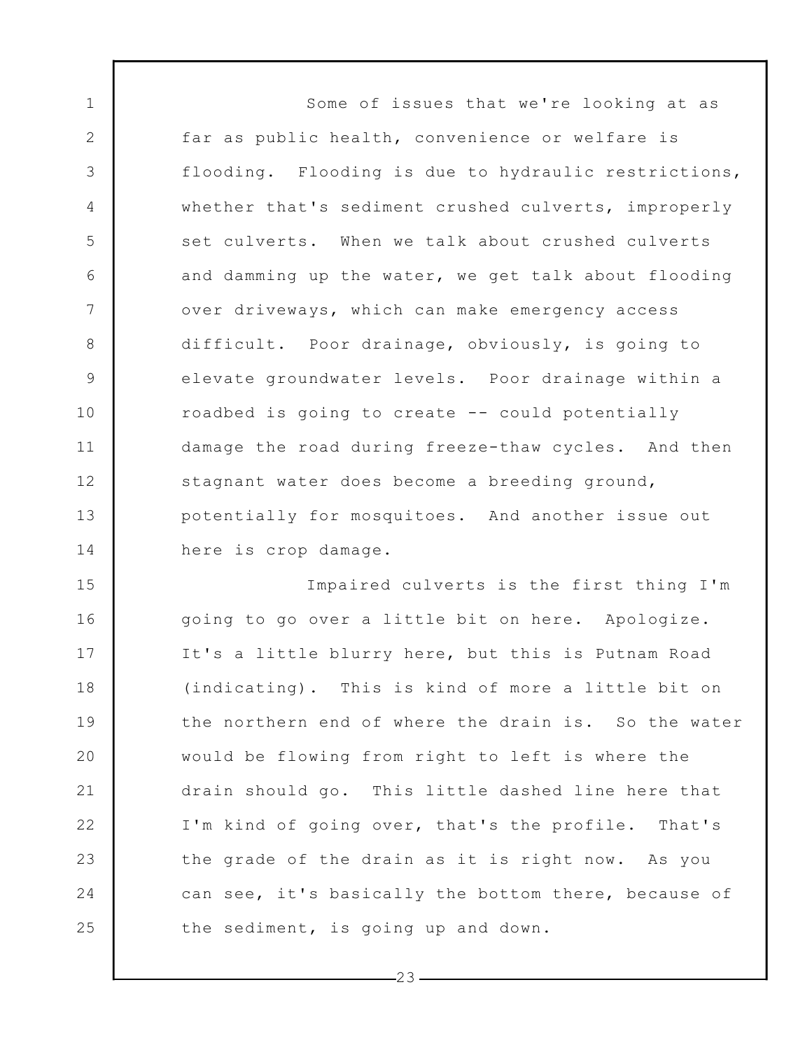Some of issues that we're looking at as far as public health, convenience or welfare is flooding. Flooding is due to hydraulic restrictions, whether that's sediment crushed culverts, improperly set culverts. When we talk about crushed culverts and damming up the water, we get talk about flooding over driveways, which can make emergency access difficult. Poor drainage, obviously, is going to elevate groundwater levels. Poor drainage within a roadbed is going to create -- could potentially damage the road during freeze-thaw cycles. And then stagnant water does become a breeding ground, potentially for mosquitoes. And another issue out here is crop damage.

Impaired culverts is the first thing I'm going to go over a little bit on here. Apologize. It's a little blurry here, but this is Putnam Road (indicating). This is kind of more a little bit on the northern end of where the drain is. So the water would be flowing from right to left is where the drain should go. This little dashed line here that I'm kind of going over, that's the profile. That's the grade of the drain as it is right now. As you can see, it's basically the bottom there, because of the sediment, is going up and down.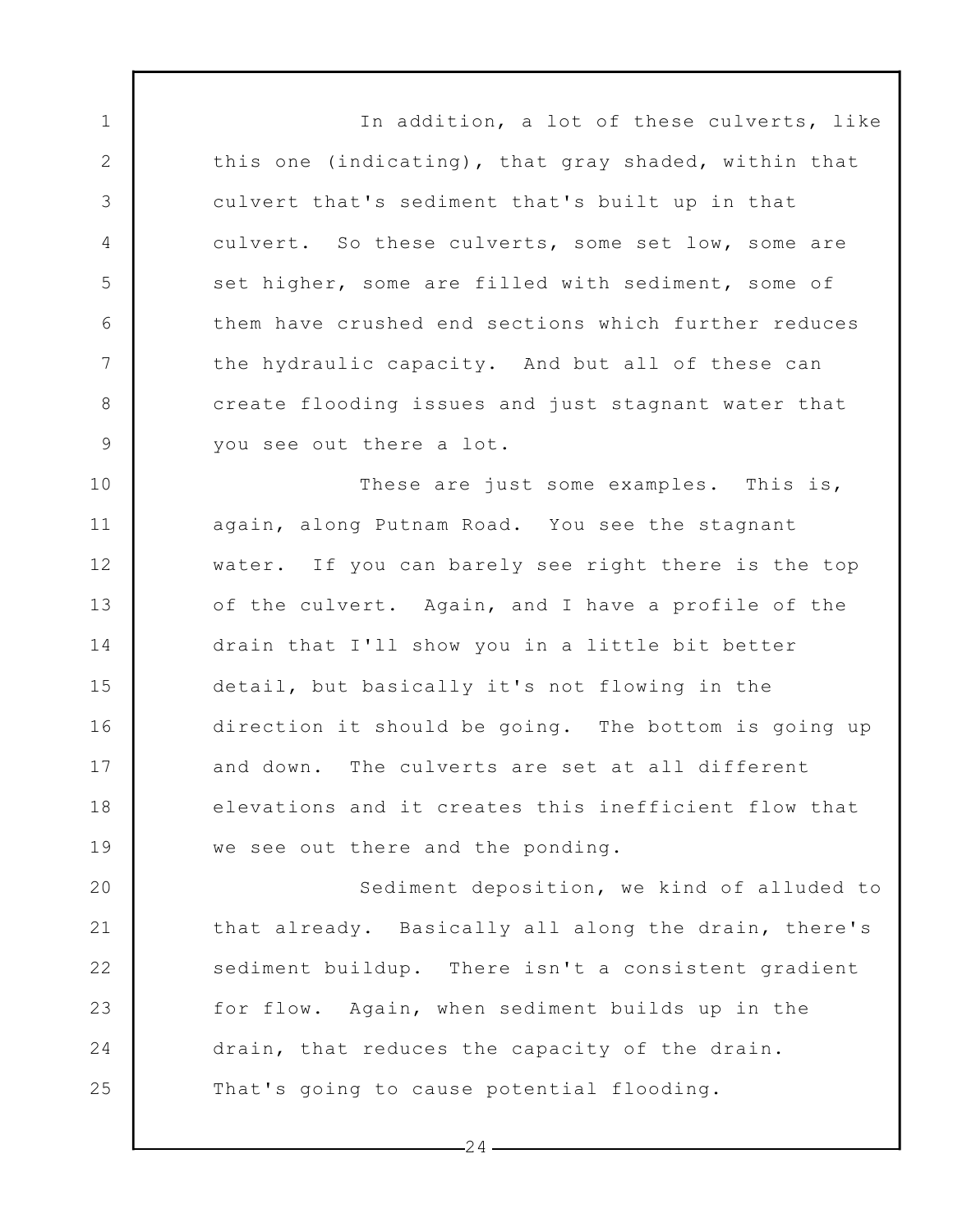In addition, a lot of these culverts, like this one (indicating), that gray shaded, within that culvert that's sediment that's built up in that culvert. So these culverts, some set low, some are set higher, some are filled with sediment, some of them have crushed end sections which further reduces the hydraulic capacity. And but all of these can create flooding issues and just stagnant water that you see out there a lot.

These are just some examples. This is, again, along Putnam Road. You see the stagnant water. If you can barely see right there is the top of the culvert. Again, and I have a profile of the drain that I'll show you in a little bit better detail, but basically it's not flowing in the direction it should be going. The bottom is going up and down. The culverts are set at all different elevations and it creates this inefficient flow that we see out there and the ponding.

Sediment deposition, we kind of alluded to that already. Basically all along the drain, there's sediment buildup. There isn't a consistent gradient for flow. Again, when sediment builds up in the drain, that reduces the capacity of the drain. That's going to cause potential flooding.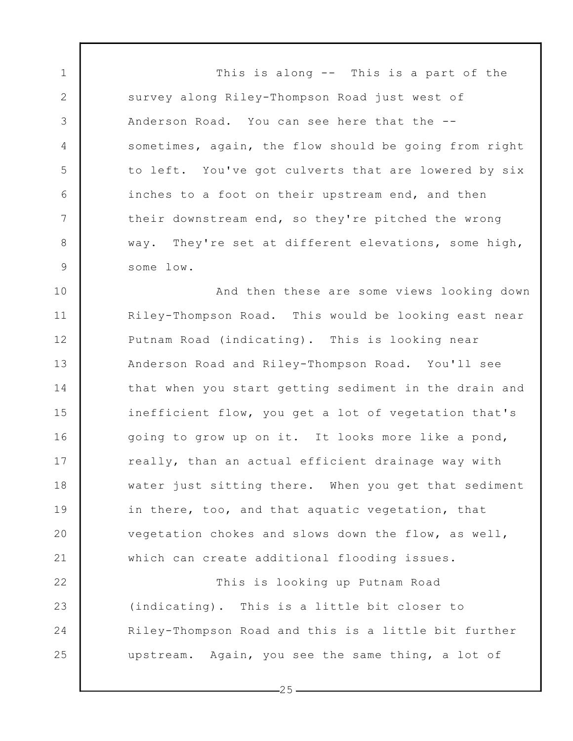This is along -- This is a part of the survey along Riley-Thompson Road just west of Anderson Road. You can see here that the -- sometimes, again, the flow should be going from right to left. You've got culverts that are lowered by six inches to a foot on their upstream end, and then their downstream end, so they're pitched the wrong way. They're set at different elevations, some high, some low.

And then these are some views looking down Riley-Thompson Road. This would be looking east near Putnam Road (indicating). This is looking near Anderson Road and Riley-Thompson Road. You'll see that when you start getting sediment in the drain and inefficient flow, you get a lot of vegetation that's going to grow up on it. It looks more like a pond, really, than an actual efficient drainage way with water just sitting there. When you get that sediment in there, too, and that aquatic vegetation, that vegetation chokes and slows down the flow, as well, which can create additional flooding issues.

This is looking up Putnam Road (indicating). This is a little bit closer to Riley-Thompson Road and this is a little bit further upstream. Again, you see the same thing, a lot of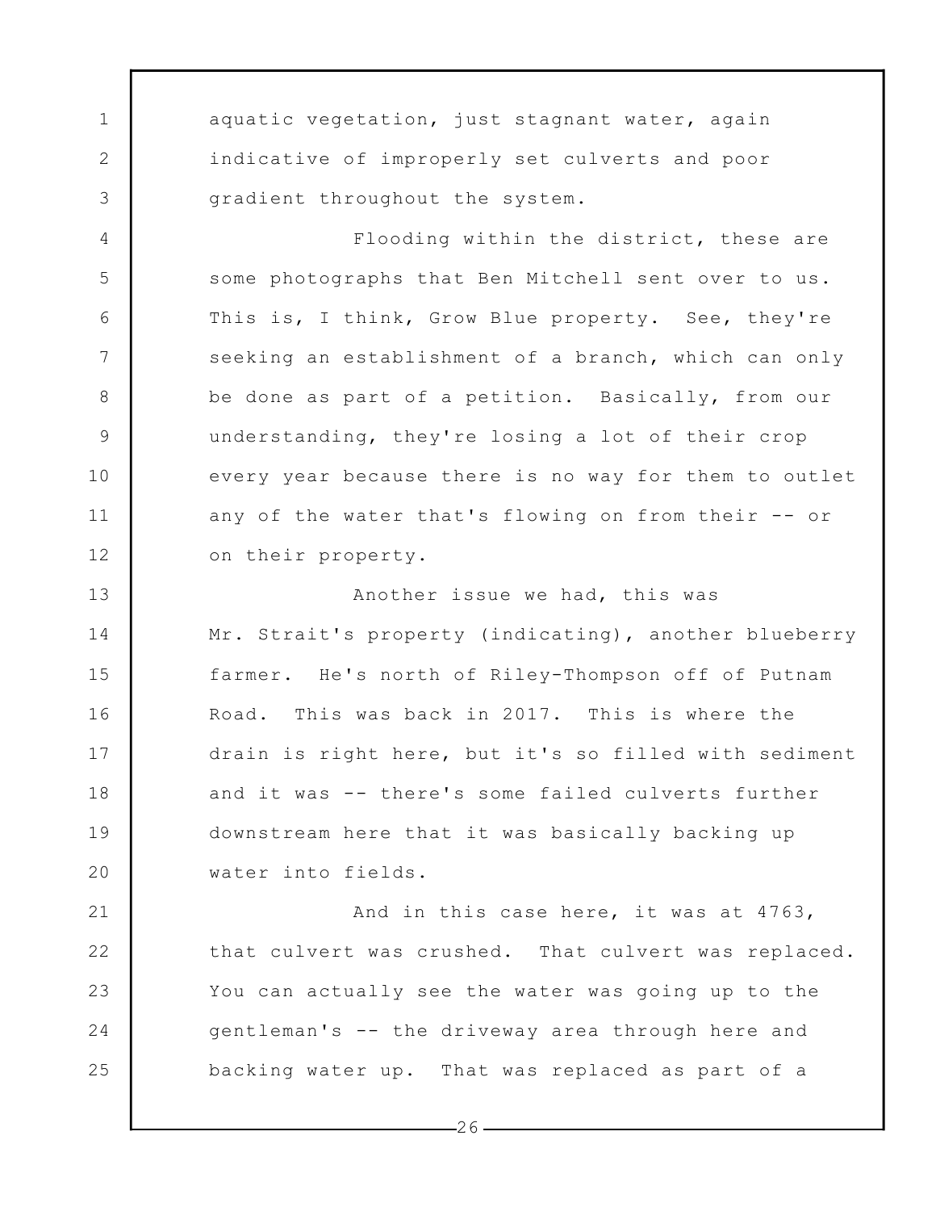aquatic vegetation, just stagnant water, again indicative of improperly set culverts and poor gradient throughout the system.

Flooding within the district, these are some photographs that Ben Mitchell sent over to us. This is, I think, Grow Blue property. See, they're seeking an establishment of a branch, which can only be done as part of a petition. Basically, from our understanding, they're losing a lot of their crop every year because there is no way for them to outlet any of the water that's flowing on from their -- or on their property.

Another issue we had, this was Mr. Strait's property (indicating), another blueberry farmer. He's north of Riley-Thompson off of Putnam Road. This was back in 2017. This is where the drain is right here, but it's so filled with sediment and it was -- there's some failed culverts further downstream here that it was basically backing up water into fields.

And in this case here, it was at 4763, that culvert was crushed. That culvert was replaced. You can actually see the water was going up to the gentleman's -- the driveway area through here and backing water up. That was replaced as part of a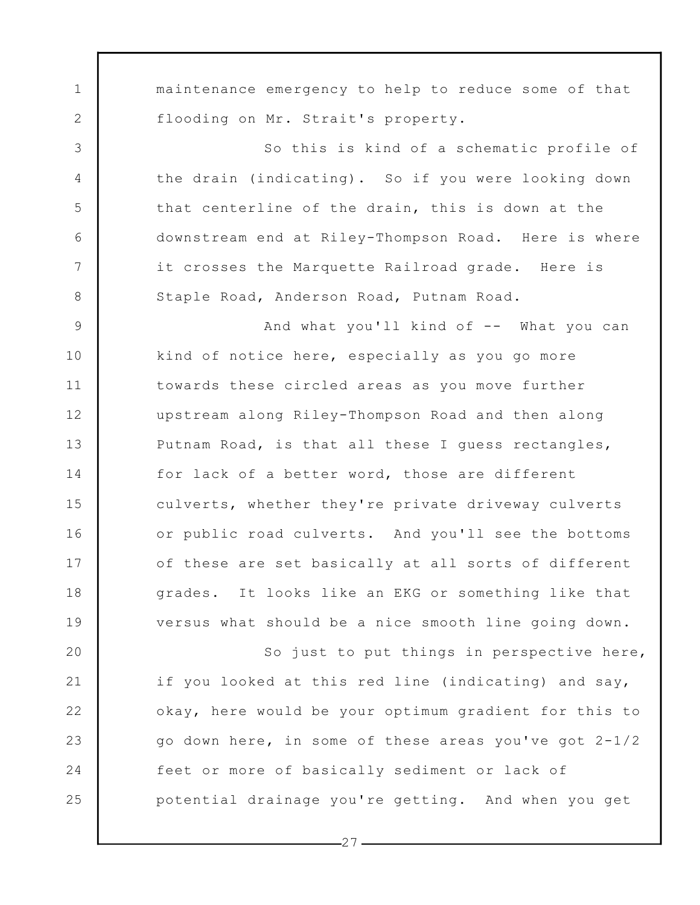maintenance emergency to help to reduce some of that flooding on Mr. Strait's property.

So this is kind of a schematic profile of the drain (indicating). So if you were looking down that centerline of the drain, this is down at the downstream end at Riley-Thompson Road. Here is where it crosses the Marquette Railroad grade. Here is Staple Road, Anderson Road, Putnam Road.

And what you'll kind of -- What you can kind of notice here, especially as you go more towards these circled areas as you move further upstream along Riley-Thompson Road and then along Putnam Road, is that all these I guess rectangles, for lack of a better word, those are different culverts, whether they're private driveway culverts or public road culverts. And you'll see the bottoms of these are set basically at all sorts of different grades. It looks like an EKG or something like that versus what should be a nice smooth line going down.

So just to put things in perspective here, if you looked at this red line (indicating) and say, okay, here would be your optimum gradient for this to go down here, in some of these areas you've got 2-1/2 feet or more of basically sediment or lack of potential drainage you're getting. And when you get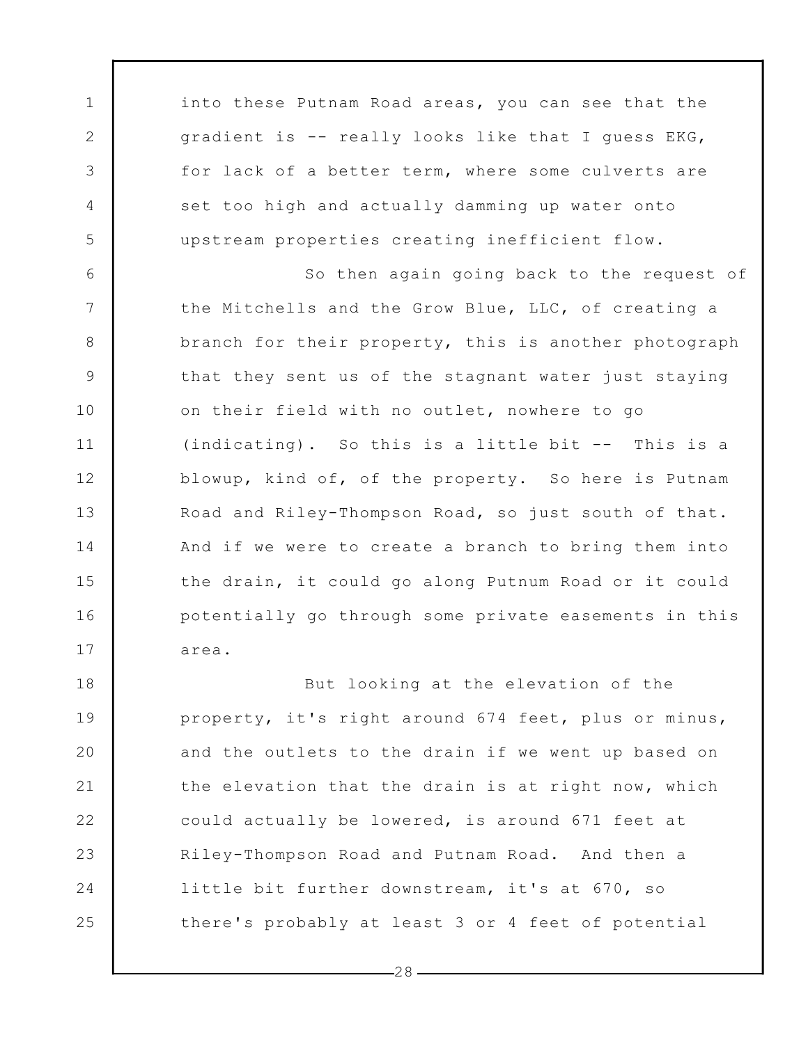into these Putnam Road areas, you can see that the gradient is -- really looks like that I guess EKG, for lack of a better term, where some culverts are set too high and actually damming up water onto upstream properties creating inefficient flow.

So then again going back to the request of the Mitchells and the Grow Blue, LLC, of creating a branch for their property, this is another photograph that they sent us of the stagnant water just staying on their field with no outlet, nowhere to go (indicating). So this is a little bit -- This is a blowup, kind of, of the property. So here is Putnam Road and Riley-Thompson Road, so just south of that. And if we were to create a branch to bring them into the drain, it could go along Putnum Road or it could potentially go through some private easements in this area.

But looking at the elevation of the property, it's right around 674 feet, plus or minus, and the outlets to the drain if we went up based on the elevation that the drain is at right now, which could actually be lowered, is around 671 feet at Riley-Thompson Road and Putnam Road. And then a little bit further downstream, it's at 670, so there's probably at least 3 or 4 feet of potential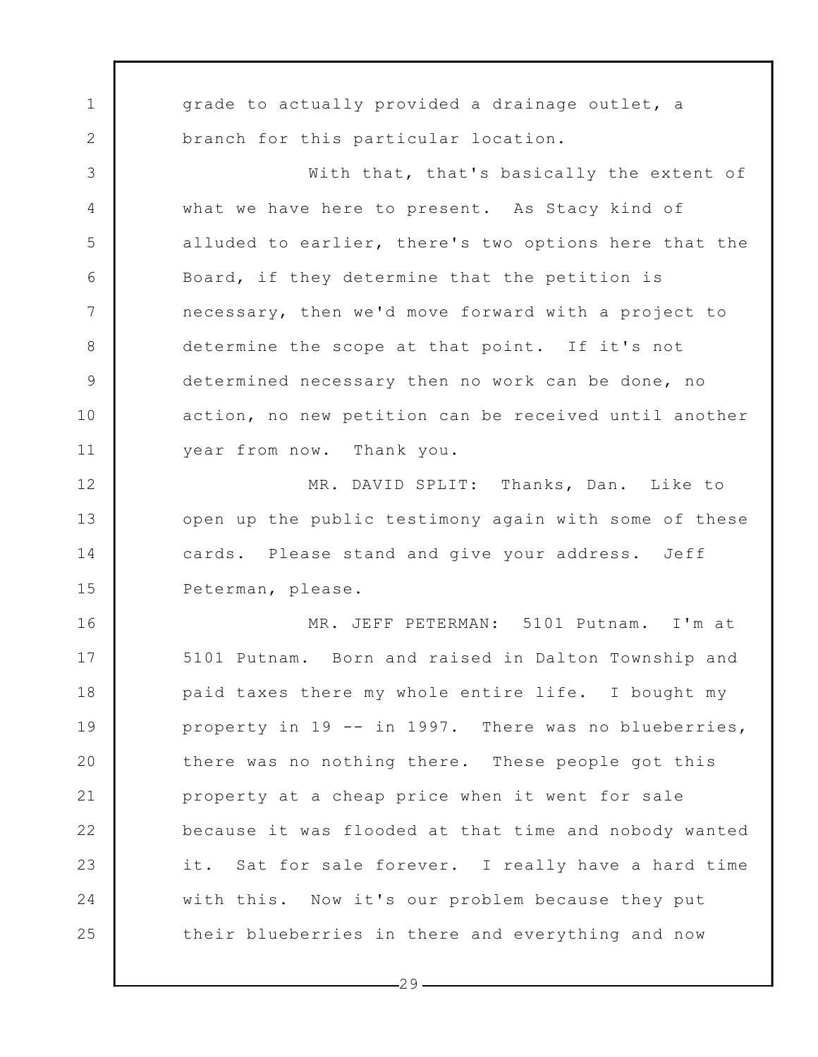grade to actually provided a drainage outlet, a branch for this particular location.

With that, that's basically the extent of what we have here to present. As Stacy kind of alluded to earlier, there's two options here that the Board, if they determine that the petition is necessary, then we'd move forward with a project to determine the scope at that point. If it's not determined necessary then no work can be done, no action, no new petition can be received until another year from now. Thank you.

MR. DAVID SPLIT: Thanks, Dan. Like to open up the public testimony again with some of these cards. Please stand and give your address. Jeff Peterman, please.

MR. JEFF PETERMAN: 5101 Putnam. I'm at 5101 Putnam. Born and raised in Dalton Township and paid taxes there my whole entire life. I bought my property in 19 -- in 1997. There was no blueberries, there was no nothing there. These people got this property at a cheap price when it went for sale because it was flooded at that time and nobody wanted it. Sat for sale forever. I really have a hard time with this. Now it's our problem because they put their blueberries in there and everything and now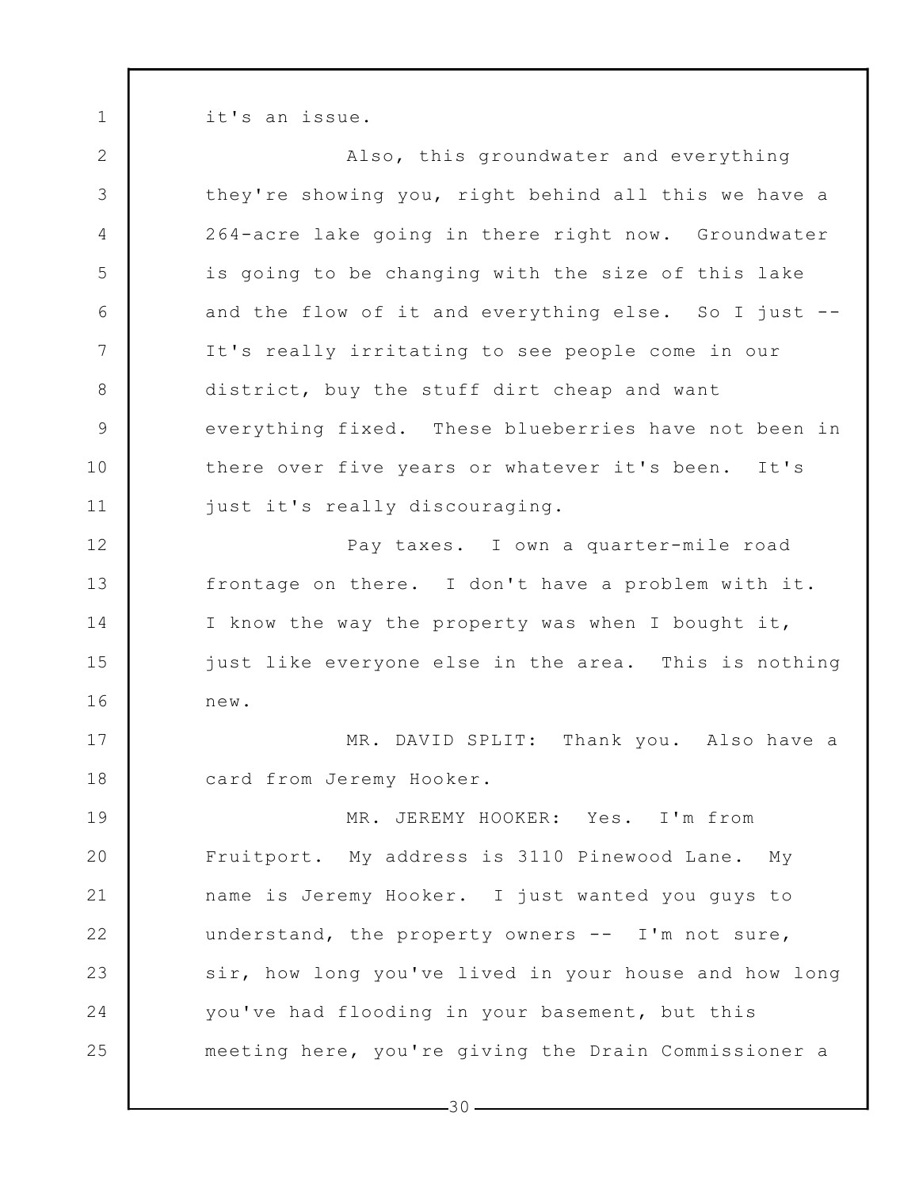it's an issue.

Also, this groundwater and everything they're showing you, right behind all this we have a 264-acre lake going in there right now. Groundwater is going to be changing with the size of this lake and the flow of it and everything else. So I just -- It's really irritating to see people come in our district, buy the stuff dirt cheap and want everything fixed. These blueberries have not been in there over five years or whatever it's been. It's just it's really discouraging.

Pay taxes. I own a quarter-mile road frontage on there. I don't have a problem with it. I know the way the property was when I bought it, just like everyone else in the area. This is nothing new.

MR. DAVID SPLIT: Thank you. Also have a card from Jeremy Hooker.

MR. JEREMY HOOKER: Yes. I'm from Fruitport. My address is 3110 Pinewood Lane. My name is Jeremy Hooker. I just wanted you guys to understand, the property owners -- I'm not sure, sir, how long you've lived in your house and how long you've had flooding in your basement, but this meeting here, you're giving the Drain Commissioner a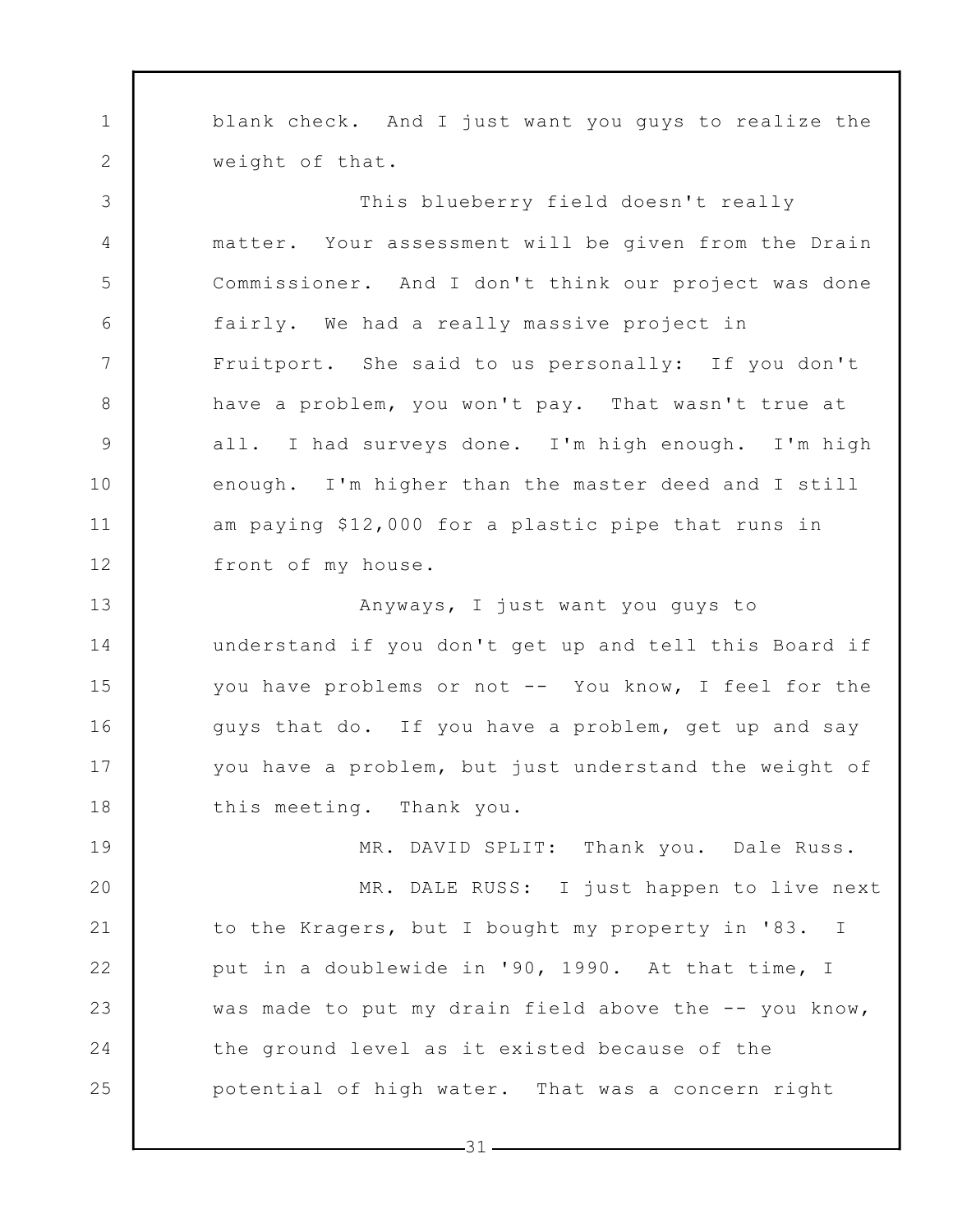blank check. And I just want you guys to realize the weight of that.

This blueberry field doesn't really matter. Your assessment will be given from the Drain Commissioner. And I don't think our project was done fairly. We had a really massive project in Fruitport. She said to us personally: If you don't have a problem, you won't pay. That wasn't true at all. I had surveys done. I'm high enough. I'm high enough. I'm higher than the master deed and I still am paying $12,000 for a plastic pipe that runs in front of my house.

Anyways, I just want you guys to understand if you don't get up and tell this Board if you have problems or not -- You know, I feel for the guys that do. If you have a problem, get up and say you have a problem, but just understand the weight of this meeting. Thank you.

MR. DAVID SPLIT: Thank you. Dale Russ.

MR. DALE RUSS: I just happen to live next to the Kragers, but I bought my property in '83. I put in a doublewide in '90, 1990. At that time, I was made to put my drain field above the -- you know, the ground level as it existed because of the potential of high water. That was a concern right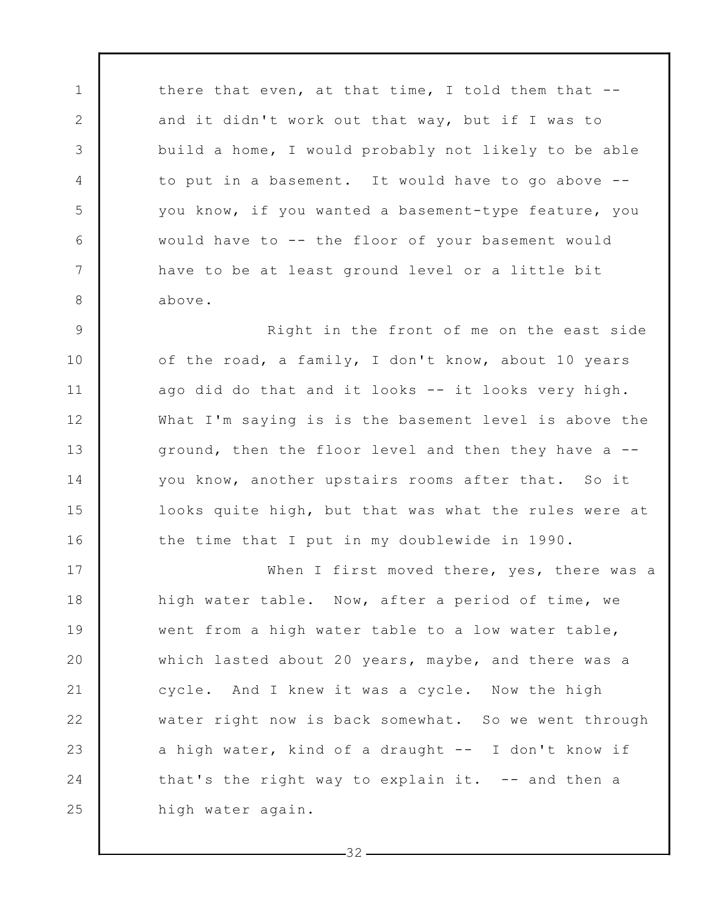there that even, at that time, I told them that -- and it didn't work out that way, but if I was to build a home, I would probably not likely to be able to put in a basement. It would have to go above -- you know, if you wanted a basement-type feature, you would have to -- the floor of your basement would have to be at least ground level or a little bit above.

Right in the front of me on the east side of the road, a family, I don't know, about 10 years ago did do that and it looks -- it looks very high. What I'm saying is is the basement level is above the ground, then the floor level and then they have a -- you know, another upstairs rooms after that. So it looks quite high, but that was what the rules were at the time that I put in my doublewide in 1990.

When I first moved there, yes, there was a high water table. Now, after a period of time, we went from a high water table to a low water table, which lasted about 20 years, maybe, and there was a cycle. And I knew it was a cycle. Now the high water right now is back somewhat. So we went through a high water, kind of a draught -- I don't know if that's the right way to explain it. -- and then a high water again.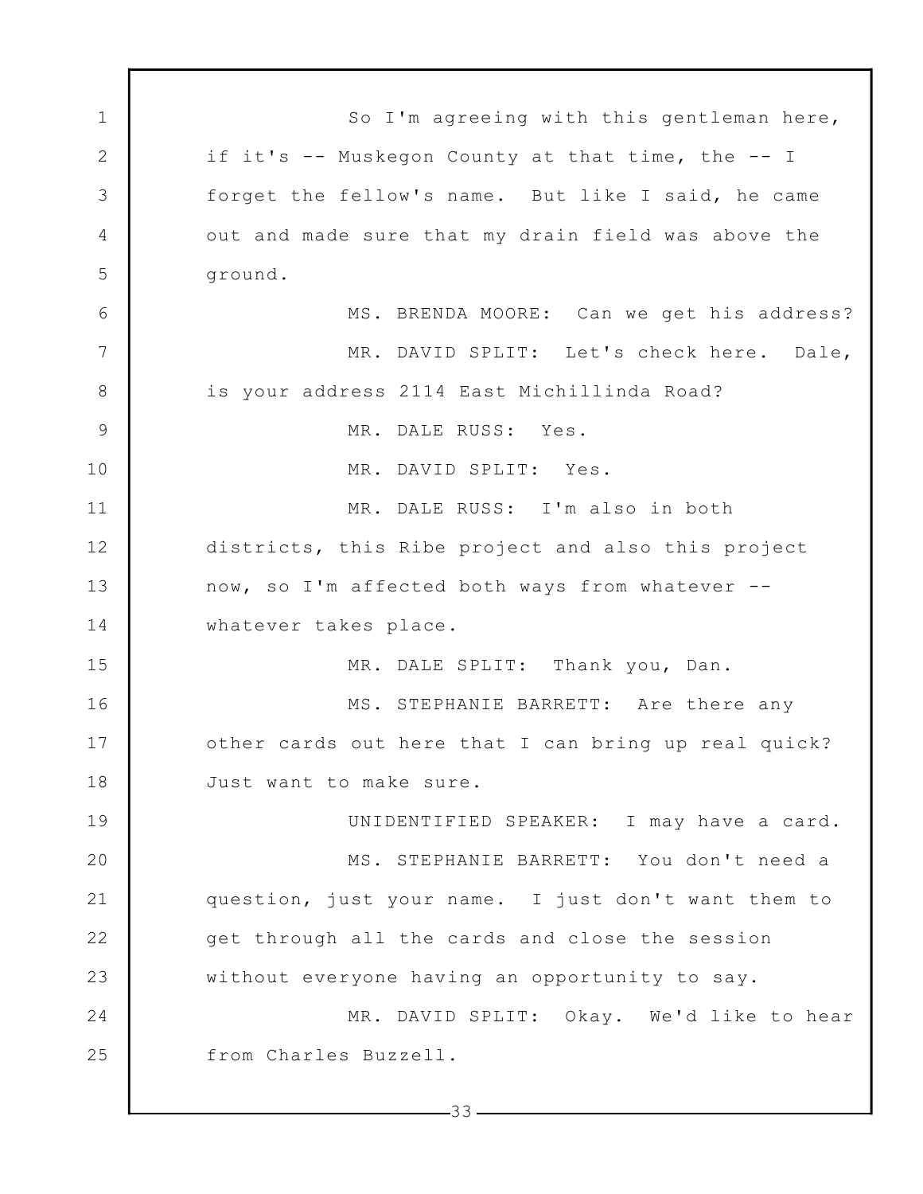So I'm agreeing with this gentleman here, if it's -- Muskegon County at that time, the -- I forget the fellow's name. But like I said, he came out and made sure that my drain field was above the ground.

MS. BRENDA MOORE: Can we get his address?

MR. DAVID SPLIT: Let's check here. Dale, is your address 2114 East Michillinda Road?

MR. DALE RUSS: Yes.

MR. DAVID SPLIT: Yes.

MR. DALE RUSS: I'm also in both districts, this Ribe project and also this project now, so I'm affected both ways from whatever -- whatever takes place.

MR. DALE SPLIT: Thank you, Dan.

MS. STEPHANIE BARRETT: Are there any other cards out here that I can bring up real quick? Just want to make sure.

UNIDENTIFIED SPEAKER: I may have a card.

MS. STEPHANIE BARRETT: You don't need a question, just your name. I just don't want them to get through all the cards and close the session without everyone having an opportunity to say.

MR. DAVID SPLIT: Okay. We'd like to hear from Charles Buzzell.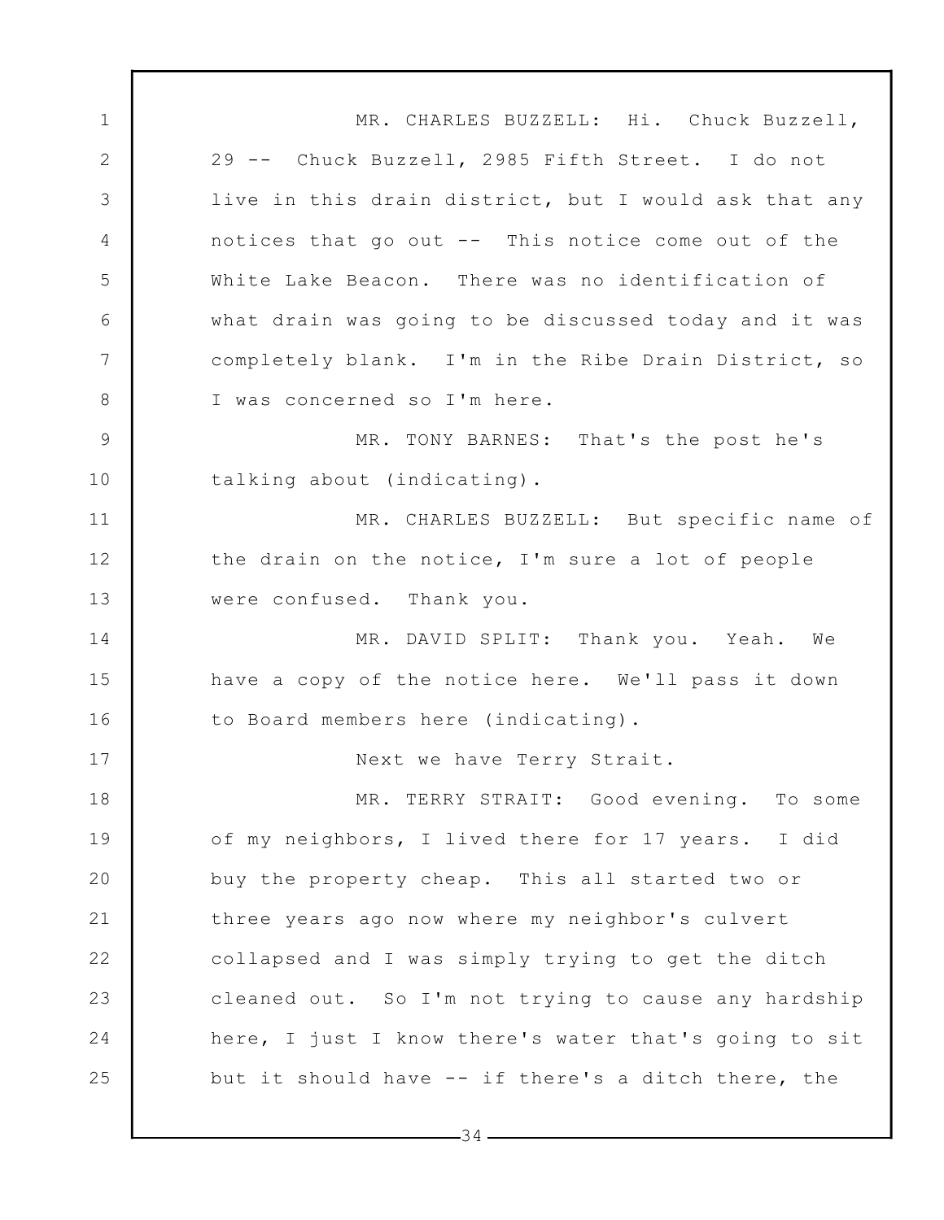MR. CHARLES BUZZELL: Hi. Chuck Buzzell, 29 -- Chuck Buzzell, 2985 Fifth Street. I do not live in this drain district, but I would ask that any notices that go out -- This notice come out of the White Lake Beacon. There was no identification of what drain was going to be discussed today and it was completely blank. I'm in the Ribe Drain District, so I was concerned so I'm here.

MR. TONY BARNES: That's the post he's talking about (indicating).

MR. CHARLES BUZZELL: But specific name of the drain on the notice, I'm sure a lot of people were confused. Thank you.

MR. DAVID SPLIT: Thank you. Yeah. We have a copy of the notice here. We'll pass it down to Board members here (indicating).

Next we have Terry Strait.

MR. TERRY STRAIT: Good evening. To some of my neighbors, I lived there for 17 years. I did buy the property cheap. This all started two or three years ago now where my neighbor's culvert collapsed and I was simply trying to get the ditch cleaned out. So I'm not trying to cause any hardship here, I just I know there's water that's going to sit but it should have -- if there's a ditch there, the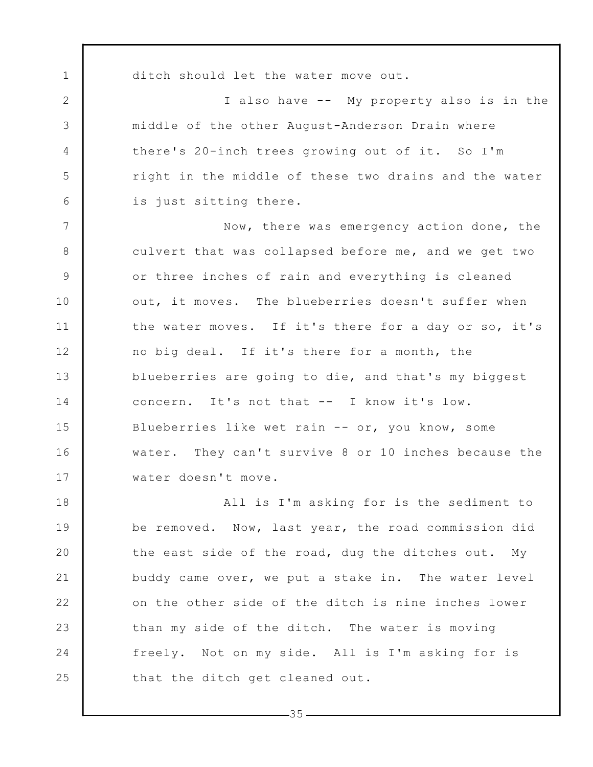ditch should let the water move out.

I also have -- My property also is in the middle of the other August-Anderson Drain where there's 20-inch trees growing out of it. So I'm right in the middle of these two drains and the water is just sitting there.

Now, there was emergency action done, the culvert that was collapsed before me, and we get two or three inches of rain and everything is cleaned out, it moves. The blueberries doesn't suffer when the water moves. If it's there for a day or so, it's no big deal. If it's there for a month, the blueberries are going to die, and that's my biggest concern. It's not that -- I know it's low. Blueberries like wet rain -- or, you know, some water. They can't survive 8 or 10 inches because the water doesn't move.

All is I'm asking for is the sediment to be removed. Now, last year, the road commission did the east side of the road, dug the ditches out. My buddy came over, we put a stake in. The water level on the other side of the ditch is nine inches lower than my side of the ditch. The water is moving freely. Not on my side. All is I'm asking for is that the ditch get cleaned out.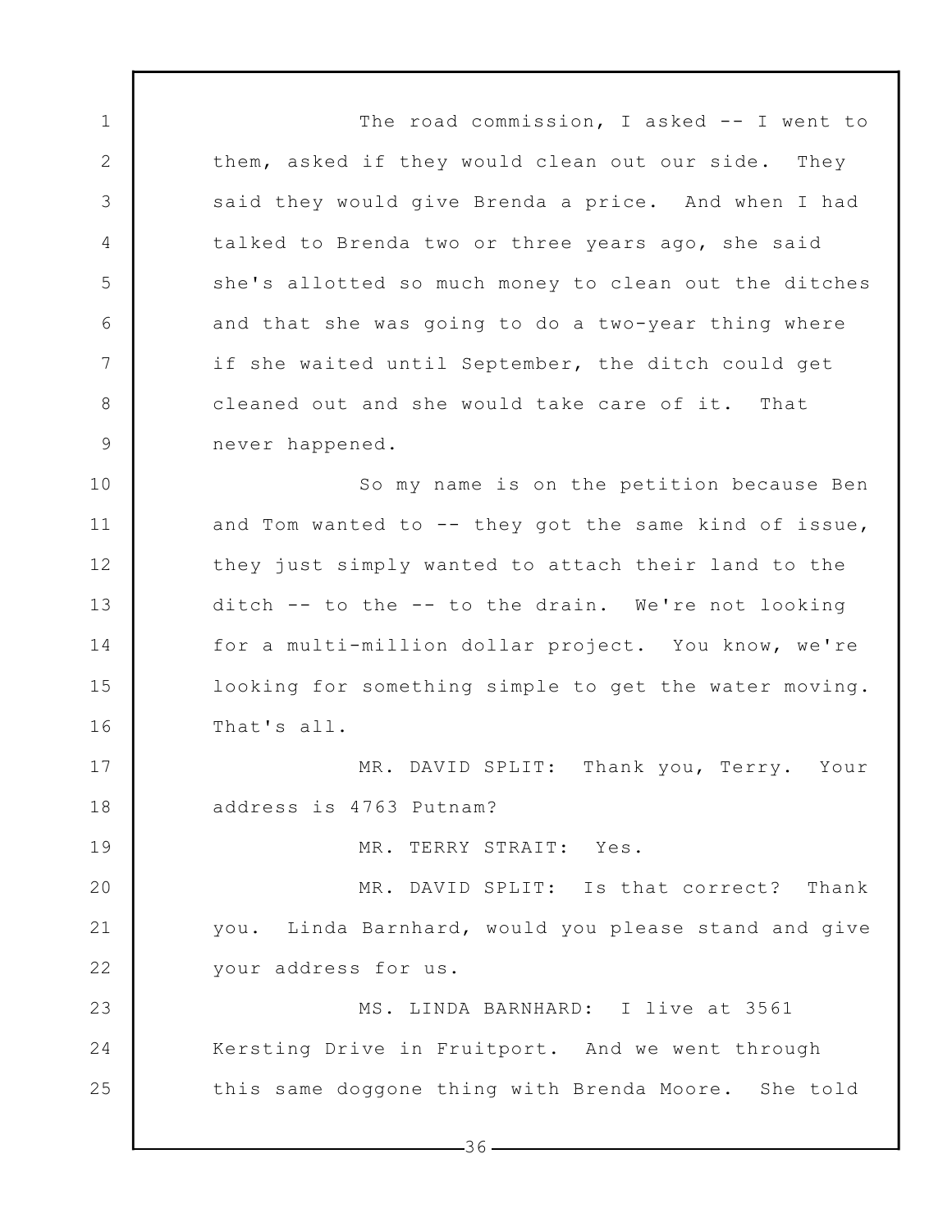The road commission, I asked -- I went to them, asked if they would clean out our side. They said they would give Brenda a price. And when I had talked to Brenda two or three years ago, she said she's allotted so much money to clean out the ditches and that she was going to do a two-year thing where if she waited until September, the ditch could get cleaned out and she would take care of it. That never happened.

So my name is on the petition because Ben and Tom wanted to -- they got the same kind of issue, they just simply wanted to attach their land to the ditch -- to the -- to the drain. We're not looking for a multi-million dollar project. You know, we're looking for something simple to get the water moving. That's all.

MR. DAVID SPLIT: Thank you, Terry. Your address is 4763 Putnam?

MR. TERRY STRAIT: Yes.

MR. DAVID SPLIT: Is that correct? Thank you. Linda Barnhard, would you please stand and give your address for us.

MS. LINDA BARNHARD: I live at 3561 Kersting Drive in Fruitport. And we went through this same doggone thing with Brenda Moore. She told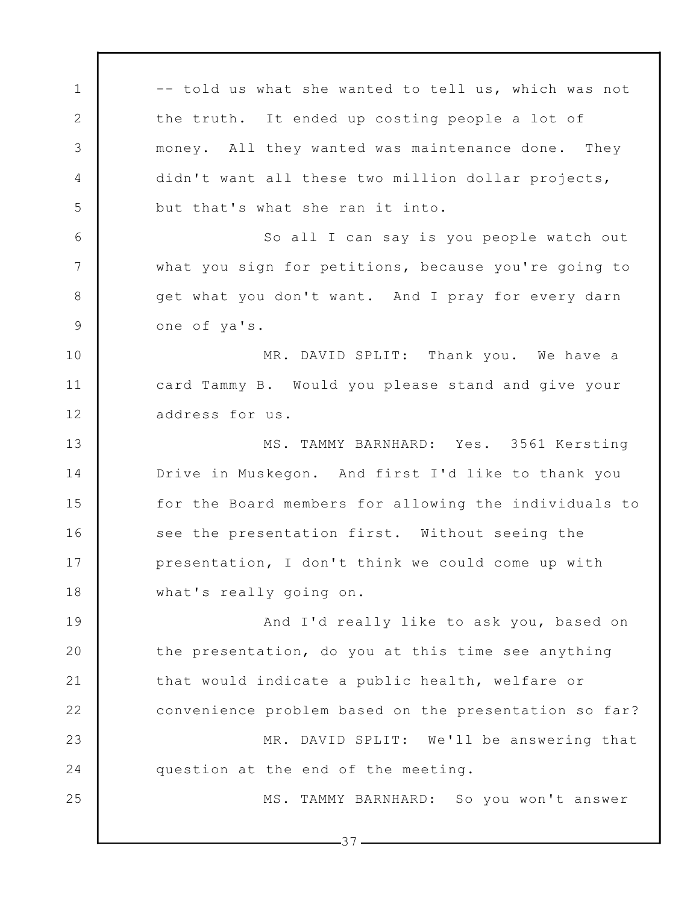-- told us what she wanted to tell us, which was not the truth. It ended up costing people a lot of money. All they wanted was maintenance done. They didn't want all these two million dollar projects, but that's what she ran it into.

So all I can say is you people watch out what you sign for petitions, because you're going to get what you don't want. And I pray for every darn one of ya's.

MR. DAVID SPLIT: Thank you. We have a card Tammy B. Would you please stand and give your address for us.

MS. TAMMY BARNHARD: Yes. 3561 Kersting Drive in Muskegon. And first I'd like to thank you for the Board members for allowing the individuals to see the presentation first. Without seeing the presentation, I don't think we could come up with what's really going on.

And I'd really like to ask you, based on the presentation, do you at this time see anything that would indicate a public health, welfare or convenience problem based on the presentation so far?

MR. DAVID SPLIT: We'll be answering that question at the end of the meeting.

MS. TAMMY BARNHARD: So you won't answer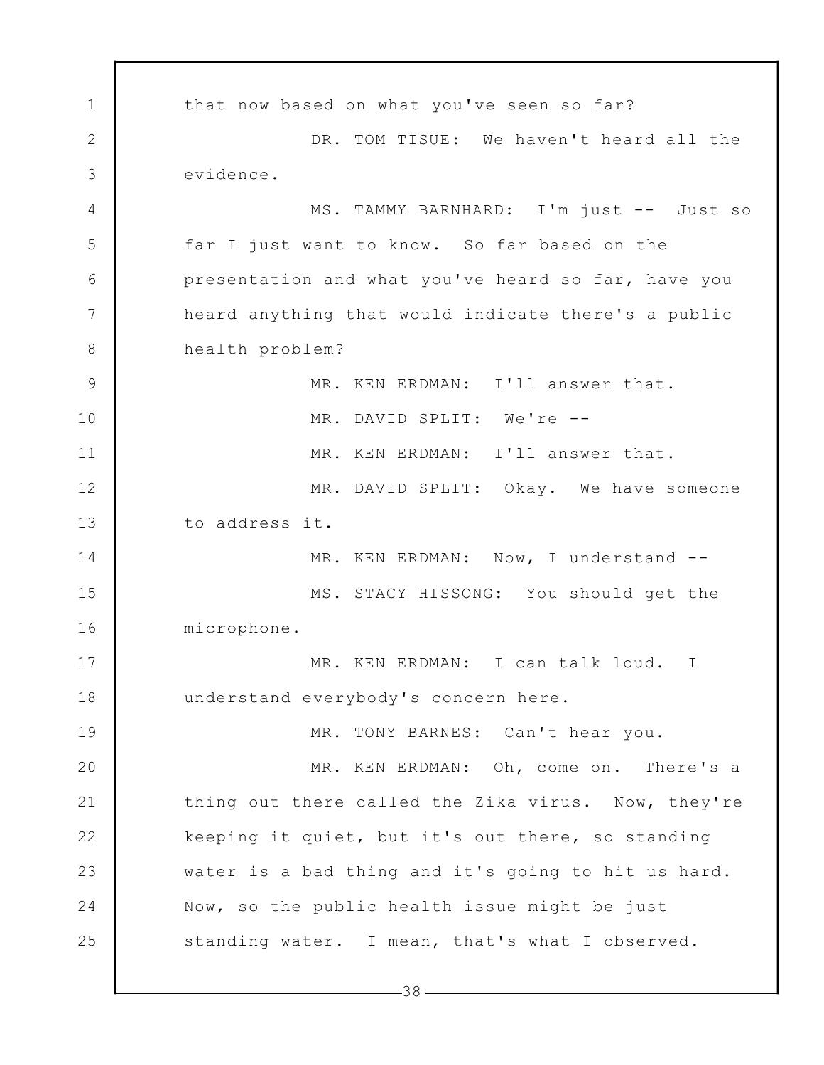that now based on what you've seen so far?

DR. TOM TISUE: We haven't heard all the evidence.

MS. TAMMY BARNHARD: I'm just -- Just so far I just want to know. So far based on the presentation and what you've heard so far, have you heard anything that would indicate there's a public health problem?

MR. KEN ERDMAN: I'll answer that.

MR. DAVID SPLIT: We're --

MR. KEN ERDMAN: I'll answer that.

MR. DAVID SPLIT: Okay. We have someone to address it.

MR. KEN ERDMAN: Now, I understand --

MS. STACY HISSONG: You should get the microphone.

MR. KEN ERDMAN: I can talk loud. I understand everybody's concern here.

MR. TONY BARNES: Can't hear you.

MR. KEN ERDMAN: Oh, come on. There's a thing out there called the Zika virus. Now, they're keeping it quiet, but it's out there, so standing water is a bad thing and it's going to hit us hard. Now, so the public health issue might be just standing water. I mean, that's what I observed.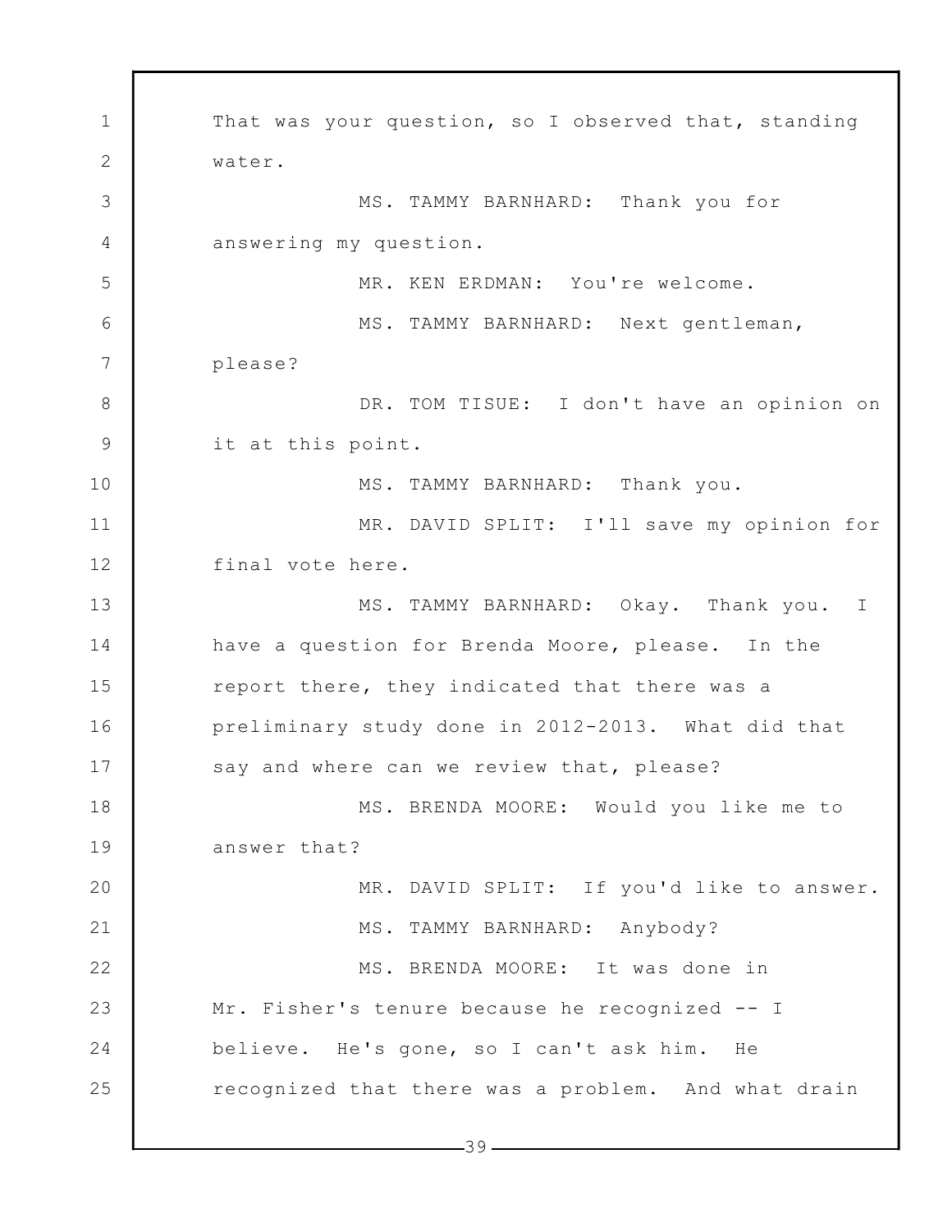That was your question, so I observed that, standing water.

MS. TAMMY BARNHARD: Thank you for answering my question.

MR. KEN ERDMAN: You're welcome.

MS. TAMMY BARNHARD: Next gentleman, please?

DR. TOM TISUE: I don't have an opinion on it at this point.

MS. TAMMY BARNHARD: Thank you.

MR. DAVID SPLIT: I'll save my opinion for final vote here.

MS. TAMMY BARNHARD: Okay. Thank you. I have a question for Brenda Moore, please. In the report there, they indicated that there was a preliminary study done in 2012-2013. What did that say and where can we review that, please?

MS. BRENDA MOORE: Would you like me to answer that?

MR. DAVID SPLIT: If you'd like to answer.

MS. TAMMY BARNHARD: Anybody?

MS. BRENDA MOORE: It was done in Mr. Fisher's tenure because he recognized -- I believe. He's gone, so I can't ask him. He recognized that there was a problem. And what drain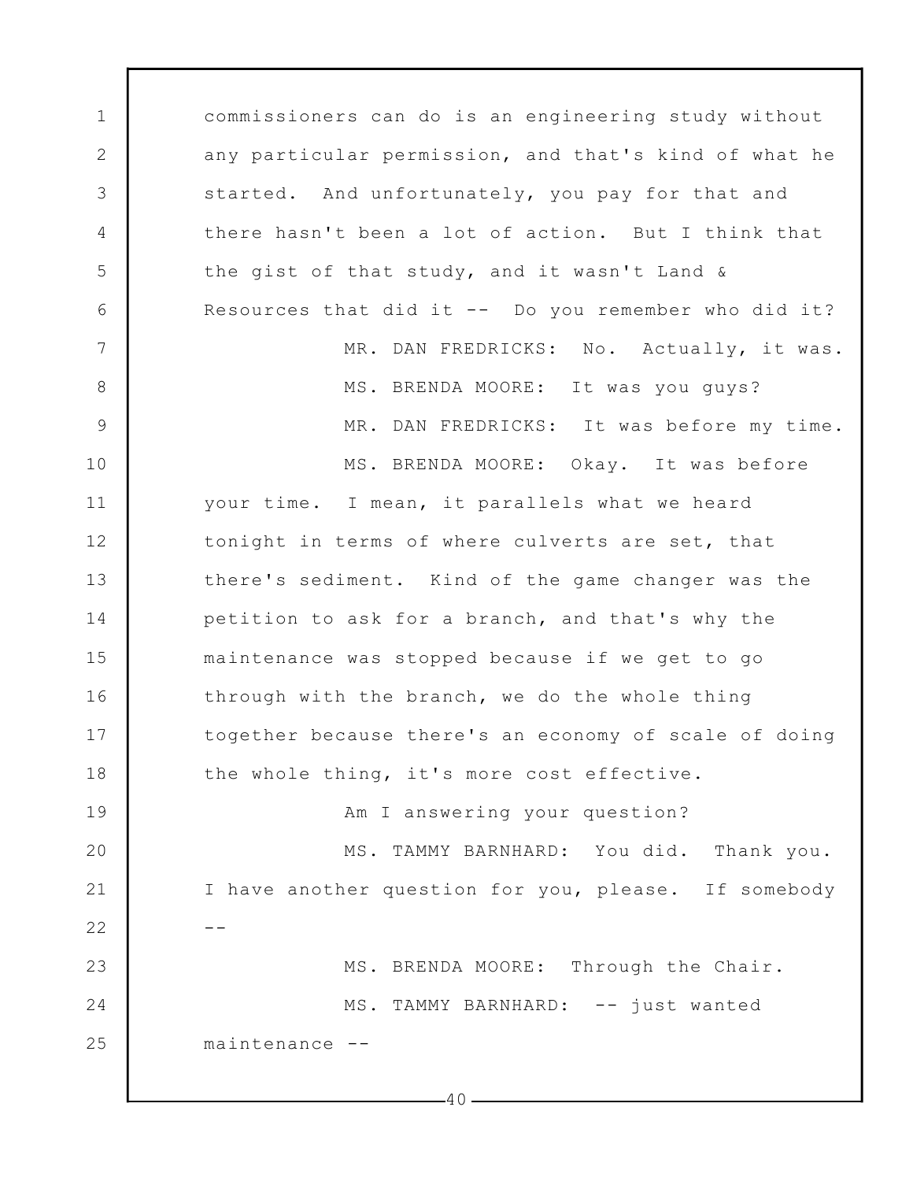commissioners can do is an engineering study without any particular permission, and that's kind of what he started. And unfortunately, you pay for that and there hasn't been a lot of action. But I think that the gist of that study, and it wasn't Land & Resources that did it -- Do you remember who did it?

MR. DAN FREDRICKS: No. Actually, it was.

MS. BRENDA MOORE: It was you guys?

MR. DAN FREDRICKS: It was before my time.

MS. BRENDA MOORE: Okay. It was before your time. I mean, it parallels what we heard tonight in terms of where culverts are set, that there's sediment. Kind of the game changer was the petition to ask for a branch, and that's why the maintenance was stopped because if we get to go through with the branch, we do the whole thing together because there's an economy of scale of doing the whole thing, it's more cost effective.

Am I answering your question?

MS. TAMMY BARNHARD: You did. Thank you. I have another question for you, please. If somebody --

MS. BRENDA MOORE: Through the Chair.

MS. TAMMY BARNHARD: -- just wanted maintenance --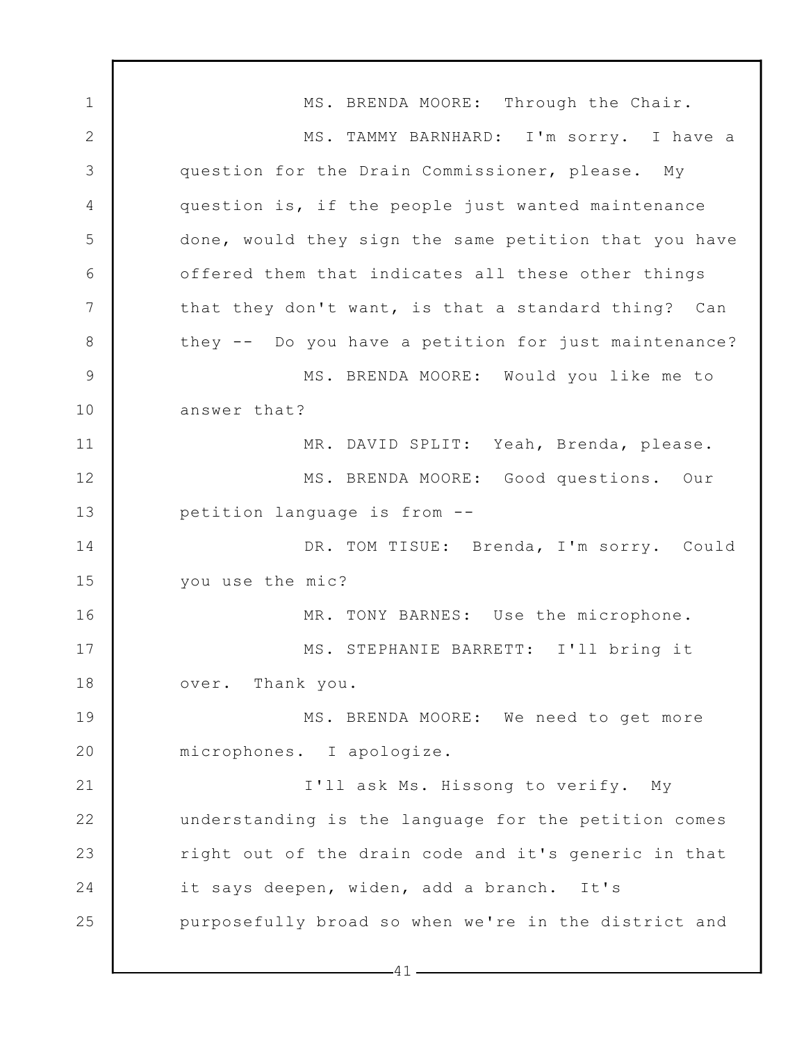MS. BRENDA MOORE: Through the Chair.

MS. TAMMY BARNHARD: I'm sorry. I have a question for the Drain Commissioner, please. My question is, if the people just wanted maintenance done, would they sign the same petition that you have offered them that indicates all these other things that they don't want, is that a standard thing? Can they -- Do you have a petition for just maintenance?

MS. BRENDA MOORE: Would you like me to answer that?

MR. DAVID SPLIT: Yeah, Brenda, please.

MS. BRENDA MOORE: Good questions. Our petition language is from --

DR. TOM TISUE: Brenda, I'm sorry. Could you use the mic?

MR. TONY BARNES: Use the microphone.

MS. STEPHANIE BARRETT: I'll bring it over. Thank you.

MS. BRENDA MOORE: We need to get more microphones. I apologize.

I'll ask Ms. Hissong to verify. My understanding is the language for the petition comes right out of the drain code and it's generic in that it says deepen, widen, add a branch. It's purposefully broad so when we're in the district and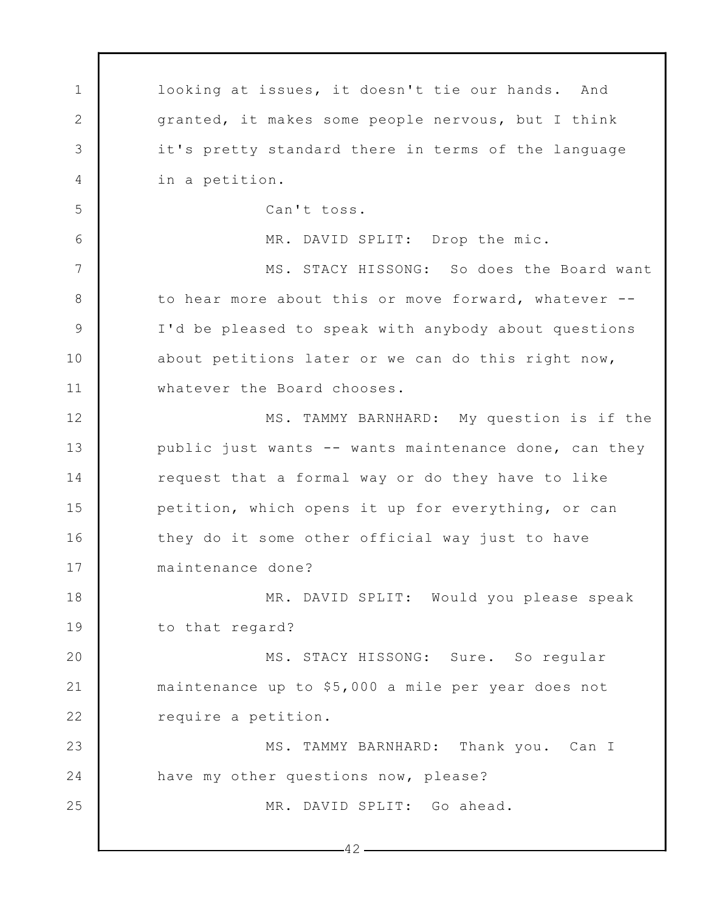looking at issues, it doesn't tie our hands. And granted, it makes some people nervous, but I think it's pretty standard there in terms of the language in a petition.

Can't toss.

MR. DAVID SPLIT: Drop the mic.

MS. STACY HISSONG: So does the Board want to hear more about this or move forward, whatever -- I'd be pleased to speak with anybody about questions about petitions later or we can do this right now, whatever the Board chooses.

MS. TAMMY BARNHARD: My question is if the public just wants -- wants maintenance done, can they request that a formal way or do they have to like petition, which opens it up for everything, or can they do it some other official way just to have maintenance done?

MR. DAVID SPLIT: Would you please speak to that regard?

MS. STACY HISSONG: Sure. So regular maintenance up to $5,000 a mile per year does not require a petition.

MS. TAMMY BARNHARD: Thank you. Can I have my other questions now, please?

MR. DAVID SPLIT: Go ahead.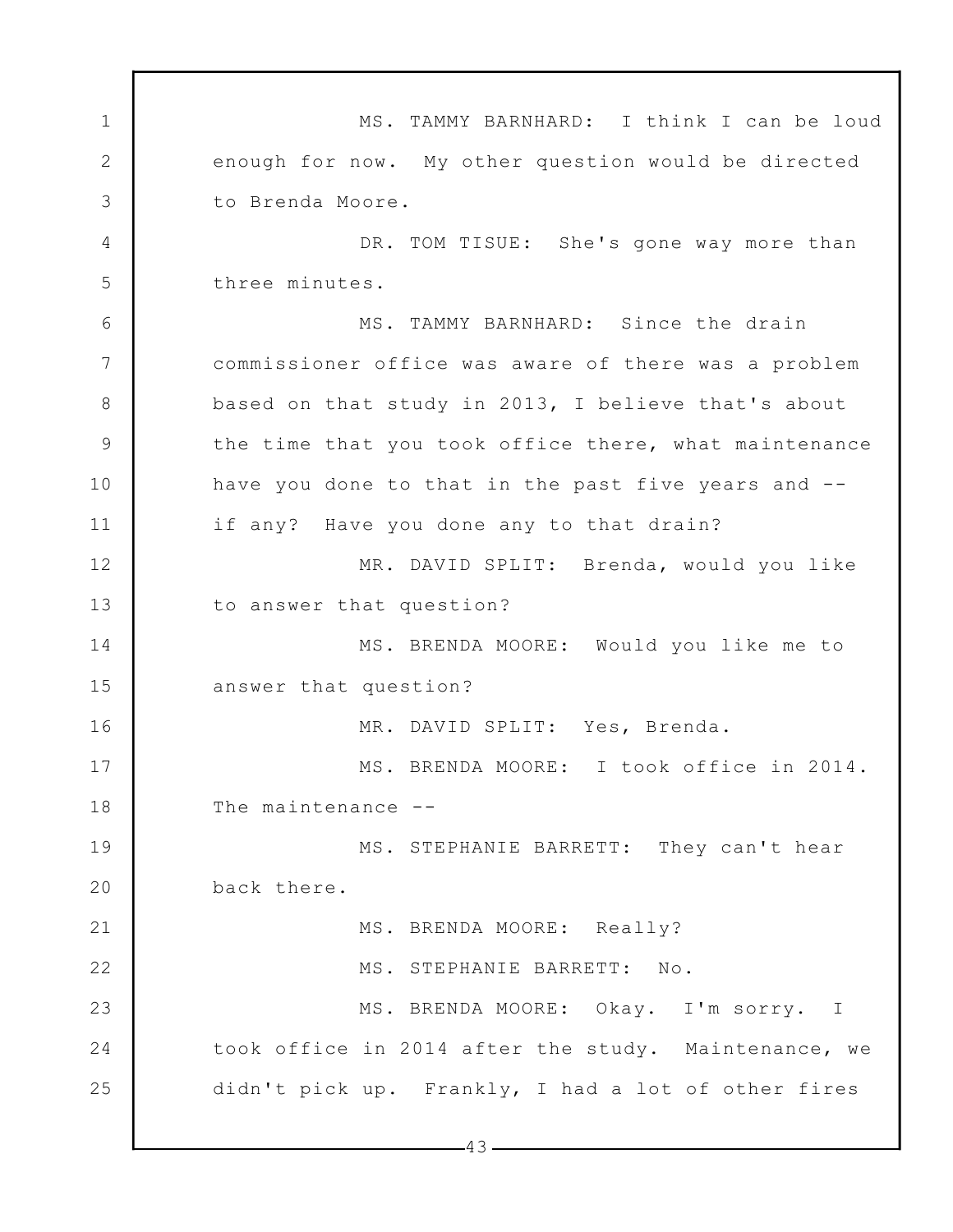MS. TAMMY BARNHARD: I think I can be loud enough for now. My other question would be directed to Brenda Moore.

DR. TOM TISUE: She's gone way more than three minutes.

MS. TAMMY BARNHARD: Since the drain commissioner office was aware of there was a problem based on that study in 2013, I believe that's about the time that you took office there, what maintenance have you done to that in the past five years and -- if any? Have you done any to that drain?

MR. DAVID SPLIT: Brenda, would you like to answer that question?

MS. BRENDA MOORE: Would you like me to answer that question?

MR. DAVID SPLIT: Yes, Brenda.

MS. BRENDA MOORE: I took office in 2014. The maintenance --

MS. STEPHANIE BARRETT: They can't hear back there.

MS. BRENDA MOORE: Really?

MS. STEPHANIE BARRETT: No.

MS. BRENDA MOORE: Okay. I'm sorry. I took office in 2014 after the study. Maintenance, we didn't pick up. Frankly, I had a lot of other fires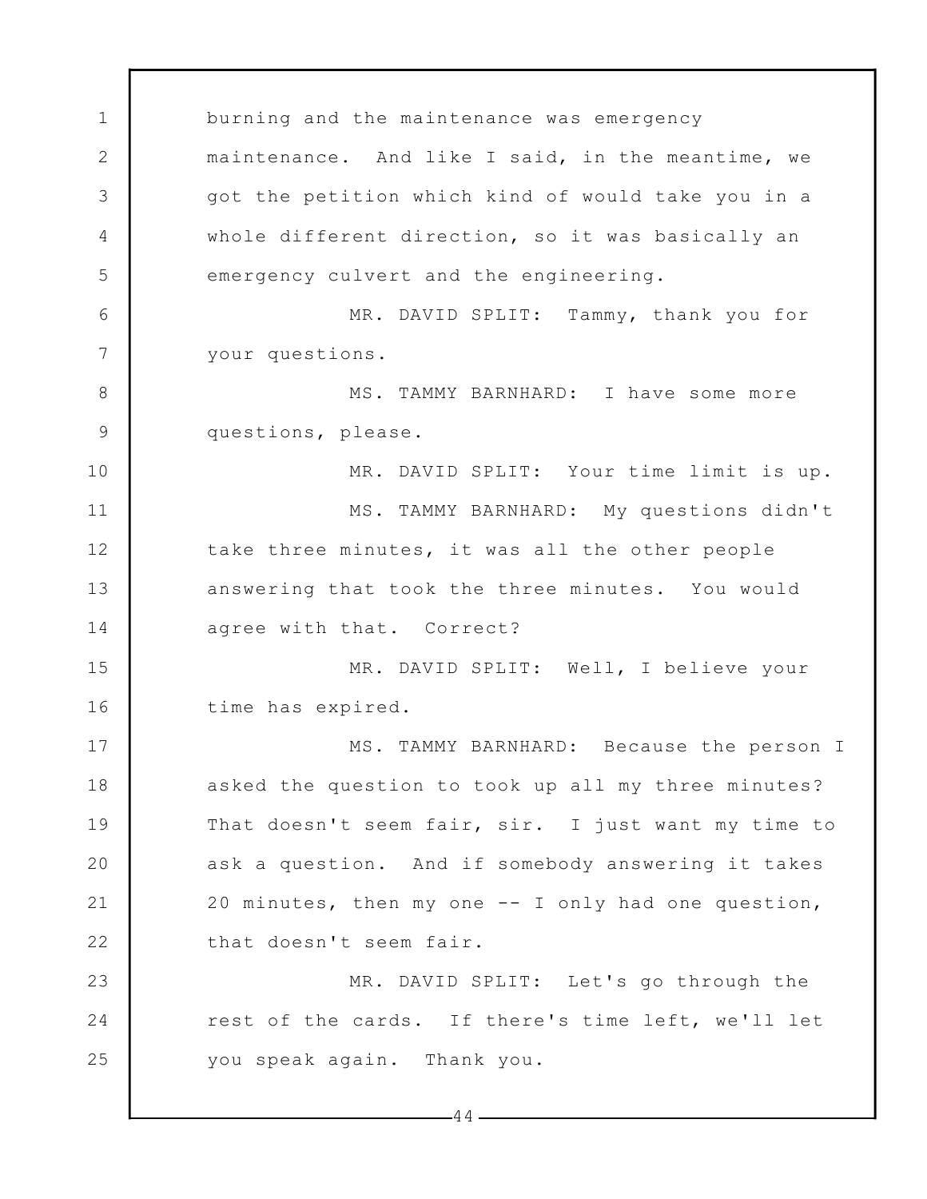burning and the maintenance was emergency maintenance. And like I said, in the meantime, we got the petition which kind of would take you in a whole different direction, so it was basically an emergency culvert and the engineering.

MR. DAVID SPLIT: Tammy, thank you for your questions.

MS. TAMMY BARNHARD: I have some more questions, please.

MR. DAVID SPLIT: Your time limit is up.

MS. TAMMY BARNHARD: My questions didn't take three minutes, it was all the other people answering that took the three minutes. You would agree with that. Correct?

MR. DAVID SPLIT: Well, I believe your time has expired.

MS. TAMMY BARNHARD: Because the person I asked the question to took up all my three minutes? That doesn't seem fair, sir. I just want my time to ask a question. And if somebody answering it takes 20 minutes, then my one -- I only had one question, that doesn't seem fair.

MR. DAVID SPLIT: Let's go through the rest of the cards. If there's time left, we'll let you speak again. Thank you.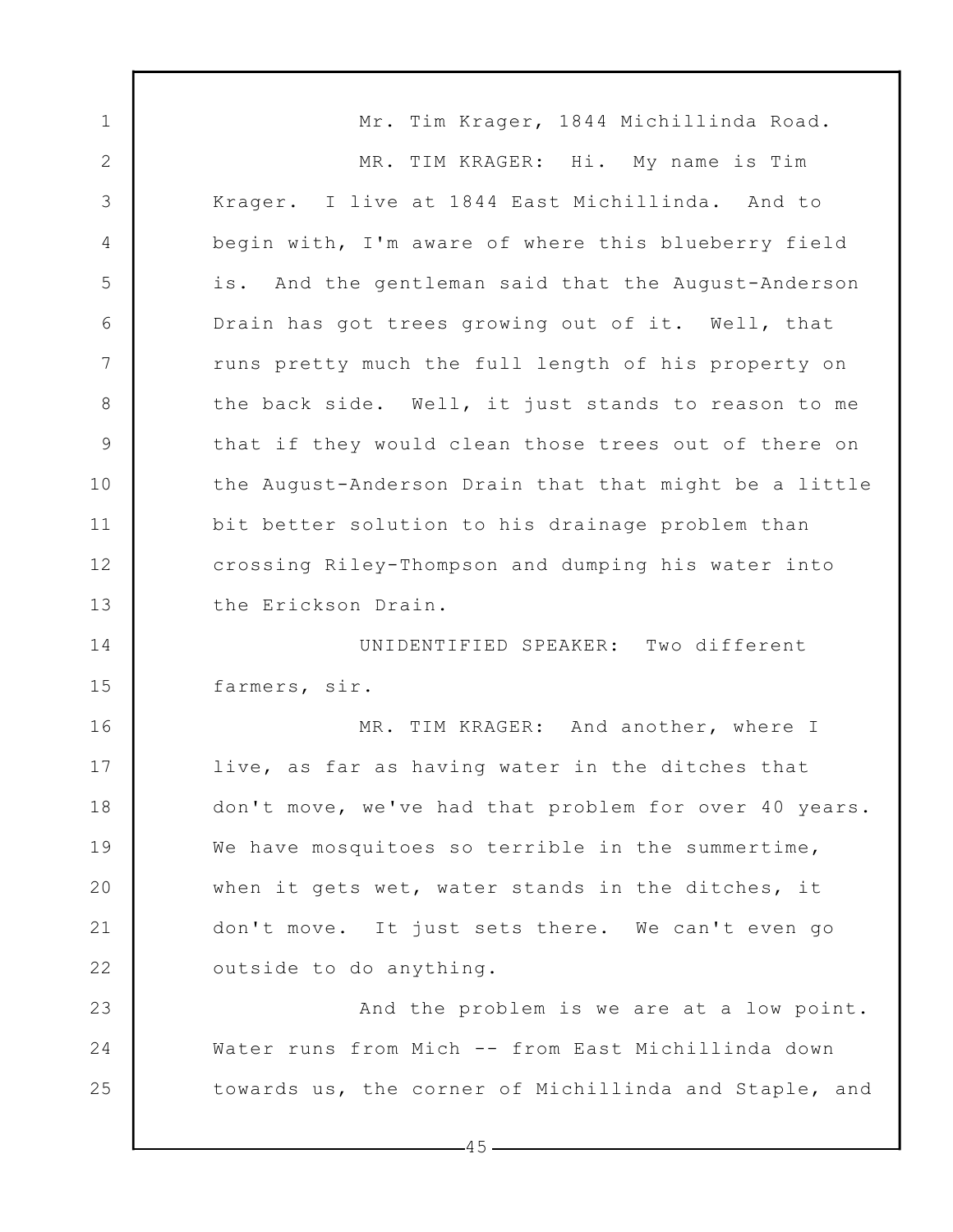Mr. Tim Krager, 1844 Michillinda Road.

MR. TIM KRAGER: Hi. My name is Tim Krager. I live at 1844 East Michillinda. And to begin with, I'm aware of where this blueberry field is. And the gentleman said that the August-Anderson Drain has got trees growing out of it. Well, that runs pretty much the full length of his property on the back side. Well, it just stands to reason to me that if they would clean those trees out of there on the August-Anderson Drain that that might be a little bit better solution to his drainage problem than crossing Riley-Thompson and dumping his water into the Erickson Drain.

UNIDENTIFIED SPEAKER: Two different farmers, sir.

MR. TIM KRAGER: And another, where I live, as far as having water in the ditches that don't move, we've had that problem for over 40 years. We have mosquitoes so terrible in the summertime, when it gets wet, water stands in the ditches, it don't move. It just sets there. We can't even go outside to do anything.

And the problem is we are at a low point. Water runs from Mich -- from East Michillinda down towards us, the corner of Michillinda and Staple, and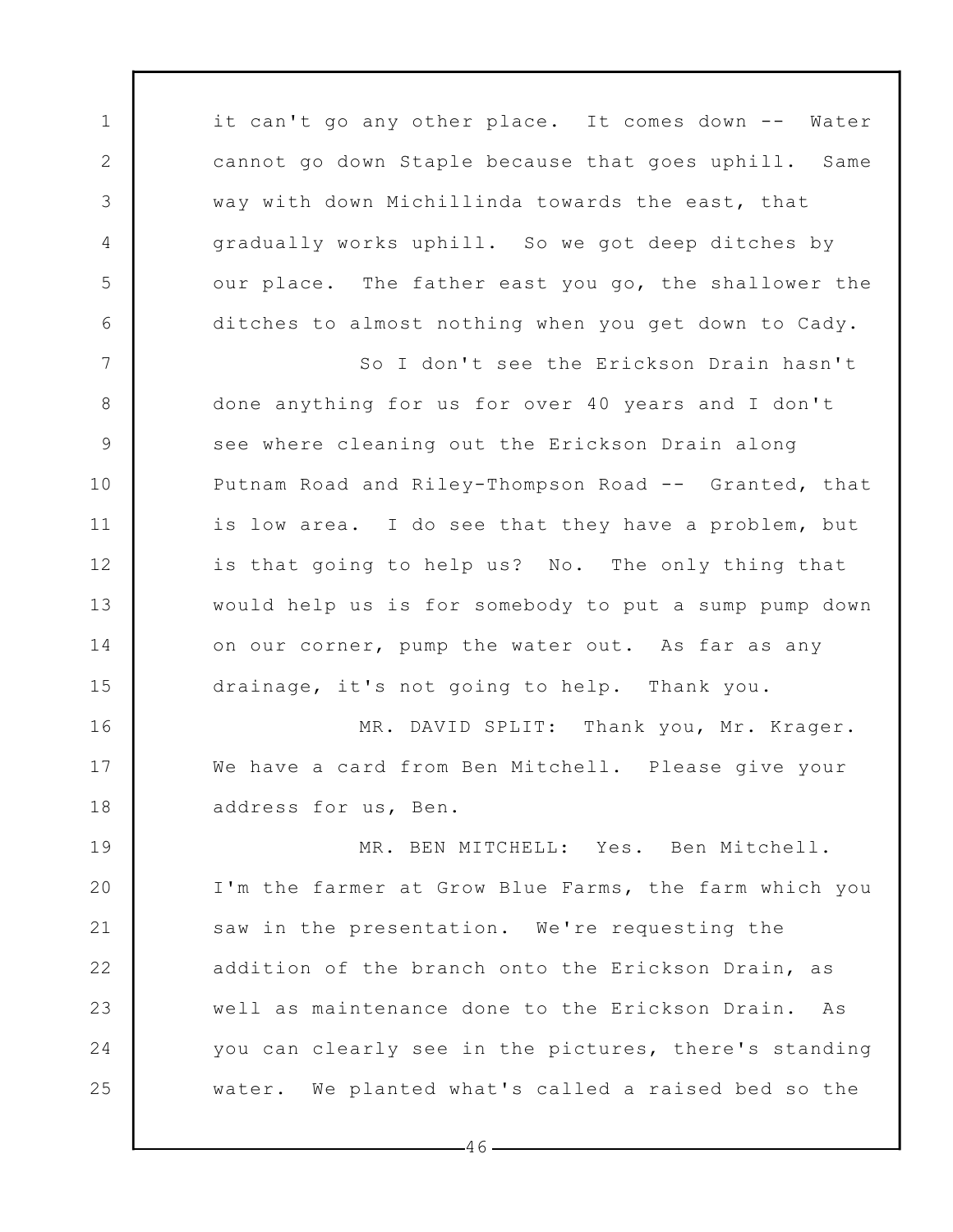it can't go any other place. It comes down -- Water cannot go down Staple because that goes uphill. Same way with down Michillinda towards the east, that gradually works uphill. So we got deep ditches by our place. The father east you go, the shallower the ditches to almost nothing when you get down to Cady.

So I don't see the Erickson Drain hasn't done anything for us for over 40 years and I don't see where cleaning out the Erickson Drain along Putnam Road and Riley-Thompson Road -- Granted, that is low area. I do see that they have a problem, but is that going to help us? No. The only thing that would help us is for somebody to put a sump pump down on our corner, pump the water out. As far as any drainage, it's not going to help. Thank you.

MR. DAVID SPLIT: Thank you, Mr. Krager. We have a card from Ben Mitchell. Please give your address for us, Ben.

MR. BEN MITCHELL: Yes. Ben Mitchell. I'm the farmer at Grow Blue Farms, the farm which you saw in the presentation. We're requesting the addition of the branch onto the Erickson Drain, as well as maintenance done to the Erickson Drain. As you can clearly see in the pictures, there's standing water. We planted what's called a raised bed so the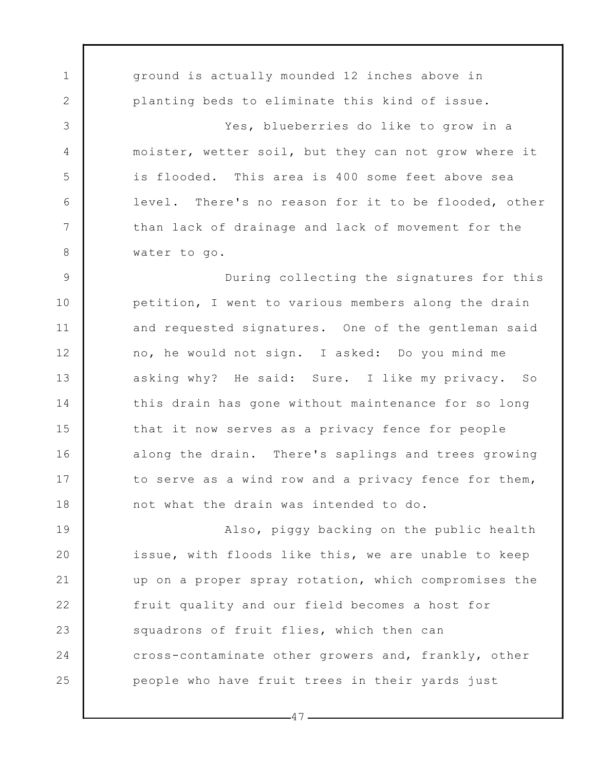ground is actually mounded 12 inches above in planting beds to eliminate this kind of issue.

Yes, blueberries do like to grow in a moister, wetter soil, but they can not grow where it is flooded. This area is 400 some feet above sea level. There's no reason for it to be flooded, other than lack of drainage and lack of movement for the water to go.

During collecting the signatures for this petition, I went to various members along the drain and requested signatures. One of the gentleman said no, he would not sign. I asked: Do you mind me asking why? He said: Sure. I like my privacy. So this drain has gone without maintenance for so long that it now serves as a privacy fence for people along the drain. There's saplings and trees growing to serve as a wind row and a privacy fence for them, not what the drain was intended to do.

Also, piggy backing on the public health issue, with floods like this, we are unable to keep up on a proper spray rotation, which compromises the fruit quality and our field becomes a host for squadrons of fruit flies, which then can cross-contaminate other growers and, frankly, other people who have fruit trees in their yards just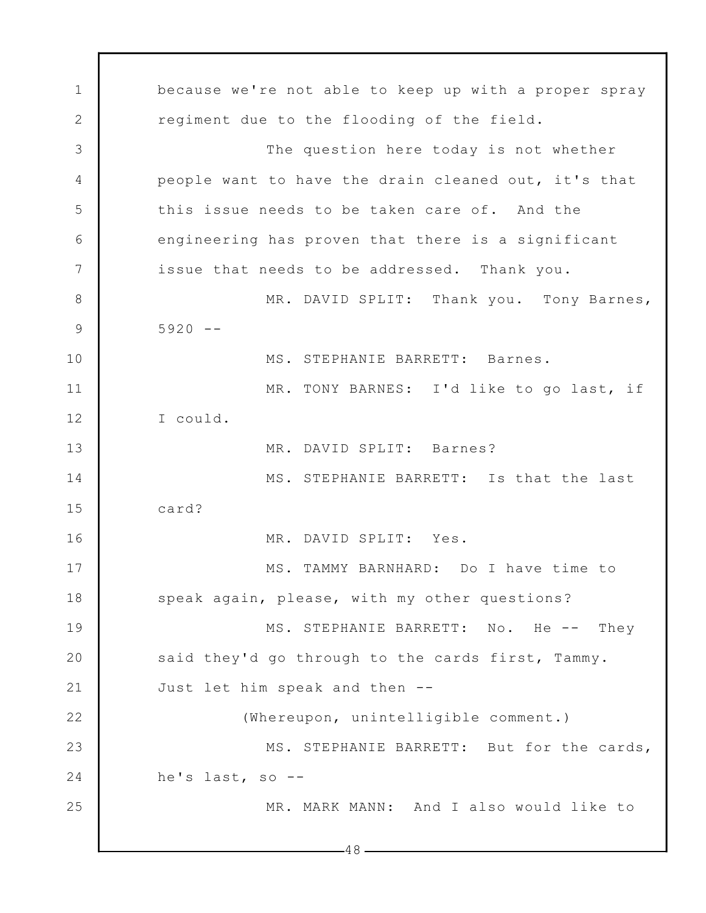because we're not able to keep up with a proper spray regiment due to the flooding of the field.

The question here today is not whether people want to have the drain cleaned out, it's that this issue needs to be taken care of. And the engineering has proven that there is a significant issue that needs to be addressed. Thank you.

MR. DAVID SPLIT: Thank you. Tony Barnes, 5920 --

MS. STEPHANIE BARRETT: Barnes.

MR. TONY BARNES: I'd like to go last, if I could.

MR. DAVID SPLIT: Barnes?

MS. STEPHANIE BARRETT: Is that the last card?

MR. DAVID SPLIT: Yes.

MS. TAMMY BARNHARD: Do I have time to speak again, please, with my other questions?

MS. STEPHANIE BARRETT: No. He -- They said they'd go through to the cards first, Tammy. Just let him speak and then --

(Whereupon, unintelligible comment.)

MS. STEPHANIE BARRETT: But for the cards, he's last, so --

MR. MARK MANN: And I also would like to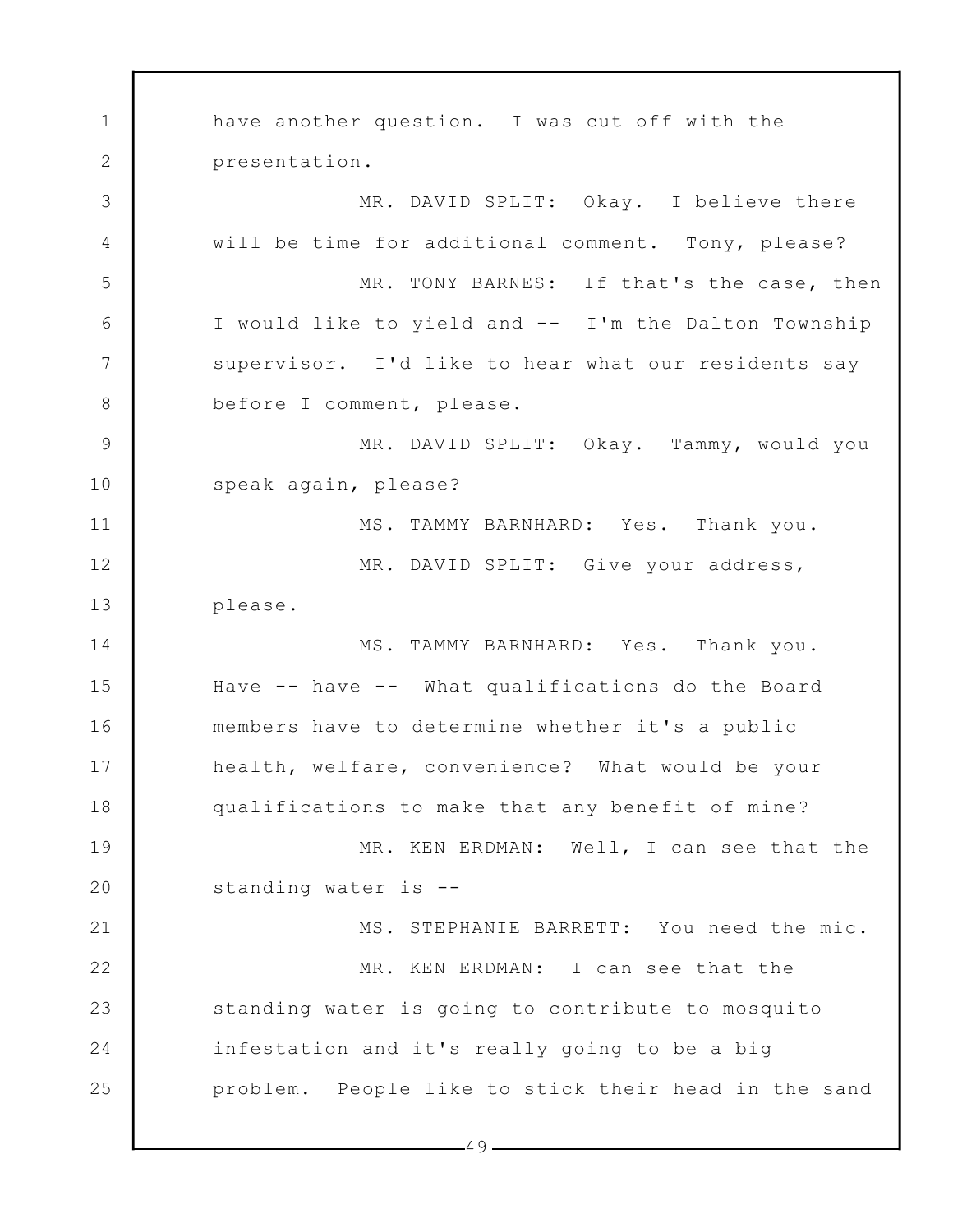have another question. I was cut off with the presentation.

MR. DAVID SPLIT: Okay. I believe there will be time for additional comment. Tony, please?

MR. TONY BARNES: If that's the case, then I would like to yield and -- I'm the Dalton Township supervisor. I'd like to hear what our residents say before I comment, please.

MR. DAVID SPLIT: Okay. Tammy, would you speak again, please?

MS. TAMMY BARNHARD: Yes. Thank you.

MR. DAVID SPLIT: Give your address, please.

MS. TAMMY BARNHARD: Yes. Thank you. Have -- have -- What qualifications do the Board members have to determine whether it's a public health, welfare, convenience? What would be your qualifications to make that any benefit of mine?

MR. KEN ERDMAN: Well, I can see that the standing water is --

MS. STEPHANIE BARRETT: You need the mic.

MR. KEN ERDMAN: I can see that the standing water is going to contribute to mosquito infestation and it's really going to be a big problem. People like to stick their head in the sand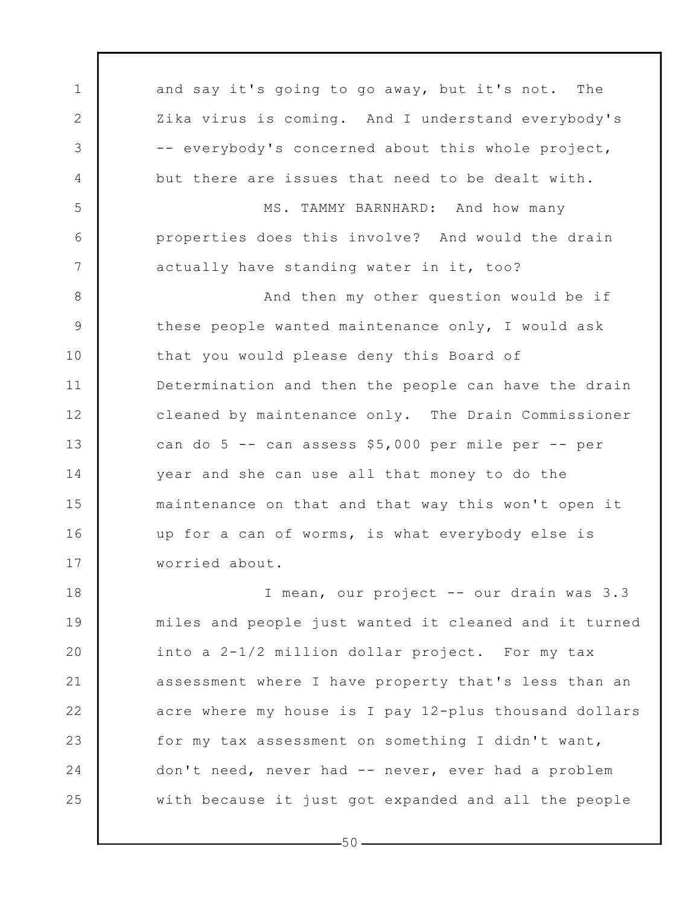and say it's going to go away, but it's not. The Zika virus is coming. And I understand everybody's -- everybody's concerned about this whole project, but there are issues that need to be dealt with.

MS. TAMMY BARNHARD: And how many properties does this involve? And would the drain actually have standing water in it, too?

And then my other question would be if these people wanted maintenance only, I would ask that you would please deny this Board of Determination and then the people can have the drain cleaned by maintenance only. The Drain Commissioner can do 5 -- can assess $5,000 per mile per -- per year and she can use all that money to do the maintenance on that and that way this won't open it up for a can of worms, is what everybody else is worried about.

I mean, our project -- our drain was 3.3 miles and people just wanted it cleaned and it turned into a 2-1/2 million dollar project. For my tax assessment where I have property that's less than an acre where my house is I pay 12-plus thousand dollars for my tax assessment on something I didn't want, don't need, never had -- never, ever had a problem with because it just got expanded and all the people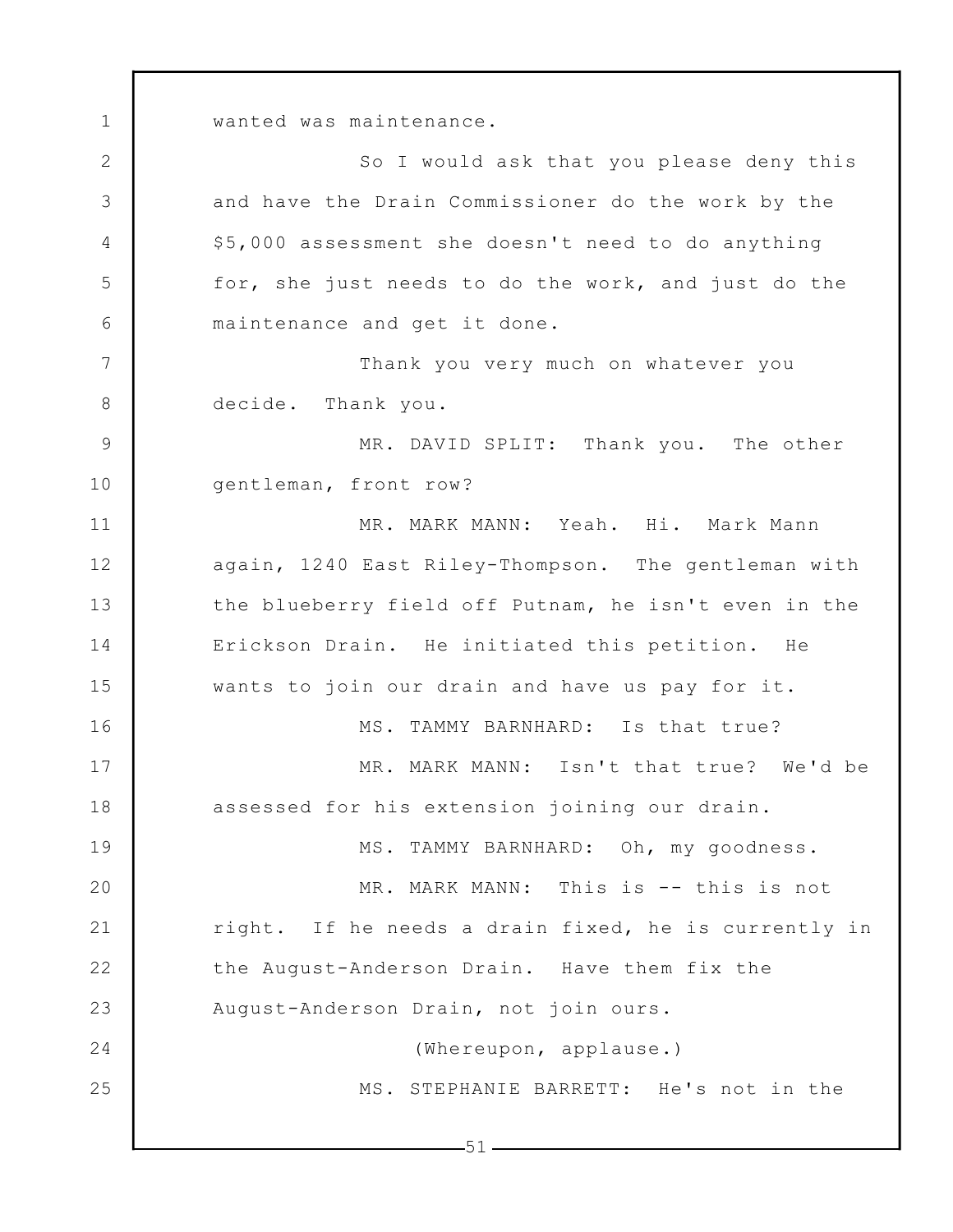wanted was maintenance.

So I would ask that you please deny this and have the Drain Commissioner do the work by the $5,000 assessment she doesn't need to do anything for, she just needs to do the work, and just do the maintenance and get it done.

Thank you very much on whatever you decide. Thank you.

MR. DAVID SPLIT: Thank you. The other gentleman, front row?

MR. MARK MANN: Yeah. Hi. Mark Mann again, 1240 East Riley-Thompson. The gentleman with the blueberry field off Putnam, he isn't even in the Erickson Drain. He initiated this petition. He wants to join our drain and have us pay for it.

MS. TAMMY BARNHARD: Is that true?

MR. MARK MANN: Isn't that true? We'd be assessed for his extension joining our drain.

MS. TAMMY BARNHARD: Oh, my goodness.

MR. MARK MANN: This is -- this is not right. If he needs a drain fixed, he is currently in the August-Anderson Drain. Have them fix the August-Anderson Drain, not join ours.

(Whereupon, applause.)

MS. STEPHANIE BARRETT: He's not in the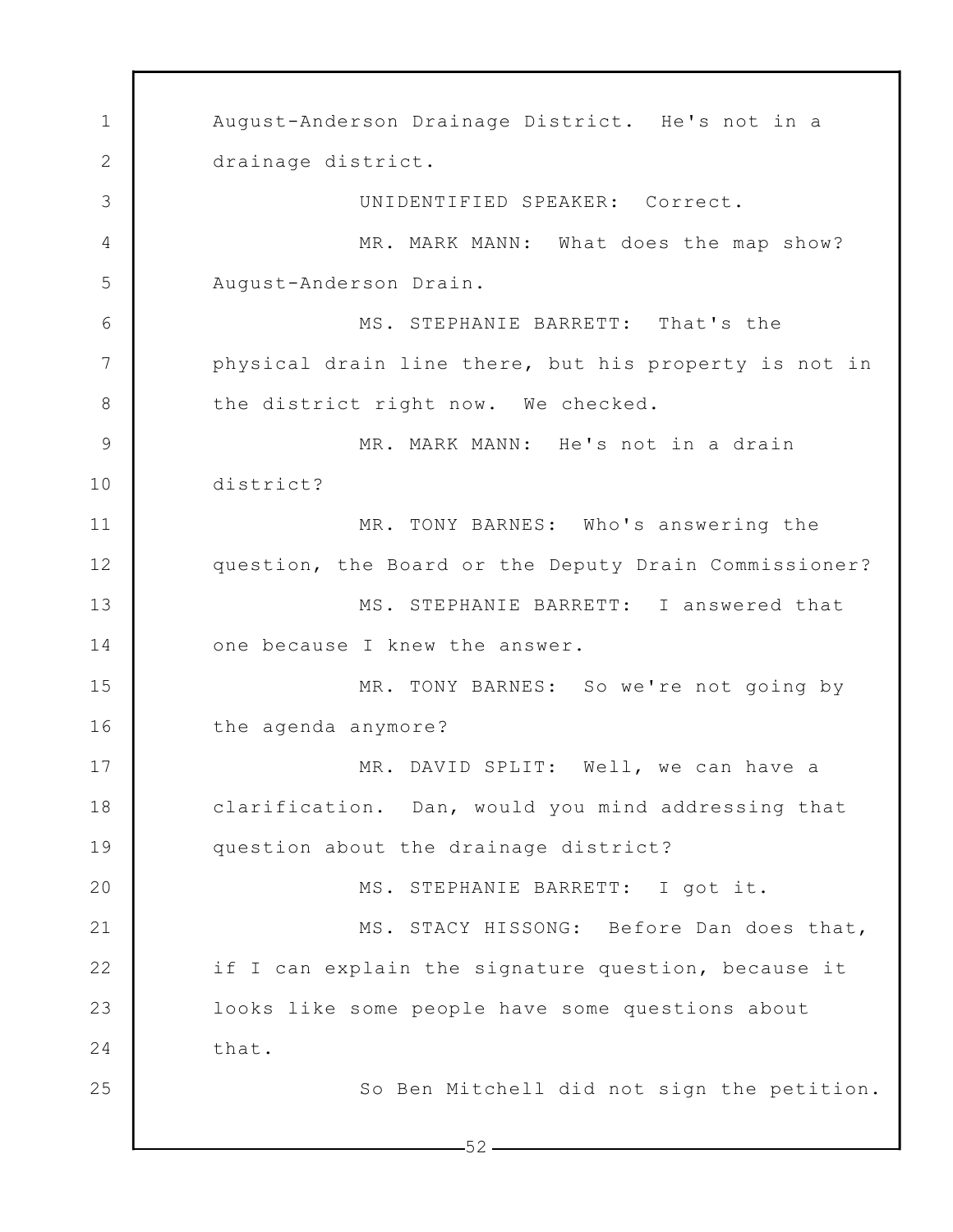August-Anderson Drainage District. He's not in a drainage district.

UNIDENTIFIED SPEAKER: Correct.

MR. MARK MANN: What does the map show? August-Anderson Drain.

MS. STEPHANIE BARRETT: That's the physical drain line there, but his property is not in the district right now. We checked.

MR. MARK MANN: He's not in a drain district?

MR. TONY BARNES: Who's answering the question, the Board or the Deputy Drain Commissioner?

MS. STEPHANIE BARRETT: I answered that one because I knew the answer.

MR. TONY BARNES: So we're not going by the agenda anymore?

MR. DAVID SPLIT: Well, we can have a clarification. Dan, would you mind addressing that question about the drainage district?

MS. STEPHANIE BARRETT: I got it.

MS. STACY HISSONG: Before Dan does that, if I can explain the signature question, because it looks like some people have some questions about that.

So Ben Mitchell did not sign the petition.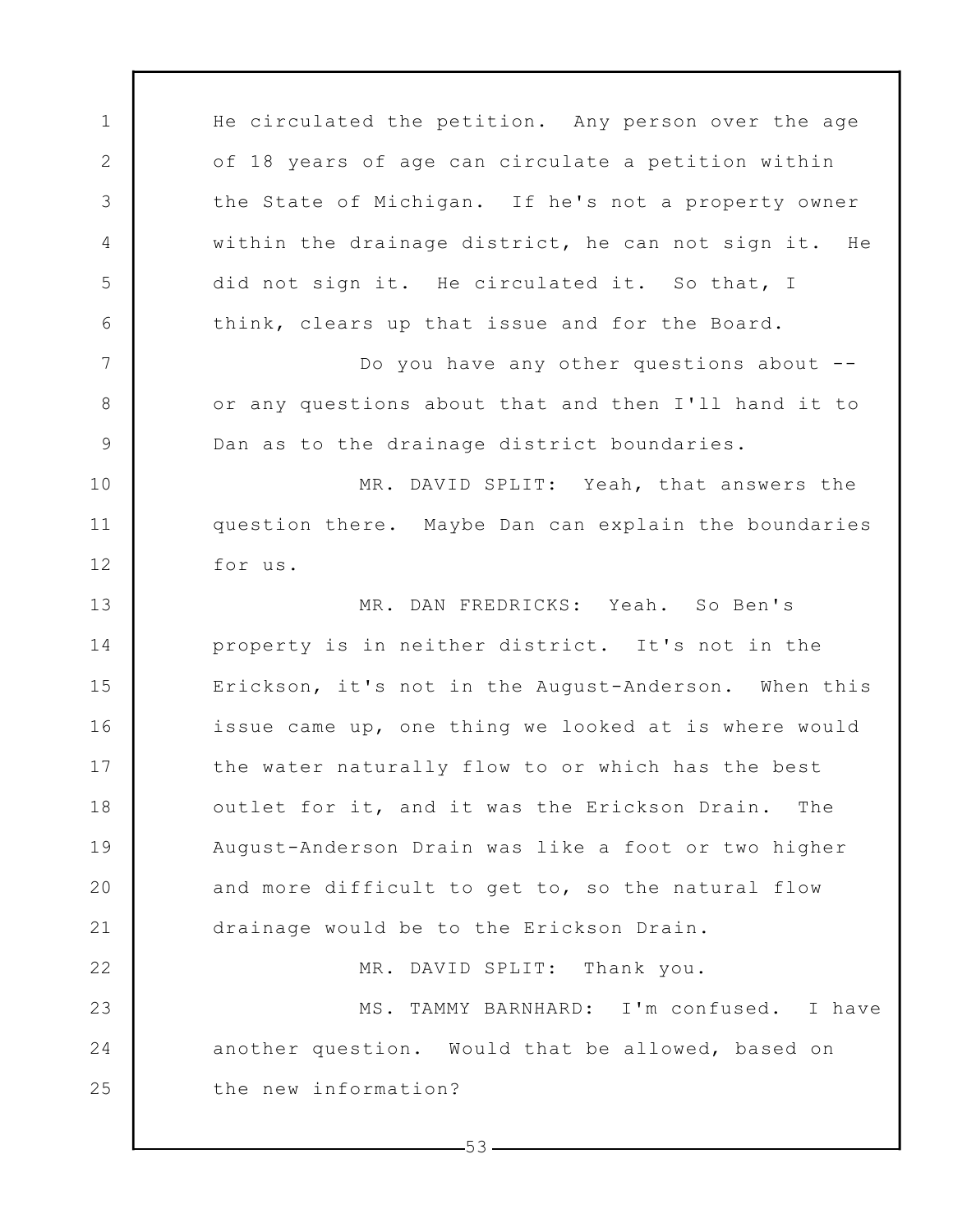He circulated the petition. Any person over the age of 18 years of age can circulate a petition within the State of Michigan. If he's not a property owner within the drainage district, he can not sign it. He did not sign it. He circulated it. So that, I think, clears up that issue and for the Board.

Do you have any other questions about -- or any questions about that and then I'll hand it to Dan as to the drainage district boundaries.

MR. DAVID SPLIT: Yeah, that answers the question there. Maybe Dan can explain the boundaries for us.

MR. DAN FREDRICKS: Yeah. So Ben's property is in neither district. It's not in the Erickson, it's not in the August-Anderson. When this issue came up, one thing we looked at is where would the water naturally flow to or which has the best outlet for it, and it was the Erickson Drain. The August-Anderson Drain was like a foot or two higher and more difficult to get to, so the natural flow drainage would be to the Erickson Drain.

MR. DAVID SPLIT: Thank you.

MS. TAMMY BARNHARD: I'm confused. I have another question. Would that be allowed, based on the new information?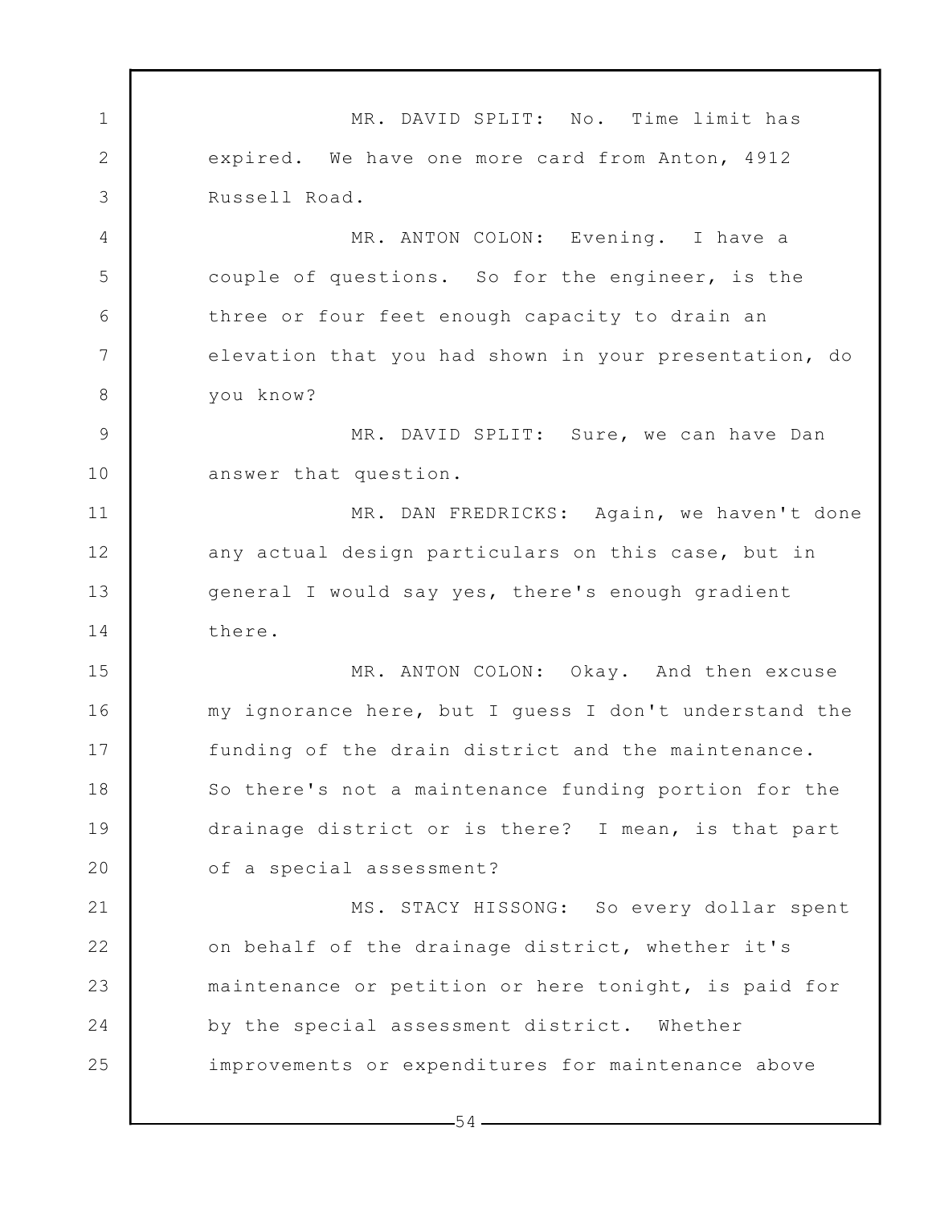MR. DAVID SPLIT: No. Time limit has expired. We have one more card from Anton, 4912 Russell Road.

MR. ANTON COLON: Evening. I have a couple of questions. So for the engineer, is the three or four feet enough capacity to drain an elevation that you had shown in your presentation, do you know?

MR. DAVID SPLIT: Sure, we can have Dan answer that question.

MR. DAN FREDRICKS: Again, we haven't done any actual design particulars on this case, but in general I would say yes, there's enough gradient there.

MR. ANTON COLON: Okay. And then excuse my ignorance here, but I guess I don't understand the funding of the drain district and the maintenance. So there's not a maintenance funding portion for the drainage district or is there? I mean, is that part of a special assessment?

MS. STACY HISSONG: So every dollar spent on behalf of the drainage district, whether it's maintenance or petition or here tonight, is paid for by the special assessment district. Whether improvements or expenditures for maintenance above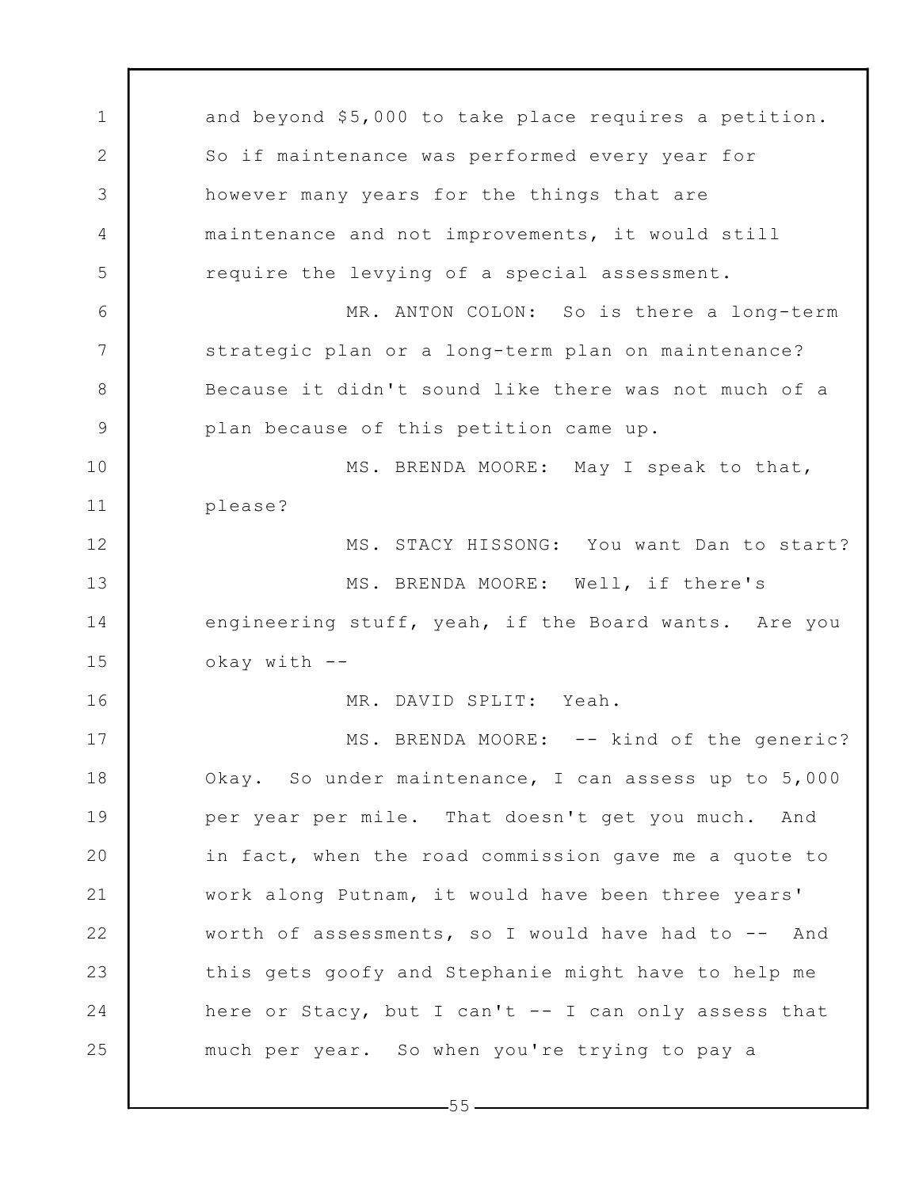and beyond $5,000 to take place requires a petition. So if maintenance was performed every year for however many years for the things that are maintenance and not improvements, it would still require the levying of a special assessment.

MR. ANTON COLON: So is there a long-term strategic plan or a long-term plan on maintenance? Because it didn't sound like there was not much of a plan because of this petition came up.

MS. BRENDA MOORE: May I speak to that, please?

MS. STACY HISSONG: You want Dan to start?

MS. BRENDA MOORE: Well, if there's engineering stuff, yeah, if the Board wants. Are you okay with --

MR. DAVID SPLIT: Yeah.

MS. BRENDA MOORE: -- kind of the generic? Okay. So under maintenance, I can assess up to 5,000 per year per mile. That doesn't get you much. And in fact, when the road commission gave me a quote to work along Putnam, it would have been three years' worth of assessments, so I would have had to -- And this gets goofy and Stephanie might have to help me here or Stacy, but I can't -- I can only assess that much per year. So when you're trying to pay a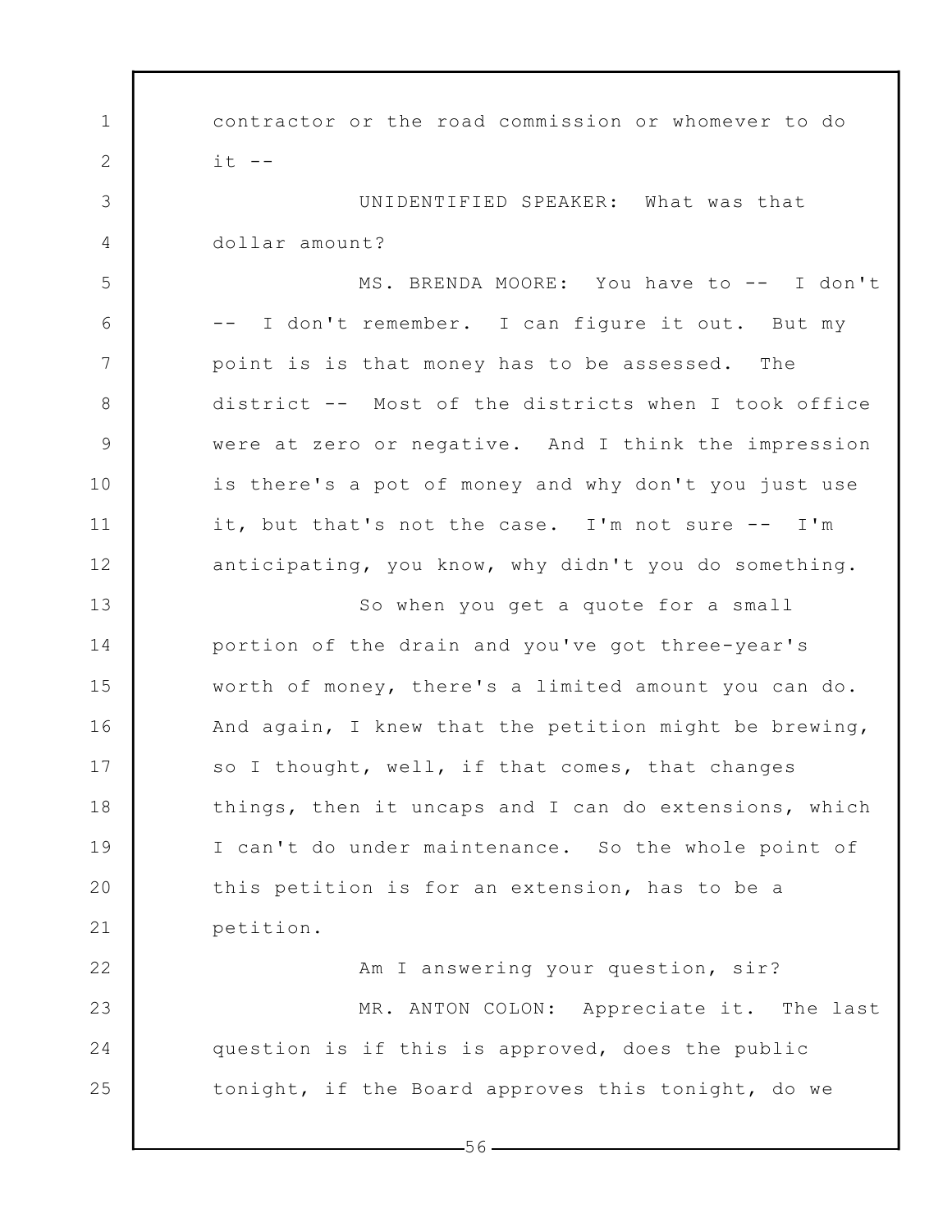contractor or the road commission or whomever to do it --

UNIDENTIFIED SPEAKER: What was that dollar amount?

MS. BRENDA MOORE: You have to -- I don't -- I don't remember. I can figure it out. But my point is is that money has to be assessed. The district -- Most of the districts when I took office were at zero or negative. And I think the impression is there's a pot of money and why don't you just use it, but that's not the case. I'm not sure -- I'm anticipating, you know, why didn't you do something.

So when you get a quote for a small portion of the drain and you've got three-year's worth of money, there's a limited amount you can do. And again, I knew that the petition might be brewing, so I thought, well, if that comes, that changes things, then it uncaps and I can do extensions, which I can't do under maintenance. So the whole point of this petition is for an extension, has to be a petition.

Am I answering your question, sir?

MR. ANTON COLON: Appreciate it. The last question is if this is approved, does the public tonight, if the Board approves this tonight, do we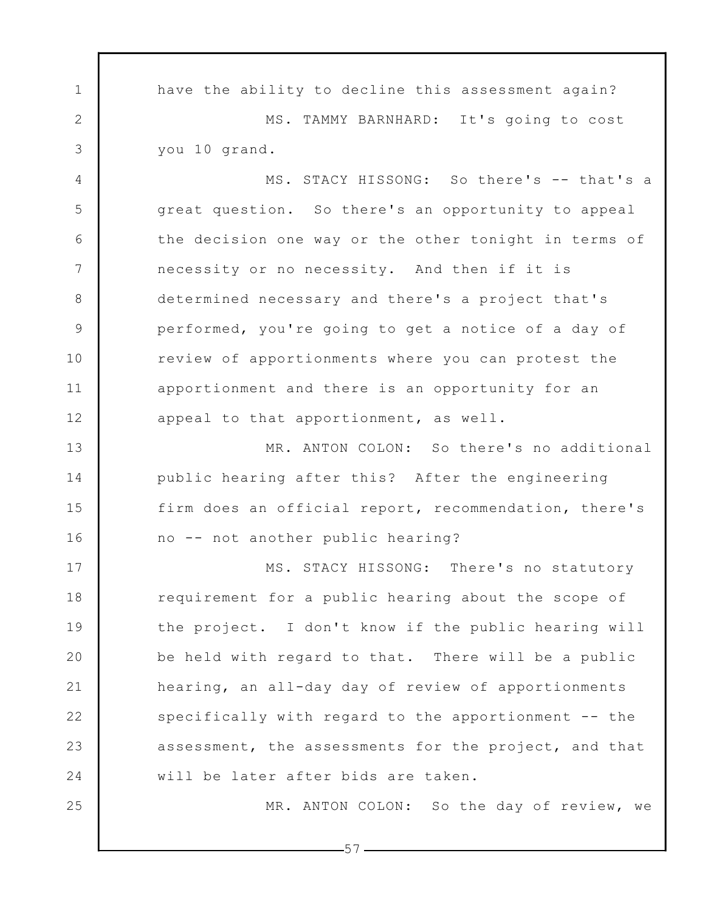have the ability to decline this assessment again?

MS. TAMMY BARNHARD: It's going to cost you 10 grand.

MS. STACY HISSONG: So there's -- that's a great question. So there's an opportunity to appeal the decision one way or the other tonight in terms of necessity or no necessity. And then if it is determined necessary and there's a project that's performed, you're going to get a notice of a day of review of apportionments where you can protest the apportionment and there is an opportunity for an appeal to that apportionment, as well.

MR. ANTON COLON: So there's no additional public hearing after this? After the engineering firm does an official report, recommendation, there's no -- not another public hearing?

MS. STACY HISSONG: There's no statutory requirement for a public hearing about the scope of the project. I don't know if the public hearing will be held with regard to that. There will be a public hearing, an all-day day of review of apportionments specifically with regard to the apportionment -- the assessment, the assessments for the project, and that will be later after bids are taken.

MR. ANTON COLON: So the day of review, we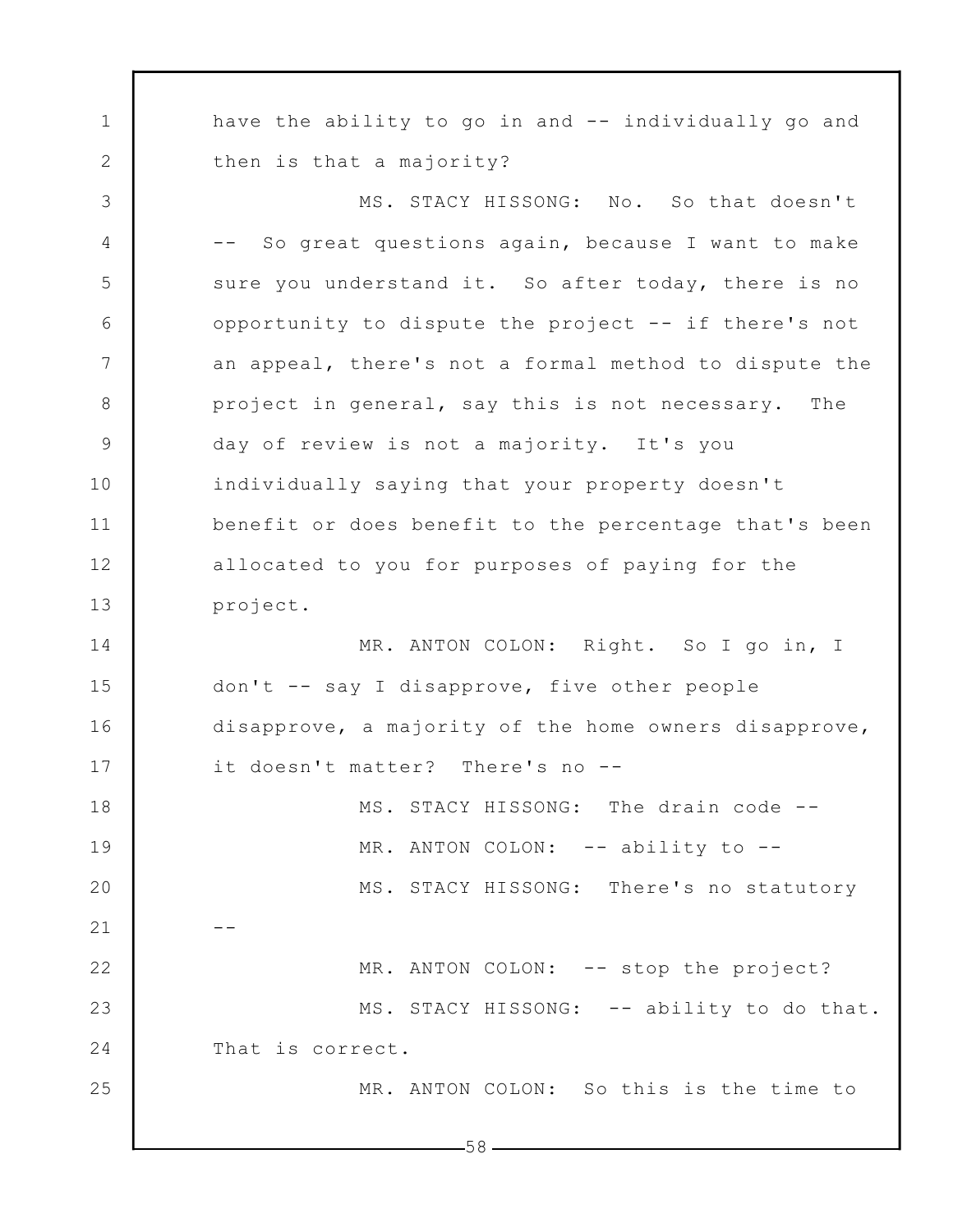have the ability to go in and -- individually go and then is that a majority?

MS. STACY HISSONG: No. So that doesn't -- So great questions again, because I want to make sure you understand it. So after today, there is no opportunity to dispute the project -- if there's not an appeal, there's not a formal method to dispute the project in general, say this is not necessary. The day of review is not a majority. It's you individually saying that your property doesn't benefit or does benefit to the percentage that's been allocated to you for purposes of paying for the project.

MR. ANTON COLON: Right. So I go in, I don't -- say I disapprove, five other people disapprove, a majority of the home owners disapprove, it doesn't matter? There's no --

MS. STACY HISSONG: The drain code --

MR. ANTON COLON: -- ability to --

MS. STACY HISSONG: There's no statutory --

MR. ANTON COLON: -- stop the project?

MS. STACY HISSONG: -- ability to do that. That is correct.

MR. ANTON COLON: So this is the time to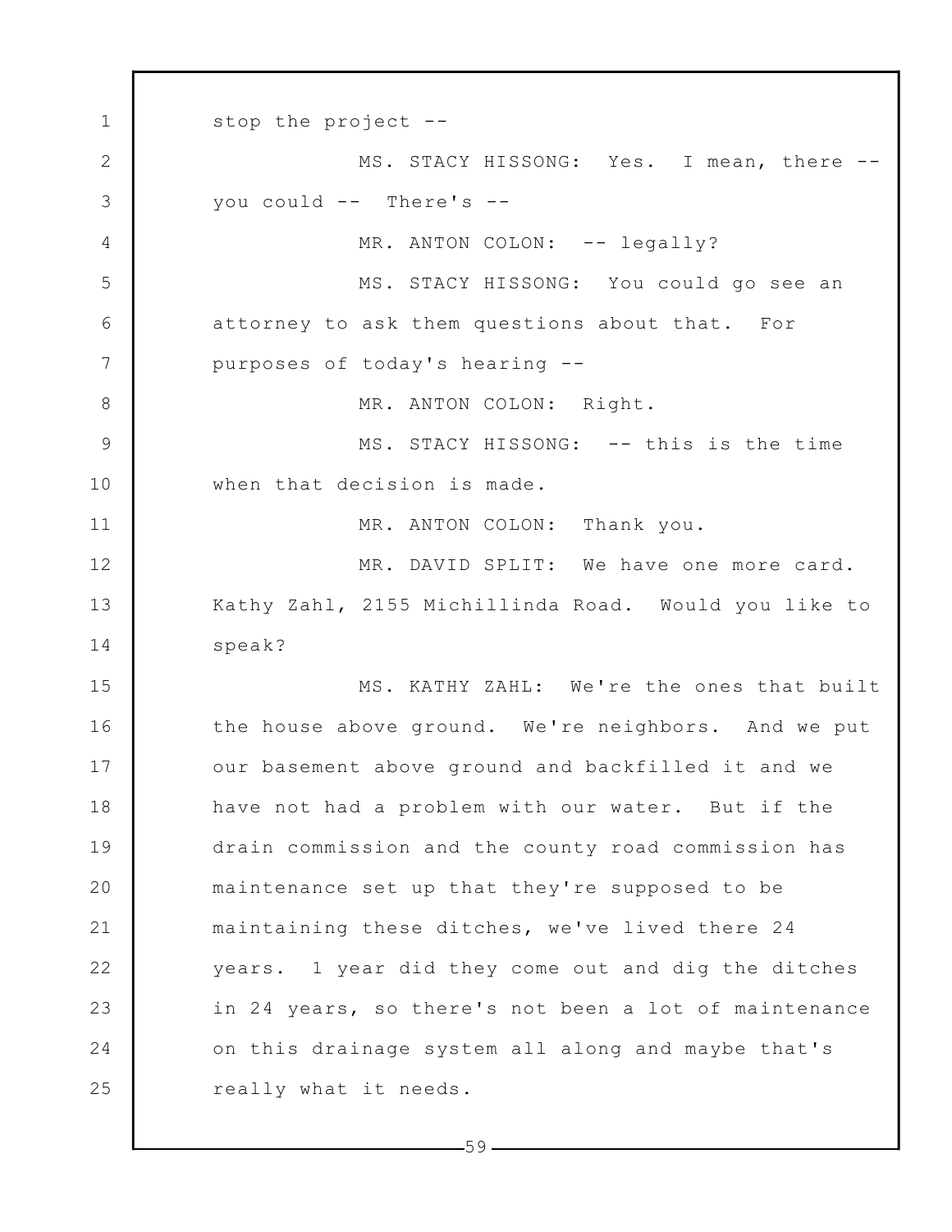stop the project --

MS. STACY HISSONG: Yes. I mean, there -- you could -- There's --

MR. ANTON COLON: -- legally?

MS. STACY HISSONG: You could go see an attorney to ask them questions about that. For purposes of today's hearing --

MR. ANTON COLON: Right.

MS. STACY HISSONG: -- this is the time when that decision is made.

MR. ANTON COLON: Thank you.

MR. DAVID SPLIT: We have one more card. Kathy Zahl, 2155 Michillinda Road. Would you like to speak?

MS. KATHY ZAHL: We're the ones that built the house above ground. We're neighbors. And we put our basement above ground and backfilled it and we have not had a problem with our water. But if the drain commission and the county road commission has maintenance set up that they're supposed to be maintaining these ditches, we've lived there 24 years. 1 year did they come out and dig the ditches in 24 years, so there's not been a lot of maintenance on this drainage system all along and maybe that's really what it needs.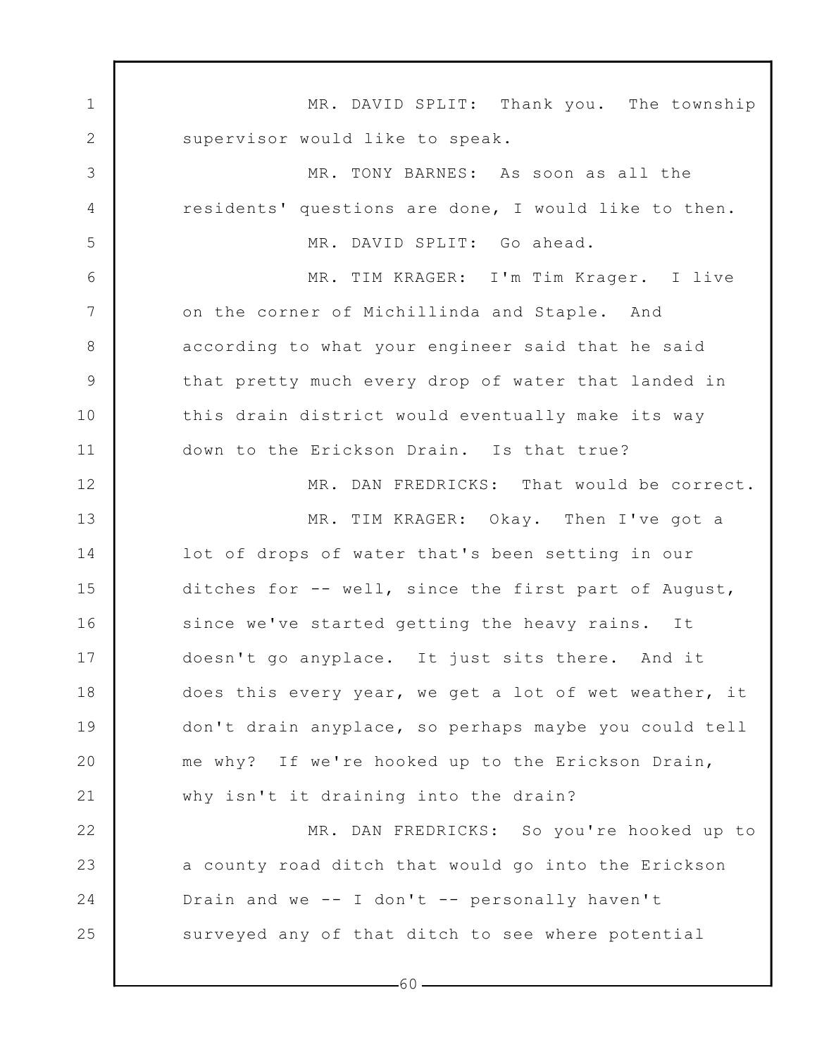MR. DAVID SPLIT: Thank you. The township supervisor would like to speak.

MR. TONY BARNES: As soon as all the residents' questions are done, I would like to then.

MR. DAVID SPLIT: Go ahead.

MR. TIM KRAGER: I'm Tim Krager. I live on the corner of Michillinda and Staple. And according to what your engineer said that he said that pretty much every drop of water that landed in this drain district would eventually make its way down to the Erickson Drain. Is that true?

MR. DAN FREDRICKS: That would be correct.

MR. TIM KRAGER: Okay. Then I've got a lot of drops of water that's been setting in our ditches for -- well, since the first part of August, since we've started getting the heavy rains. It doesn't go anyplace. It just sits there. And it does this every year, we get a lot of wet weather, it don't drain anyplace, so perhaps maybe you could tell me why? If we're hooked up to the Erickson Drain, why isn't it draining into the drain?

MR. DAN FREDRICKS: So you're hooked up to a county road ditch that would go into the Erickson Drain and we -- I don't -- personally haven't surveyed any of that ditch to see where potential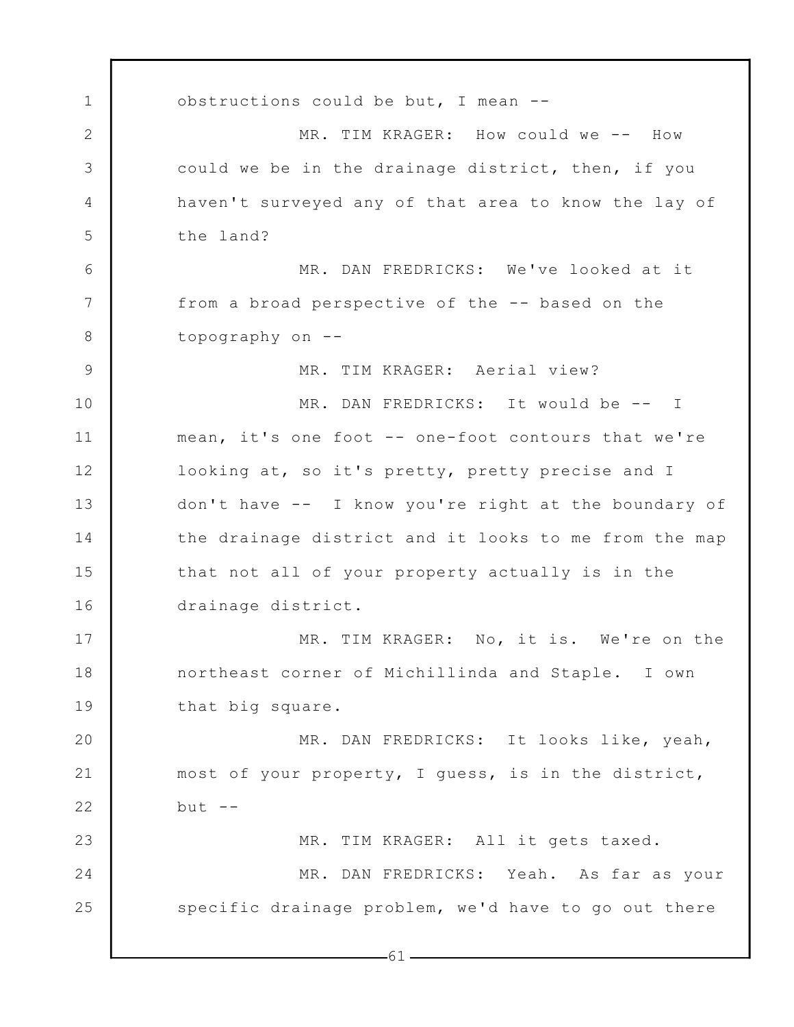obstructions could be but, I mean --

MR. TIM KRAGER: How could we -- How could we be in the drainage district, then, if you haven't surveyed any of that area to know the lay of the land?

MR. DAN FREDRICKS: We've looked at it from a broad perspective of the -- based on the topography on --

MR. TIM KRAGER: Aerial view?

MR. DAN FREDRICKS: It would be -- I mean, it's one foot -- one-foot contours that we're looking at, so it's pretty, pretty precise and I don't have -- I know you're right at the boundary of the drainage district and it looks to me from the map that not all of your property actually is in the drainage district.

MR. TIM KRAGER: No, it is. We're on the northeast corner of Michillinda and Staple. I own that big square.

MR. DAN FREDRICKS: It looks like, yeah, most of your property, I guess, is in the district, but --

MR. TIM KRAGER: All it gets taxed.

MR. DAN FREDRICKS: Yeah. As far as your specific drainage problem, we'd have to go out there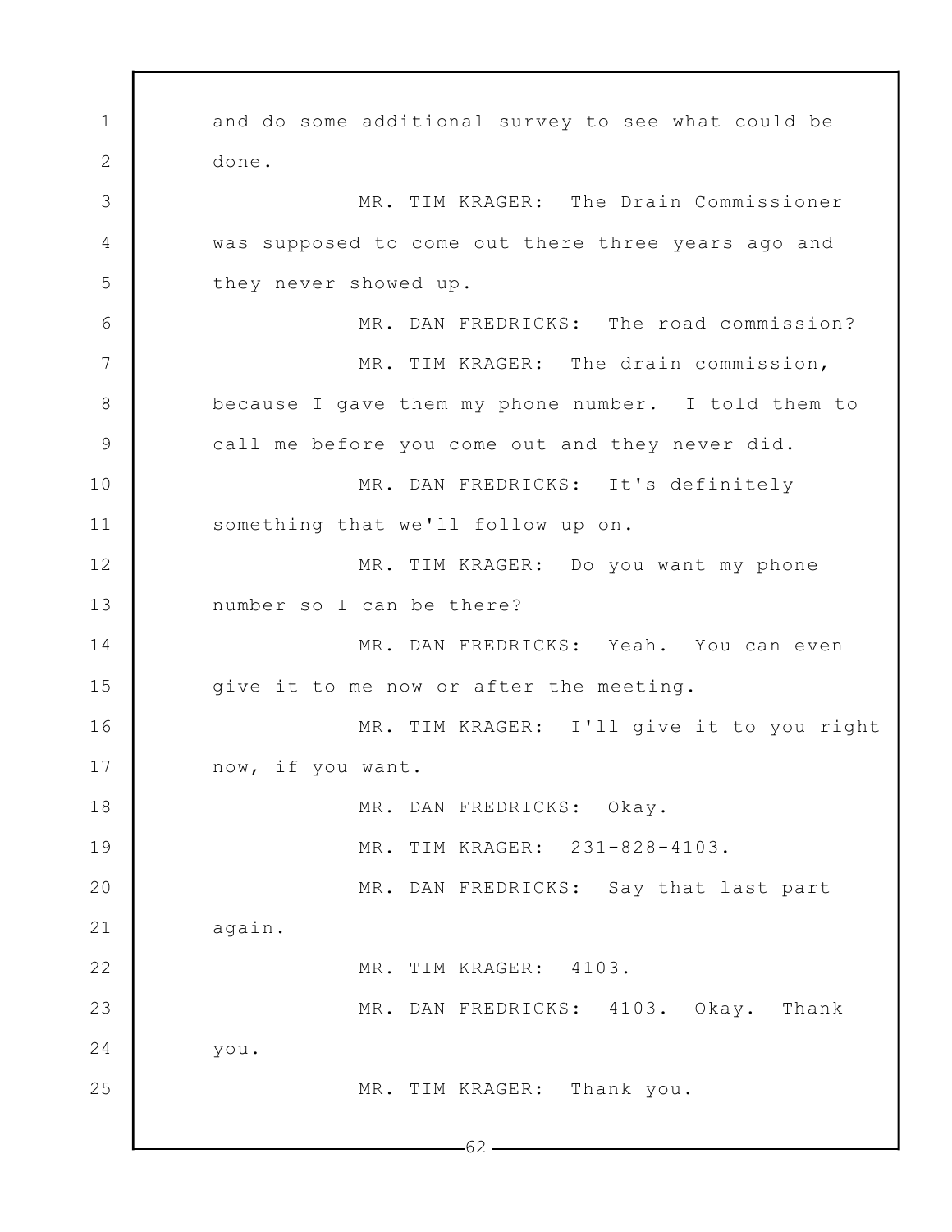and do some additional survey to see what could be done.

MR. TIM KRAGER: The Drain Commissioner was supposed to come out there three years ago and they never showed up.

MR. DAN FREDRICKS: The road commission?

MR. TIM KRAGER: The drain commission, because I gave them my phone number. I told them to call me before you come out and they never did.

MR. DAN FREDRICKS: It's definitely something that we'll follow up on.

MR. TIM KRAGER: Do you want my phone number so I can be there?

MR. DAN FREDRICKS: Yeah. You can even give it to me now or after the meeting.

MR. TIM KRAGER: I'll give it to you right now, if you want.

MR. DAN FREDRICKS: Okay.

MR. TIM KRAGER: 231-828-4103.

MR. DAN FREDRICKS: Say that last part again.

MR. TIM KRAGER: 4103.

MR. DAN FREDRICKS: 4103. Okay. Thank you.

MR. TIM KRAGER: Thank you.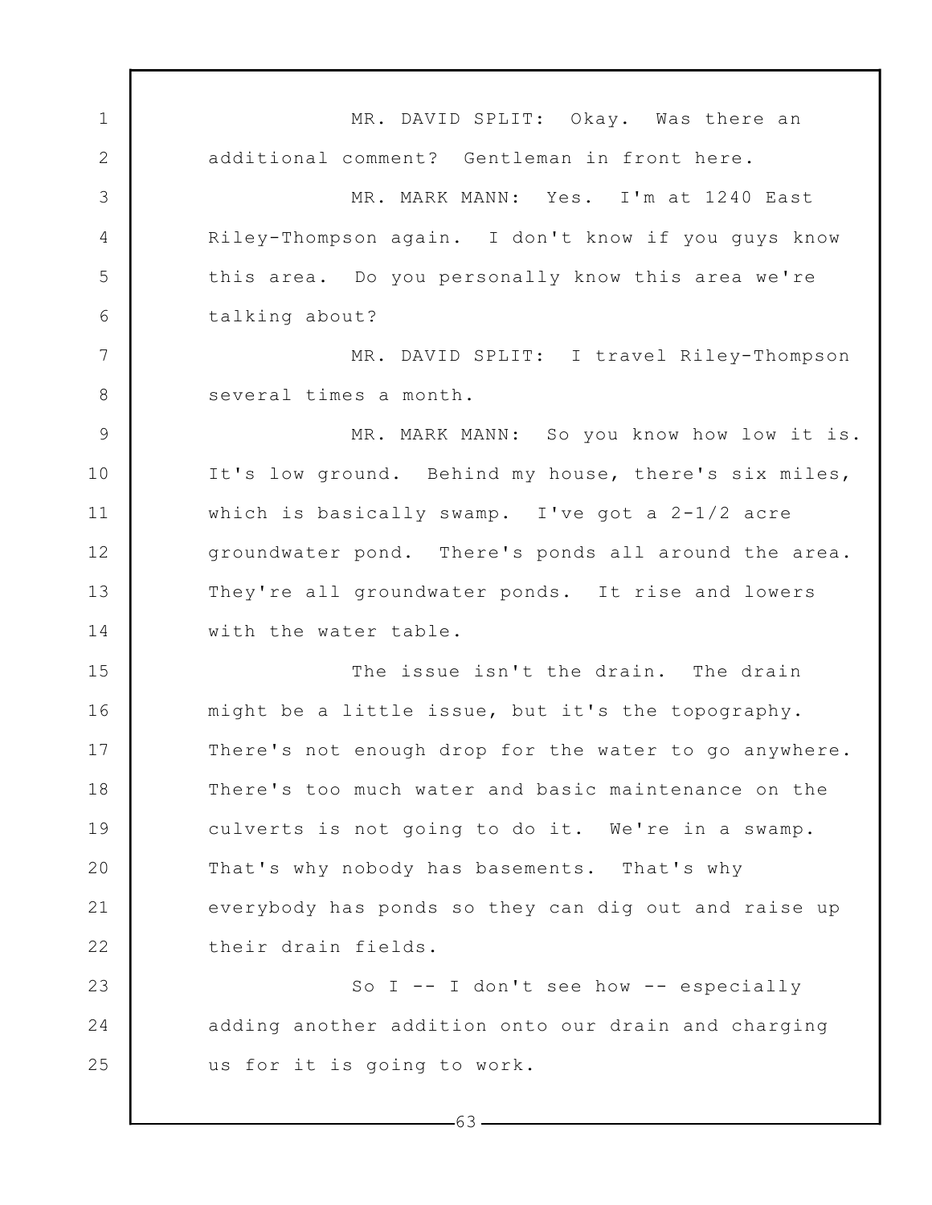MR. DAVID SPLIT: Okay. Was there an additional comment? Gentleman in front here.

MR. MARK MANN: Yes. I'm at 1240 East Riley-Thompson again. I don't know if you guys know this area. Do you personally know this area we're talking about?

MR. DAVID SPLIT: I travel Riley-Thompson several times a month.

MR. MARK MANN: So you know how low it is. It's low ground. Behind my house, there's six miles, which is basically swamp. I've got a 2-1/2 acre groundwater pond. There's ponds all around the area. They're all groundwater ponds. It rise and lowers with the water table.

The issue isn't the drain. The drain might be a little issue, but it's the topography. There's not enough drop for the water to go anywhere. There's too much water and basic maintenance on the culverts is not going to do it. We're in a swamp. That's why nobody has basements. That's why everybody has ponds so they can dig out and raise up their drain fields.

So I -- I don't see how -- especially adding another addition onto our drain and charging us for it is going to work.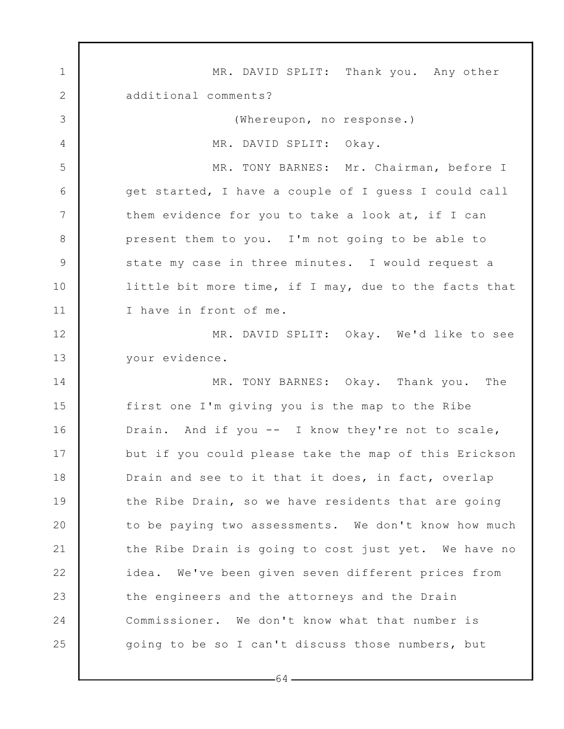MR. DAVID SPLIT: Thank you. Any other additional comments?

(Whereupon, no response.)

MR. DAVID SPLIT: Okay.

MR. TONY BARNES: Mr. Chairman, before I get started, I have a couple of I guess I could call them evidence for you to take a look at, if I can present them to you. I'm not going to be able to state my case in three minutes. I would request a little bit more time, if I may, due to the facts that I have in front of me.

MR. DAVID SPLIT: Okay. We'd like to see your evidence.

MR. TONY BARNES: Okay. Thank you. The first one I'm giving you is the map to the Ribe Drain. And if you -- I know they're not to scale, but if you could please take the map of this Erickson Drain and see to it that it does, in fact, overlap the Ribe Drain, so we have residents that are going to be paying two assessments. We don't know how much the Ribe Drain is going to cost just yet. We have no idea. We've been given seven different prices from the engineers and the attorneys and the Drain Commissioner. We don't know what that number is going to be so I can't discuss those numbers, but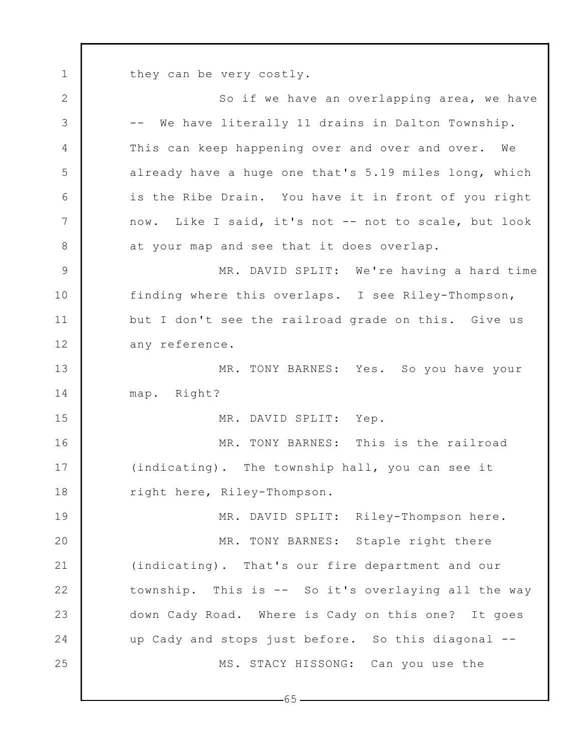they can be very costly.

So if we have an overlapping area, we have -- We have literally 11 drains in Dalton Township. This can keep happening over and over and over. We already have a huge one that's 5.19 miles long, which is the Ribe Drain. You have it in front of you right now. Like I said, it's not -- not to scale, but look at your map and see that it does overlap.

MR. DAVID SPLIT: We're having a hard time finding where this overlaps. I see Riley-Thompson, but I don't see the railroad grade on this. Give us any reference.

MR. TONY BARNES: Yes. So you have your map. Right?

MR. DAVID SPLIT: Yep.

MR. TONY BARNES: This is the railroad (indicating). The township hall, you can see it right here, Riley-Thompson.

MR. DAVID SPLIT: Riley-Thompson here.

MR. TONY BARNES: Staple right there (indicating). That's our fire department and our township. This is -- So it's overlaying all the way down Cady Road. Where is Cady on this one? It goes up Cady and stops just before. So this diagonal --

MS. STACY HISSONG: Can you use the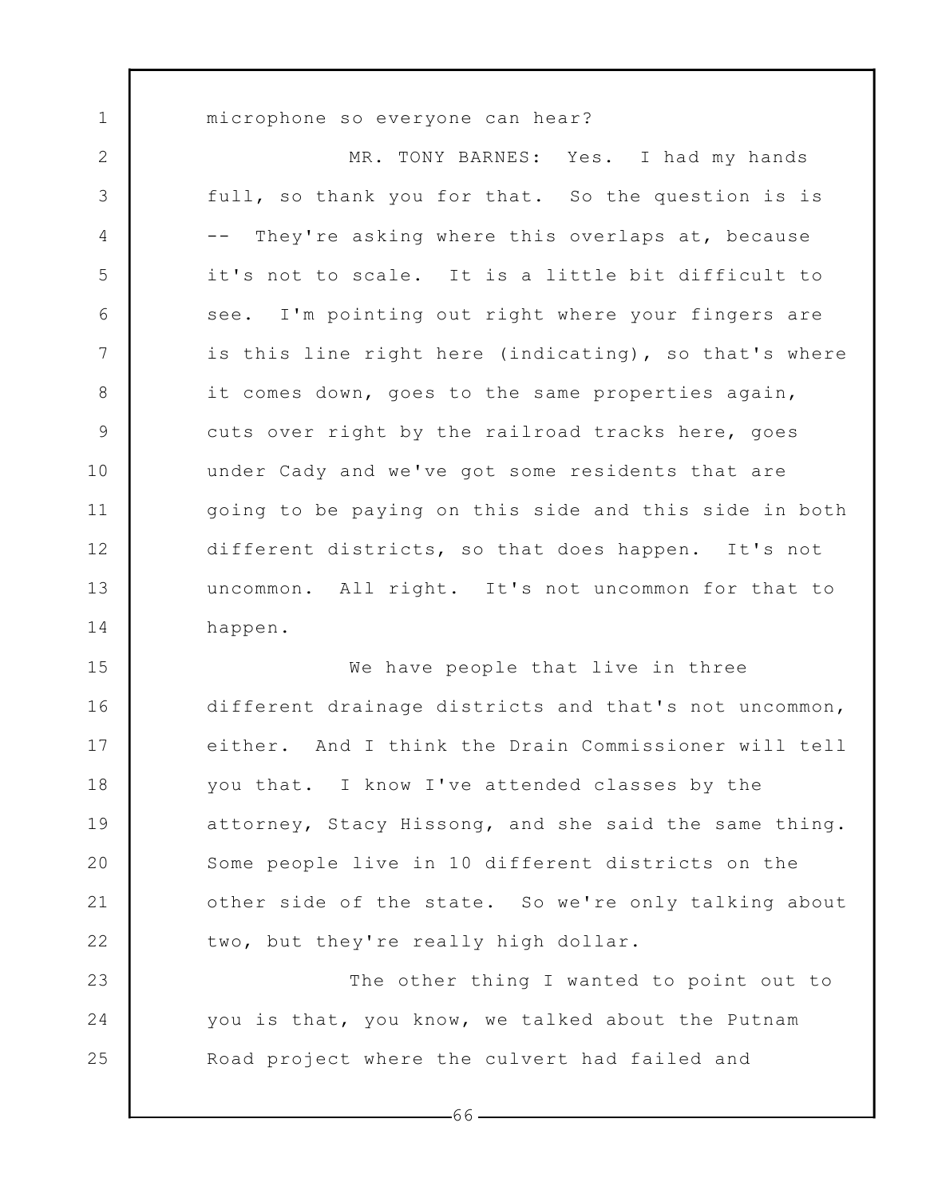microphone so everyone can hear?

MR. TONY BARNES: Yes. I had my hands full, so thank you for that. So the question is is -- They're asking where this overlaps at, because it's not to scale. It is a little bit difficult to see. I'm pointing out right where your fingers are is this line right here (indicating), so that's where it comes down, goes to the same properties again, cuts over right by the railroad tracks here, goes under Cady and we've got some residents that are going to be paying on this side and this side in both different districts, so that does happen. It's not uncommon. All right. It's not uncommon for that to happen.

We have people that live in three different drainage districts and that's not uncommon, either. And I think the Drain Commissioner will tell you that. I know I've attended classes by the attorney, Stacy Hissong, and she said the same thing. Some people live in 10 different districts on the other side of the state. So we're only talking about two, but they're really high dollar.

The other thing I wanted to point out to you is that, you know, we talked about the Putnam Road project where the culvert had failed and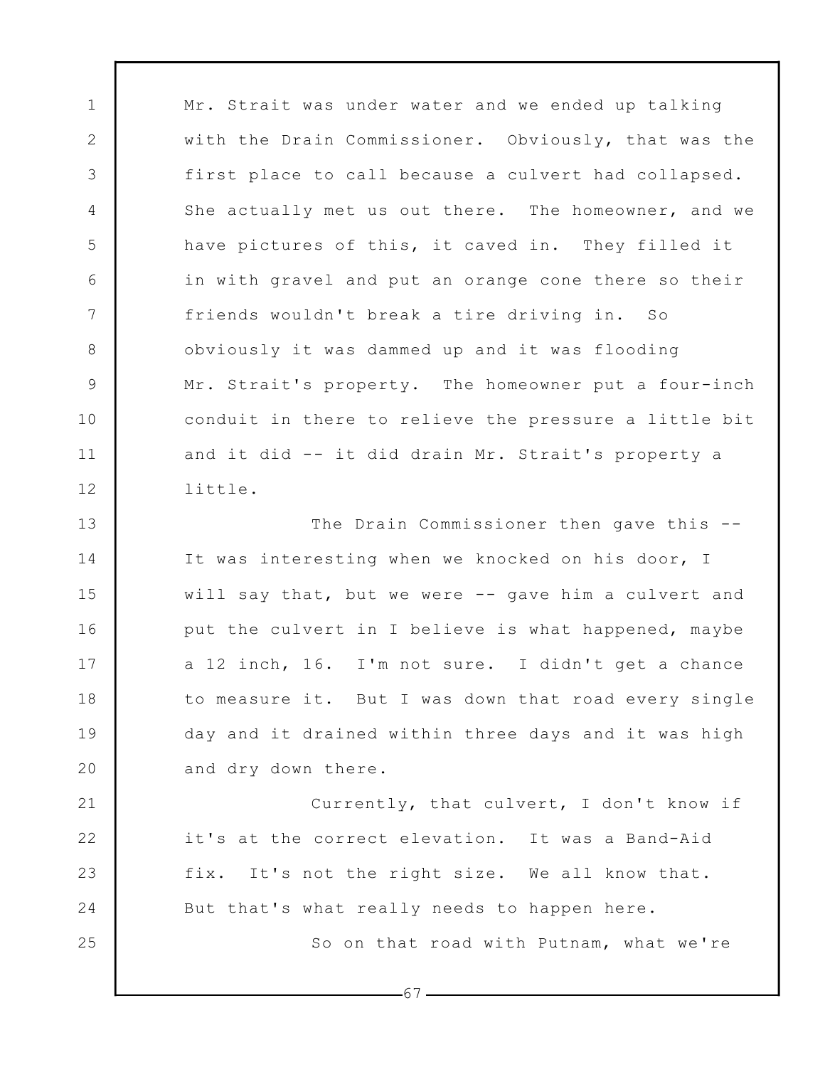Mr. Strait was under water and we ended up talking with the Drain Commissioner. Obviously, that was the first place to call because a culvert had collapsed. She actually met us out there. The homeowner, and we have pictures of this, it caved in. They filled it in with gravel and put an orange cone there so their friends wouldn't break a tire driving in. So obviously it was dammed up and it was flooding Mr. Strait's property. The homeowner put a four-inch conduit in there to relieve the pressure a little bit and it did -- it did drain Mr. Strait's property a little.

The Drain Commissioner then gave this -- It was interesting when we knocked on his door, I will say that, but we were -- gave him a culvert and put the culvert in I believe is what happened, maybe a 12 inch, 16. I'm not sure. I didn't get a chance to measure it. But I was down that road every single day and it drained within three days and it was high and dry down there.

Currently, that culvert, I don't know if it's at the correct elevation. It was a Band-Aid fix. It's not the right size. We all know that. But that's what really needs to happen here.

So on that road with Putnam, what we're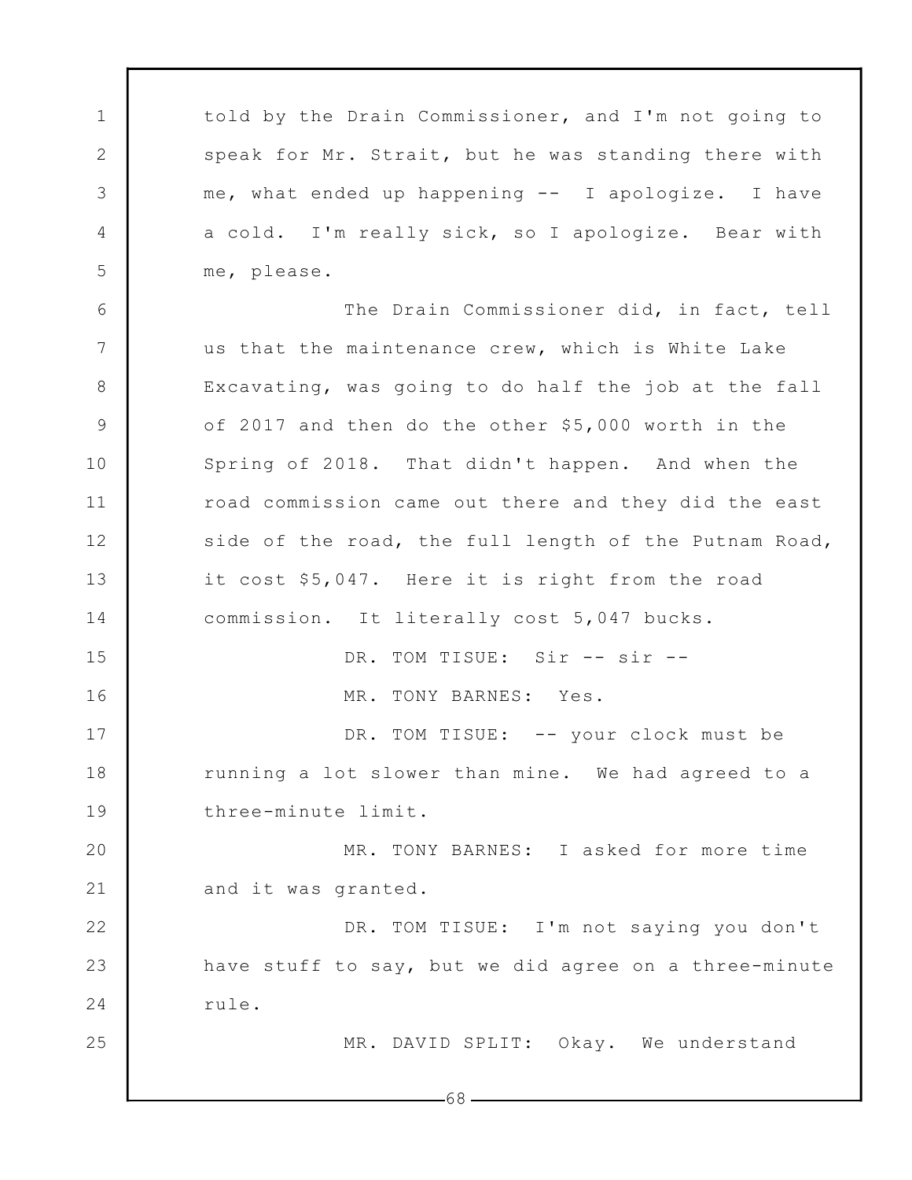told by the Drain Commissioner, and I'm not going to speak for Mr. Strait, but he was standing there with me, what ended up happening -- I apologize. I have a cold. I'm really sick, so I apologize. Bear with me, please.

The Drain Commissioner did, in fact, tell us that the maintenance crew, which is White Lake Excavating, was going to do half the job at the fall of 2017 and then do the other $5,000 worth in the Spring of 2018. That didn't happen. And when the road commission came out there and they did the east side of the road, the full length of the Putnam Road, it cost $5,047. Here it is right from the road commission. It literally cost 5,047 bucks.

DR. TOM TISUE: Sir -- sir --

MR. TONY BARNES: Yes.

DR. TOM TISUE: -- your clock must be running a lot slower than mine. We had agreed to a three-minute limit.

MR. TONY BARNES: I asked for more time and it was granted.

DR. TOM TISUE: I'm not saying you don't have stuff to say, but we did agree on a three-minute rule.

MR. DAVID SPLIT: Okay. We understand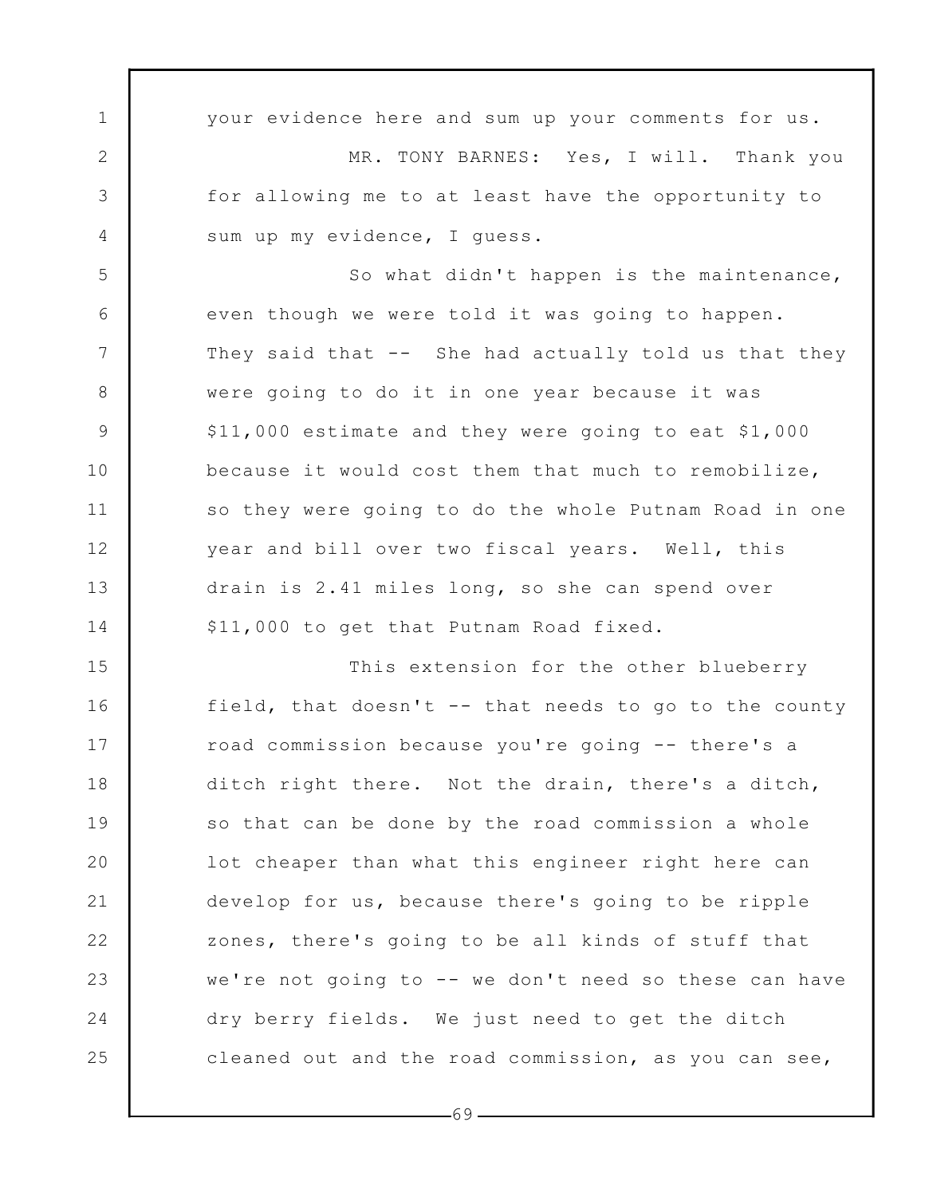your evidence here and sum up your comments for us.

MR. TONY BARNES: Yes, I will. Thank you for allowing me to at least have the opportunity to sum up my evidence, I guess.

So what didn't happen is the maintenance, even though we were told it was going to happen. They said that -- She had actually told us that they were going to do it in one year because it was $11,000 estimate and they were going to eat $1,000 because it would cost them that much to remobilize, so they were going to do the whole Putnam Road in one year and bill over two fiscal years. Well, this drain is 2.41 miles long, so she can spend over $11,000 to get that Putnam Road fixed.

This extension for the other blueberry field, that doesn't -- that needs to go to the county road commission because you're going -- there's a ditch right there. Not the drain, there's a ditch, so that can be done by the road commission a whole lot cheaper than what this engineer right here can develop for us, because there's going to be ripple zones, there's going to be all kinds of stuff that we're not going to -- we don't need so these can have dry berry fields. We just need to get the ditch cleaned out and the road commission, as you can see,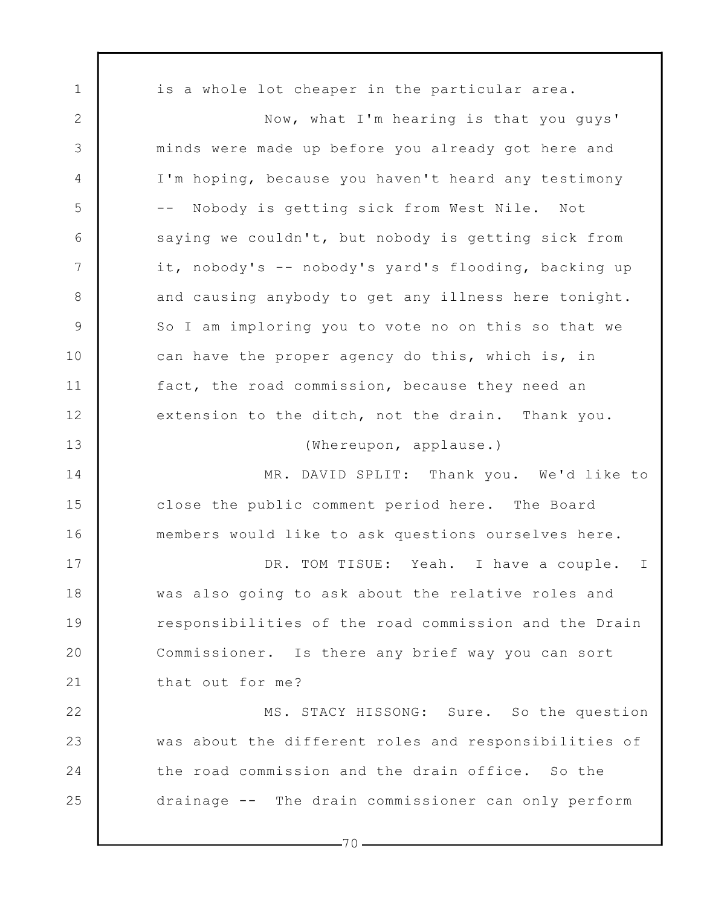is a whole lot cheaper in the particular area.

Now, what I'm hearing is that you guys' minds were made up before you already got here and I'm hoping, because you haven't heard any testimony -- Nobody is getting sick from West Nile. Not saying we couldn't, but nobody is getting sick from it, nobody's -- nobody's yard's flooding, backing up and causing anybody to get any illness here tonight. So I am imploring you to vote no on this so that we can have the proper agency do this, which is, in fact, the road commission, because they need an extension to the ditch, not the drain. Thank you.

(Whereupon, applause.)

MR. DAVID SPLIT: Thank you. We'd like to close the public comment period here. The Board members would like to ask questions ourselves here.

DR. TOM TISUE: Yeah. I have a couple. I was also going to ask about the relative roles and responsibilities of the road commission and the Drain Commissioner. Is there any brief way you can sort that out for me?

MS. STACY HISSONG: Sure. So the question was about the different roles and responsibilities of the road commission and the drain office. So the drainage -- The drain commissioner can only perform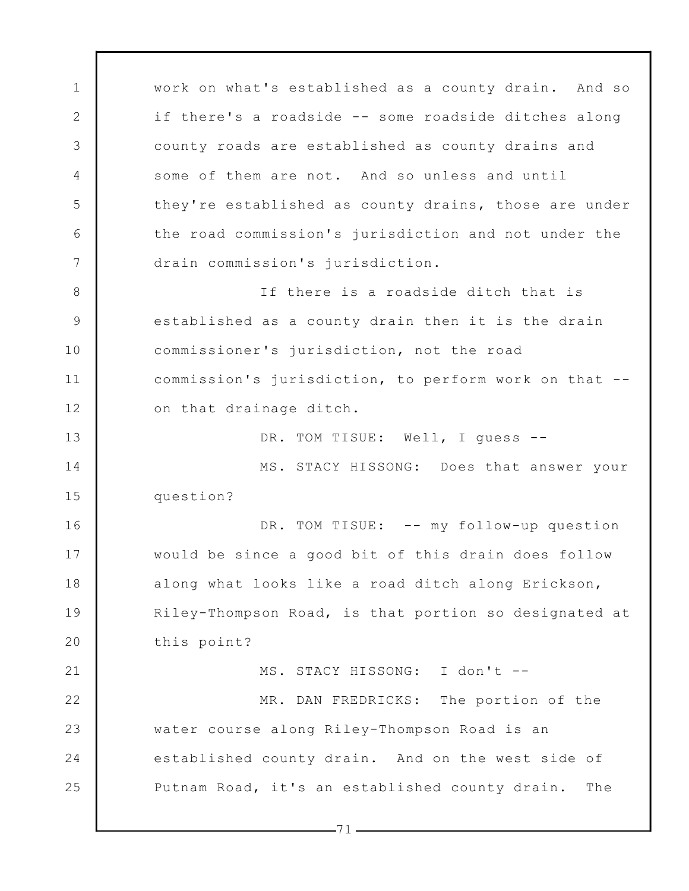work on what's established as a county drain. And so if there's a roadside -- some roadside ditches along county roads are established as county drains and some of them are not. And so unless and until they're established as county drains, those are under the road commission's jurisdiction and not under the drain commission's jurisdiction.

If there is a roadside ditch that is established as a county drain then it is the drain commissioner's jurisdiction, not the road commission's jurisdiction, to perform work on that -- on that drainage ditch.

DR. TOM TISUE: Well, I guess --

MS. STACY HISSONG: Does that answer your question?

DR. TOM TISUE: -- my follow-up question would be since a good bit of this drain does follow along what looks like a road ditch along Erickson, Riley-Thompson Road, is that portion so designated at this point?

MS. STACY HISSONG: I don't --

MR. DAN FREDRICKS: The portion of the water course along Riley-Thompson Road is an established county drain. And on the west side of Putnam Road, it's an established county drain. The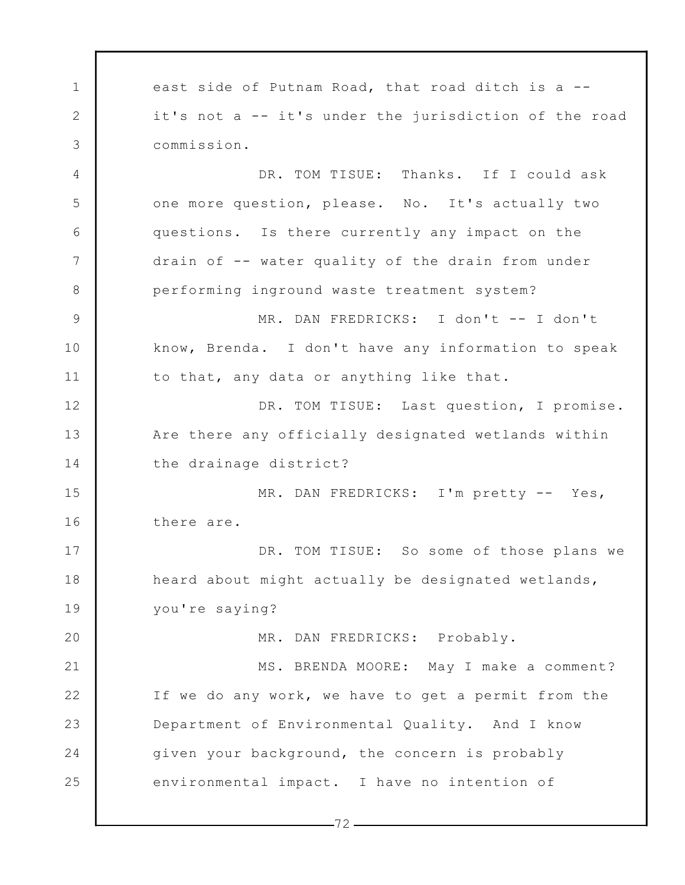east side of Putnam Road, that road ditch is a -- it's not a -- it's under the jurisdiction of the road commission.

DR. TOM TISUE: Thanks. If I could ask one more question, please. No. It's actually two questions. Is there currently any impact on the drain of -- water quality of the drain from under performing inground waste treatment system?

MR. DAN FREDRICKS: I don't -- I don't know, Brenda. I don't have any information to speak to that, any data or anything like that.

DR. TOM TISUE: Last question, I promise. Are there any officially designated wetlands within the drainage district?

MR. DAN FREDRICKS: I'm pretty -- Yes, there are.

DR. TOM TISUE: So some of those plans we heard about might actually be designated wetlands, you're saying?

MR. DAN FREDRICKS: Probably.

MS. BRENDA MOORE: May I make a comment? If we do any work, we have to get a permit from the Department of Environmental Quality. And I know given your background, the concern is probably environmental impact. I have no intention of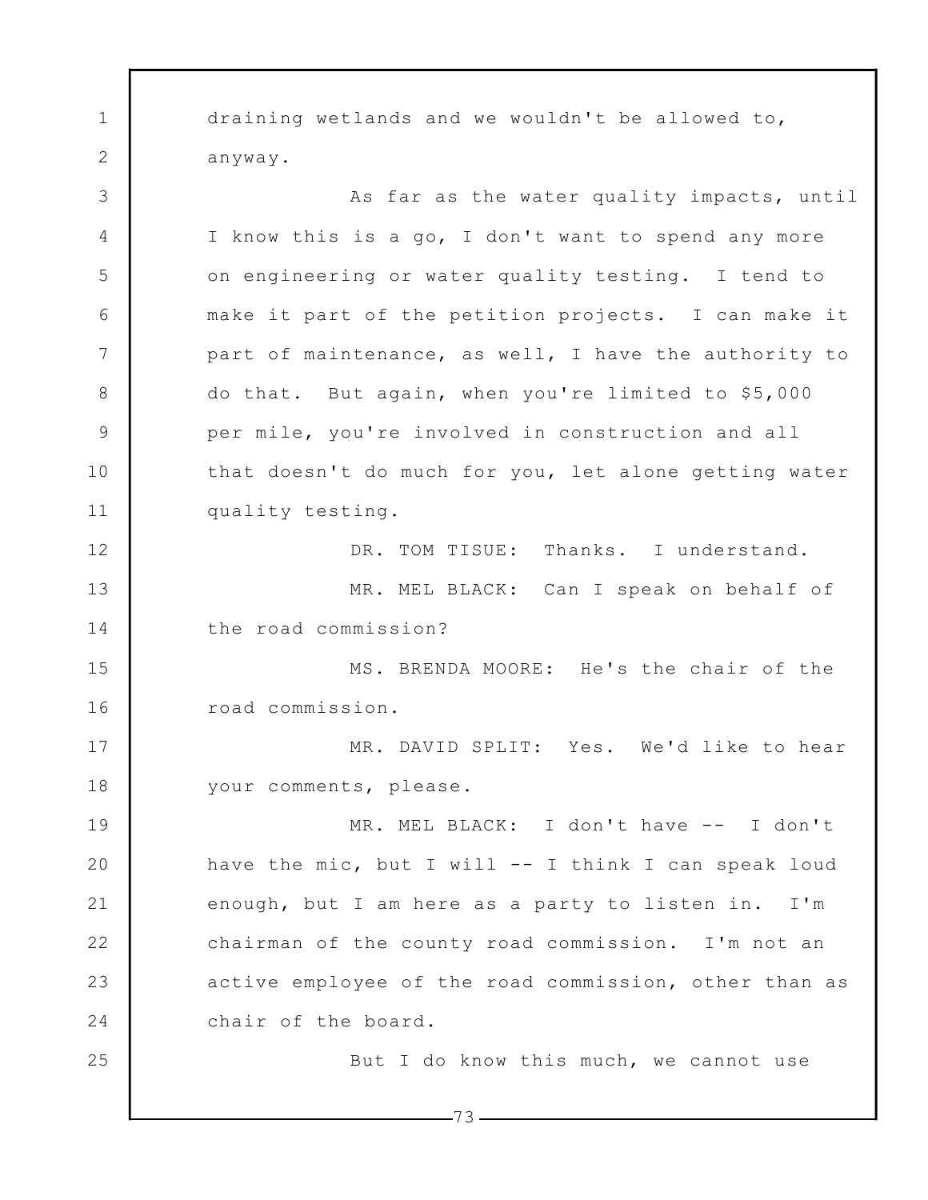draining wetlands and we wouldn't be allowed to, anyway.

As far as the water quality impacts, until I know this is a go, I don't want to spend any more on engineering or water quality testing. I tend to make it part of the petition projects. I can make it part of maintenance, as well, I have the authority to do that. But again, when you're limited to $5,000 per mile, you're involved in construction and all that doesn't do much for you, let alone getting water quality testing.

DR. TOM TISUE: Thanks. I understand.

MR. MEL BLACK: Can I speak on behalf of the road commission?

MS. BRENDA MOORE: He's the chair of the road commission.

MR. DAVID SPLIT: Yes. We'd like to hear your comments, please.

MR. MEL BLACK: I don't have -- I don't have the mic, but I will -- I think I can speak loud enough, but I am here as a party to listen in. I'm chairman of the county road commission. I'm not an active employee of the road commission, other than as chair of the board.

But I do know this much, we cannot use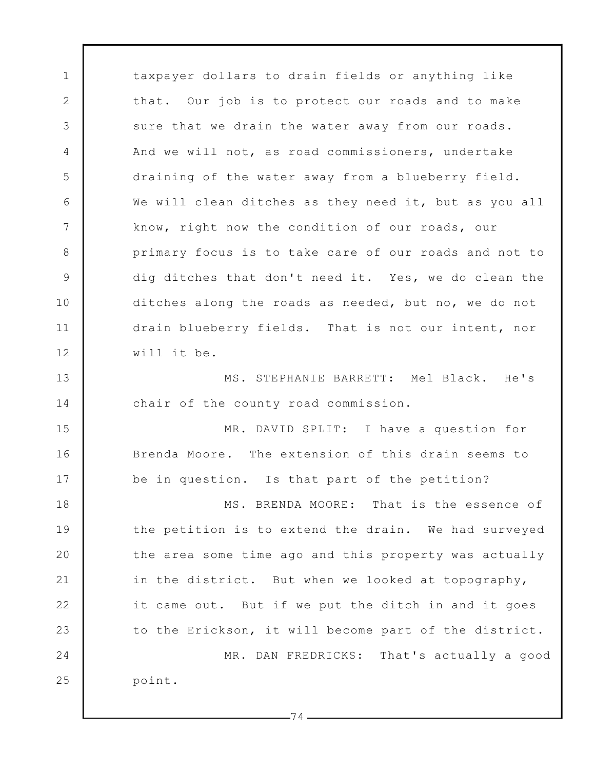taxpayer dollars to drain fields or anything like that. Our job is to protect our roads and to make sure that we drain the water away from our roads. And we will not, as road commissioners, undertake draining of the water away from a blueberry field. We will clean ditches as they need it, but as you all know, right now the condition of our roads, our primary focus is to take care of our roads and not to dig ditches that don't need it. Yes, we do clean the ditches along the roads as needed, but no, we do not drain blueberry fields. That is not our intent, nor will it be.

MS. STEPHANIE BARRETT: Mel Black. He's chair of the county road commission.

MR. DAVID SPLIT: I have a question for Brenda Moore. The extension of this drain seems to be in question. Is that part of the petition?

MS. BRENDA MOORE: That is the essence of the petition is to extend the drain. We had surveyed the area some time ago and this property was actually in the district. But when we looked at topography, it came out. But if we put the ditch in and it goes to the Erickson, it will become part of the district.

MR. DAN FREDRICKS: That's actually a good point.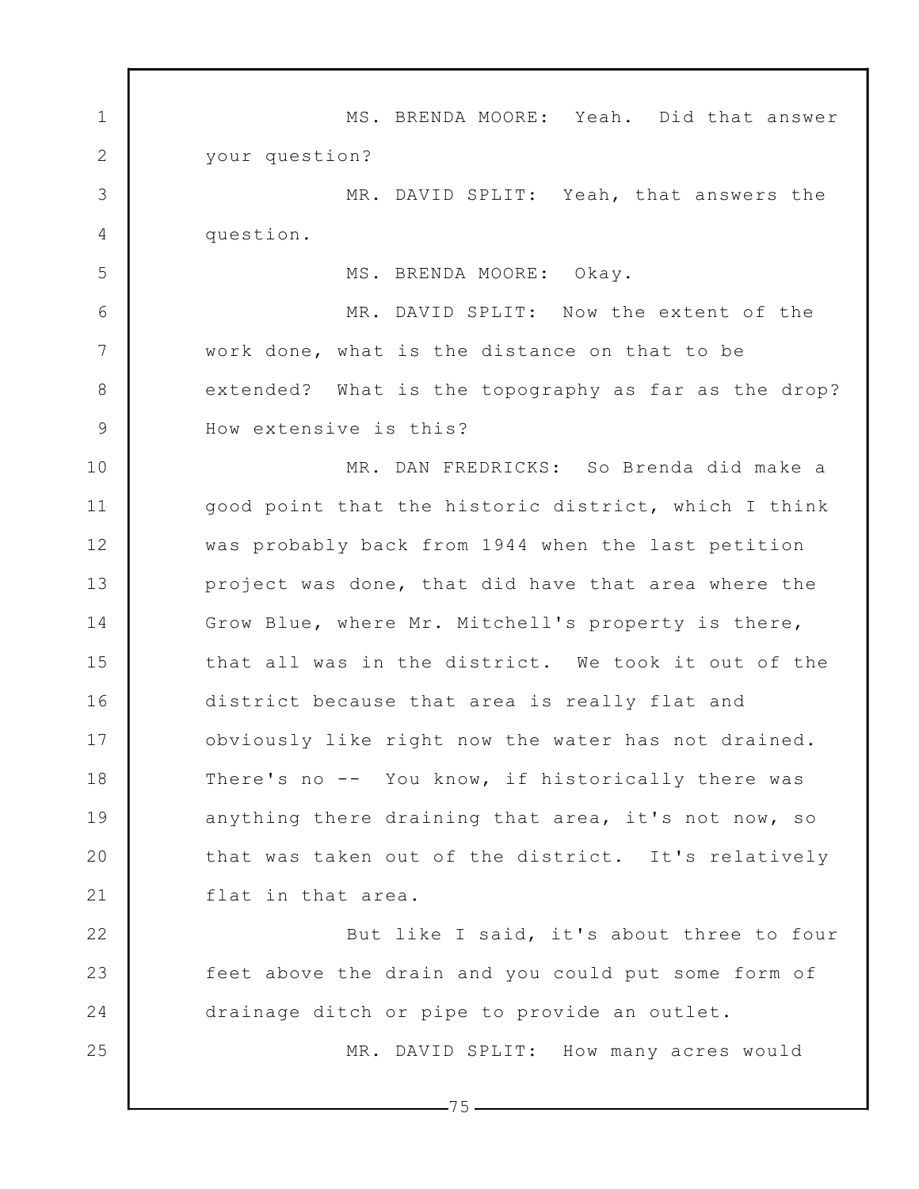MS. BRENDA MOORE: Yeah. Did that answer your question?

MR. DAVID SPLIT: Yeah, that answers the question.

MS. BRENDA MOORE: Okay.

MR. DAVID SPLIT: Now the extent of the work done, what is the distance on that to be extended? What is the topography as far as the drop? How extensive is this?

MR. DAN FREDRICKS: So Brenda did make a good point that the historic district, which I think was probably back from 1944 when the last petition project was done, that did have that area where the Grow Blue, where Mr. Mitchell's property is there, that all was in the district. We took it out of the district because that area is really flat and obviously like right now the water has not drained. There's no -- You know, if historically there was anything there draining that area, it's not now, so that was taken out of the district. It's relatively flat in that area.

But like I said, it's about three to four feet above the drain and you could put some form of drainage ditch or pipe to provide an outlet.

MR. DAVID SPLIT: How many acres would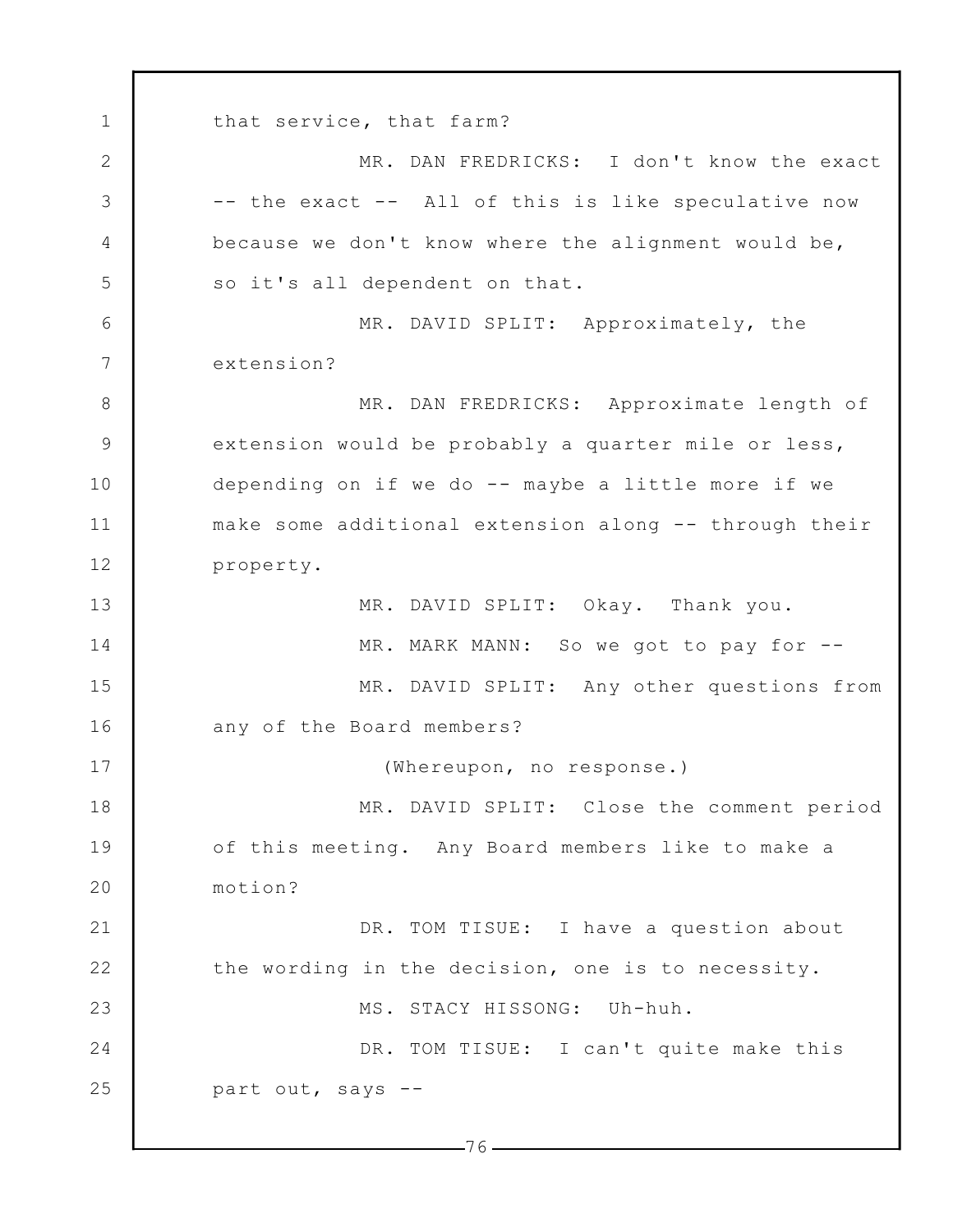that service, that farm?

MR. DAN FREDRICKS: I don't know the exact -- the exact -- All of this is like speculative now because we don't know where the alignment would be, so it's all dependent on that.

MR. DAVID SPLIT: Approximately, the extension?

MR. DAN FREDRICKS: Approximate length of extension would be probably a quarter mile or less, depending on if we do -- maybe a little more if we make some additional extension along -- through their property.

MR. DAVID SPLIT: Okay. Thank you.

MR. MARK MANN: So we got to pay for --

MR. DAVID SPLIT: Any other questions from any of the Board members?

(Whereupon, no response.)

MR. DAVID SPLIT: Close the comment period of this meeting. Any Board members like to make a motion?

DR. TOM TISUE: I have a question about the wording in the decision, one is to necessity.

MS. STACY HISSONG: Uh-huh.

DR. TOM TISUE: I can't quite make this part out, says --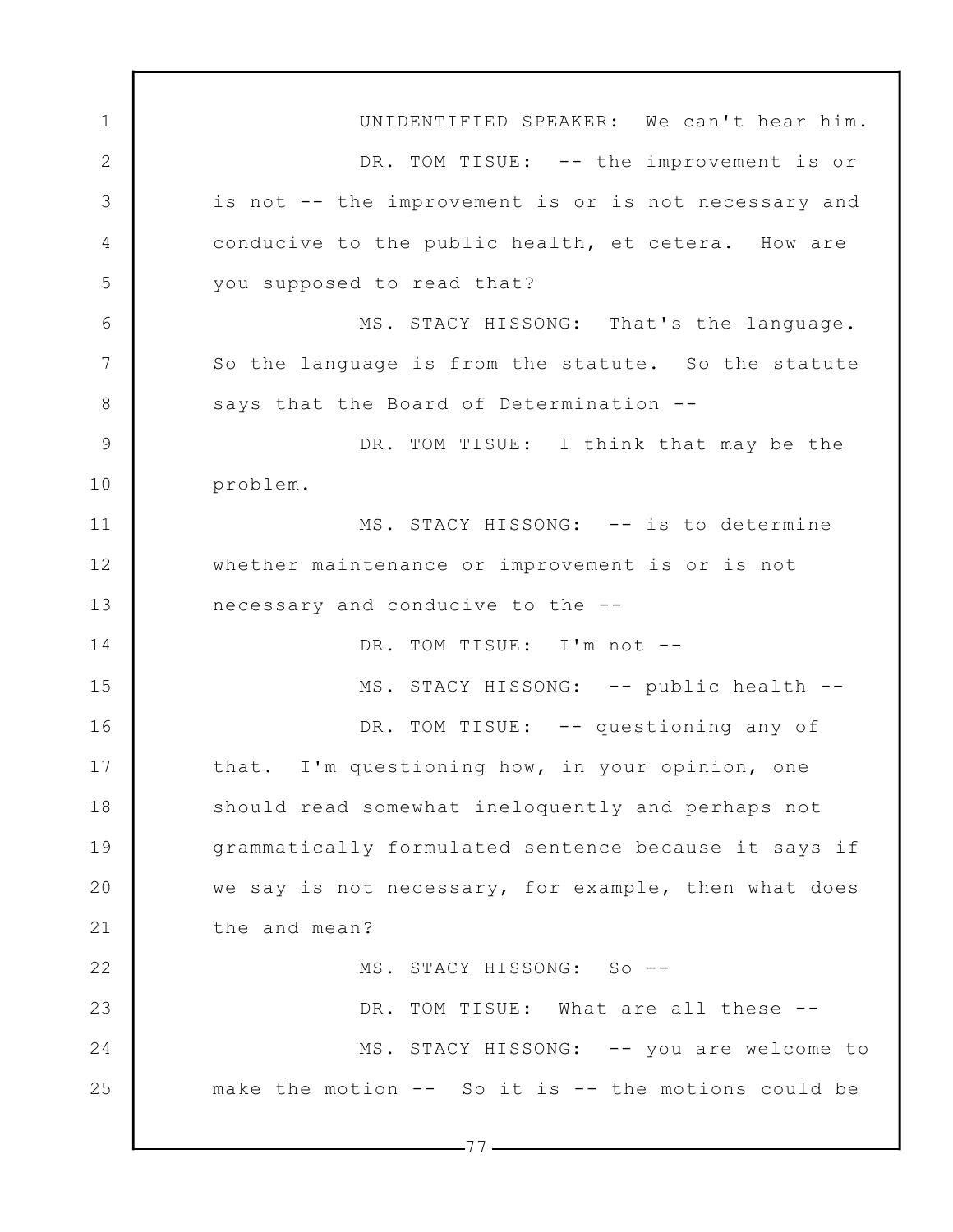UNIDENTIFIED SPEAKER: We can't hear him.

DR. TOM TISUE: -- the improvement is or is not -- the improvement is or is not necessary and conducive to the public health, et cetera. How are you supposed to read that?

MS. STACY HISSONG: That's the language. So the language is from the statute. So the statute says that the Board of Determination --

DR. TOM TISUE: I think that may be the problem.

MS. STACY HISSONG: -- is to determine whether maintenance or improvement is or is not necessary and conducive to the --

DR. TOM TISUE: I'm not --

MS. STACY HISSONG: -- public health --

DR. TOM TISUE: -- questioning any of that. I'm questioning how, in your opinion, one should read somewhat ineloquently and perhaps not grammatically formulated sentence because it says if we say is not necessary, for example, then what does the and mean?

MS. STACY HISSONG: So --

DR. TOM TISUE: What are all these --

MS. STACY HISSONG: -- you are welcome to make the motion -- So it is -- the motions could be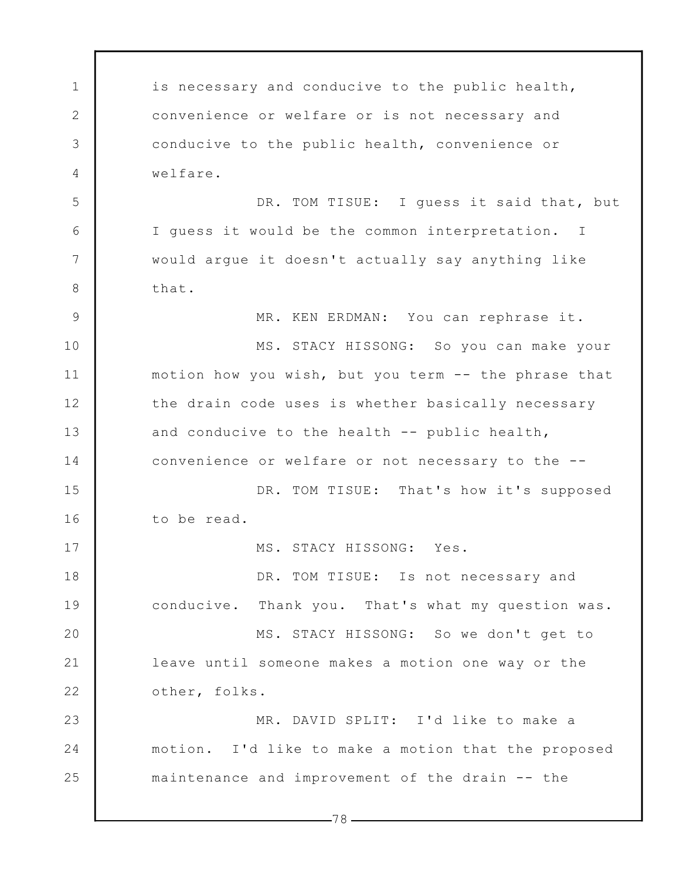is necessary and conducive to the public health, convenience or welfare or is not necessary and conducive to the public health, convenience or welfare.

DR. TOM TISUE: I guess it said that, but I guess it would be the common interpretation. I would argue it doesn't actually say anything like that.

MR. KEN ERDMAN: You can rephrase it.

MS. STACY HISSONG: So you can make your motion how you wish, but you term -- the phrase that the drain code uses is whether basically necessary and conducive to the health -- public health, convenience or welfare or not necessary to the --

DR. TOM TISUE: That's how it's supposed to be read.

MS. STACY HISSONG: Yes.

DR. TOM TISUE: Is not necessary and conducive. Thank you. That's what my question was.

MS. STACY HISSONG: So we don't get to leave until someone makes a motion one way or the other, folks.

MR. DAVID SPLIT: I'd like to make a motion. I'd like to make a motion that the proposed maintenance and improvement of the drain -- the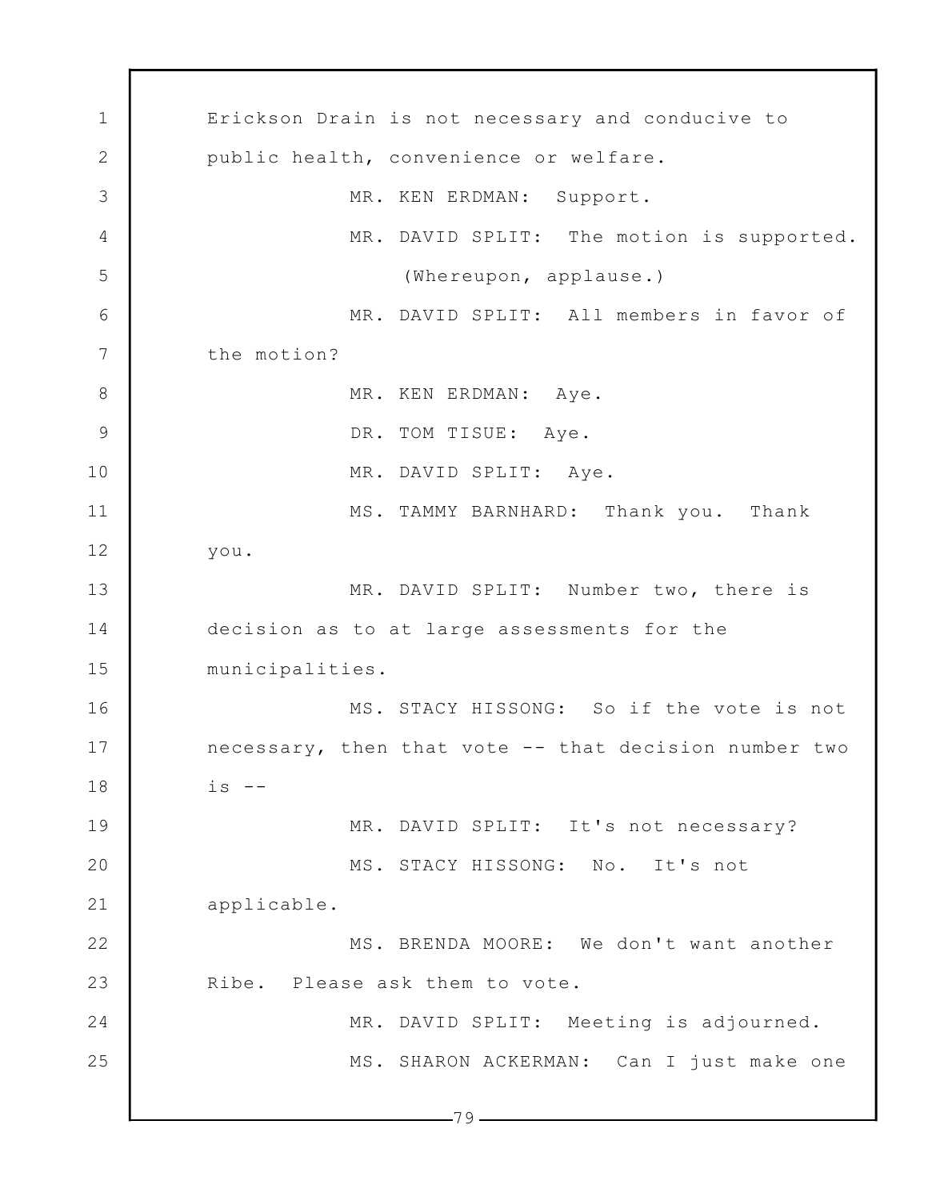Erickson Drain is not necessary and conducive to public health, convenience or welfare.

MR. KEN ERDMAN: Support.

MR. DAVID SPLIT: The motion is supported.

(Whereupon, applause.)

MR. DAVID SPLIT: All members in favor of the motion?

MR. KEN ERDMAN: Aye.

DR. TOM TISUE: Aye.

MR. DAVID SPLIT: Aye.

MS. TAMMY BARNHARD: Thank you. Thank you.

MR. DAVID SPLIT: Number two, there is decision as to at large assessments for the municipalities.

MS. STACY HISSONG: So if the vote is not necessary, then that vote -- that decision number two is --

MR. DAVID SPLIT: It's not necessary?

MS. STACY HISSONG: No. It's not applicable.

MS. BRENDA MOORE: We don't want another Ribe. Please ask them to vote.

MR. DAVID SPLIT: Meeting is adjourned.

MS. SHARON ACKERMAN: Can I just make one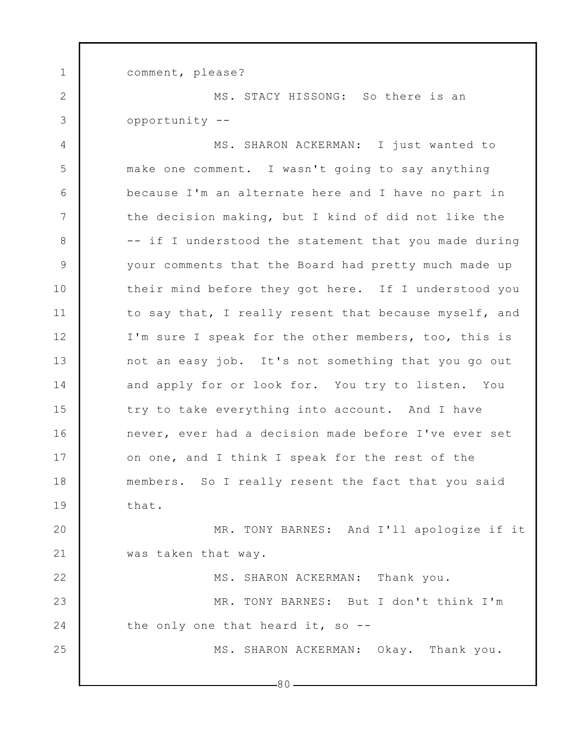comment, please?

MS. STACY HISSONG: So there is an opportunity --

MS. SHARON ACKERMAN: I just wanted to make one comment. I wasn't going to say anything because I'm an alternate here and I have no part in the decision making, but I kind of did not like the -- if I understood the statement that you made during your comments that the Board had pretty much made up their mind before they got here. If I understood you to say that, I really resent that because myself, and I'm sure I speak for the other members, too, this is not an easy job. It's not something that you go out and apply for or look for. You try to listen. You try to take everything into account. And I have never, ever had a decision made before I've ever set on one, and I think I speak for the rest of the members. So I really resent the fact that you said that.

MR. TONY BARNES: And I'll apologize if it was taken that way.

MS. SHARON ACKERMAN: Thank you.

MR. TONY BARNES: But I don't think I'm the only one that heard it, so --

MS. SHARON ACKERMAN: Okay. Thank you.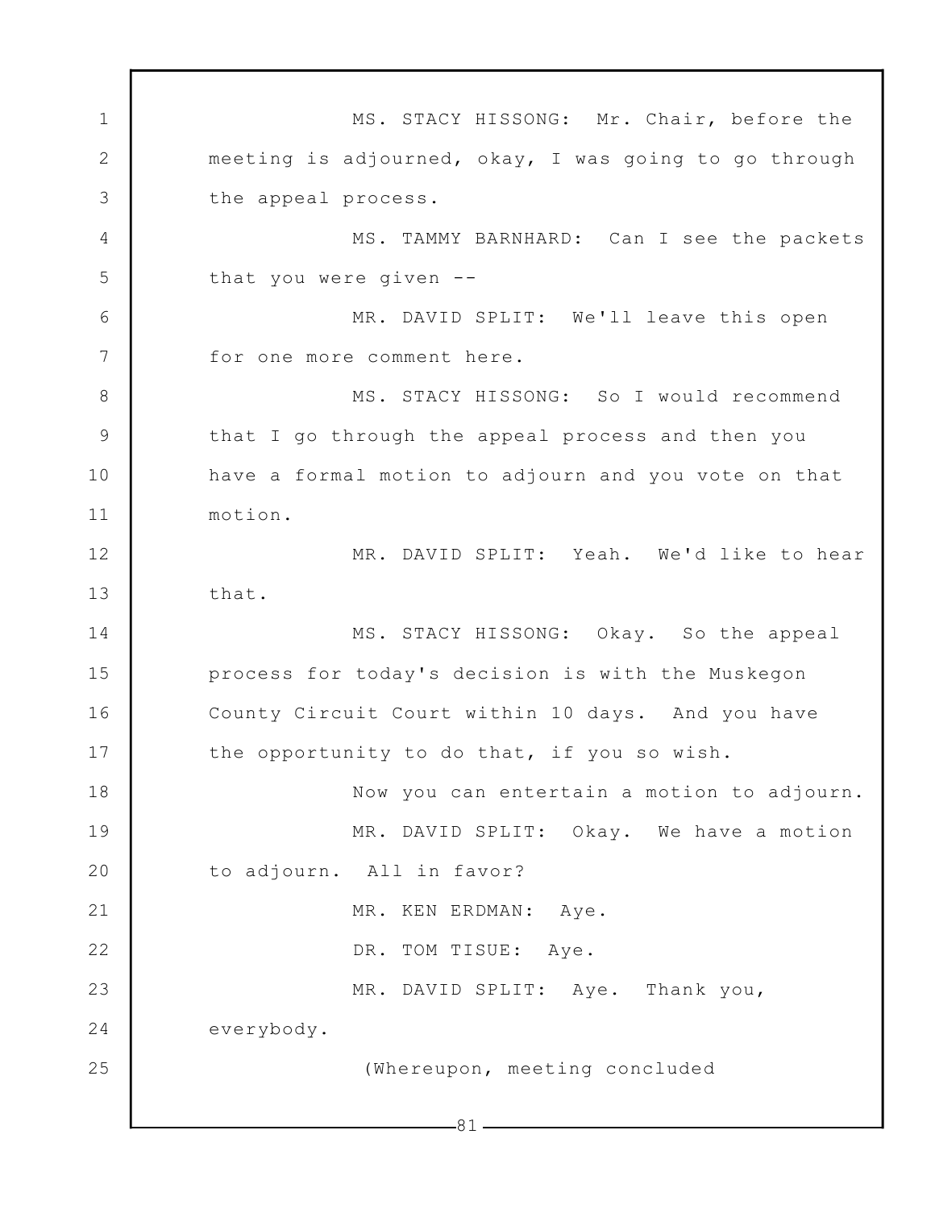MS. STACY HISSONG: Mr. Chair, before the meeting is adjourned, okay, I was going to go through the appeal process.

MS. TAMMY BARNHARD: Can I see the packets that you were given --

MR. DAVID SPLIT: We'll leave this open for one more comment here.

MS. STACY HISSONG: So I would recommend that I go through the appeal process and then you have a formal motion to adjourn and you vote on that motion.

MR. DAVID SPLIT: Yeah. We'd like to hear that.

MS. STACY HISSONG: Okay. So the appeal process for today's decision is with the Muskegon County Circuit Court within 10 days. And you have the opportunity to do that, if you so wish.

Now you can entertain a motion to adjourn.

MR. DAVID SPLIT: Okay. We have a motion to adjourn. All in favor?

MR. KEN ERDMAN: Aye.

DR. TOM TISUE: Aye.

MR. DAVID SPLIT: Aye. Thank you, everybody.

(Whereupon, meeting concluded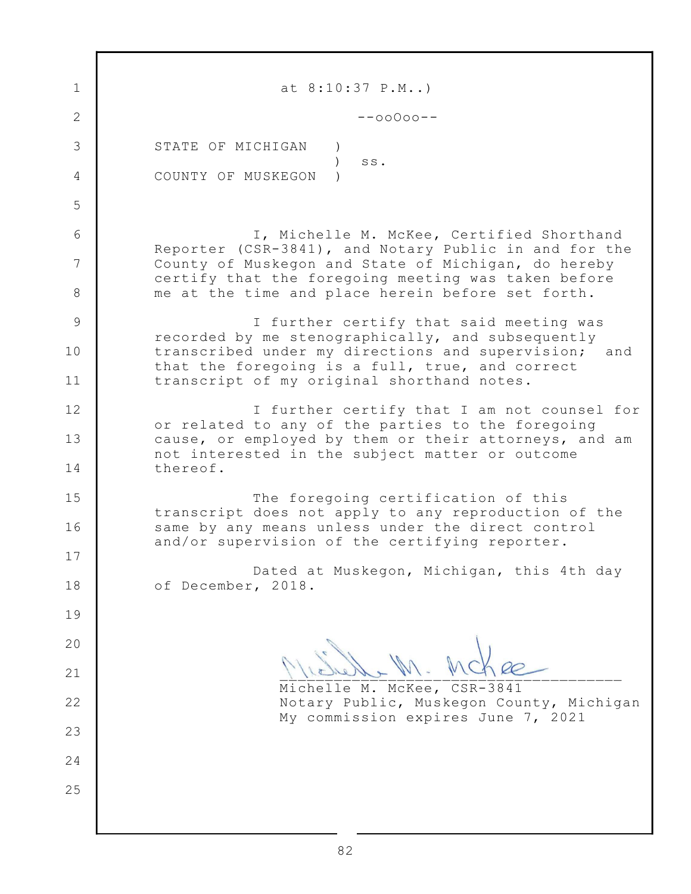at 8:10:37 P.M..)

--ooOoo--

STATE OF MICHIGAN )
) ss.
COUNTY OF MUSKEGON )

I, Michelle M. McKee, Certified Shorthand Reporter (CSR-3841), and Notary Public in and for the County of Muskegon and State of Michigan, do hereby certify that the foregoing meeting was taken before me at the time and place herein before set forth.

I further certify that said meeting was recorded by me stenographically, and subsequently transcribed under my directions and supervision; and that the foregoing is a full, true, and correct transcript of my original shorthand notes.

I further certify that I am not counsel for or related to any of the parties to the foregoing cause, or employed by them or their attorneys, and am not interested in the subject matter or outcome thereof.

The foregoing certification of this transcript does not apply to any reproduction of the same by any means unless under the direct control and/or supervision of the certifying reporter.

Dated at Muskegon, Michigan, this 4th day of December, 2018.

Michelle M. McKee, CSR-3841
Notary Public, Muskegon County, Michigan
My commission expires June 7, 2021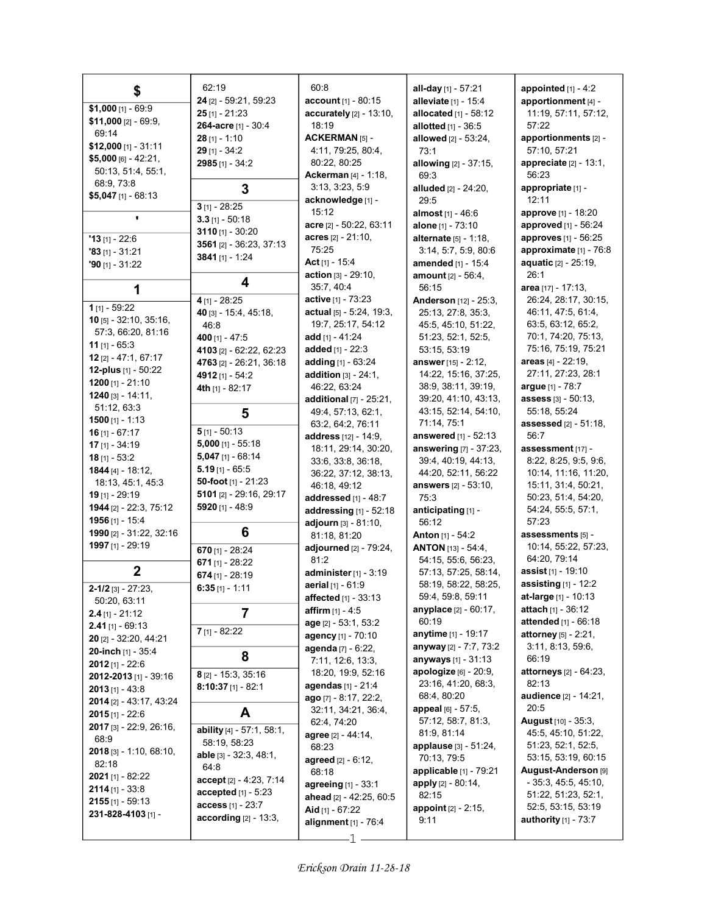## $

**$1,000** [1] - 69:9
**$11,000** [2] - 69:9, 69:14
**$12,000** [1] - 31:11
**$5,000** [6] - 42:21, 50:13, 51:4, 55:1, 68:9, 73:8
**$5,047** [1] - 68:13

## '

**'13** [1] - 22:6
**'83** [1] - 31:21
**'90** [1] - 31:22

## 1

**1** [1] - 59:22
**10** [5] - 32:10, 35:16, 57:3, 66:20, 81:16
**11** [1] - 65:3
**12** [2] - 47:1, 67:17
**12-plus** [1] - 50:22
**1200** [1] - 21:10
**1240** [3] - 14:11, 51:12, 63:3
**1500** [1] - 1:13
**16** [1] - 67:17
**17** [1] - 34:19
**18** [1] - 53:2
**1844** [4] - 18:12, 18:13, 45:1, 45:3
**19** [1] - 29:19
**1944** [2] - 22:3, 75:12
**1956** [1] - 15:4
**1990** [2] - 31:22, 32:16
**1997** [1] - 29:19

## 2

**2-1/2** [3] - 27:23, 50:20, 63:11
**2.4** [1] - 21:12
**2.41** [1] - 69:13
**20** [2] - 32:20, 44:21
**20-inch** [1] - 35:4
**2012** [1] - 22:6
**2012-2013** [1] - 39:16
**2013** [1] - 43:8
**2014** [2] - 43:17, 43:24
**2015** [1] - 22:6
**2017** [3] - 22:9, 26:16, 68:9
**2018** [3] - 1:10, 68:10, 82:18
**2021** [1] - 82:22
**2114** [1] - 33:8
**2155** [1] - 59:13
**231-828-4103** [1] - 62:19
**24** [2] - 59:21, 59:23
**25** [1] - 21:23
**264-acre** [1] - 30:4
**28** [1] - 1:10
**29** [1] - 34:2
**2985** [1] - 34:2

## 3

**3** [1] - 28:25
**3.3** [1] - 50:18
**3110** [1] - 30:20
**3561** [2] - 36:23, 37:13
**3841** [1] - 1:24

## 4

**4** [1] - 28:25
**40** [3] - 15:4, 45:18, 46:8
**400** [1] - 47:5
**4103** [2] - 62:22, 62:23
**4763** [2] - 26:21, 36:18
**4912** [1] - 54:2
**4th** [1] - 82:17

## 5

**5** [1] - 50:13
**5,000** [1] - 55:18
**5,047** [1] - 68:14
**5.19** [1] - 65:5
**50-foot** [1] - 21:23
**5101** [2] - 29:16, 29:17
**5920** [1] - 48:9

## 6

**670** [1] - 28:24
**671** [1] - 28:22
**674** [1] - 28:19
**6:35** [1] - 1:11

## 7

**7** [1] - 82:22

## 8

**8** [2] - 15:3, 35:16
**8:10:37** [1] - 82:1

## A

**ability** [4] - 57:1, 58:1, 58:19, 58:23
**able** [3] - 32:3, 48:1, 64:8
**accept** [2] - 4:23, 7:14
**accepted** [1] - 5:23
**access** [1] - 23:7
**according** [2] - 13:3, 60:8
**account** [1] - 80:15
**accurately** [2] - 13:10, 18:19
**ACKERMAN** [5] - 4:11, 79:25, 80:4, 80:22, 80:25
**Ackerman** [4] - 1:18, 3:13, 3:23, 5:9
**acknowledge** [1] - 15:12
**acre** [2] - 50:22, 63:11
**acres** [2] - 21:10, 75:25
**Act** [1] - 15:4
**action** [3] - 29:10, 35:7, 40:4
**active** [1] - 73:23
**actual** [5] - 5:24, 19:3, 19:7, 25:17, 54:12
**add** [1] - 41:24
**added** [1] - 22:3
**adding** [1] - 63:24
**addition** [3] - 24:1, 46:22, 63:24
**additional** [7] - 25:21, 49:4, 57:13, 62:1, 63:2, 64:2, 76:11
**address** [12] - 14:9, 18:11, 29:14, 30:20, 33:6, 33:8, 36:18, 36:22, 37:12, 38:13, 46:18, 49:12
**addressed** [1] - 48:7
**addressing** [1] - 52:18
**adjourn** [3] - 81:10, 81:18, 81:20
**adjourned** [2] - 79:24, 81:2
**administer** [1] - 3:19
**aerial** [1] - 61:9
**affected** [1] - 33:13
**affirm** [1] - 4:5
**age** [2] - 53:1, 53:2
**agency** [1] - 70:10
**agenda** [7] - 6:22, 7:11, 12:6, 13:3, 18:20, 19:9, 52:16
**agendas** [1] - 21:4
**ago** [7] - 8:17, 22:2, 32:11, 34:21, 36:4, 62:4, 74:20
**agree** [2] - 44:14, 68:23
**agreed** [2] - 6:12, 68:18
**agreeing** [1] - 33:1
**ahead** [2] - 42:25, 60:5
**Aid** [1] - 67:22
**alignment** [1] - 76:4
**all-day** [1] - 57:21
**alleviate** [1] - 15:4
**allocated** [1] - 58:12
**allotted** [1] - 36:5
**allowed** [2] - 53:24, 73:1
**allowing** [2] - 37:15, 69:3
**alluded** [2] - 24:20, 29:5
**almost** [1] - 46:6
**alone** [1] - 73:10
**alternate** [5] - 1:18, 3:14, 5:7, 5:9, 80:6
**amended** [1] - 15:4
**amount** [2] - 56:4, 56:15
**Anderson** [12] - 25:3, 25:13, 27:8, 35:3, 45:5, 45:10, 51:22, 51:23, 52:1, 52:5, 53:15, 53:19
**answer** [15] - 2:12, 14:22, 15:16, 37:25, 38:9, 38:11, 39:19, 39:20, 41:10, 43:13, 43:15, 52:14, 54:10, 71:14, 75:1
**answered** [1] - 52:13
**answering** [7] - 37:23, 39:4, 40:19, 44:13, 44:20, 52:11, 56:22
**answers** [2] - 53:10, 75:3
**anticipating** [1] - 56:12
**Anton** [1] - 54:2
**ANTON** [13] - 54:4, 54:15, 55:6, 56:23, 57:12, 57:25, 58:14, 58:19, 58:22, 58:25, 59:4, 59:8, 59:11
**anyplace** [2] - 60:17, 60:19
**anytime** [1] - 19:17
**anyway** [2] - 7:7, 73:2
**anyways** [1] - 31:13
**apologize** [6] - 20:9, 23:16, 41:20, 68:3, 68:4, 80:20
**appeal** [6] - 57:5, 57:12, 58:7, 81:3, 81:9, 81:14
**applause** [3] - 51:24, 70:13, 79:5
**applicable** [1] - 79:21
**apply** [2] - 80:14, 82:15
**appoint** [2] - 2:15, 9:11
**appointed** [1] - 4:2
**apportionment** [4] - 11:19, 57:11, 57:12, 57:22
**apportionments** [2] - 57:10, 57:21
**appreciate** [2] - 13:1, 56:23
**appropriate** [1] - 12:11
**approve** [1] - 18:20
**approved** [1] - 56:24
**approves** [1] - 56:25
**approximate** [1] - 76:8
**aquatic** [2] - 25:19, 26:1
**area** [17] - 17:13, 26:24, 28:17, 30:15, 46:11, 47:5, 61:4, 63:5, 63:12, 65:2, 70:1, 74:20, 75:13, 75:16, 75:19, 75:21
**areas** [4] - 22:19, 27:11, 27:23, 28:1
**argue** [1] - 78:7
**assess** [3] - 50:13, 55:18, 55:24
**assessed** [2] - 51:18, 56:7
**assessment** [17] - 8:22, 8:25, 9:5, 9:6, 10:14, 11:16, 11:20, 15:11, 31:4, 50:21, 50:23, 51:4, 54:20, 54:24, 55:5, 57:1, 57:23
**assessments** [5] - 10:14, 55:22, 57:23, 64:20, 79:14
**assist** [1] - 19:10
**assisting** [1] - 12:2
**at-large** [1] - 10:13
**attach** [1] - 36:12
**attended** [1] - 66:18
**attorney** [5] - 2:21, 3:11, 8:13, 59:6, 66:19
**attorneys** [2] - 64:23, 82:13
**audience** [2] - 14:21, 20:5
**August** [10] - 35:3, 45:5, 45:10, 51:22, 51:23, 52:1, 52:5, 53:15, 53:19, 60:15
**August-Anderson** [9] - 35:3, 45:5, 45:10, 51:22, 51:23, 52:1, 52:5, 53:15, 53:19
**authority** [1] - 73:7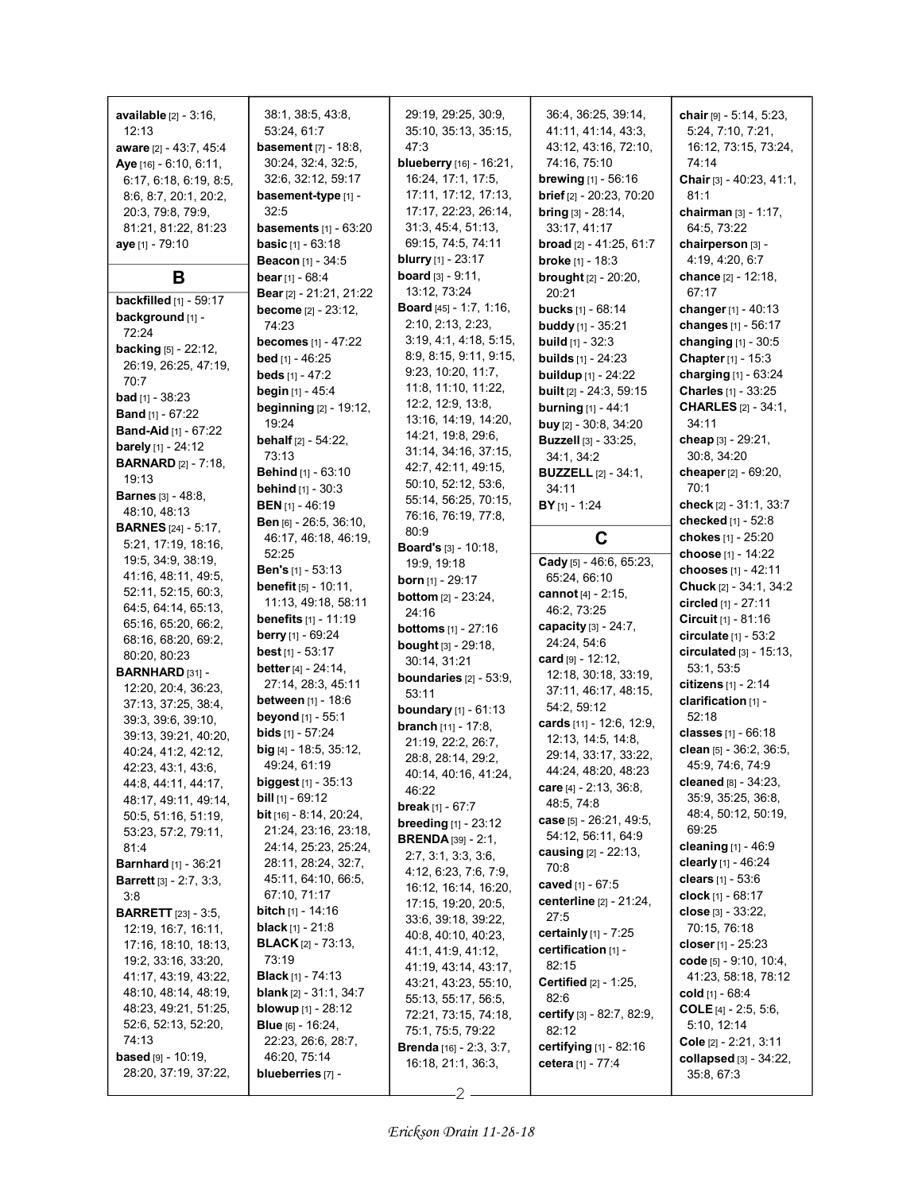**available** [2] - 3:16, 12:13
**aware** [2] - 43:7, 45:4
**Aye** [16] - 6:10, 6:11, 6:17, 6:18, 6:19, 8:5, 8:6, 8:7, 20:1, 20:2, 20:3, 79:8, 79:9, 81:21, 81:22, 81:23
**aye** [1] - 79:10

## B

**backfilled** [1] - 59:17
**background** [1] - 72:24
**backing** [5] - 22:12, 26:19, 26:25, 47:19, 70:7
**bad** [1] - 38:23
**Band** [1] - 67:22
**Band-Aid** [1] - 67:22
**barely** [1] - 24:12
**BARNARD** [2] - 7:18, 19:13
**Barnes** [3] - 48:8, 48:10, 48:13
**BARNES** [24] - 5:17, 5:21, 17:19, 18:16, 19:5, 34:9, 38:19, 41:16, 48:11, 49:5, 52:11, 52:15, 60:3, 64:5, 64:14, 65:13, 65:16, 65:20, 66:2, 68:16, 68:20, 69:2, 80:20, 80:23
**BARNHARD** [31] - 12:20, 20:4, 36:23, 37:13, 37:25, 38:4, 39:3, 39:6, 39:10, 39:13, 39:21, 40:20, 40:24, 41:2, 42:12, 42:23, 43:1, 43:6, 44:8, 44:11, 44:17, 48:17, 49:11, 49:14, 50:5, 51:16, 51:19, 53:23, 57:2, 79:11, 81:4
**Barnhard** [1] - 36:21
**Barrett** [3] - 2:7, 3:3, 3:8
**BARRETT** [23] - 3:5, 12:19, 16:7, 16:11, 17:16, 18:10, 18:13, 19:2, 33:16, 33:20, 41:17, 43:19, 43:22, 48:10, 48:14, 48:19, 48:23, 49:21, 51:25, 52:6, 52:13, 52:20, 74:13
**based** [9] - 10:19, 28:20, 37:19, 37:22, 38:1, 38:5, 43:8, 53:24, 61:7
**basement** [7] - 18:8, 30:24, 32:4, 32:5, 32:6, 32:12, 59:17
**basement-type** [1] - 32:5
**basements** [1] - 63:20
**basic** [1] - 63:18
**Beacon** [1] - 34:5
**bear** [1] - 68:4
**Bear** [2] - 21:21, 21:22
**become** [2] - 23:12, 74:23
**becomes** [1] - 47:22
**bed** [1] - 46:25
**beds** [1] - 47:2
**begin** [1] - 45:4
**beginning** [2] - 19:12, 19:24
**behalf** [2] - 54:22, 73:13
**Behind** [1] - 63:10
**behind** [1] - 30:3
**BEN** [1] - 46:19
**Ben** [6] - 26:5, 36:10, 46:17, 46:18, 46:19, 52:25
**Ben's** [1] - 53:13
**benefit** [5] - 10:11, 11:13, 49:18, 58:11
**benefits** [1] - 11:19
**berry** [1] - 69:24
**best** [1] - 53:17
**better** [4] - 24:14, 27:14, 28:3, 45:11
**between** [1] - 18:6
**beyond** [1] - 55:1
**bids** [1] - 57:24
**big** [4] - 18:5, 35:12, 49:24, 61:19
**biggest** [1] - 35:13
**bill** [1] - 69:12
**bit** [16] - 8:14, 20:24, 21:24, 23:16, 23:18, 24:14, 25:23, 25:24, 28:11, 28:24, 32:7, 45:11, 64:10, 66:5, 67:10, 71:17
**bitch** [1] - 14:16
**black** [1] - 21:8
**BLACK** [2] - 73:13, 73:19
**Black** [1] - 74:13
**blank** [2] - 31:1, 34:7
**blowup** [1] - 28:12
**Blue** [6] - 16:24, 22:23, 26:6, 28:7, 46:20, 75:14
**blueberries** [7] - 29:19, 29:25, 30:9, 35:10, 35:13, 35:15, 47:3
**blueberry** [16] - 16:21, 16:24, 17:1, 17:5, 17:11, 17:12, 17:13, 17:17, 22:23, 26:14, 31:3, 45:4, 51:13, 69:15, 74:5, 74:11
**blurry** [1] - 23:17
**board** [3] - 9:11, 13:12, 73:24
**Board** [45] - 1:7, 1:16, 2:10, 2:13, 2:23, 3:19, 4:1, 4:18, 5:15, 8:9, 8:15, 9:11, 9:15, 9:23, 10:20, 11:7, 11:8, 11:10, 11:22, 12:2, 12:9, 13:8, 13:16, 14:19, 14:20, 14:21, 19:8, 29:6, 31:14, 34:16, 37:15, 42:7, 42:11, 49:15, 50:10, 52:12, 53:6, 55:14, 56:25, 70:15, 76:16, 76:19, 77:8, 80:9
**Board's** [3] - 10:18, 19:9, 19:18
**born** [1] - 29:17
**bottom** [2] - 23:24, 24:16
**bottoms** [1] - 27:16
**bought** [3] - 29:18, 30:14, 31:21
**boundaries** [2] - 53:9, 53:11
**boundary** [1] - 61:13
**branch** [11] - 17:8, 21:19, 22:2, 26:7, 28:8, 28:14, 29:2, 40:14, 40:16, 41:24, 46:22
**break** [1] - 67:7
**breeding** [1] - 23:12
**BRENDA** [39] - 2:1, 2:7, 3:1, 3:3, 3:6, 4:12, 6:23, 7:6, 7:9, 16:12, 16:14, 16:20, 17:15, 19:20, 20:5, 33:6, 39:18, 39:22, 40:8, 40:10, 40:23, 41:1, 41:9, 41:12, 41:19, 43:14, 43:17, 43:21, 43:23, 55:10, 55:13, 55:17, 56:5, 72:21, 73:15, 74:18, 75:1, 75:5, 79:22
**Brenda** [16] - 2:3, 3:7, 16:18, 21:1, 36:3, 36:4, 36:25, 39:14, 41:11, 41:14, 43:3, 43:12, 43:16, 72:10, 74:16, 75:10
**brewing** [1] - 56:16
**brief** [2] - 20:23, 70:20
**bring** [3] - 28:14, 33:17, 41:17
**broad** [2] - 41:25, 61:7
**broke** [1] - 18:3
**brought** [2] - 20:20, 20:21
**bucks** [1] - 68:14
**buddy** [1] - 35:21
**build** [1] - 32:3
**builds** [1] - 24:23
**buildup** [1] - 24:22
**built** [2] - 24:3, 59:15
**burning** [1] - 44:1
**buy** [2] - 30:8, 34:20
**Buzzell** [3] - 33:25, 34:1, 34:2
**BUZZELL** [2] - 34:1, 34:11
**BY** [1] - 1:24

## C

**Cady** [5] - 46:6, 65:23, 65:24, 66:10
**cannot** [4] - 2:15, 46:2, 73:25
**capacity** [3] - 24:7, 24:24, 54:6
**card** [9] - 12:12, 12:18, 30:18, 33:19, 37:11, 46:17, 48:15, 54:2, 59:12
**cards** [11] - 12:6, 12:9, 12:13, 14:5, 14:8, 29:14, 33:17, 33:22, 44:24, 48:20, 48:23
**care** [4] - 2:13, 36:8, 48:5, 74:8
**case** [5] - 26:21, 49:5, 54:12, 56:11, 64:9
**causing** [2] - 22:13, 70:8
**caved** [1] - 67:5
**centerline** [2] - 21:24, 27:5
**certainly** [1] - 7:25
**certification** [1] - 82:15
**Certified** [2] - 1:25, 82:6
**certify** [3] - 82:7, 82:9, 82:12
**certifying** [1] - 82:16
**cetera** [1] - 77:4
**chair** [9] - 5:14, 5:23, 5:24, 7:10, 7:21, 16:12, 73:15, 73:24, 74:14
**Chair** [3] - 40:23, 41:1, 81:1
**chairman** [3] - 1:17, 64:5, 73:22
**chairperson** [3] - 4:19, 4:20, 6:7
**chance** [2] - 12:18, 67:17
**changer** [1] - 40:13
**changes** [1] - 56:17
**changing** [1] - 30:5
**Chapter** [1] - 15:3
**charging** [1] - 63:24
**Charles** [1] - 33:25
**CHARLES** [2] - 34:1, 34:11
**cheap** [3] - 29:21, 30:8, 34:20
**cheaper** [2] - 69:20, 70:1
**check** [2] - 31:1, 33:7
**checked** [1] - 52:8
**chokes** [1] - 25:20
**choose** [1] - 14:22
**chooses** [1] - 42:11
**Chuck** [2] - 34:1, 34:2
**circled** [1] - 27:11
**Circuit** [1] - 81:16
**circulate** [1] - 53:2
**circulated** [3] - 15:13, 53:1, 53:5
**citizens** [1] - 2:14
**clarification** [1] - 52:18
**classes** [1] - 66:18
**clean** [5] - 36:2, 36:5, 45:9, 74:6, 74:9
**cleaned** [8] - 34:23, 35:9, 35:25, 36:8, 48:4, 50:12, 50:19, 69:25
**cleaning** [1] - 46:9
**clearly** [1] - 46:24
**clears** [1] - 53:6
**clock** [1] - 68:17
**close** [3] - 33:22, 70:15, 76:18
**closer** [1] - 25:23
**code** [5] - 9:10, 10:4, 41:23, 58:18, 78:12
**cold** [1] - 68:4
**COLE** [4] - 2:5, 5:6, 5:10, 12:14
**Cole** [2] - 2:21, 3:11
**collapsed** [3] - 34:22, 35:8, 67:3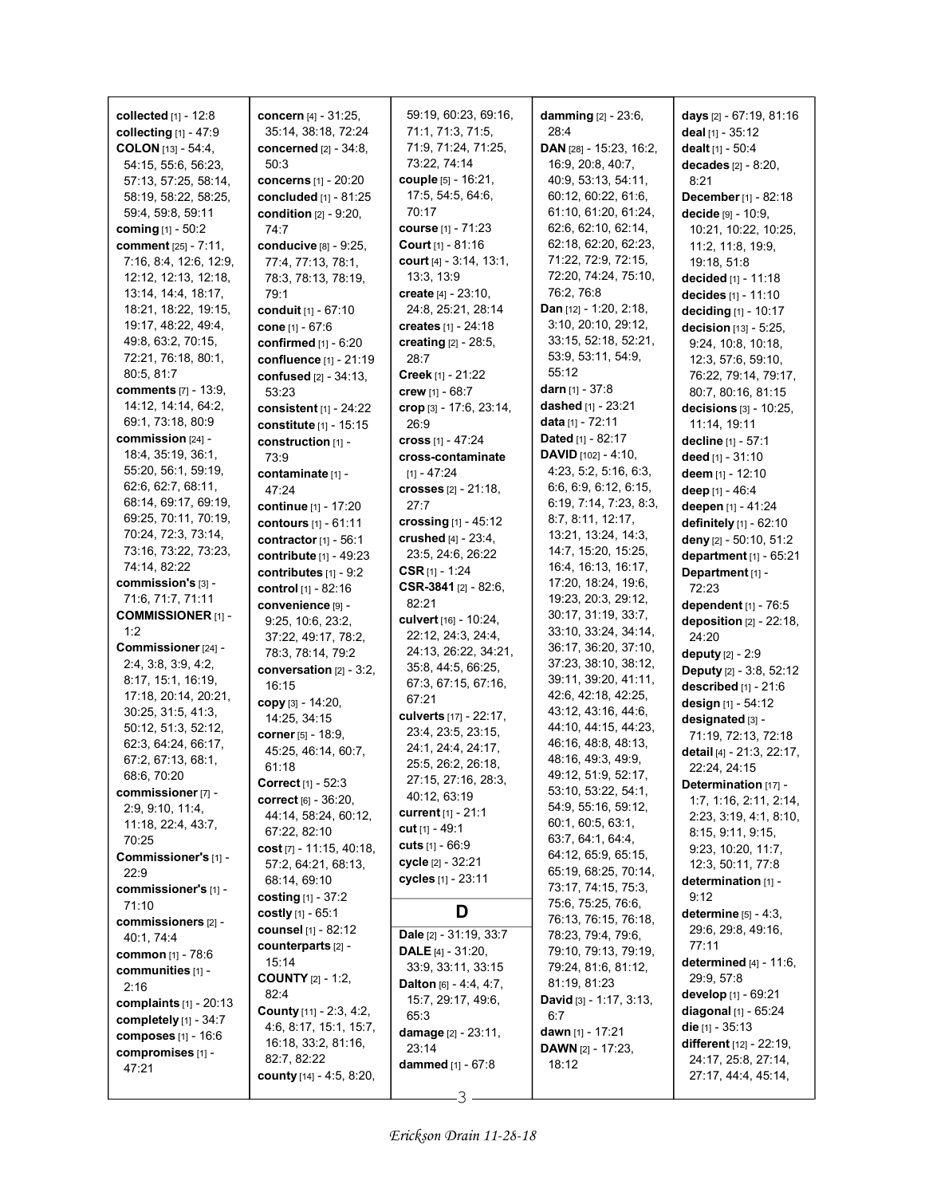**collected** [1] - 12:8
**collecting** [1] - 47:9
**COLON** [13] - 54:4, 54:15, 55:6, 56:23, 57:13, 57:25, 58:14, 58:19, 58:22, 58:25, 59:4, 59:8, 59:11
**coming** [1] - 50:2
**comment** [25] - 7:11, 7:16, 8:4, 12:6, 12:9, 12:12, 12:13, 12:18, 13:14, 14:4, 18:17, 18:21, 18:22, 19:15, 19:17, 48:22, 49:4, 49:8, 63:2, 70:15, 72:21, 76:18, 80:1, 80:5, 81:7
**comments** [7] - 13:9, 14:12, 14:14, 64:2, 69:1, 73:18, 80:9
**commission** [24] - 18:4, 35:19, 36:1, 55:20, 56:1, 59:19, 62:6, 62:7, 68:11, 68:14, 69:17, 69:19, 69:25, 70:11, 70:19, 70:24, 72:3, 73:14, 73:16, 73:22, 73:23, 74:14, 82:22
**commission's** [3] - 71:6, 71:7, 71:11
**COMMISSIONER** [1] - 1:2
**Commissioner** [24] - 2:4, 3:8, 3:9, 4:2, 8:17, 15:1, 16:19, 17:18, 20:14, 20:21, 30:25, 31:5, 41:3, 50:12, 51:3, 52:12, 62:3, 64:24, 66:17, 67:2, 67:13, 68:1, 68:6, 70:20
**commissioner** [7] - 2:9, 9:10, 11:4, 11:18, 22:4, 43:7, 70:25
**Commissioner's** [1] - 22:9
**commissioner's** [1] - 71:10
**commissioners** [2] - 40:1, 74:4
**common** [1] - 78:6
**communities** [1] - 2:16
**complaints** [1] - 20:13
**completely** [1] - 34:7
**composes** [1] - 16:6
**compromises** [1] - 47:21
**concern** [4] - 31:25, 35:14, 38:18, 72:24
**concerned** [2] - 34:8, 50:3
**concerns** [1] - 20:20
**concluded** [1] - 81:25
**condition** [2] - 9:20, 74:7
**conducive** [8] - 9:25, 77:4, 77:13, 78:1, 78:3, 78:13, 78:19, 79:1
**conduit** [1] - 67:10
**cone** [1] - 67:6
**confirmed** [1] - 6:20
**confluence** [1] - 21:19
**confused** [2] - 34:13, 53:23
**consistent** [1] - 24:22
**constitute** [1] - 15:15
**construction** [1] - 73:9
**contaminate** [1] - 47:24
**continue** [1] - 17:20
**contours** [1] - 61:11
**contractor** [1] - 56:1
**contribute** [1] - 49:23
**contributes** [1] - 9:2
**control** [1] - 82:16
**convenience** [9] - 9:25, 10:6, 23:2, 37:22, 49:17, 78:2, 78:3, 78:14, 79:2
**conversation** [2] - 3:2, 16:15
**copy** [3] - 14:20, 14:25, 34:15
**corner** [5] - 18:9, 45:25, 46:14, 60:7, 61:18
**Correct** [1] - 52:3
**correct** [6] - 36:20, 44:14, 58:24, 60:12, 67:22, 82:10
**cost** [7] - 11:15, 40:18, 57:2, 64:21, 68:13, 68:14, 69:10
**costing** [1] - 37:2
**costly** [1] - 65:1
**counsel** [1] - 82:12
**counterparts** [2] - 15:14
**COUNTY** [2] - 1:2, 82:4
**County** [11] - 2:3, 4:2, 4:6, 8:17, 15:1, 15:7, 16:18, 33:2, 81:16, 82:7, 82:22
**county** [14] - 4:5, 8:20, 59:19, 60:23, 69:16, 71:1, 71:3, 71:5, 71:9, 71:24, 71:25, 73:22, 74:14
**couple** [5] - 16:21, 17:5, 54:5, 64:6, 70:17
**course** [1] - 71:23
**Court** [1] - 81:16
**court** [4] - 3:14, 13:1, 13:3, 13:9
**create** [4] - 23:10, 24:8, 25:21, 28:14
**creates** [1] - 24:18
**creating** [2] - 28:5, 28:7
**Creek** [1] - 21:22
**crew** [1] - 68:7
**crop** [3] - 17:6, 23:14, 26:9
**cross** [1] - 47:24
**cross-contaminate** [1] - 47:24
**crosses** [2] - 21:18, 27:7
**crossing** [1] - 45:12
**crushed** [4] - 23:4, 23:5, 24:6, 26:22
**CSR** [1] - 1:24
**CSR-3841** [2] - 82:6, 82:21
**culvert** [16] - 10:24, 22:12, 24:3, 24:4, 24:13, 26:22, 34:21, 35:8, 44:5, 66:25, 67:3, 67:15, 67:16, 67:21
**culverts** [17] - 22:17, 23:4, 23:5, 23:15, 24:1, 24:4, 24:17, 25:5, 26:2, 26:18, 27:15, 27:16, 28:3, 40:12, 63:19
**current** [1] - 21:1
**cut** [1] - 49:1
**cuts** [1] - 66:9
**cycle** [2] - 32:21
**cycles** [1] - 23:11

## D

**Dale** [2] - 31:19, 33:7
**DALE** [4] - 31:20, 33:9, 33:11, 33:15
**Dalton** [6] - 4:4, 4:7, 15:7, 29:17, 49:6, 65:3
**damage** [2] - 23:11, 23:14
**dammed** [1] - 67:8
**damming** [2] - 23:6, 28:4
**DAN** [28] - 15:23, 16:2, 16:9, 20:8, 40:7, 40:9, 53:13, 54:11, 60:12, 60:22, 61:6, 61:10, 61:20, 61:24, 62:6, 62:10, 62:14, 62:18, 62:20, 62:23, 71:22, 72:9, 72:15, 72:20, 74:24, 75:10, 76:2, 76:8
**Dan** [12] - 1:20, 2:18, 3:10, 20:10, 29:12, 33:15, 52:18, 52:21, 53:9, 53:11, 54:9, 55:12
**darn** [1] - 37:8
**dashed** [1] - 23:21
**data** [1] - 72:11
**Dated** [1] - 82:17
**DAVID** [102] - 4:10, 4:23, 5:2, 5:16, 6:3, 6:6, 6:9, 6:12, 6:15, 6:19, 7:14, 7:23, 8:3, 8:7, 8:11, 12:17, 13:21, 13:24, 14:3, 14:7, 15:20, 15:25, 16:4, 16:13, 16:17, 17:20, 18:24, 19:6, 19:23, 20:3, 29:12, 30:17, 31:19, 33:7, 33:10, 33:24, 34:14, 36:17, 36:20, 37:10, 37:23, 38:10, 38:12, 39:11, 39:20, 41:11, 42:6, 42:18, 42:25, 43:12, 43:16, 44:6, 44:10, 44:15, 44:23, 46:16, 48:8, 48:13, 48:16, 49:3, 49:9, 49:12, 51:9, 52:17, 53:10, 53:22, 54:1, 54:9, 55:16, 59:12, 60:1, 60:5, 63:1, 63:7, 64:1, 64:4, 64:12, 65:9, 65:15, 65:19, 68:25, 70:14, 73:17, 74:15, 75:3, 75:6, 75:25, 76:6, 76:13, 76:15, 76:18, 78:23, 79:4, 79:6, 79:10, 79:13, 79:19, 79:24, 81:6, 81:12, 81:19, 81:23
**David** [3] - 1:17, 3:13, 6:7
**dawn** [1] - 17:21
**DAWN** [2] - 17:23, 18:12
**days** [2] - 67:19, 81:16
**deal** [1] - 35:12
**dealt** [1] - 50:4
**decades** [2] - 8:20, 8:21
**December** [1] - 82:18
**decide** [9] - 10:9, 10:21, 10:22, 10:25, 11:2, 11:8, 19:9, 19:18, 51:8
**decided** [1] - 11:18
**decides** [1] - 11:10
**deciding** [1] - 10:17
**decision** [13] - 5:25, 9:24, 10:8, 10:18, 12:3, 53:6, 59:10, 76:22, 79:14, 79:17, 80:7, 80:16, 81:15
**decisions** [3] - 10:25, 11:14, 19:11
**decline** [1] - 57:1
**deed** [1] - 31:10
**deem** [1] - 12:10
**deep** [1] - 46:4
**deepen** [1] - 41:24
**definitely** [1] - 62:10
**deny** [2] - 50:10, 51:2
**department** [1] - 65:21
**Department** [1] - 72:23
**dependent** [1] - 76:5
**deposition** [2] - 22:18, 24:20
**deputy** [2] - 2:9
**Deputy** [2] - 3:8, 52:12
**described** [1] - 21:6
**design** [1] - 54:12
**designated** [3] - 71:19, 72:13, 72:18
**detail** [4] - 21:3, 22:17, 22:24, 24:15
**Determination** [17] - 1:7, 1:16, 2:11, 2:14, 2:23, 3:19, 4:1, 8:10, 8:15, 9:11, 9:15, 9:23, 10:20, 11:7, 12:3, 50:11, 77:8
**determination** [1] - 9:12
**determine** [5] - 4:3, 29:6, 29:8, 49:16, 77:11
**determined** [4] - 11:6, 29:9, 57:8
**develop** [1] - 69:21
**diagonal** [1] - 65:24
**die** [1] - 35:13
**different** [12] - 22:19, 24:17, 25:8, 27:14, 27:17, 44:4, 45:14,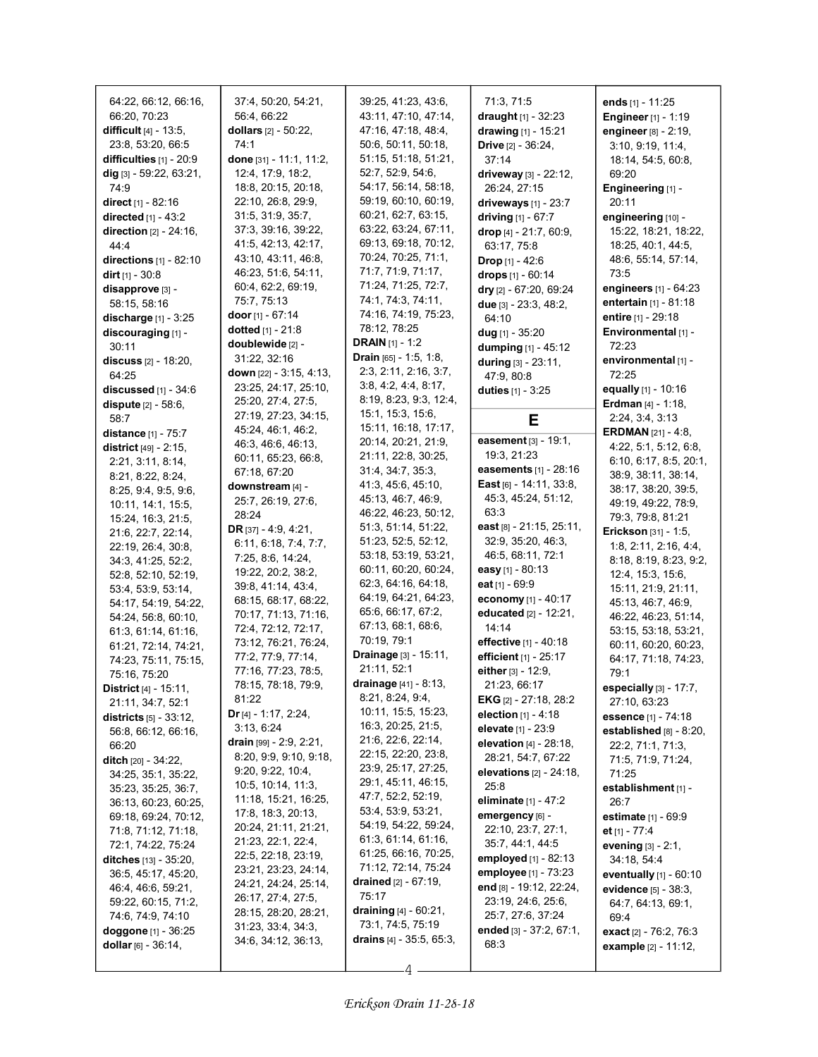64:22, 66:12, 66:16, 66:20, 70:23

**difficult** [4] - 13:5, 23:8, 53:20, 66:5

**difficulties** [1] - 20:9

**dig** [3] - 59:22, 63:21, 74:9

**direct** [1] - 82:16

**directed** [1] - 43:2

**direction** [2] - 24:16, 44:4

**directions** [1] - 82:10

**dirt** [1] - 30:8

**disapprove** [3] - 58:15, 58:16

**discharge** [1] - 3:25

**discouraging** [1] - 30:11

**discuss** [2] - 18:20, 64:25

**discussed** [1] - 34:6

**dispute** [2] - 58:6, 58:7

**distance** [1] - 75:7

**district** [49] - 2:15, 2:21, 3:11, 8:14, 8:21, 8:22, 8:24, 8:25, 9:4, 9:5, 9:6, 10:11, 14:1, 15:5, 15:24, 16:3, 21:5, 21:6, 22:7, 22:14, 22:19, 26:4, 30:8, 34:3, 41:25, 52:2, 52:8, 52:10, 52:19, 53:4, 53:9, 53:14, 54:17, 54:19, 54:22, 54:24, 56:8, 60:10, 61:3, 61:14, 61:16, 61:21, 72:14, 74:21, 74:23, 75:11, 75:15, 75:16, 75:20

**District** [4] - 15:11, 21:11, 34:7, 52:1

**districts** [5] - 33:12, 56:8, 66:12, 66:16, 66:20

**ditch** [20] - 34:22, 34:25, 35:1, 35:22, 35:23, 35:25, 36:7, 36:13, 60:23, 60:25, 69:18, 69:24, 70:12, 71:8, 71:12, 71:18, 72:1, 74:22, 75:24

**ditches** [13] - 35:20, 36:5, 45:17, 45:20, 46:4, 46:6, 59:21, 59:22, 60:15, 71:2, 74:6, 74:9, 74:10

**doggone** [1] - 36:25

**dollar** [6] - 36:14, 37:4, 50:20, 54:21, 56:4, 66:22

**dollars** [2] - 50:22, 74:1

**done** [31] - 11:1, 11:2, 12:4, 17:9, 18:2, 18:8, 20:15, 20:18, 22:10, 26:8, 29:9, 31:5, 31:9, 35:7, 37:3, 39:16, 39:22, 41:5, 42:13, 42:17, 43:10, 43:11, 46:8, 46:23, 51:6, 54:11, 60:4, 62:2, 69:19, 75:7, 75:13

**door** [1] - 67:14

**dotted** [1] - 21:8

**doublewide** [2] - 31:22, 32:16

**down** [22] - 3:15, 4:13, 23:25, 24:17, 25:10, 25:20, 27:4, 27:5, 27:19, 27:23, 34:15, 45:24, 46:1, 46:2, 46:3, 46:6, 46:13, 60:11, 65:23, 66:8, 67:18, 67:20

**downstream** [4] - 25:7, 26:19, 27:6, 28:24

**DR** [37] - 4:9, 4:21, 6:11, 6:18, 7:4, 7:7, 7:25, 8:6, 14:24, 19:22, 20:2, 38:2, 39:8, 41:14, 43:4, 68:15, 68:17, 68:22, 70:17, 71:13, 71:16, 72:4, 72:12, 72:17, 73:12, 76:21, 76:24, 77:2, 77:9, 77:14, 77:16, 77:23, 78:5, 78:15, 78:18, 79:9, 81:22

**Dr** [4] - 1:17, 2:24, 3:13, 6:24

**drain** [99] - 2:9, 2:21, 8:20, 9:9, 9:10, 9:18, 9:20, 9:22, 10:4, 10:5, 10:14, 11:3, 11:18, 15:21, 16:25, 17:8, 18:3, 20:13, 20:24, 21:11, 21:21, 21:23, 22:1, 22:4, 22:5, 22:18, 23:19, 23:21, 23:23, 24:14, 24:21, 24:24, 25:14, 26:17, 27:4, 27:5, 28:15, 28:20, 28:21, 31:23, 33:4, 34:3, 34:6, 34:12, 36:13, 39:25, 41:23, 43:6, 43:11, 47:10, 47:14, 47:16, 47:18, 48:4, 50:6, 50:11, 50:18, 51:15, 51:18, 51:21, 52:7, 52:9, 54:6, 54:17, 56:14, 58:18, 59:19, 60:10, 60:19, 60:21, 62:7, 63:15, 63:22, 63:24, 67:11, 69:13, 69:18, 70:12, 70:24, 70:25, 71:1, 71:7, 71:9, 71:17, 71:24, 71:25, 72:7, 74:1, 74:3, 74:11, 74:16, 74:19, 75:23, 78:12, 78:25

**DRAIN** [1] - 1:2

**Drain** [65] - 1:5, 1:8, 2:3, 2:11, 2:16, 3:7, 3:8, 4:2, 4:4, 8:17, 8:19, 8:23, 9:3, 12:4, 15:1, 15:3, 15:6, 15:11, 16:18, 17:17, 20:14, 20:21, 21:9, 21:11, 22:8, 30:25, 31:4, 34:7, 35:3, 41:3, 45:6, 45:10, 45:13, 46:7, 46:9, 46:22, 46:23, 50:12, 51:3, 51:14, 51:22, 51:23, 52:5, 52:12, 53:18, 53:19, 53:21, 60:11, 60:20, 60:24, 62:3, 64:16, 64:18, 64:19, 64:21, 64:23, 65:6, 66:17, 67:2, 67:13, 68:1, 68:6, 70:19, 79:1

**Drainage** [3] - 15:11, 21:11, 52:1

**drainage** [41] - 8:13, 8:21, 8:24, 9:4, 10:11, 15:5, 15:23, 16:3, 20:25, 21:5, 21:6, 22:6, 22:14, 22:15, 22:20, 23:8, 23:9, 25:17, 27:25, 29:1, 45:11, 46:15, 47:13, 52:2, 52:19, 53:4, 53:9, 53:21, 54:19, 54:22, 59:24, 61:3, 61:14, 61:16, 61:25, 66:16, 70:25, 71:12, 72:14, 75:24

**drained** [2] - 67:19, 75:17

**draining** [4] - 60:21, 73:1, 74:5, 75:19

**drains** [4] - 35:5, 65:3, 71:3, 71:5

**draught** [1] - 32:23

**drawing** [1] - 15:21

**Drive** [2] - 36:24, 37:14

**driveway** [3] - 22:12, 26:24, 27:15

**driveways** [1] - 23:7

**driving** [1] - 67:7

**drop** [4] - 21:7, 60:9, 63:17, 75:8

**Drop** [1] - 42:6

**drops** [1] - 60:14

**dry** [2] - 67:20, 69:24

**due** [3] - 23:3, 48:2, 64:10

**dug** [1] - 35:20

**dumping** [1] - 45:12

**during** [3] - 23:11, 47:9, 80:8

**duties** [1] - 3:25

## E

**easement** [3] - 19:1, 19:3, 21:23

**easements** [1] - 28:16

**East** [6] - 14:11, 33:8, 45:3, 45:24, 51:12, 63:3

**east** [8] - 21:15, 25:11, 32:9, 35:20, 46:3, 46:5, 68:11, 72:1

**easy** [1] - 80:13

**eat** [1] - 69:9

**economy** [1] - 40:17

**educated** [2] - 12:21, 14:14

**effective** [1] - 40:18

**efficient** [1] - 25:17

**either** [3] - 12:9, 21:23, 66:17

**EKG** [2] - 27:18, 28:2

**election** [1] - 4:18

**elevate** [1] - 23:9

**elevation** [4] - 28:18, 28:21, 54:7, 67:22

**elevations** [2] - 24:18, 25:8

**eliminate** [1] - 47:2

**emergency** [6] - 22:10, 23:7, 27:1, 35:7, 44:1, 44:5

**employed** [1] - 82:13

**employee** [1] - 73:23

**end** [8] - 19:12, 22:24, 23:19, 24:6, 25:6, 25:7, 27:6, 37:24

**ended** [3] - 37:2, 67:1, 68:3

**ends** [1] - 11:25

**Engineer** [1] - 1:19

**engineer** [8] - 2:19, 3:10, 9:19, 11:4, 18:14, 54:5, 60:8, 69:20

**Engineering** [1] - 20:11

**engineering** [10] - 15:22, 18:21, 18:22, 18:25, 40:1, 44:5, 48:6, 55:14, 57:14, 73:5

**engineers** [1] - 64:23

**entertain** [1] - 81:18

**entire** [1] - 29:18

**Environmental** [1] - 72:23

**environmental** [1] - 72:25

**equally** [1] - 10:16

**Erdman** [4] - 1:18, 2:24, 3:4, 3:13

**ERDMAN** [21] - 4:8, 4:22, 5:1, 5:12, 6:8, 6:10, 6:17, 8:5, 20:1, 38:9, 38:11, 38:14, 38:17, 38:20, 39:5, 49:19, 49:22, 78:9, 79:3, 79:8, 81:21

**Erickson** [31] - 1:5, 1:8, 2:11, 2:16, 4:4, 8:18, 8:19, 8:23, 9:2, 12:4, 15:3, 15:6, 15:11, 21:9, 21:11, 45:13, 46:7, 46:9, 46:22, 46:23, 51:14, 53:15, 53:18, 53:21, 60:11, 60:20, 60:23, 64:17, 71:18, 74:23, 79:1

**especially** [3] - 17:7, 27:10, 63:23

**essence** [1] - 74:18

**established** [8] - 8:20, 22:2, 71:1, 71:3, 71:5, 71:9, 71:24, 71:25

**establishment** [1] - 26:7

**estimate** [1] - 69:9

**et** [1] - 77:4

**evening** [3] - 2:1, 34:18, 54:4

**eventually** [1] - 60:10

**evidence** [5] - 38:3, 64:7, 64:13, 69:1, 69:4

**exact** [2] - 76:2, 76:3

**example** [2] - 11:12,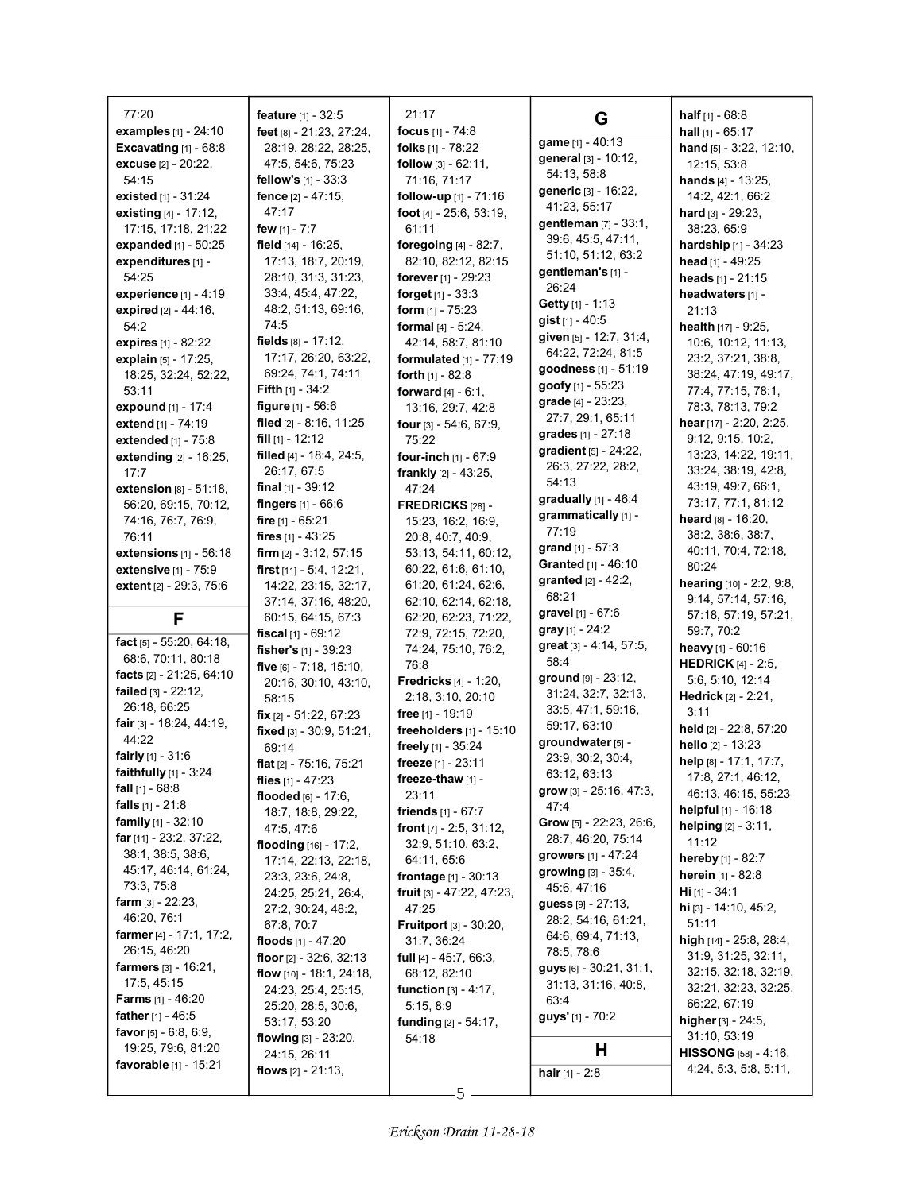77:20
**examples** [1] - 24:10
**Excavating** [1] - 68:8
**excuse** [2] - 20:22, 54:15
**existed** [1] - 31:24
**existing** [4] - 17:12, 17:15, 17:18, 21:22
**expanded** [1] - 50:25
**expenditures** [1] - 54:25
**experience** [1] - 4:19
**expired** [2] - 44:16, 54:2
**expires** [1] - 82:22
**explain** [5] - 17:25, 18:25, 32:24, 52:22, 53:11
**expound** [1] - 17:4
**extend** [1] - 74:19
**extended** [1] - 75:8
**extending** [2] - 16:25, 17:7
**extension** [8] - 51:18, 56:20, 69:15, 70:12, 74:16, 76:7, 76:9, 76:11
**extensions** [1] - 56:18
**extensive** [1] - 75:9
**extent** [2] - 29:3, 75:6

## F

**fact** [5] - 55:20, 64:18, 68:6, 70:11, 80:18
**facts** [2] - 21:25, 64:10
**failed** [3] - 22:12, 26:18, 66:25
**fair** [3] - 18:24, 44:19, 44:22
**fairly** [1] - 31:6
**faithfully** [1] - 3:24
**fall** [1] - 68:8
**falls** [1] - 21:8
**family** [1] - 32:10
**far** [11] - 23:2, 37:22, 38:1, 38:5, 38:6, 45:17, 46:14, 61:24, 73:3, 75:8
**farm** [3] - 22:23, 46:20, 76:1
**farmer** [4] - 17:1, 17:2, 26:15, 46:20
**farmers** [3] - 16:21, 17:5, 45:15
**Farms** [1] - 46:20
**father** [1] - 46:5
**favor** [5] - 6:8, 6:9, 19:25, 79:6, 81:20
**favorable** [1] - 15:21
**feature** [1] - 32:5
**feet** [8] - 21:23, 27:24, 28:19, 28:22, 28:25, 47:5, 54:6, 75:23
**fellow's** [1] - 33:3
**fence** [2] - 47:15, 47:17
**few** [1] - 7:7
**field** [14] - 16:25, 17:13, 18:7, 20:19, 28:10, 31:3, 31:23, 33:4, 45:4, 47:22, 48:2, 51:13, 69:16, 74:5
**fields** [8] - 17:12, 17:17, 26:20, 63:22, 69:24, 74:1, 74:11
**Fifth** [1] - 34:2
**figure** [1] - 56:6
**filed** [2] - 8:16, 11:25
**fill** [1] - 12:12
**filled** [4] - 18:4, 24:5, 26:17, 67:5
**final** [1] - 39:12
**fingers** [1] - 66:6
**fire** [1] - 65:21
**fires** [1] - 43:25
**firm** [2] - 3:12, 57:15
**first** [11] - 5:4, 12:21, 14:22, 23:15, 32:17, 37:14, 37:16, 48:20, 60:15, 64:15, 67:3
**fiscal** [1] - 69:12
**fisher's** [1] - 39:23
**five** [6] - 7:18, 15:10, 20:16, 30:10, 43:10, 58:15
**fix** [2] - 51:22, 67:23
**fixed** [3] - 30:9, 51:21, 69:14
**flat** [2] - 75:16, 75:21
**flies** [1] - 47:23
**flooded** [6] - 17:6, 18:7, 18:8, 29:22, 47:5, 47:6
**flooding** [16] - 17:2, 17:14, 22:13, 22:18, 23:3, 23:6, 24:8, 24:25, 25:21, 26:4, 27:2, 30:24, 48:2, 67:8, 70:7
**floods** [1] - 47:20
**floor** [2] - 32:6, 32:13
**flow** [10] - 18:1, 24:18, 24:23, 25:4, 25:15, 25:20, 28:5, 30:6, 53:17, 53:20
**flowing** [3] - 23:20, 24:15, 26:11
**flows** [2] - 21:13, 21:17
**focus** [1] - 74:8
**folks** [1] - 78:22
**follow** [3] - 62:11, 71:16, 71:17
**follow-up** [1] - 71:16
**foot** [4] - 25:6, 53:19, 61:11
**foregoing** [4] - 82:7, 82:10, 82:12, 82:15
**forever** [1] - 29:23
**forget** [1] - 33:3
**form** [1] - 75:23
**formal** [4] - 5:24, 42:14, 58:7, 81:10
**formulated** [1] - 77:19
**forth** [1] - 82:8
**forward** [4] - 6:1, 13:16, 29:7, 42:8
**four** [3] - 54:6, 67:9, 75:22
**four-inch** [1] - 67:9
**frankly** [2] - 43:25, 47:24
**FREDRICKS** [28] - 15:23, 16:2, 16:9, 20:8, 40:7, 40:9, 53:13, 54:11, 60:12, 60:22, 61:6, 61:10, 61:20, 61:24, 62:6, 62:10, 62:14, 62:18, 62:20, 62:23, 71:22, 72:9, 72:15, 72:20, 74:24, 75:10, 76:2, 76:8
**Fredricks** [4] - 1:20, 2:18, 3:10, 20:10
**free** [1] - 19:19
**freeholders** [1] - 15:10
**freely** [1] - 35:24
**freeze** [1] - 23:11
**freeze-thaw** [1] - 23:11
**friends** [1] - 67:7
**front** [7] - 2:5, 31:12, 32:9, 51:10, 63:2, 64:11, 65:6
**frontage** [1] - 30:13
**fruit** [3] - 47:22, 47:23, 47:25
**Fruitport** [3] - 30:20, 31:7, 36:24
**full** [4] - 45:7, 66:3, 68:12, 82:10
**function** [3] - 4:17, 5:15, 8:9
**funding** [2] - 54:17, 54:18

## G

**game** [1] - 40:13
**general** [3] - 10:12, 54:13, 58:8
**generic** [3] - 16:22, 41:23, 55:17
**gentleman** [7] - 33:1, 39:6, 45:5, 47:11, 51:10, 51:12, 63:2
**gentleman's** [1] - 26:24
**Getty** [1] - 1:13
**gist** [1] - 40:5
**given** [5] - 12:7, 31:4, 64:22, 72:24, 81:5
**goodness** [1] - 51:19
**goofy** [1] - 55:23
**grade** [4] - 23:23, 27:7, 29:1, 65:11
**grades** [1] - 27:18
**gradient** [5] - 24:22, 26:3, 27:22, 28:2, 54:13
**gradually** [1] - 46:4
**grammatically** [1] - 77:19
**grand** [1] - 57:3
**Granted** [1] - 46:10
**granted** [2] - 42:2, 68:21
**gravel** [1] - 67:6
**gray** [1] - 24:2
**great** [3] - 4:14, 57:5, 58:4
**ground** [9] - 23:12, 31:24, 32:7, 32:13, 33:5, 47:1, 59:16, 59:17, 63:10
**groundwater** [5] - 23:9, 30:2, 30:4, 63:12, 63:13
**grow** [3] - 25:16, 47:3, 47:4
**Grow** [5] - 22:23, 26:6, 28:7, 46:20, 75:14
**growers** [1] - 47:24
**growing** [3] - 35:4, 45:6, 47:16
**guess** [9] - 27:13, 28:2, 54:16, 61:21, 64:6, 69:4, 71:13, 78:5, 78:6
**guys** [6] - 30:21, 31:1, 31:13, 31:16, 40:8, 63:4
**guys'** [1] - 70:2

## H

**hair** [1] - 2:8
**half** [1] - 68:8
**hall** [1] - 65:17
**hand** [5] - 3:22, 12:10, 12:15, 53:8
**hands** [4] - 13:25, 14:2, 42:1, 66:2
**hard** [3] - 29:23, 38:23, 65:9
**hardship** [1] - 34:23
**head** [1] - 49:25
**heads** [1] - 21:15
**headwaters** [1] - 21:13
**health** [17] - 9:25, 10:6, 10:12, 11:13, 23:2, 37:21, 38:8, 38:24, 47:19, 49:17, 77:4, 77:15, 78:1, 78:3, 78:13, 79:2
**hear** [17] - 2:20, 2:25, 9:12, 9:15, 10:2, 13:23, 14:22, 19:11, 33:24, 38:19, 42:8, 43:19, 49:7, 66:1, 73:17, 77:1, 81:12
**heard** [8] - 16:20, 38:2, 38:6, 38:7, 40:11, 70:4, 72:18, 80:24
**hearing** [10] - 2:2, 9:8, 9:14, 57:14, 57:16, 57:18, 57:19, 57:21, 59:7, 70:2
**heavy** [1] - 60:16
**HEDRICK** [4] - 2:5, 5:6, 5:10, 12:14
**Hedrick** [2] - 2:21, 3:11
**held** [2] - 22:8, 57:20
**hello** [2] - 13:23
**help** [8] - 17:1, 17:7, 17:8, 27:1, 46:12, 46:13, 46:15, 55:23
**helpful** [1] - 16:18
**helping** [2] - 3:11, 11:12
**hereby** [1] - 82:7
**herein** [1] - 82:8
**Hi** [1] - 34:1
**hi** [3] - 14:10, 45:2, 51:11
**high** [14] - 25:8, 28:4, 31:9, 31:25, 32:11, 32:15, 32:18, 32:19, 32:21, 32:23, 32:25, 66:22, 67:19
**higher** [3] - 24:5, 31:10, 53:19
**HISSONG** [58] - 4:16, 4:24, 5:3, 5:8, 5:11,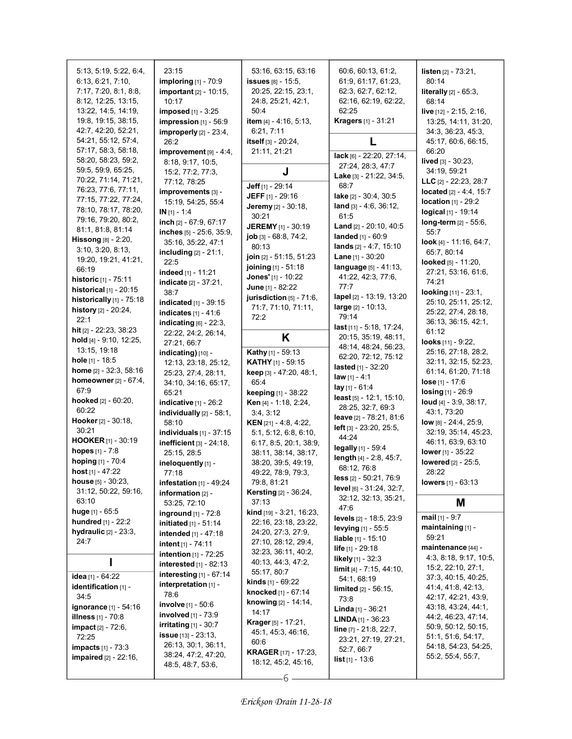5:13, 5:19, 5:22, 6:4, 6:13, 6:21, 7:10, 7:17, 7:20, 8:1, 8:8, 8:12, 12:25, 13:15, 13:22, 14:5, 14:19, 19:8, 19:15, 38:15, 42:7, 42:20, 52:21, 54:21, 55:12, 57:4, 57:17, 58:3, 58:18, 58:20, 58:23, 59:2, 59:5, 59:9, 65:25, 70:22, 71:14, 71:21, 76:23, 77:6, 77:11, 77:15, 77:22, 77:24, 78:10, 78:17, 78:20, 79:16, 79:20, 80:2, 81:1, 81:8, 81:14

**Hissong** [8] - 2:20, 3:10, 3:20, 8:13, 19:20, 19:21, 41:21, 66:19

**historic** [1] - 75:11

**historical** [1] - 20:15

**historically** [1] - 75:18

**history** [2] - 20:24, 22:1

**hit** [2] - 22:23, 38:23

**hold** [4] - 9:10, 12:25, 13:15, 19:18

**hole** [1] - 18:5

**home** [2] - 32:3, 58:16

**homeowner** [2] - 67:4, 67:9

**hooked** [2] - 60:20, 60:22

**Hooker** [2] - 30:18, 30:21

**HOOKER** [1] - 30:19

**hopes** [1] - 7:8

**hoping** [1] - 70:4

**host** [1] - 47:22

**house** [5] - 30:23, 31:12, 50:22, 59:16, 63:10

**huge** [1] - 65:5

**hundred** [1] - 22:2

**hydraulic** [2] - 23:3, 24:7

## I

**idea** [1] - 64:22

**identification** [1] - 34:5

**ignorance** [1] - 54:16

**illness** [1] - 70:8

**impact** [2] - 72:6, 72:25

**impacts** [1] - 73:3

**impaired** [2] - 22:16, 23:15

**imploring** [1] - 70:9

**important** [2] - 10:15, 10:17

**imposed** [1] - 3:25

**impression** [1] - 56:9

**improperly** [2] - 23:4, 26:2

**improvement** [9] - 4:4, 8:18, 9:17, 10:5, 15:2, 77:2, 77:3, 77:12, 78:25

**improvements** [3] - 15:19, 54:25, 55:4

**IN** [1] - 1:4

**inch** [2] - 67:9, 67:17

**inches** [5] - 25:6, 35:9, 35:16, 35:22, 47:1

**including** [2] - 21:1, 22:5

**indeed** [1] - 11:21

**indicate** [2] - 37:21, 38:7

**indicated** [1] - 39:15

**indicates** [1] - 41:6

**indicating** [6] - 22:3, 22:22, 24:2, 26:14, 27:21, 66:7

**indicating)** [10] - 12:13, 23:18, 25:12, 25:23, 27:4, 28:11, 34:10, 34:16, 65:17, 65:21

**indicative** [1] - 26:2

**individually** [2] - 58:1, 58:10

**individuals** [1] - 37:15

**inefficient** [3] - 24:18, 25:15, 28:5

**ineloquently** [1] - 77:18

**infestation** [1] - 49:24

**information** [2] - 53:25, 72:10

**inground** [1] - 72:8

**initiated** [1] - 51:14

**intended** [1] - 47:18

**intent** [1] - 74:11

**intention** [1] - 72:25

**interested** [1] - 82:13

**interesting** [1] - 67:14

**interpretation** [1] - 78:6

**involve** [1] - 50:6

**involved** [1] - 73:9

**irritating** [1] - 30:7

**issue** [13] - 23:13, 26:13, 30:1, 36:11, 38:24, 47:2, 47:20, 48:5, 48:7, 53:6, 53:16, 63:15, 63:16

**issues** [8] - 15:5, 20:25, 22:15, 23:1, 24:8, 25:21, 42:1, 50:4

**item** [4] - 4:16, 5:13, 6:21, 7:11

**itself** [3] - 20:24, 21:11, 21:21

## J

**Jeff** [1] - 29:14

**JEFF** [1] - 29:16

**Jeremy** [2] - 30:18, 30:21

**JEREMY** [1] - 30:19

**job** [3] - 68:8, 74:2, 80:13

**join** [2] - 51:15, 51:23

**joining** [1] - 51:18

**Jones'** [1] - 10:22

**June** [1] - 82:22

**jurisdiction** [5] - 71:6, 71:7, 71:10, 71:11, 72:2

## K

**Kathy** [1] - 59:13

**KATHY** [1] - 59:15

**keep** [3] - 47:20, 48:1, 65:4

**keeping** [1] - 38:22

**Ken** [4] - 1:18, 2:24, 3:4, 3:12

**KEN** [21] - 4:8, 4:22, 5:1, 5:12, 6:8, 6:10, 6:17, 8:5, 20:1, 38:9, 38:11, 38:14, 38:17, 38:20, 39:5, 49:19, 49:22, 78:9, 79:3, 79:8, 81:21

**Kersting** [2] - 36:24, 37:13

**kind** [19] - 3:21, 16:23, 22:16, 23:18, 23:22, 24:20, 27:3, 27:9, 27:10, 28:12, 29:4, 32:23, 36:11, 40:2, 40:13, 44:3, 47:2, 55:17, 80:7

**kinds** [1] - 69:22

**knocked** [1] - 67:14

**knowing** [2] - 14:14, 14:17

**Krager** [5] - 17:21, 45:1, 45:3, 46:16, 60:6

**KRAGER** [17] - 17:23, 18:12, 45:2, 45:16, 60:6, 60:13, 61:2, 61:9, 61:17, 61:23, 62:3, 62:7, 62:12, 62:16, 62:19, 62:22, 62:25

**Kragers** [1] - 31:21

## L

**lack** [6] - 22:20, 27:14, 27:24, 28:3, 47:7

**Lake** [3] - 21:22, 34:5, 68:7

**lake** [2] - 30:4, 30:5

**land** [3] - 4:6, 36:12, 61:5

**Land** [2] - 20:10, 40:5

**landed** [1] - 60:9

**lands** [2] - 4:7, 15:10

**Lane** [1] - 30:20

**language** [5] - 41:13, 41:22, 42:3, 77:6, 77:7

**lapel** [2] - 13:19, 13:20

**large** [2] - 10:13, 79:14

**last** [11] - 5:18, 17:24, 20:15, 35:19, 48:11, 48:14, 48:24, 56:23, 62:20, 72:12, 75:12

**lasted** [1] - 32:20

**law** [1] - 4:1

**lay** [1] - 61:4

**least** [5] - 12:1, 15:10, 28:25, 32:7, 69:3

**leave** [2] - 78:21, 81:6

**left** [3] - 23:20, 25:5, 44:24

**legally** [1] - 59:4

**length** [4] - 2:8, 45:7, 68:12, 76:8

**less** [2] - 50:21, 76:9

**level** [6] - 31:24, 32:7, 32:12, 32:13, 35:21, 47:6

**levels** [2] - 18:5, 23:9

**levying** [1] - 55:5

**liable** [1] - 15:10

**life** [1] - 29:18

**likely** [1] - 32:3

**limit** [4] - 7:15, 44:10, 54:1, 68:19

**limited** [2] - 56:15, 73:8

**Linda** [1] - 36:21

**LINDA** [1] - 36:23

**line** [7] - 21:8, 22:7, 23:21, 27:19, 27:21, 52:7, 66:7

**list** [1] - 13:6

**listen** [2] - 73:21, 80:14

**literally** [2] - 65:3, 68:14

**live** [12] - 2:15, 2:16, 13:25, 14:11, 31:20, 34:3, 36:23, 45:3, 45:17, 60:6, 66:15, 66:20

**lived** [3] - 30:23, 34:19, 59:21

**LLC** [2] - 22:23, 28:7

**located** [2] - 4:4, 15:7

**location** [1] - 29:2

**logical** [1] - 19:14

**long-term** [2] - 55:6, 55:7

**look** [4] - 11:16, 64:7, 65:7, 80:14

**looked** [5] - 11:20, 27:21, 53:16, 61:6, 74:21

**looking** [11] - 23:1, 25:10, 25:11, 25:12, 25:22, 27:4, 28:18, 36:13, 36:15, 42:1, 61:12

**looks** [11] - 9:22, 25:16, 27:18, 28:2, 32:11, 32:15, 52:23, 61:14, 61:20, 71:18

**lose** [1] - 17:6

**losing** [1] - 26:9

**loud** [4] - 3:9, 38:17, 43:1, 73:20

**low** [8] - 24:4, 25:9, 32:19, 35:14, 45:23, 46:11, 63:9, 63:10

**lower** [1] - 35:22

**lowered** [2] - 25:5, 28:22

**lowers** [1] - 63:13

## M

**mail** [1] - 9:7

**maintaining** [1] - 59:21

**maintenance** [44] - 4:3, 8:18, 9:17, 10:5, 15:2, 22:10, 27:1, 37:3, 40:15, 40:25, 41:4, 41:8, 42:13, 42:17, 42:21, 43:9, 43:18, 43:24, 44:1, 44:2, 46:23, 47:14, 50:9, 50:12, 50:15, 51:1, 51:6, 54:17, 54:18, 54:23, 54:25, 55:2, 55:4, 55:7,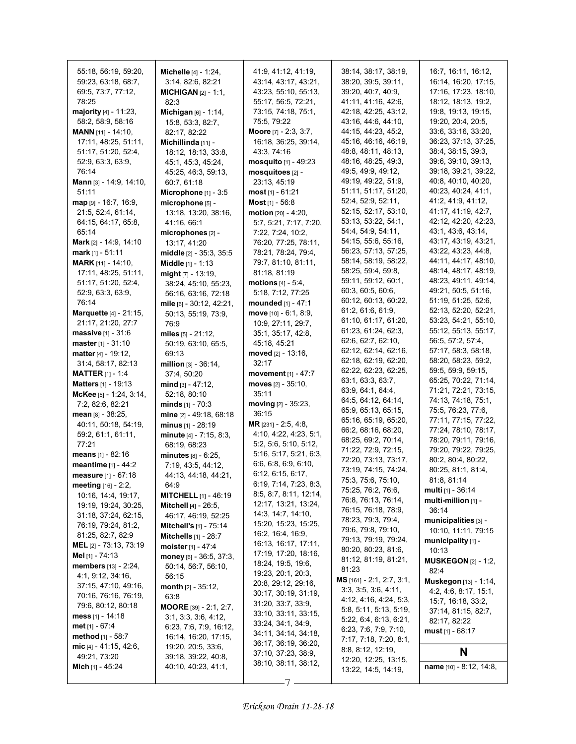55:18, 56:19, 59:20, 59:23, 63:18, 68:7, 69:5, 73:7, 77:12, 78:25
**majority** [4] - 11:23, 58:2, 58:9, 58:16
**MANN** [11] - 14:10, 17:11, 48:25, 51:11, 51:17, 51:20, 52:4, 52:9, 63:3, 63:9, 76:14
**Mann** [3] - 14:9, 14:10, 51:11
**map** [9] - 16:7, 16:9, 21:5, 52:4, 61:14, 64:15, 64:17, 65:8, 65:14
**Mark** [2] - 14:9, 14:10
**mark** [1] - 51:11
**MARK** [11] - 14:10, 17:11, 48:25, 51:11, 51:17, 51:20, 52:4, 52:9, 63:3, 63:9, 76:14
**Marquette** [4] - 21:15, 21:17, 21:20, 27:7
**massive** [1] - 31:6
**master** [1] - 31:10
**matter** [4] - 19:12, 31:4, 58:17, 82:13
**MATTER** [1] - 1:4
**Matters** [1] - 19:13
**McKee** [5] - 1:24, 3:14, 7:2, 82:6, 82:21
**mean** [8] - 38:25, 40:11, 50:18, 54:19, 59:2, 61:1, 61:11, 77:21
**means** [1] - 82:16
**meantime** [1] - 44:2
**measure** [1] - 67:18
**meeting** [16] - 2:2, 10:16, 14:4, 19:17, 19:19, 19:24, 30:25, 31:18, 37:24, 62:15, 76:19, 79:24, 81:2, 81:25, 82:7, 82:9
**MEL** [2] - 73:13, 73:19
**Mel** [1] - 74:13
**members** [13] - 2:24, 4:1, 9:12, 34:16, 37:15, 47:10, 49:16, 70:16, 76:16, 76:19, 79:6, 80:12, 80:18
**mess** [1] - 14:18
**met** [1] - 67:4
**method** [1] - 58:7
**mic** [4] - 41:15, 42:6, 49:21, 73:20
**Mich** [1] - 45:24
**Michelle** [4] - 1:24, 3:14, 82:6, 82:21
**MICHIGAN** [2] - 1:1, 82:3
**Michigan** [6] - 1:14, 15:8, 53:3, 82:7, 82:17, 82:22
**Michillinda** [11] - 18:12, 18:13, 33:8, 45:1, 45:3, 45:24, 45:25, 46:3, 59:13, 60:7, 61:18
**Microphone** [1] - 3:5
**microphone** [5] - 13:18, 13:20, 38:16, 41:16, 66:1
**microphones** [2] - 13:17, 41:20
**middle** [2] - 35:3, 35:5
**Middle** [1] - 1:13
**might** [7] - 13:19, 38:24, 45:10, 55:23, 56:16, 63:16, 72:18
**mile** [6] - 30:12, 42:21, 50:13, 55:19, 73:9, 76:9
**miles** [5] - 21:12, 50:19, 63:10, 65:5, 69:13
**million** [3] - 36:14, 37:4, 50:20
**mind** [3] - 47:12, 52:18, 80:10
**minds** [1] - 70:3
**mine** [2] - 49:18, 68:18
**minus** [1] - 28:19
**minute** [4] - 7:15, 8:3, 68:19, 68:23
**minutes** [8] - 6:25, 7:19, 43:5, 44:12, 44:13, 44:18, 44:21, 64:9
**MITCHELL** [1] - 46:19
**Mitchell** [4] - 26:5, 46:17, 46:19, 52:25
**Mitchell's** [1] - 75:14
**Mitchells** [1] - 28:7
**moister** [1] - 47:4
**money** [6] - 36:5, 37:3, 50:14, 56:7, 56:10, 56:15
**month** [2] - 35:12, 63:8
**MOORE** [39] - 2:1, 2:7, 3:1, 3:3, 3:6, 4:12, 6:23, 7:6, 7:9, 16:12, 16:14, 16:20, 17:15, 19:20, 20:5, 33:6, 39:18, 39:22, 40:8, 40:10, 40:23, 41:1, 41:9, 41:12, 41:19, 43:14, 43:17, 43:21, 43:23, 55:10, 55:13, 55:17, 56:5, 72:21, 73:15, 74:18, 75:1, 75:5, 79:22
**Moore** [7] - 2:3, 3:7, 16:18, 36:25, 39:14, 43:3, 74:16
**mosquito** [1] - 49:23
**mosquitoes** [2] - 23:13, 45:19
**most** [1] - 61:21
**Most** [1] - 56:8
**motion** [20] - 4:20, 5:7, 5:21, 7:17, 7:20, 7:22, 7:24, 10:2, 76:20, 77:25, 78:11, 78:21, 78:24, 79:4, 79:7, 81:10, 81:11, 81:18, 81:19
**motions** [4] - 5:4, 5:18, 7:12, 77:25
**mounded** [1] - 47:1
**move** [10] - 6:1, 8:9, 10:9, 27:11, 29:7, 35:1, 35:17, 42:8, 45:18, 45:21
**moved** [2] - 13:16, 32:17
**movement** [1] - 47:7
**moves** [2] - 35:10, 35:11
**moving** [2] - 35:23, 36:15
**MR** [231] - 2:5, 4:8, 4:10, 4:22, 4:23, 5:1, 5:2, 5:6, 5:10, 5:12, 5:16, 5:17, 5:21, 6:3, 6:6, 6:8, 6:9, 6:10, 6:12, 6:15, 6:17, 6:19, 7:14, 7:23, 8:3, 8:5, 8:7, 8:11, 12:14, 12:17, 13:21, 13:24, 14:3, 14:7, 14:10, 15:20, 15:23, 15:25, 16:2, 16:4, 16:9, 16:13, 16:17, 17:11, 17:19, 17:20, 18:16, 18:24, 19:5, 19:6, 19:23, 20:1, 20:3, 20:8, 29:12, 29:16, 30:17, 30:19, 31:19, 31:20, 33:7, 33:9, 33:10, 33:11, 33:15, 33:24, 34:1, 34:9, 34:11, 34:14, 34:18, 36:17, 36:19, 36:20, 37:10, 37:23, 38:9, 38:10, 38:11, 38:12, 38:14, 38:17, 38:19, 38:20, 39:5, 39:11, 39:20, 40:7, 40:9, 41:11, 41:16, 42:6, 42:18, 42:25, 43:12, 43:16, 44:6, 44:10, 44:15, 44:23, 45:2, 45:16, 46:16, 46:19, 48:8, 48:11, 48:13, 48:16, 48:25, 49:3, 49:5, 49:9, 49:12, 49:19, 49:22, 51:9, 51:11, 51:17, 51:20, 52:4, 52:9, 52:11, 52:15, 52:17, 53:10, 53:13, 53:22, 54:1, 54:4, 54:9, 54:11, 54:15, 55:6, 55:16, 56:23, 57:13, 57:25, 58:14, 58:19, 58:22, 58:25, 59:4, 59:8, 59:11, 59:12, 60:1, 60:3, 60:5, 60:6, 60:12, 60:13, 60:22, 61:2, 61:6, 61:9, 61:10, 61:17, 61:20, 61:23, 61:24, 62:3, 62:6, 62:7, 62:10, 62:12, 62:14, 62:16, 62:18, 62:19, 62:20, 62:22, 62:23, 62:25, 63:1, 63:3, 63:7, 63:9, 64:1, 64:4, 64:5, 64:12, 64:14, 65:9, 65:13, 65:15, 65:16, 65:19, 65:20, 66:2, 68:16, 68:20, 68:25, 69:2, 70:14, 71:22, 72:9, 72:15, 72:20, 73:13, 73:17, 73:19, 74:15, 74:24, 75:3, 75:6, 75:10, 75:25, 76:2, 76:6, 76:8, 76:13, 76:14, 76:15, 76:18, 78:9, 78:23, 79:3, 79:4, 79:6, 79:8, 79:10, 79:13, 79:19, 79:24, 80:20, 80:23, 81:6, 81:12, 81:19, 81:21, 81:23
**MS** [161] - 2:1, 2:7, 3:1, 3:3, 3:5, 3:6, 4:11, 4:12, 4:16, 4:24, 5:3, 5:8, 5:11, 5:13, 5:19, 5:22, 6:4, 6:13, 6:21, 6:23, 7:6, 7:9, 7:10, 7:17, 7:18, 7:20, 8:1, 8:8, 8:12, 12:19, 12:20, 12:25, 13:15, 13:22, 14:5, 14:19, 16:7, 16:11, 16:12, 16:14, 16:20, 17:15, 17:16, 17:23, 18:10, 18:12, 18:13, 19:2, 19:8, 19:13, 19:15, 19:20, 20:4, 20:5, 33:6, 33:16, 33:20, 36:23, 37:13, 37:25, 38:4, 38:15, 39:3, 39:6, 39:10, 39:13, 39:18, 39:21, 39:22, 40:8, 40:10, 40:20, 40:23, 40:24, 41:1, 41:2, 41:9, 41:12, 41:17, 41:19, 42:7, 42:12, 42:20, 42:23, 43:1, 43:6, 43:14, 43:17, 43:19, 43:21, 43:22, 43:23, 44:8, 44:11, 44:17, 48:10, 48:14, 48:17, 48:19, 48:23, 49:11, 49:14, 49:21, 50:5, 51:16, 51:19, 51:25, 52:6, 52:13, 52:20, 52:21, 53:23, 54:21, 55:10, 55:12, 55:13, 55:17, 56:5, 57:2, 57:4, 57:17, 58:3, 58:18, 58:20, 58:23, 59:2, 59:5, 59:9, 59:15, 65:25, 70:22, 71:14, 71:21, 72:21, 73:15, 74:13, 74:18, 75:1, 75:5, 76:23, 77:6, 77:11, 77:15, 77:22, 77:24, 78:10, 78:17, 78:20, 79:11, 79:16, 79:20, 79:22, 79:25, 80:2, 80:4, 80:22, 80:25, 81:1, 81:4, 81:8, 81:14
**multi** [1] - 36:14
**multi-million** [1] - 36:14
**municipalities** [3] - 10:10, 11:11, 79:15
**municipality** [1] - 10:13
**MUSKEGON** [2] - 1:2, 82:4
**Muskegon** [13] - 1:14, 4:2, 4:6, 8:17, 15:1, 15:7, 16:18, 33:2, 37:14, 81:15, 82:7, 82:17, 82:22
**must** [1] - 68:17

## N

**name** [10] - 8:12, 14:8,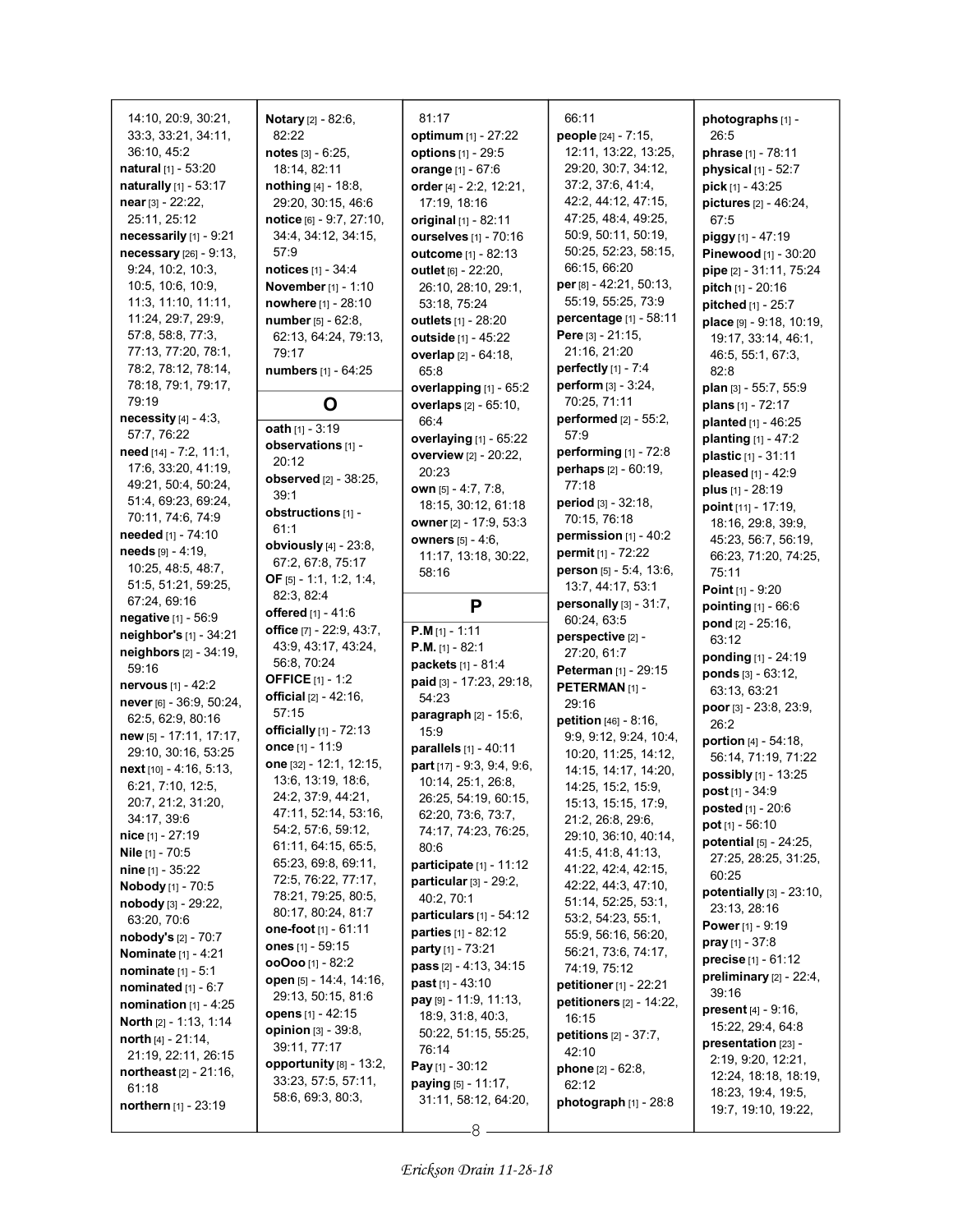14:10, 20:9, 30:21, 33:3, 33:21, 34:11, 36:10, 45:2
**natural** [1] - 53:20
**naturally** [1] - 53:17
**near** [3] - 22:22, 25:11, 25:12
**necessarily** [1] - 9:21
**necessary** [26] - 9:13, 9:24, 10:2, 10:3, 10:5, 10:6, 10:9, 11:3, 11:10, 11:11, 11:24, 29:7, 29:9, 57:8, 58:8, 77:3, 77:13, 77:20, 78:1, 78:2, 78:12, 78:14, 78:18, 79:1, 79:17, 79:19
**necessity** [4] - 4:3, 57:7, 76:22
**need** [14] - 7:2, 11:1, 17:6, 33:20, 41:19, 49:21, 50:4, 50:24, 51:4, 69:23, 69:24, 70:11, 74:6, 74:9
**needed** [1] - 74:10
**needs** [9] - 4:19, 10:25, 48:5, 48:7, 51:5, 51:21, 59:25, 67:24, 69:16
**negative** [1] - 56:9
**neighbor's** [1] - 34:21
**neighbors** [2] - 34:19, 59:16
**nervous** [1] - 42:2
**never** [6] - 36:9, 50:24, 62:5, 62:9, 80:16
**new** [5] - 17:11, 17:17, 29:10, 30:16, 53:25
**next** [10] - 4:16, 5:13, 6:21, 7:10, 12:5, 20:7, 21:2, 31:20, 34:17, 39:6
**nice** [1] - 27:19
**Nile** [1] - 70:5
**nine** [1] - 35:22
**Nobody** [1] - 70:5
**nobody** [3] - 29:22, 63:20, 70:6
**nobody's** [2] - 70:7
**Nominate** [1] - 4:21
**nominate** [1] - 5:1
**nominated** [1] - 6:7
**nomination** [1] - 4:25
**North** [2] - 1:13, 1:14
**north** [4] - 21:14, 21:19, 22:11, 26:15
**northeast** [2] - 21:16, 61:18
**northern** [1] - 23:19
**Notary** [2] - 82:6, 82:22
**notes** [3] - 6:25, 18:14, 82:11
**nothing** [4] - 18:8, 29:20, 30:15, 46:6
**notice** [6] - 9:7, 27:10, 34:4, 34:12, 34:15, 57:9
**notices** [1] - 34:4
**November** [1] - 1:10
**nowhere** [1] - 28:10
**number** [5] - 62:8, 62:13, 64:24, 79:13, 79:17
**numbers** [1] - 64:25

## O

**oath** [1] - 3:19
**observations** [1] - 20:12
**observed** [2] - 38:25, 39:1
**obstructions** [1] - 61:1
**obviously** [4] - 23:8, 67:2, 67:8, 75:17
**OF** [5] - 1:1, 1:2, 1:4, 82:3, 82:4
**offered** [1] - 41:6
**office** [7] - 22:9, 43:7, 43:9, 43:17, 43:24, 56:8, 70:24
**OFFICE** [1] - 1:2
**official** [2] - 42:16, 57:15
**officially** [1] - 72:13
**once** [1] - 11:9
**one** [32] - 12:1, 12:15, 13:6, 13:19, 18:6, 24:2, 37:9, 44:21, 47:11, 52:14, 53:16, 54:2, 57:6, 59:12, 61:11, 64:15, 65:5, 65:23, 69:8, 69:11, 72:5, 76:22, 77:17, 78:21, 79:25, 80:5, 80:17, 80:24, 81:7
**one-foot** [1] - 61:11
**ones** [1] - 59:15
**ooOoo** [1] - 82:2
**open** [5] - 14:4, 14:16, 29:13, 50:15, 81:6
**opens** [1] - 42:15
**opinion** [3] - 39:8, 39:11, 77:17
**opportunity** [8] - 13:2, 33:23, 57:5, 57:11, 58:6, 69:3, 80:3, 81:17
**optimum** [1] - 27:22
**options** [1] - 29:5
**orange** [1] - 67:6
**order** [4] - 2:2, 12:21, 17:19, 18:16
**original** [1] - 82:11
**ourselves** [1] - 70:16
**outcome** [1] - 82:13
**outlet** [6] - 22:20, 26:10, 28:10, 29:1, 53:18, 75:24
**outlets** [1] - 28:20
**outside** [1] - 45:22
**overlap** [2] - 64:18, 65:8
**overlapping** [1] - 65:2
**overlaps** [2] - 65:10, 66:4
**overlaying** [1] - 65:22
**overview** [2] - 20:22, 20:23
**own** [5] - 4:7, 7:8, 18:15, 30:12, 61:18
**owner** [2] - 17:9, 53:3
**owners** [5] - 4:6, 11:17, 13:18, 30:22, 58:16

## P

**P.M** [1] - 1:11
**P.M.** [1] - 82:1
**packets** [1] - 81:4
**paid** [3] - 17:23, 29:18, 54:23
**paragraph** [2] - 15:6, 15:9
**parallels** [1] - 40:11
**part** [17] - 9:3, 9:4, 9:6, 10:14, 25:1, 26:8, 26:25, 54:19, 60:15, 62:20, 73:6, 73:7, 74:17, 74:23, 76:25, 80:6
**participate** [1] - 11:12
**particular** [3] - 29:2, 40:2, 70:1
**particulars** [1] - 54:12
**parties** [1] - 82:12
**party** [1] - 73:21
**pass** [2] - 4:13, 34:15
**past** [1] - 43:10
**pay** [9] - 11:9, 11:13, 18:9, 31:8, 40:3, 50:22, 51:15, 55:25, 76:14
**Pay** [1] - 30:12
**paying** [5] - 11:17, 31:11, 58:12, 64:20, 66:11
**people** [24] - 7:15, 12:11, 13:22, 13:25, 29:20, 30:7, 34:12, 37:2, 37:6, 41:4, 42:2, 44:12, 47:15, 47:25, 48:4, 49:25, 50:9, 50:11, 50:19, 50:25, 52:23, 58:15, 66:15, 66:20
**per** [8] - 42:21, 50:13, 55:19, 55:25, 73:9
**percentage** [1] - 58:11
**Pere** [3] - 21:15, 21:16, 21:20
**perfectly** [1] - 7:4
**perform** [3] - 3:24, 70:25, 71:11
**performed** [2] - 55:2, 57:9
**performing** [1] - 72:8
**perhaps** [2] - 60:19, 77:18
**period** [3] - 32:18, 70:15, 76:18
**permission** [1] - 40:2
**permit** [1] - 72:22
**person** [5] - 5:4, 13:6, 13:7, 44:17, 53:1
**personally** [3] - 31:7, 60:24, 63:5
**perspective** [2] - 27:20, 61:7
**Peterman** [1] - 29:15
**PETERMAN** [1] - 29:16
**petition** [46] - 8:16, 9:9, 9:12, 9:24, 10:4, 10:20, 11:25, 14:12, 14:15, 14:17, 14:20, 14:25, 15:2, 15:9, 15:13, 15:15, 17:9, 21:2, 26:8, 29:6, 29:10, 36:10, 40:14, 41:5, 41:8, 41:13, 41:22, 42:4, 42:15, 42:22, 44:3, 47:10, 51:14, 52:25, 53:1, 53:2, 54:23, 55:1, 55:9, 56:16, 56:20, 56:21, 73:6, 74:17, 74:19, 75:12
**petitioner** [1] - 22:21
**petitioners** [2] - 14:22, 16:15
**petitions** [2] - 37:7, 42:10
**phone** [2] - 62:8, 62:12
**photograph** [1] - 28:8
**photographs** [1] - 26:5
**phrase** [1] - 78:11
**physical** [1] - 52:7
**pick** [1] - 43:25
**pictures** [2] - 46:24, 67:5
**piggy** [1] - 47:19
**Pinewood** [1] - 30:20
**pipe** [2] - 31:11, 75:24
**pitch** [1] - 20:16
**pitched** [1] - 25:7
**place** [9] - 9:18, 10:19, 19:17, 33:14, 46:1, 46:5, 55:1, 67:3, 82:8
**plan** [3] - 55:7, 55:9
**plans** [1] - 72:17
**planted** [1] - 46:25
**planting** [1] - 47:2
**plastic** [1] - 31:11
**pleased** [1] - 42:9
**plus** [1] - 28:19
**point** [11] - 17:19, 18:16, 29:8, 39:9, 45:23, 56:7, 56:19, 66:23, 71:20, 74:25, 75:11
**Point** [1] - 9:20
**pointing** [1] - 66:6
**pond** [2] - 25:16, 63:12
**ponding** [1] - 24:19
**ponds** [3] - 63:12, 63:13, 63:21
**poor** [3] - 23:8, 23:9, 26:2
**portion** [4] - 54:18, 56:14, 71:19, 71:22
**possibly** [1] - 13:25
**post** [1] - 34:9
**posted** [1] - 20:6
**pot** [1] - 56:10
**potential** [5] - 24:25, 27:25, 28:25, 31:25, 60:25
**potentially** [3] - 23:10, 23:13, 28:16
**Power** [1] - 9:19
**pray** [1] - 37:8
**precise** [1] - 61:12
**preliminary** [2] - 22:4, 39:16
**present** [4] - 9:16, 15:22, 29:4, 64:8
**presentation** [23] - 2:19, 9:20, 12:21, 12:24, 18:18, 18:19, 18:23, 19:4, 19:5, 19:7, 19:10, 19:22,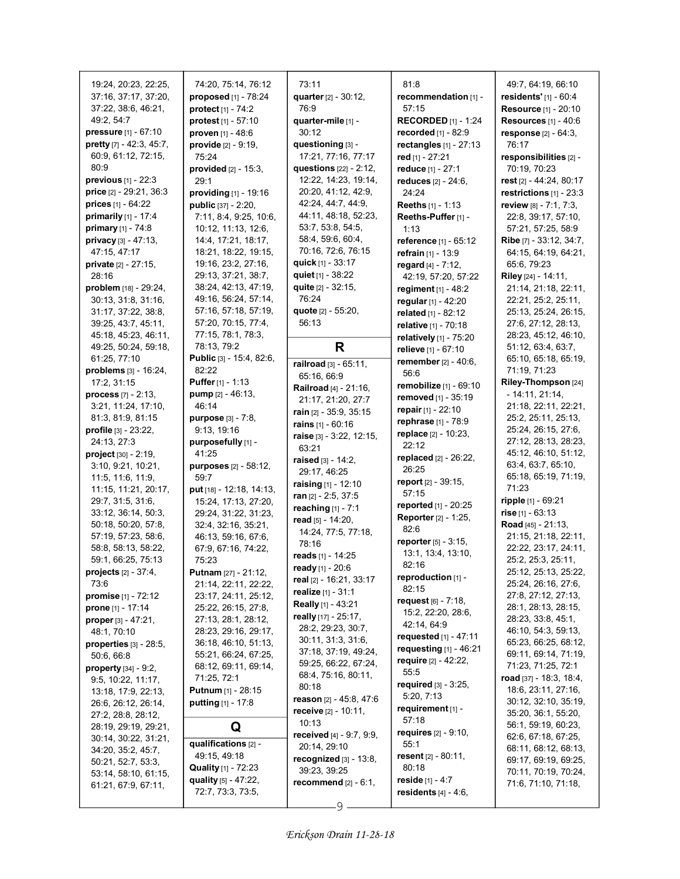19:24, 20:23, 22:25, 37:16, 37:17, 37:20, 37:22, 38:6, 46:21, 49:2, 54:7
**pressure** [1] - 67:10
**pretty** [7] - 42:3, 45:7, 60:9, 61:12, 72:15, 80:9
**previous** [1] - 22:3
**price** [2] - 29:21, 36:3
**prices** [1] - 64:22
**primarily** [1] - 17:4
**primary** [1] - 74:8
**privacy** [3] - 47:13, 47:15, 47:17
**private** [2] - 27:15, 28:16
**problem** [18] - 29:24, 30:13, 31:8, 31:16, 31:17, 37:22, 38:8, 39:25, 43:7, 45:11, 45:18, 45:23, 46:11, 49:25, 50:24, 59:18, 61:25, 77:10
**problems** [3] - 16:24, 17:2, 31:15
**process** [7] - 2:13, 3:21, 11:24, 17:10, 81:3, 81:9, 81:15
**profile** [3] - 23:22, 24:13, 27:3
**project** [30] - 2:19, 3:10, 9:21, 10:21, 11:5, 11:6, 11:9, 11:15, 11:21, 20:17, 29:7, 31:5, 31:6, 33:12, 36:14, 50:3, 50:18, 50:20, 57:8, 57:19, 57:23, 58:6, 58:8, 58:13, 58:22, 59:1, 66:25, 75:13
**projects** [2] - 37:4, 73:6
**promise** [1] - 72:12
**prone** [1] - 17:14
**proper** [3] - 47:21, 48:1, 70:10
**properties** [3] - 28:5, 50:6, 66:8
**property** [34] - 9:2, 9:5, 10:22, 11:17, 13:18, 17:9, 22:13, 26:6, 26:12, 26:14, 27:2, 28:8, 28:12, 28:19, 29:19, 29:21, 30:14, 30:22, 31:21, 34:20, 35:2, 45:7, 50:21, 52:7, 53:3, 53:14, 58:10, 61:15, 61:21, 67:9, 67:11, 74:20, 75:14, 76:12
**proposed** [1] - 78:24
**protect** [1] - 74:2
**protest** [1] - 57:10
**proven** [1] - 48:6
**provide** [2] - 9:19, 75:24
**provided** [2] - 15:3, 29:1
**providing** [1] - 19:16
**public** [37] - 2:20, 7:11, 8:4, 9:25, 10:6, 10:12, 11:13, 12:6, 14:4, 17:21, 18:17, 18:21, 18:22, 19:15, 19:16, 23:2, 27:16, 29:13, 37:21, 38:7, 38:24, 42:13, 47:19, 49:16, 56:24, 57:14, 57:16, 57:18, 57:19, 57:20, 70:15, 77:4, 77:15, 78:1, 78:3, 78:13, 79:2
**Public** [3] - 15:4, 82:6, 82:22
**Puffer** [1] - 1:13
**pump** [2] - 46:13, 46:14
**purpose** [3] - 7:8, 9:13, 19:16
**purposefully** [1] - 41:25
**purposes** [2] - 58:12, 59:7
**put** [18] - 12:18, 14:13, 15:24, 17:13, 27:20, 29:24, 31:22, 31:23, 32:4, 32:16, 35:21, 46:13, 59:16, 67:6, 67:9, 67:16, 74:22, 75:23
**Putnam** [27] - 21:12, 21:14, 22:11, 22:22, 23:17, 24:11, 25:12, 25:22, 26:15, 27:8, 27:13, 28:1, 28:12, 28:23, 29:16, 29:17, 36:18, 46:10, 51:13, 55:21, 66:24, 67:25, 68:12, 69:11, 69:14, 71:25, 72:1
**Putnum** [1] - 28:15
**putting** [1] - 17:8

## Q

**qualifications** [2] - 49:15, 49:18
**Quality** [1] - 72:23
**quality** [5] - 47:22, 72:7, 73:3, 73:5, 73:11
**quarter** [2] - 30:12, 76:9
**quarter-mile** [1] - 30:12
**questioning** [3] - 17:21, 77:16, 77:17
**questions** [22] - 2:12, 12:22, 14:23, 19:14, 20:20, 41:12, 42:9, 42:24, 44:7, 44:9, 44:11, 48:18, 52:23, 53:7, 53:8, 54:5, 58:4, 59:6, 60:4, 70:16, 72:6, 76:15
**quick** [1] - 33:17
**quiet** [1] - 38:22
**quite** [2] - 32:15, 76:24
**quote** [2] - 55:20, 56:13

## R

**railroad** [3] - 65:11, 65:16, 66:9
**Railroad** [4] - 21:16, 21:17, 21:20, 27:7
**rain** [2] - 35:9, 35:15
**rains** [1] - 60:16
**raise** [3] - 3:22, 12:15, 63:21
**raised** [3] - 14:2, 29:17, 46:25
**raising** [1] - 12:10
**ran** [2] - 2:5, 37:5
**reaching** [1] - 7:1
**read** [5] - 14:20, 14:24, 77:5, 77:18, 78:16
**reads** [1] - 14:25
**ready** [1] - 20:6
**real** [2] - 16:21, 33:17
**realize** [1] - 31:1
**Really** [1] - 43:21
**really** [17] - 25:17, 28:2, 29:23, 30:7, 30:11, 31:3, 31:6, 37:18, 37:19, 49:24, 59:25, 66:22, 67:24, 68:4, 75:16, 80:11, 80:18
**reason** [2] - 45:8, 47:6
**receive** [2] - 10:11, 10:13
**received** [4] - 9:7, 9:9, 20:14, 29:10
**recognized** [3] - 13:8, 39:23, 39:25
**recommend** [2] - 6:1, 81:8
**recommendation** [1] - 57:15
**RECORDED** [1] - 1:24
**recorded** [1] - 82:9
**rectangles** [1] - 27:13
**red** [1] - 27:21
**reduce** [1] - 27:1
**reduces** [2] - 24:6, 24:24
**Reeths** [1] - 1:13
**Reeths-Puffer** [1] - 1:13
**reference** [1] - 65:12
**refrain** [1] - 13:9
**regard** [4] - 7:12, 42:19, 57:20, 57:22
**regiment** [1] - 48:2
**regular** [1] - 42:20
**related** [1] - 82:12
**relative** [1] - 70:18
**relatively** [1] - 75:20
**relieve** [1] - 67:10
**remember** [2] - 40:6, 56:6
**remobilize** [1] - 69:10
**removed** [1] - 35:19
**repair** [1] - 22:10
**rephrase** [1] - 78:9
**replace** [2] - 10:23, 22:12
**replaced** [2] - 26:22, 26:25
**report** [2] - 39:15, 57:15
**reported** [1] - 20:25
**Reporter** [2] - 1:25, 82:6
**reporter** [5] - 3:15, 13:1, 13:4, 13:10, 82:16
**reproduction** [1] - 82:15
**request** [6] - 7:18, 15:2, 22:20, 28:6, 42:14, 64:9
**requested** [1] - 47:11
**requesting** [1] - 46:21
**require** [2] - 42:22, 55:5
**required** [3] - 3:25, 5:20, 7:13
**requirement** [1] - 57:18
**requires** [2] - 9:10, 55:1
**resent** [2] - 80:11, 80:18
**reside** [1] - 4:7
**residents** [4] - 4:6, 49:7, 64:19, 66:10
**residents'** [1] - 60:4
**Resource** [1] - 20:10
**Resources** [1] - 40:6
**response** [2] - 64:3, 76:17
**responsibilities** [2] - 70:19, 70:23
**rest** [2] - 44:24, 80:17
**restrictions** [1] - 23:3
**review** [8] - 7:1, 7:3, 22:8, 39:17, 57:10, 57:21, 57:25, 58:9
**Ribe** [7] - 33:12, 34:7, 64:15, 64:19, 64:21, 65:6, 79:23
**Riley** [24] - 14:11, 21:14, 21:18, 22:11, 22:21, 25:2, 25:11, 25:13, 25:24, 26:15, 27:6, 27:12, 28:13, 28:23, 45:12, 46:10, 51:12, 63:4, 63:7, 65:10, 65:18, 65:19, 71:19, 71:23
**Riley-Thompson** [24] - 14:11, 21:14, 21:18, 22:11, 22:21, 25:2, 25:11, 25:13, 25:24, 26:15, 27:6, 27:12, 28:13, 28:23, 45:12, 46:10, 51:12, 63:4, 63:7, 65:10, 65:18, 65:19, 71:19, 71:23
**ripple** [1] - 69:21
**rise** [1] - 63:13
**Road** [45] - 21:13, 21:15, 21:18, 22:11, 22:22, 23:17, 24:11, 25:2, 25:3, 25:11, 25:12, 25:13, 25:22, 25:24, 26:16, 27:6, 27:8, 27:12, 27:13, 28:1, 28:13, 28:15, 28:23, 33:8, 45:1, 46:10, 54:3, 59:13, 65:23, 66:25, 68:12, 69:11, 69:14, 71:19, 71:23, 71:25, 72:1
**road** [37] - 18:3, 18:4, 18:6, 23:11, 27:16, 30:12, 32:10, 35:19, 35:20, 36:1, 55:20, 56:1, 59:19, 60:23, 62:6, 67:18, 67:25, 68:11, 68:12, 68:13, 69:17, 69:19, 69:25, 70:11, 70:19, 70:24, 71:6, 71:10, 71:18,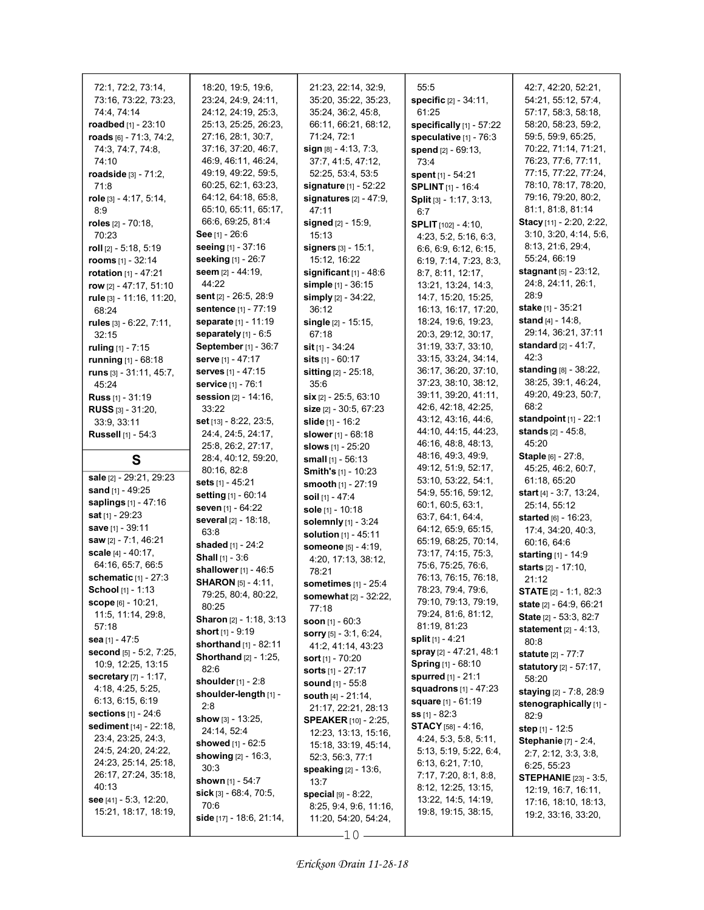72:1, 72:2, 73:14, 73:16, 73:22, 73:23, 74:4, 74:14
**roadbed** [1] - 23:10
**roads** [6] - 71:3, 74:2, 74:3, 74:7, 74:8, 74:10
**roadside** [3] - 71:2, 71:8
**role** [3] - 4:17, 5:14, 8:9
**roles** [2] - 70:18, 70:23
**roll** [2] - 5:18, 5:19
**rooms** [1] - 32:14
**rotation** [1] - 47:21
**row** [2] - 47:17, 51:10
**rule** [3] - 11:16, 11:20, 68:24
**rules** [3] - 6:22, 7:11, 32:15
**ruling** [1] - 7:15
**running** [1] - 68:18
**runs** [3] - 31:11, 45:7, 45:24
**Russ** [1] - 31:19
**RUSS** [3] - 31:20, 33:9, 33:11
**Russell** [1] - 54:3

## S

**sale** [2] - 29:21, 29:23
**sand** [1] - 49:25
**saplings** [1] - 47:16
**sat** [1] - 29:23
**save** [1] - 39:11
**saw** [2] - 7:1, 46:21
**scale** [4] - 40:17, 64:16, 65:7, 66:5
**schematic** [1] - 27:3
**School** [1] - 1:13
**scope** [6] - 10:21, 11:5, 11:14, 29:8, 57:18
**sea** [1] - 47:5
**second** [5] - 5:2, 7:25, 10:9, 12:25, 13:15
**secretary** [7] - 1:17, 4:18, 4:25, 5:25, 6:13, 6:15, 6:19
**sections** [1] - 24:6
**sediment** [14] - 22:18, 23:4, 23:25, 24:3, 24:5, 24:20, 24:22, 24:23, 25:14, 25:18, 26:17, 27:24, 35:18, 40:13
**see** [41] - 5:3, 12:20, 15:21, 18:17, 18:19, 18:20, 19:5, 19:6, 23:24, 24:9, 24:11, 24:12, 24:19, 25:3, 25:13, 25:25, 26:23, 27:16, 28:1, 30:7, 37:16, 37:20, 46:7, 46:9, 46:11, 46:24, 49:19, 49:22, 59:5, 60:25, 62:1, 63:23, 64:12, 64:18, 65:8, 65:10, 65:11, 65:17, 66:6, 69:25, 81:4
**See** [1] - 26:6
**seeing** [1] - 37:16
**seeking** [1] - 26:7
**seem** [2] - 44:19, 44:22
**sent** [2] - 26:5, 28:9
**sentence** [1] - 77:19
**separate** [1] - 11:19
**separately** [1] - 6:5
**September** [1] - 36:7
**serve** [1] - 47:17
**serves** [1] - 47:15
**service** [1] - 76:1
**session** [2] - 14:16, 33:22
**set** [13] - 8:22, 23:5, 24:4, 24:5, 24:17, 25:8, 26:2, 27:17, 28:4, 40:12, 59:20, 80:16, 82:8
**sets** [1] - 45:21
**setting** [1] - 60:14
**seven** [1] - 64:22
**several** [2] - 18:18, 63:8
**shaded** [1] - 24:2
**Shall** [1] - 3:6
**shallower** [1] - 46:5
**SHARON** [5] - 4:11, 79:25, 80:4, 80:22, 80:25
**Sharon** [2] - 1:18, 3:13
**short** [1] - 9:19
**shorthand** [1] - 82:11
**Shorthand** [2] - 1:25, 82:6
**shoulder** [1] - 2:8
**shoulder-length** [1] - 2:8
**show** [3] - 13:25, 24:14, 52:4
**showed** [1] - 62:5
**showing** [2] - 16:3, 30:3
**shown** [1] - 54:7
**sick** [3] - 68:4, 70:5, 70:6
**side** [17] - 18:6, 21:14, 21:23, 22:14, 32:9, 35:20, 35:22, 35:23, 35:24, 36:2, 45:8, 66:11, 66:21, 68:12, 71:24, 72:1
**sign** [8] - 4:13, 7:3, 37:7, 41:5, 47:12, 52:25, 53:4, 53:5
**signature** [1] - 52:22
**signatures** [2] - 47:9, 47:11
**signed** [2] - 15:9, 15:13
**signers** [3] - 15:1, 15:12, 16:22
**significant** [1] - 48:6
**simple** [1] - 36:15
**simply** [2] - 34:22, 36:12
**single** [2] - 15:15, 67:18
**sit** [1] - 34:24
**sits** [1] - 60:17
**sitting** [2] - 25:18, 35:6
**six** [2] - 25:5, 63:10
**size** [2] - 30:5, 67:23
**slide** [1] - 16:2
**slower** [1] - 68:18
**slows** [1] - 25:20
**small** [1] - 56:13
**Smith's** [1] - 10:23
**smooth** [1] - 27:19
**soil** [1] - 47:4
**sole** [1] - 10:18
**solemnly** [1] - 3:24
**solution** [1] - 45:11
**someone** [5] - 4:19, 4:20, 17:13, 38:12, 78:21
**sometimes** [1] - 25:4
**somewhat** [2] - 32:22, 77:18
**soon** [1] - 60:3
**sorry** [5] - 3:1, 6:24, 41:2, 41:14, 43:23
**sort** [1] - 70:20
**sorts** [1] - 27:17
**sound** [1] - 55:8
**south** [4] - 21:14, 21:17, 22:21, 28:13
**SPEAKER** [10] - 2:25, 12:23, 13:13, 15:16, 15:18, 33:19, 45:14, 52:3, 56:3, 77:1
**speaking** [2] - 13:6, 13:7
**special** [9] - 8:22, 8:25, 9:4, 9:6, 11:16, 11:20, 54:20, 54:24, 55:5
**specific** [2] - 34:11, 61:25
**specifically** [1] - 57:22
**speculative** [1] - 76:3
**spend** [2] - 69:13, 73:4
**spent** [1] - 54:21
**SPLINT** [1] - 16:4
**Split** [3] - 1:17, 3:13, 6:7
**SPLIT** [102] - 4:10, 4:23, 5:2, 5:16, 6:3, 6:6, 6:9, 6:12, 6:15, 6:19, 7:14, 7:23, 8:3, 8:7, 8:11, 12:17, 13:21, 13:24, 14:3, 14:7, 15:20, 15:25, 16:13, 16:17, 17:20, 18:24, 19:6, 19:23, 20:3, 29:12, 30:17, 31:19, 33:7, 33:10, 33:15, 33:24, 34:14, 36:17, 36:20, 37:10, 37:23, 38:10, 38:12, 39:11, 39:20, 41:11, 42:6, 42:18, 42:25, 43:12, 43:16, 44:6, 44:10, 44:15, 44:23, 46:16, 48:8, 48:13, 48:16, 49:3, 49:9, 49:12, 51:9, 52:17, 53:10, 53:22, 54:1, 54:9, 55:16, 59:12, 60:1, 60:5, 63:1, 63:7, 64:1, 64:4, 64:12, 65:9, 65:15, 65:19, 68:25, 70:14, 73:17, 74:15, 75:3, 75:6, 75:25, 76:6, 76:13, 76:15, 76:18, 78:23, 79:4, 79:6, 79:10, 79:13, 79:19, 79:24, 81:6, 81:12, 81:19, 81:23
**split** [1] - 4:21
**spray** [2] - 47:21, 48:1
**Spring** [1] - 68:10
**spurred** [1] - 21:1
**squadrons** [1] - 47:23
**square** [1] - 61:19
**ss** [1] - 82:3
**STACY** [58] - 4:16, 4:24, 5:3, 5:8, 5:11, 5:13, 5:19, 5:22, 6:4, 6:13, 6:21, 7:10, 7:17, 7:20, 8:1, 8:8, 8:12, 12:25, 13:15, 13:22, 14:5, 14:19, 19:8, 19:15, 38:15, 42:7, 42:20, 52:21, 54:21, 55:12, 57:4, 57:17, 58:3, 58:18, 58:20, 58:23, 59:2, 59:5, 59:9, 65:25, 70:22, 71:14, 71:21, 76:23, 77:6, 77:11, 77:15, 77:22, 77:24, 78:10, 78:17, 78:20, 79:16, 79:20, 80:2, 81:1, 81:8, 81:14
**Stacy** [11] - 2:20, 2:22, 3:10, 3:20, 4:14, 5:6, 8:13, 21:6, 29:4, 55:24, 66:19
**stagnant** [5] - 23:12, 24:8, 24:11, 26:1, 28:9
**stake** [1] - 35:21
**stand** [4] - 14:8, 29:14, 36:21, 37:11
**standard** [2] - 41:7, 42:3
**standing** [8] - 38:22, 38:25, 39:1, 46:24, 49:20, 49:23, 50:7, 68:2
**standpoint** [1] - 22:1
**stands** [2] - 45:8, 45:20
**Staple** [6] - 27:8, 45:25, 46:2, 60:7, 61:18, 65:20
**start** [4] - 3:7, 13:24, 25:14, 55:12
**started** [6] - 16:23, 17:4, 34:20, 40:3, 60:16, 64:6
**starting** [1] - 14:9
**starts** [2] - 17:10, 21:12
**STATE** [2] - 1:1, 82:3
**state** [2] - 64:9, 66:21
**State** [2] - 53:3, 82:7
**statement** [2] - 4:13, 80:8
**statute** [2] - 77:7
**statutory** [2] - 57:17, 58:20
**staying** [2] - 7:8, 28:9
**stenographically** [1] - 82:9
**step** [1] - 12:5
**Stephanie** [7] - 2:4, 2:7, 2:12, 3:3, 3:8, 6:25, 55:23
**STEPHANIE** [23] - 3:5, 12:19, 16:7, 16:11, 17:16, 18:10, 18:13, 19:2, 33:16, 33:20,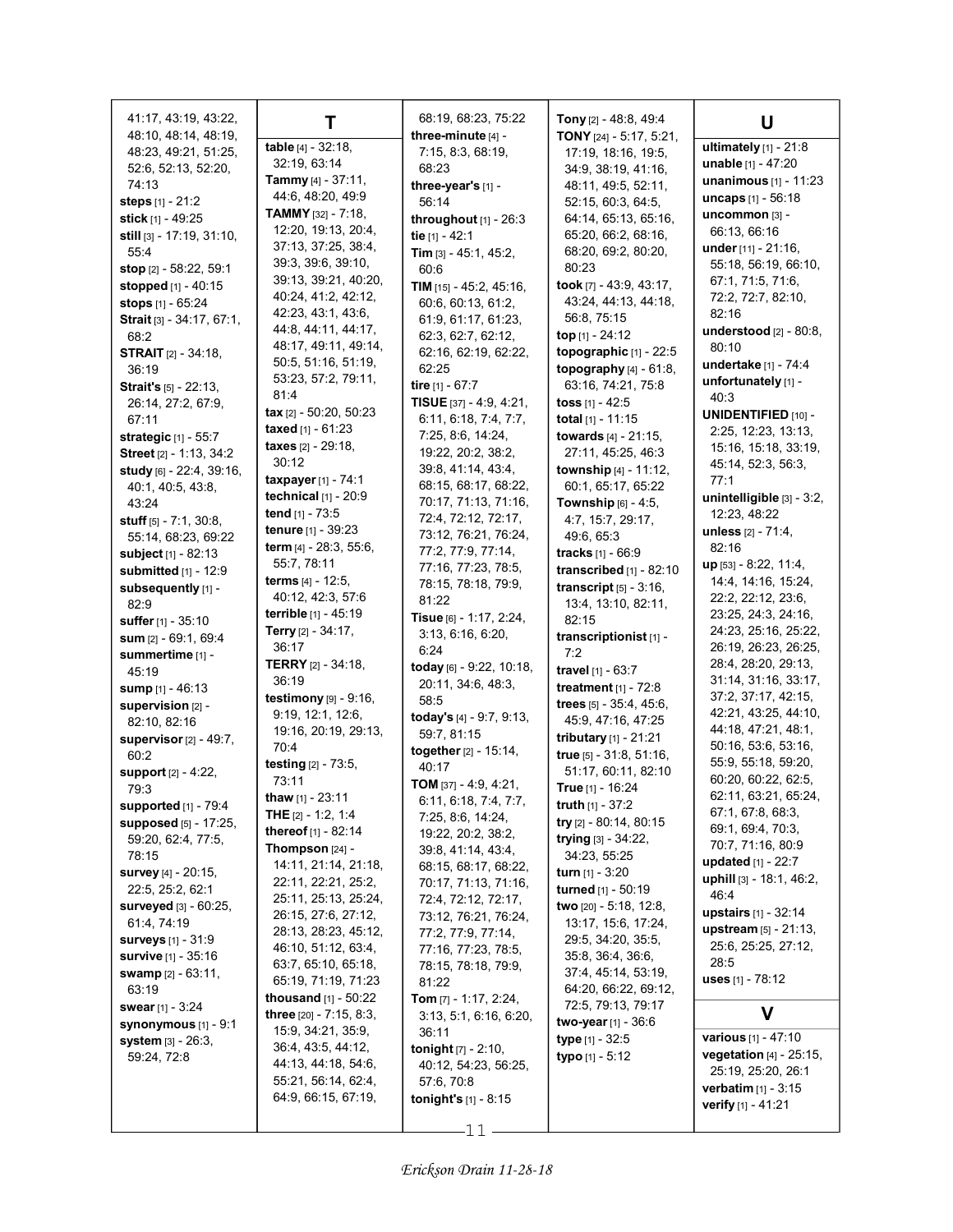41:17, 43:19, 43:22, 48:10, 48:14, 48:19, 48:23, 49:21, 51:25, 52:6, 52:13, 52:20, 74:13
**steps** [1] - 21:2
**stick** [1] - 49:25
**still** [3] - 17:19, 31:10, 55:4
**stop** [2] - 58:22, 59:1
**stopped** [1] - 40:15
**stops** [1] - 65:24
**Strait** [3] - 34:17, 67:1, 68:2
**STRAIT** [2] - 34:18, 36:19
**Strait's** [5] - 22:13, 26:14, 27:2, 67:9, 67:11
**strategic** [1] - 55:7
**Street** [2] - 1:13, 34:2
**study** [6] - 22:4, 39:16, 40:1, 40:5, 43:8, 43:24
**stuff** [5] - 7:1, 30:8, 55:14, 68:23, 69:22
**subject** [1] - 82:13
**submitted** [1] - 12:9
**subsequently** [1] - 82:9
**suffer** [1] - 35:10
**sum** [2] - 69:1, 69:4
**summertime** [1] - 45:19
**sump** [1] - 46:13
**supervision** [2] - 82:10, 82:16
**supervisor** [2] - 49:7, 60:2
**support** [2] - 4:22, 79:3
**supported** [1] - 79:4
**supposed** [5] - 17:25, 59:20, 62:4, 77:5, 78:15
**survey** [4] - 20:15, 22:5, 25:2, 62:1
**surveyed** [3] - 60:25, 61:4, 74:19
**surveys** [1] - 31:9
**survive** [1] - 35:16
**swamp** [2] - 63:11, 63:19
**swear** [1] - 3:24
**synonymous** [1] - 9:1
**system** [3] - 26:3, 59:24, 72:8

## T

**table** [4] - 32:18, 32:19, 63:14
**Tammy** [4] - 37:11, 44:6, 48:20, 49:9
**TAMMY** [32] - 7:18, 12:20, 19:13, 20:4, 37:13, 37:25, 38:4, 39:3, 39:6, 39:10, 39:13, 39:21, 40:20, 40:24, 41:2, 42:12, 42:23, 43:1, 43:6, 44:8, 44:11, 44:17, 48:17, 49:11, 49:14, 50:5, 51:16, 51:19, 53:23, 57:2, 79:11, 81:4
**tax** [2] - 50:20, 50:23
**taxed** [1] - 61:23
**taxes** [2] - 29:18, 30:12
**taxpayer** [1] - 74:1
**technical** [1] - 20:9
**tend** [1] - 73:5
**tenure** [1] - 39:23
**term** [4] - 28:3, 55:6, 55:7, 78:11
**terms** [4] - 12:5, 40:12, 42:3, 57:6
**terrible** [1] - 45:19
**Terry** [2] - 34:17, 36:17
**TERRY** [2] - 34:18, 36:19
**testimony** [9] - 9:16, 9:19, 12:1, 12:6, 19:16, 20:19, 29:13, 70:4
**testing** [2] - 73:5, 73:11
**thaw** [1] - 23:11
**THE** [2] - 1:2, 1:4
**thereof** [1] - 82:14
**Thompson** [24] - 14:11, 21:14, 21:18, 22:11, 22:21, 25:2, 25:11, 25:13, 25:24, 26:15, 27:6, 27:12, 28:13, 28:23, 45:12, 46:10, 51:12, 63:4, 63:7, 65:10, 65:18, 65:19, 71:19, 71:23
**thousand** [1] - 50:22
**three** [20] - 7:15, 8:3, 15:9, 34:21, 35:9, 36:4, 43:5, 44:12, 44:13, 44:18, 54:6, 55:21, 56:14, 62:4, 64:9, 66:15, 67:19, 68:19, 68:23, 75:22
**three-minute** [4] - 7:15, 8:3, 68:19, 68:23
**three-year's** [1] - 56:14
**throughout** [1] - 26:3
**tie** [1] - 42:1
**Tim** [3] - 45:1, 45:2, 60:6
**TIM** [15] - 45:2, 45:16, 60:6, 60:13, 61:2, 61:9, 61:17, 61:23, 62:3, 62:7, 62:12, 62:16, 62:19, 62:22, 62:25
**tire** [1] - 67:7
**TISUE** [37] - 4:9, 4:21, 6:11, 6:18, 7:4, 7:7, 7:25, 8:6, 14:24, 19:22, 20:2, 38:2, 39:8, 41:14, 43:4, 68:15, 68:17, 68:22, 70:17, 71:13, 71:16, 72:4, 72:12, 72:17, 73:12, 76:21, 76:24, 77:2, 77:9, 77:14, 77:16, 77:23, 78:5, 78:15, 78:18, 79:9, 81:22
**Tisue** [6] - 1:17, 2:24, 3:13, 6:16, 6:20, 6:24
**today** [6] - 9:22, 10:18, 20:11, 34:6, 48:3, 58:5
**today's** [4] - 9:7, 9:13, 59:7, 81:15
**together** [2] - 15:14, 40:17
**TOM** [37] - 4:9, 4:21, 6:11, 6:18, 7:4, 7:7, 7:25, 8:6, 14:24, 19:22, 20:2, 38:2, 39:8, 41:14, 43:4, 68:15, 68:17, 68:22, 70:17, 71:13, 71:16, 72:4, 72:12, 72:17, 73:12, 76:21, 76:24, 77:2, 77:9, 77:14, 77:16, 77:23, 78:5, 78:15, 78:18, 79:9, 81:22
**Tom** [7] - 1:17, 2:24, 3:13, 5:1, 6:16, 6:20, 36:11
**tonight** [7] - 2:10, 40:12, 54:23, 56:25, 57:6, 70:8
**tonight's** [1] - 8:15
**Tony** [2] - 48:8, 49:4
**TONY** [24] - 5:17, 5:21, 17:19, 18:16, 19:5, 34:9, 38:19, 41:16, 48:11, 49:5, 52:11, 52:15, 60:3, 64:5, 64:14, 65:13, 65:16, 65:20, 66:2, 68:16, 68:20, 69:2, 80:20, 80:23
**took** [7] - 43:9, 43:17, 43:24, 44:13, 44:18, 56:8, 75:15
**top** [1] - 24:12
**topographic** [1] - 22:5
**topography** [4] - 61:8, 63:16, 74:21, 75:8
**toss** [1] - 42:5
**total** [1] - 11:15
**towards** [4] - 21:15, 27:11, 45:25, 46:3
**township** [4] - 11:12, 60:1, 65:17, 65:22
**Township** [6] - 4:5, 4:7, 15:7, 29:17, 49:6, 65:3
**tracks** [1] - 66:9
**transcribed** [1] - 82:10
**transcript** [5] - 3:16, 13:4, 13:10, 82:11, 82:15
**transcriptionist** [1] - 7:2
**travel** [1] - 63:7
**treatment** [1] - 72:8
**trees** [5] - 35:4, 45:6, 45:9, 47:16, 47:25
**tributary** [1] - 21:21
**true** [5] - 31:8, 51:16, 51:17, 60:11, 82:10
**True** [1] - 16:24
**truth** [1] - 37:2
**try** [2] - 80:14, 80:15
**trying** [3] - 34:22, 34:23, 55:25
**turn** [1] - 3:20
**turned** [1] - 50:19
**two** [20] - 5:18, 12:8, 13:17, 15:6, 17:24, 29:5, 34:20, 35:5, 35:8, 36:4, 36:6, 37:4, 45:14, 53:19, 64:20, 66:22, 69:12, 72:5, 79:13, 79:17
**two-year** [1] - 36:6
**type** [1] - 32:5
**typo** [1] - 5:12

## U

**ultimately** [1] - 21:8
**unable** [1] - 47:20
**unanimous** [1] - 11:23
**uncaps** [1] - 56:18
**uncommon** [3] - 66:13, 66:16
**under** [11] - 21:16, 55:18, 56:19, 66:10, 67:1, 71:5, 71:6, 72:2, 72:7, 82:10, 82:16
**understood** [2] - 80:8, 80:10
**undertake** [1] - 74:4
**unfortunately** [1] - 40:3
**UNIDENTIFIED** [10] - 2:25, 12:23, 13:13, 15:16, 15:18, 33:19, 45:14, 52:3, 56:3, 77:1
**unintelligible** [3] - 3:2, 12:23, 48:22
**unless** [2] - 71:4, 82:16
**up** [53] - 8:22, 11:4, 14:4, 14:16, 15:24, 22:2, 22:12, 23:6, 23:25, 24:3, 24:16, 24:23, 25:16, 25:22, 26:19, 26:23, 26:25, 28:4, 28:20, 29:13, 31:14, 31:16, 33:17, 37:2, 37:17, 42:15, 42:21, 43:25, 44:10, 44:18, 47:21, 48:1, 50:16, 53:6, 53:16, 55:9, 55:18, 59:20, 60:20, 60:22, 62:5, 62:11, 63:21, 65:24, 67:1, 67:8, 68:3, 69:1, 69:4, 70:3, 70:7, 71:16, 80:9
**updated** [1] - 22:7
**uphill** [3] - 18:1, 46:2, 46:4
**upstairs** [1] - 32:14
**upstream** [5] - 21:13, 25:6, 25:25, 27:12, 28:5
**uses** [1] - 78:12

## V

**various** [1] - 47:10
**vegetation** [4] - 25:15, 25:19, 25:20, 26:1
**verbatim** [1] - 3:15
**verify** [1] - 41:21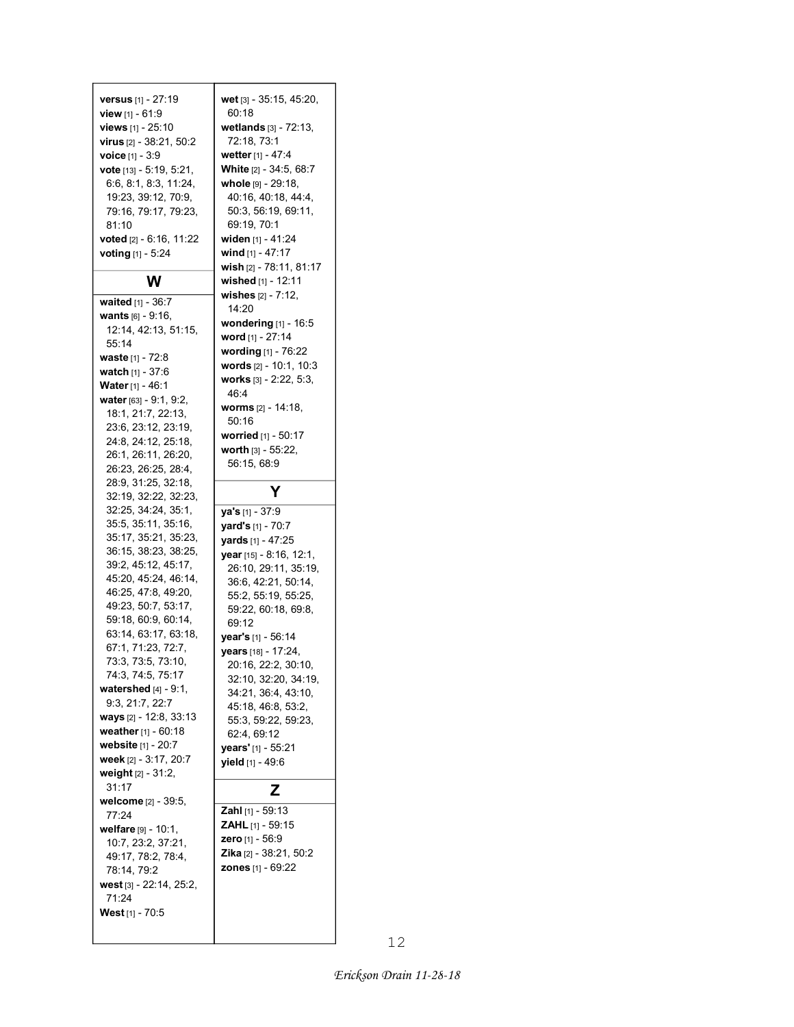**versus** [1] - 27:19
**view** [1] - 61:9
**views** [1] - 25:10
**virus** [2] - 38:21, 50:2
**voice** [1] - 3:9
**vote** [13] - 5:19, 5:21, 6:6, 8:1, 8:3, 11:24, 19:23, 39:12, 70:9, 79:16, 79:17, 79:23, 81:10
**voted** [2] - 6:16, 11:22
**voting** [1] - 5:24

## W

**waited** [1] - 36:7
**wants** [6] - 9:16, 12:14, 42:13, 51:15, 55:14
**waste** [1] - 72:8
**watch** [1] - 37:6
**Water** [1] - 46:1
**water** [63] - 9:1, 9:2, 18:1, 21:7, 22:13, 23:6, 23:12, 23:19, 24:8, 24:12, 25:18, 26:1, 26:11, 26:20, 26:23, 26:25, 28:4, 28:9, 31:25, 32:18, 32:19, 32:22, 32:23, 32:25, 34:24, 35:1, 35:5, 35:11, 35:16, 35:17, 35:21, 35:23, 36:15, 38:23, 38:25, 39:2, 45:12, 45:17, 45:20, 45:24, 46:14, 46:25, 47:8, 49:20, 49:23, 50:7, 53:17, 59:18, 60:9, 60:14, 63:14, 63:17, 63:18, 67:1, 71:23, 72:7, 73:3, 73:5, 73:10, 74:3, 74:5, 75:17
**watershed** [4] - 9:1, 9:3, 21:7, 22:7
**ways** [2] - 12:8, 33:13
**weather** [1] - 60:18
**website** [1] - 20:7
**week** [2] - 3:17, 20:7
**weight** [2] - 31:2, 31:17
**welcome** [2] - 39:5, 77:24
**welfare** [9] - 10:1, 10:7, 23:2, 37:21, 49:17, 78:2, 78:4, 78:14, 79:2
**west** [3] - 22:14, 25:2, 71:24
**West** [1] - 70:5
**wet** [3] - 35:15, 45:20, 60:18
**wetlands** [3] - 72:13, 72:18, 73:1
**wetter** [1] - 47:4
**White** [2] - 34:5, 68:7
**whole** [9] - 29:18, 40:16, 40:18, 44:4, 50:3, 56:19, 69:11, 69:19, 70:1
**widen** [1] - 41:24
**wind** [1] - 47:17
**wish** [2] - 78:11, 81:17
**wished** [1] - 12:11
**wishes** [2] - 7:12, 14:20
**wondering** [1] - 16:5
**word** [1] - 27:14
**wording** [1] - 76:22
**words** [2] - 10:1, 10:3
**works** [3] - 2:22, 5:3, 46:4
**worms** [2] - 14:18, 50:16
**worried** [1] - 50:17
**worth** [3] - 55:22, 56:15, 68:9

## Y

**ya's** [1] - 37:9
**yard's** [1] - 70:7
**yards** [1] - 47:25
**year** [15] - 8:16, 12:1, 26:10, 29:11, 35:19, 36:6, 42:21, 50:14, 55:2, 55:19, 55:25, 59:22, 60:18, 69:8, 69:12
**year's** [1] - 56:14
**years** [18] - 17:24, 20:16, 22:2, 30:10, 32:10, 32:20, 34:19, 34:21, 36:4, 43:10, 45:18, 46:8, 53:2, 55:3, 59:22, 59:23, 62:4, 69:12
**years'** [1] - 55:21
**yield** [1] - 49:6

## Z

**Zahl** [1] - 59:13
**ZAHL** [1] - 59:15
**zero** [1] - 56:9
**Zika** [2] - 38:21, 50:2
**zones** [1] - 69:22